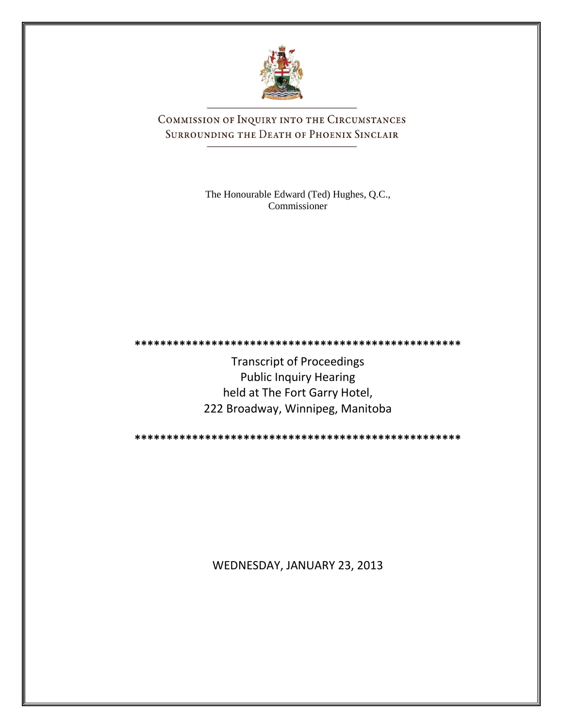# Commission of Inquiry into the Circumstances Surrounding the Death of Phoenix Sinclair

The Honourable Edward (Ted) Hughes, Q.C.,
Commissioner

***************************************************

Transcript of Proceedings
Public Inquiry Hearing
held at The Fort Garry Hotel,
222 Broadway, Winnipeg, Manitoba

***************************************************

WEDNESDAY, JANUARY 23, 2013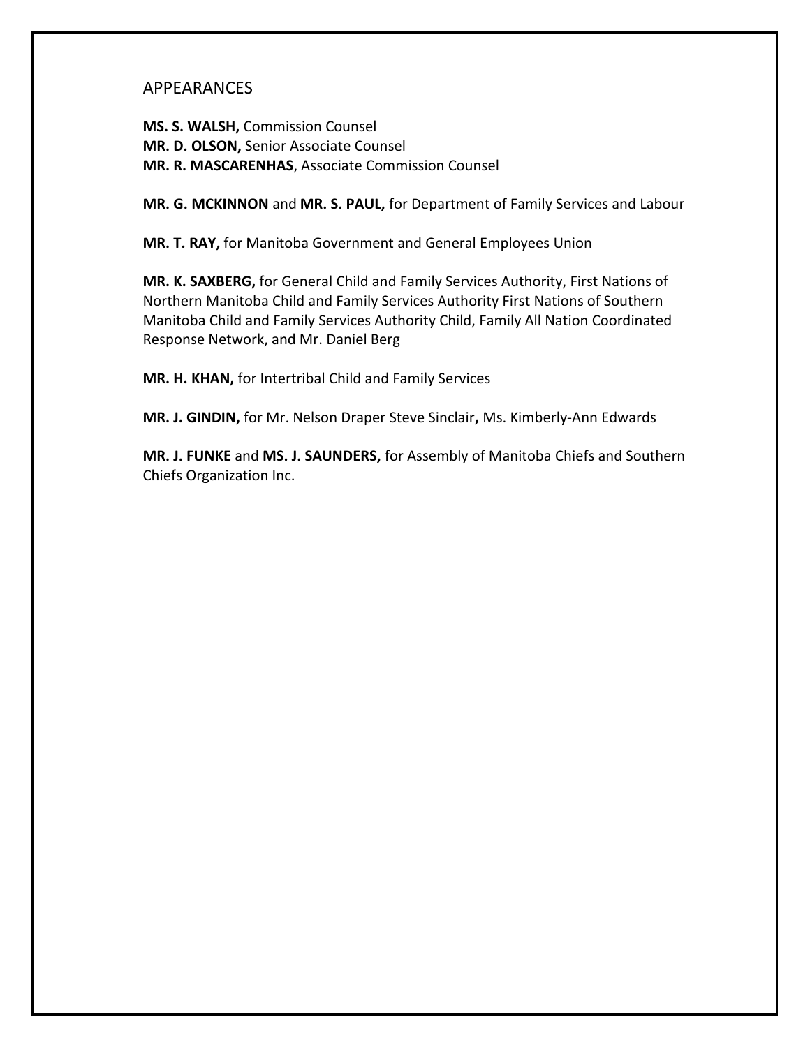## APPEARANCES

**MS. S. WALSH,** Commission Counsel
**MR. D. OLSON,** Senior Associate Counsel
**MR. R. MASCARENHAS**, Associate Commission Counsel

**MR. G. MCKINNON** and **MR. S. PAUL,** for Department of Family Services and Labour

**MR. T. RAY,** for Manitoba Government and General Employees Union

**MR. K. SAXBERG,** for General Child and Family Services Authority, First Nations of Northern Manitoba Child and Family Services Authority First Nations of Southern Manitoba Child and Family Services Authority Child, Family All Nation Coordinated Response Network, and Mr. Daniel Berg

**MR. H. KHAN,** for Intertribal Child and Family Services

**MR. J. GINDIN,** for Mr. Nelson Draper Steve Sinclair**,** Ms. Kimberly-Ann Edwards

**MR. J. FUNKE** and **MS. J. SAUNDERS,** for Assembly of Manitoba Chiefs and Southern Chiefs Organization Inc.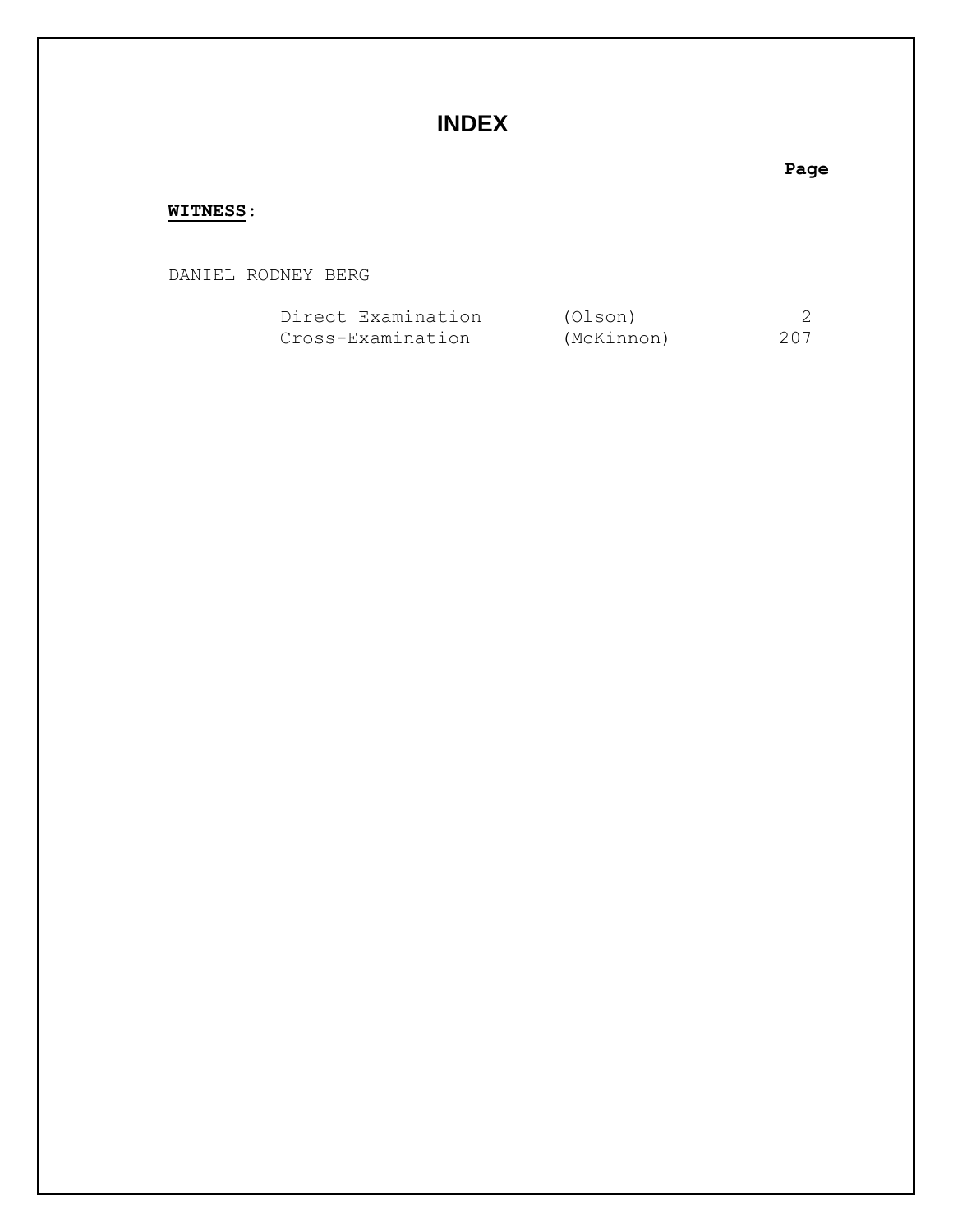# INDEX

| WITNESS: | | Page |
|---|---|---|
| DANIEL RODNEY BERG | | |
| Direct Examination | (Olson) | 2 |
| Cross-Examination | (McKinnon) | 207 |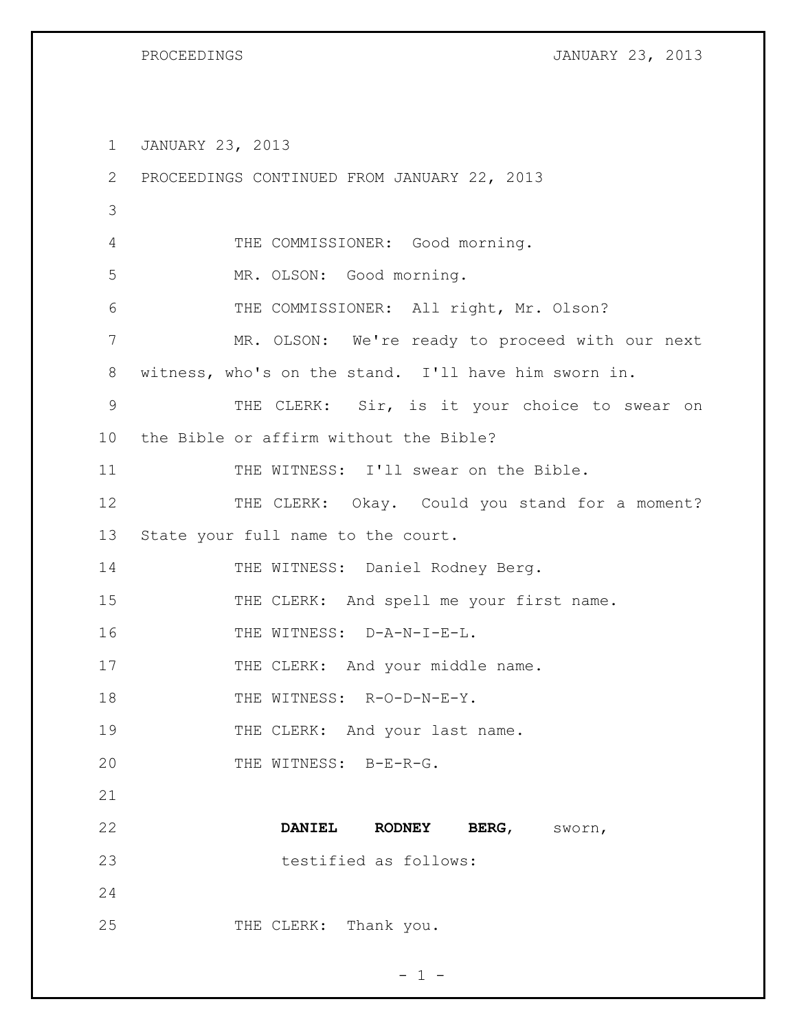JANUARY 23, 2013

PROCEEDINGS CONTINUED FROM JANUARY 22, 2013

THE COMMISSIONER: Good morning.

MR. OLSON: Good morning.

THE COMMISSIONER: All right, Mr. Olson?

MR. OLSON: We're ready to proceed with our next witness, who's on the stand. I'll have him sworn in.

THE CLERK: Sir, is it your choice to swear on the Bible or affirm without the Bible?

THE WITNESS: I'll swear on the Bible.

THE CLERK: Okay. Could you stand for a moment? State your full name to the court.

THE WITNESS: Daniel Rodney Berg.

THE CLERK: And spell me your first name.

THE WITNESS: D-A-N-I-E-L.

THE CLERK: And your middle name.

THE WITNESS: R-O-D-N-E-Y.

THE CLERK: And your last name.

THE WITNESS: B-E-R-G.

**DANIEL RODNEY BERG**, sworn, testified as follows:

THE CLERK: Thank you.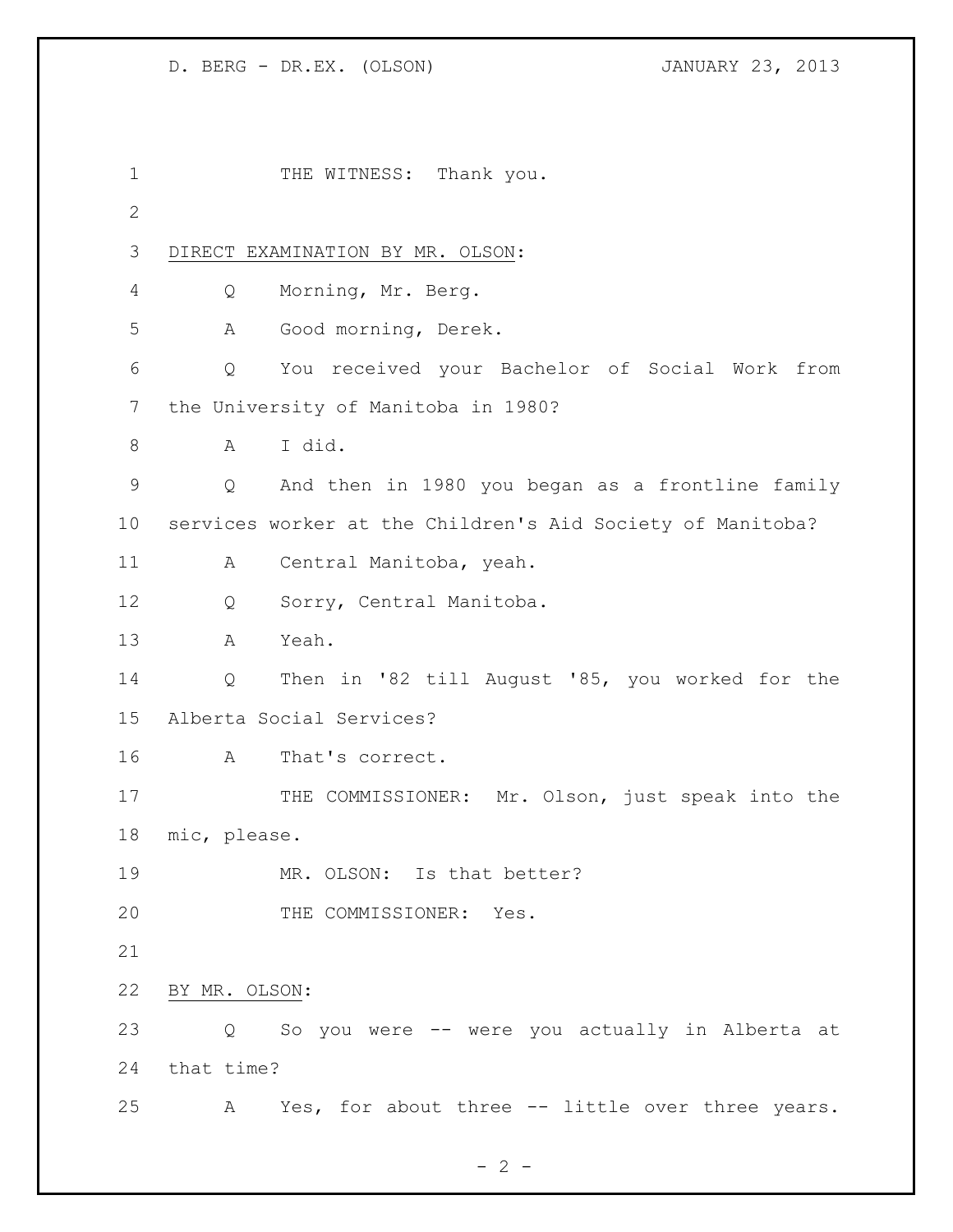THE WITNESS: Thank you.

DIRECT EXAMINATION BY MR. OLSON:

Q Morning, Mr. Berg.

A Good morning, Derek.

Q You received your Bachelor of Social Work from the University of Manitoba in 1980?

A I did.

Q And then in 1980 you began as a frontline family services worker at the Children's Aid Society of Manitoba?

A Central Manitoba, yeah.

Q Sorry, Central Manitoba.

A Yeah.

Q Then in '82 till August '85, you worked for the Alberta Social Services?

A That's correct.

THE COMMISSIONER: Mr. Olson, just speak into the mic, please.

MR. OLSON: Is that better?

THE COMMISSIONER: Yes.

BY MR. OLSON:

Q So you were -- were you actually in Alberta at that time?

A Yes, for about three -- little over three years.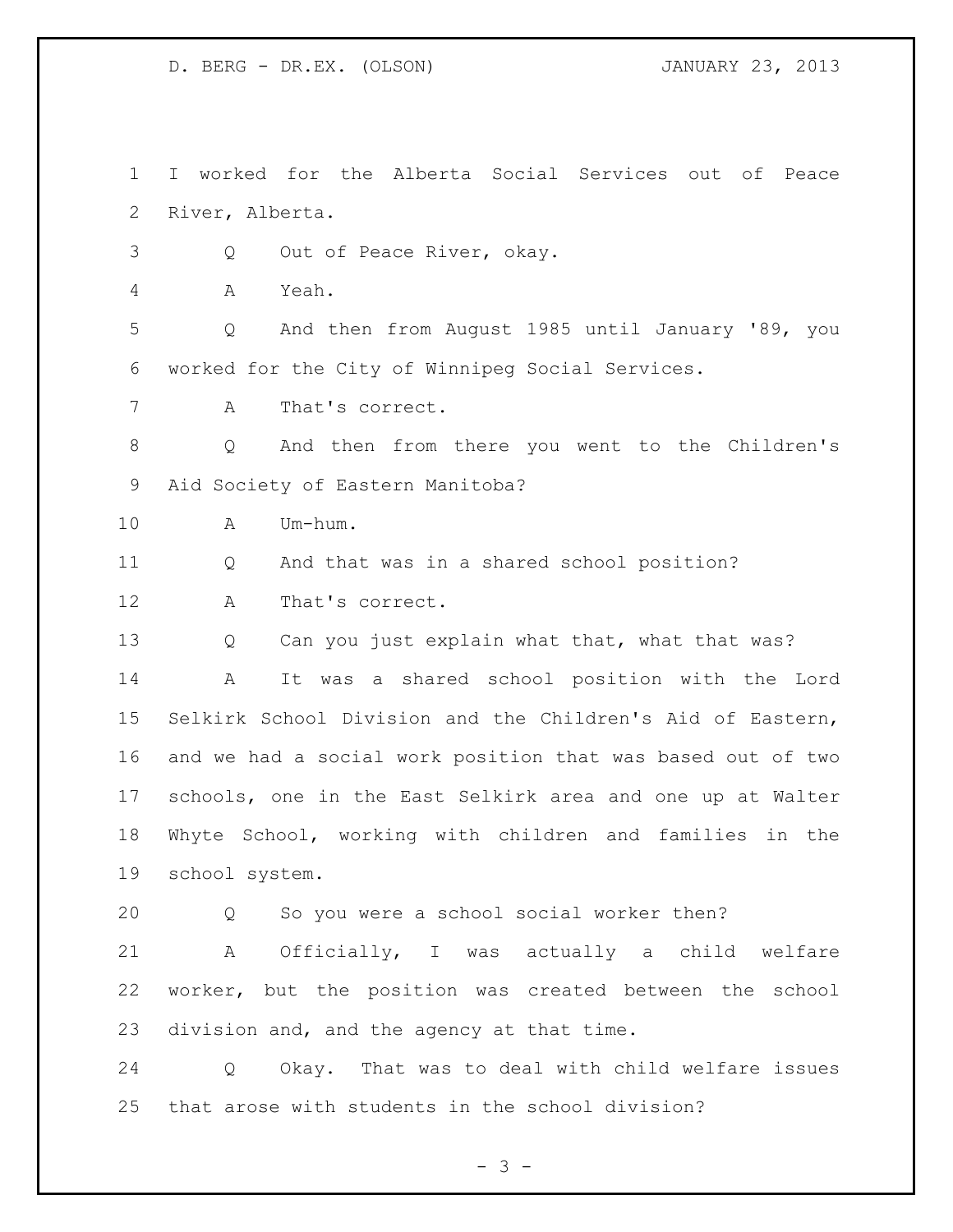I worked for the Alberta Social Services out of Peace River, Alberta.

Q Out of Peace River, okay.

A Yeah.

Q And then from August 1985 until January '89, you worked for the City of Winnipeg Social Services.

A That's correct.

Q And then from there you went to the Children's Aid Society of Eastern Manitoba?

A Um-hum.

Q And that was in a shared school position?

A That's correct.

Q Can you just explain what that, what that was?

A It was a shared school position with the Lord Selkirk School Division and the Children's Aid of Eastern, and we had a social work position that was based out of two schools, one in the East Selkirk area and one up at Walter Whyte School, working with children and families in the school system.

Q So you were a school social worker then?

A Officially, I was actually a child welfare worker, but the position was created between the school division and, and the agency at that time.

Q Okay. That was to deal with child welfare issues that arose with students in the school division?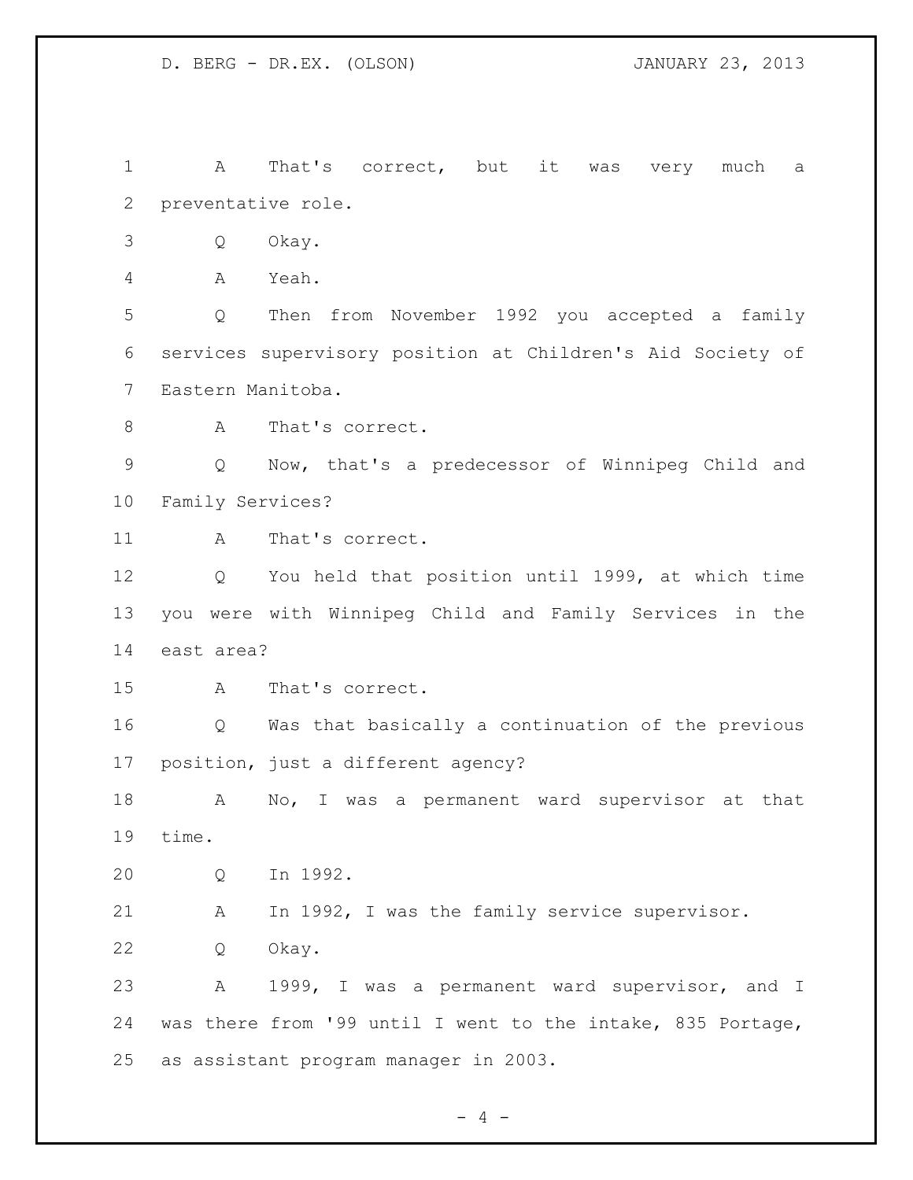A That's correct, but it was very much a preventative role.

Q Okay.

A Yeah.

Q Then from November 1992 you accepted a family services supervisory position at Children's Aid Society of Eastern Manitoba.

A That's correct.

Q Now, that's a predecessor of Winnipeg Child and Family Services?

A That's correct.

Q You held that position until 1999, at which time you were with Winnipeg Child and Family Services in the east area?

A That's correct.

Q Was that basically a continuation of the previous position, just a different agency?

A No, I was a permanent ward supervisor at that time.

Q In 1992.

A In 1992, I was the family service supervisor.

Q Okay.

A 1999, I was a permanent ward supervisor, and I was there from '99 until I went to the intake, 835 Portage, as assistant program manager in 2003.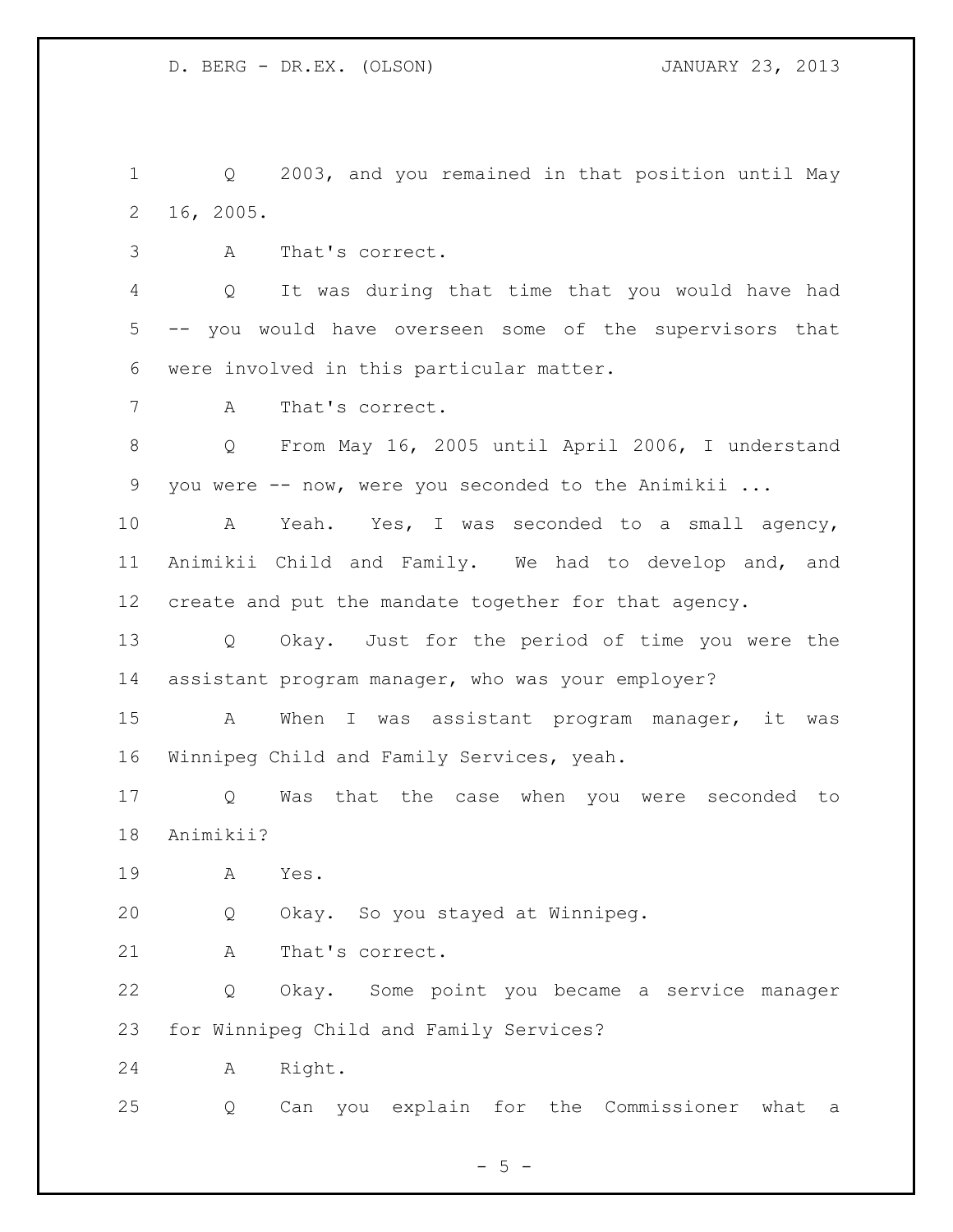1 Q 2003, and you remained in that position until May
2 16, 2005.

3 A That's correct.

4 Q It was during that time that you would have had
5 -- you would have overseen some of the supervisors that
6 were involved in this particular matter.

7 A That's correct.

8 Q From May 16, 2005 until April 2006, I understand
9 you were -- now, were you seconded to the Animikii ...

10 A Yeah. Yes, I was seconded to a small agency,
11 Animikii Child and Family. We had to develop and, and
12 create and put the mandate together for that agency.

13 Q Okay. Just for the period of time you were the
14 assistant program manager, who was your employer?

15 A When I was assistant program manager, it was
16 Winnipeg Child and Family Services, yeah.

17 Q Was that the case when you were seconded to
18 Animikii?

19 A Yes.

20 Q Okay. So you stayed at Winnipeg.

21 A That's correct.

22 Q Okay. Some point you became a service manager
23 for Winnipeg Child and Family Services?

24 A Right.

25 Q Can you explain for the Commissioner what a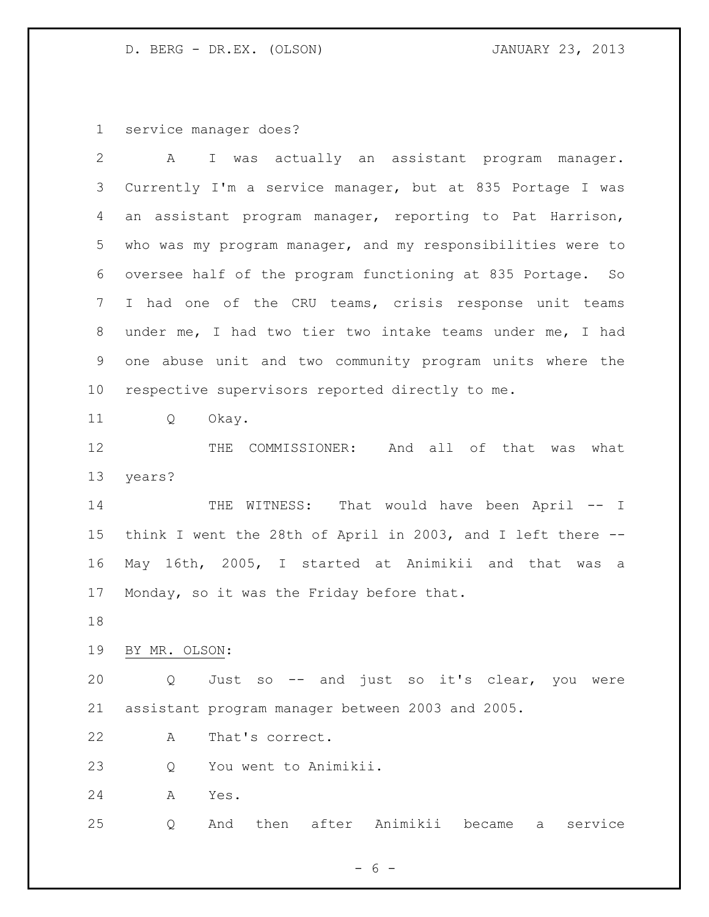service manager does?

A I was actually an assistant program manager. Currently I'm a service manager, but at 835 Portage I was an assistant program manager, reporting to Pat Harrison, who was my program manager, and my responsibilities were to oversee half of the program functioning at 835 Portage. So I had one of the CRU teams, crisis response unit teams under me, I had two tier two intake teams under me, I had one abuse unit and two community program units where the respective supervisors reported directly to me.

Q Okay.

THE COMMISSIONER: And all of that was what years?

THE WITNESS: That would have been April -- I think I went the 28th of April in 2003, and I left there -- May 16th, 2005, I started at Animikii and that was a Monday, so it was the Friday before that.

BY MR. OLSON:

Q Just so -- and just so it's clear, you were assistant program manager between 2003 and 2005.

A That's correct.

Q You went to Animikii.

A Yes.

Q And then after Animikii became a service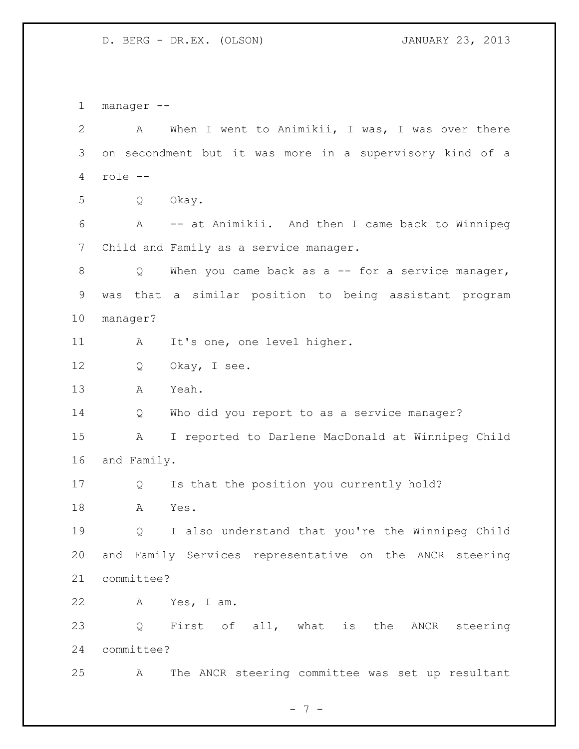manager --

A When I went to Animikii, I was, I was over there on secondment but it was more in a supervisory kind of a role --

Q Okay.

A -- at Animikii. And then I came back to Winnipeg Child and Family as a service manager.

Q When you came back as a -- for a service manager, was that a similar position to being assistant program manager?

A It's one, one level higher.

Q Okay, I see.

A Yeah.

Q Who did you report to as a service manager?

A I reported to Darlene MacDonald at Winnipeg Child and Family.

Q Is that the position you currently hold?

A Yes.

Q I also understand that you're the Winnipeg Child and Family Services representative on the ANCR steering committee?

A Yes, I am.

Q First of all, what is the ANCR steering committee?

A The ANCR steering committee was set up resultant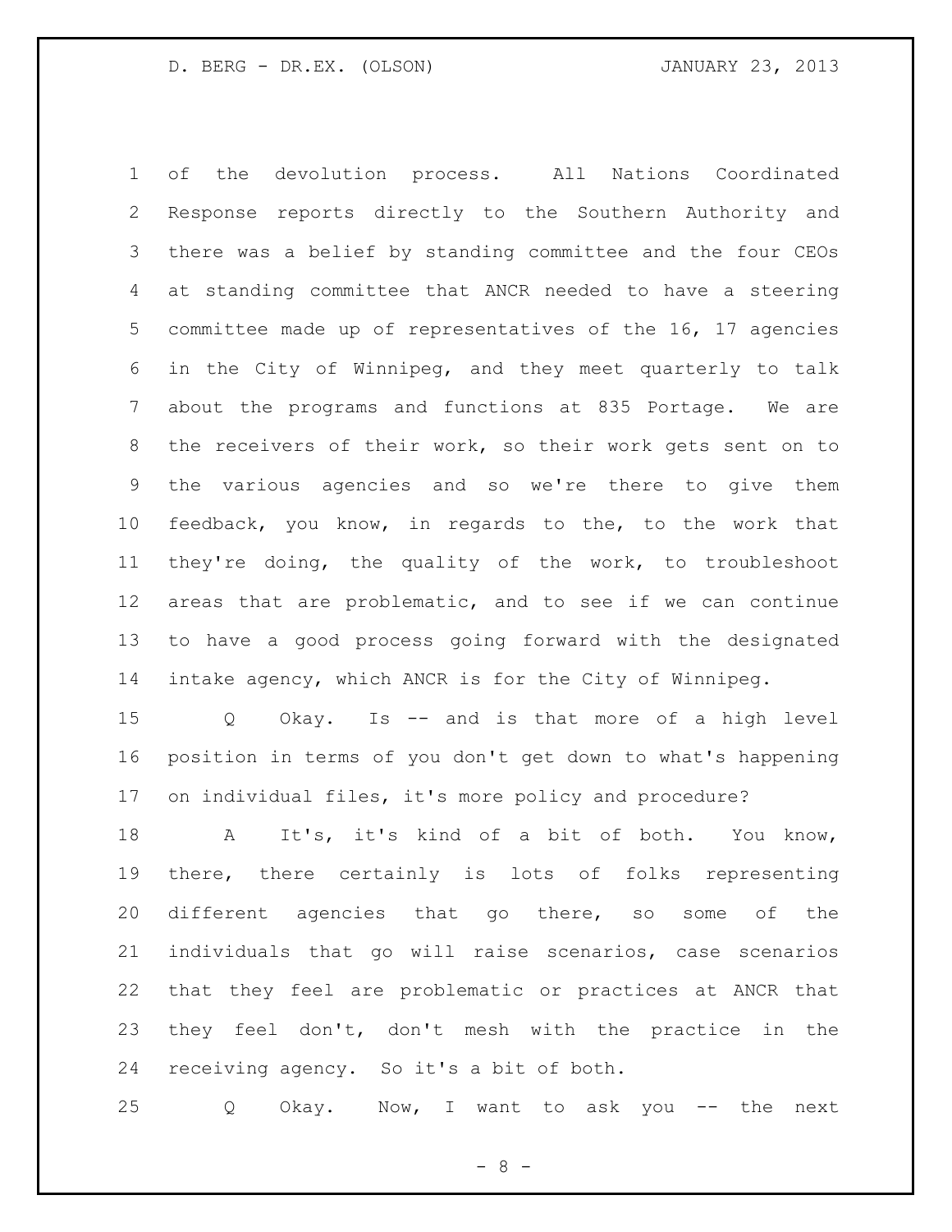of the devolution process. All Nations Coordinated Response reports directly to the Southern Authority and there was a belief by standing committee and the four CEOs at standing committee that ANCR needed to have a steering committee made up of representatives of the 16, 17 agencies in the City of Winnipeg, and they meet quarterly to talk about the programs and functions at 835 Portage. We are the receivers of their work, so their work gets sent on to the various agencies and so we're there to give them feedback, you know, in regards to the, to the work that they're doing, the quality of the work, to troubleshoot areas that are problematic, and to see if we can continue to have a good process going forward with the designated intake agency, which ANCR is for the City of Winnipeg.

Q Okay. Is -- and is that more of a high level position in terms of you don't get down to what's happening on individual files, it's more policy and procedure?

A It's, it's kind of a bit of both. You know, there, there certainly is lots of folks representing different agencies that go there, so some of the individuals that go will raise scenarios, case scenarios that they feel are problematic or practices at ANCR that they feel don't, don't mesh with the practice in the receiving agency. So it's a bit of both.

Q Okay. Now, I want to ask you -- the next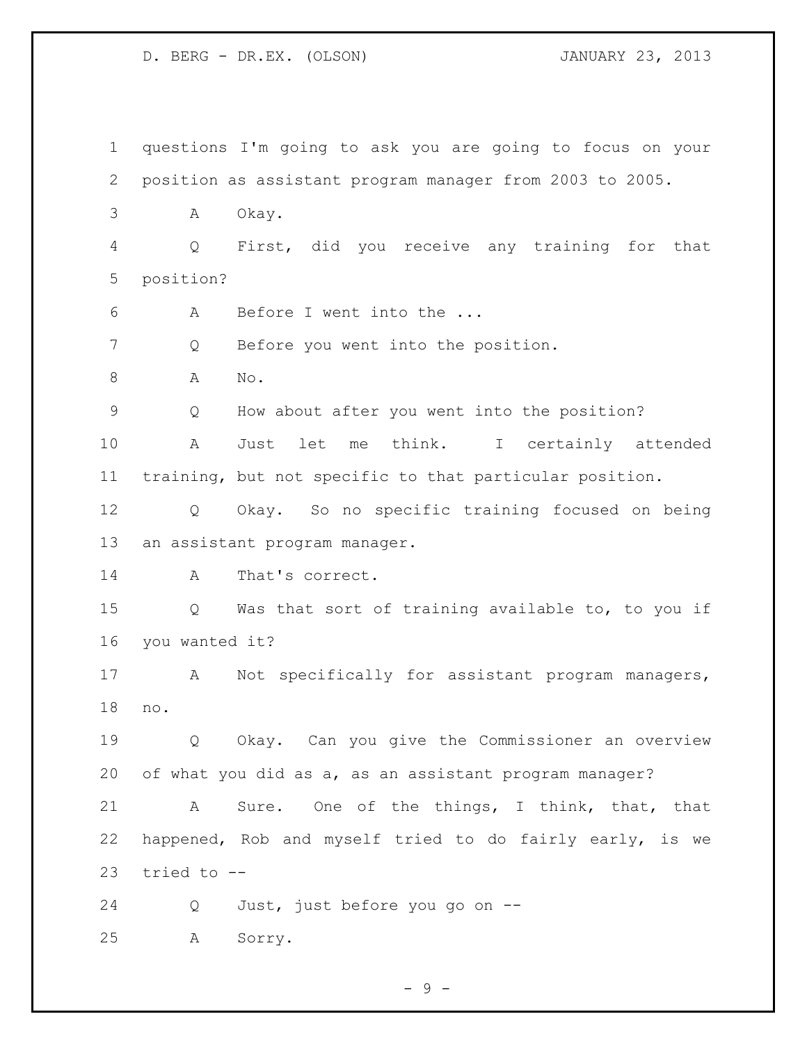questions I'm going to ask you are going to focus on your position as assistant program manager from 2003 to 2005.

A Okay.

Q First, did you receive any training for that position?

A Before I went into the ...

Q Before you went into the position.

A No.

Q How about after you went into the position?

A Just let me think. I certainly attended training, but not specific to that particular position.

Q Okay. So no specific training focused on being an assistant program manager.

A That's correct.

Q Was that sort of training available to, to you if you wanted it?

A Not specifically for assistant program managers, no.

Q Okay. Can you give the Commissioner an overview of what you did as a, as an assistant program manager?

A Sure. One of the things, I think, that, that happened, Rob and myself tried to do fairly early, is we tried to --

Q Just, just before you go on --

A Sorry.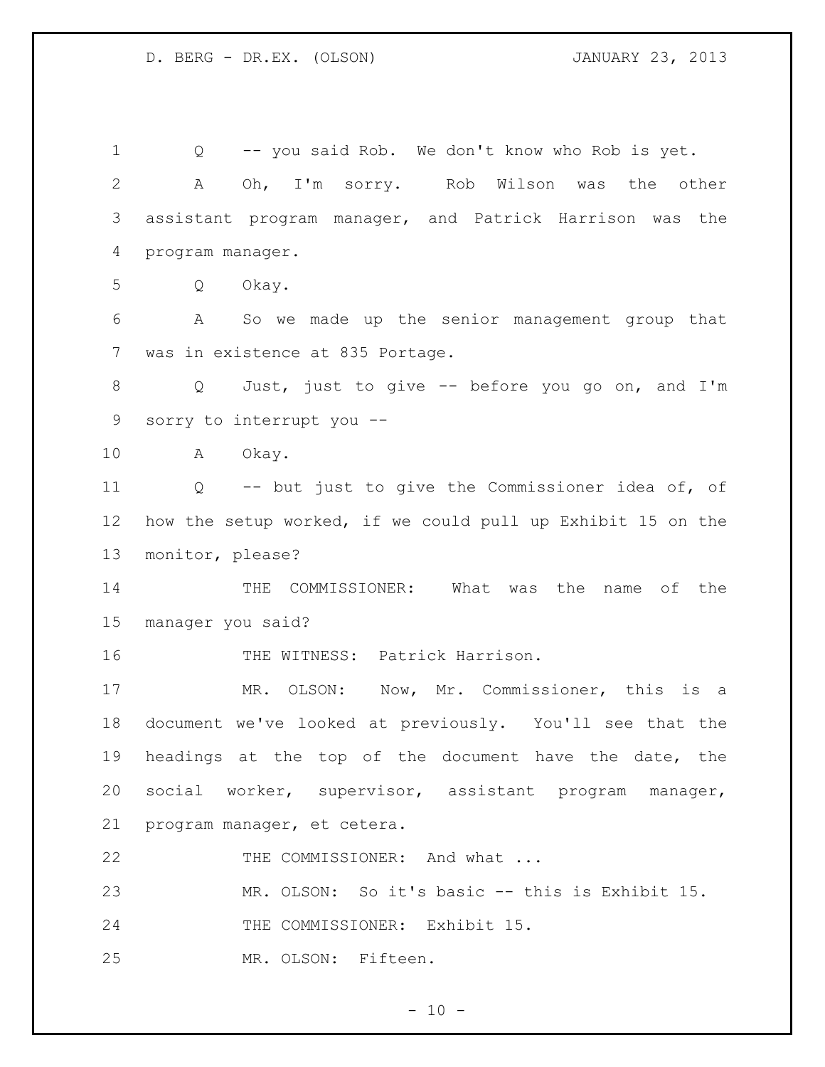Q -- you said Rob. We don't know who Rob is yet.

A Oh, I'm sorry. Rob Wilson was the other assistant program manager, and Patrick Harrison was the program manager.

Q Okay.

A So we made up the senior management group that was in existence at 835 Portage.

Q Just, just to give -- before you go on, and I'm sorry to interrupt you --

A Okay.

Q -- but just to give the Commissioner idea of, of how the setup worked, if we could pull up Exhibit 15 on the monitor, please?

THE COMMISSIONER: What was the name of the manager you said?

THE WITNESS: Patrick Harrison.

MR. OLSON: Now, Mr. Commissioner, this is a document we've looked at previously. You'll see that the headings at the top of the document have the date, the social worker, supervisor, assistant program manager, program manager, et cetera.

THE COMMISSIONER: And what ...

MR. OLSON: So it's basic -- this is Exhibit 15.

THE COMMISSIONER: Exhibit 15.

MR. OLSON: Fifteen.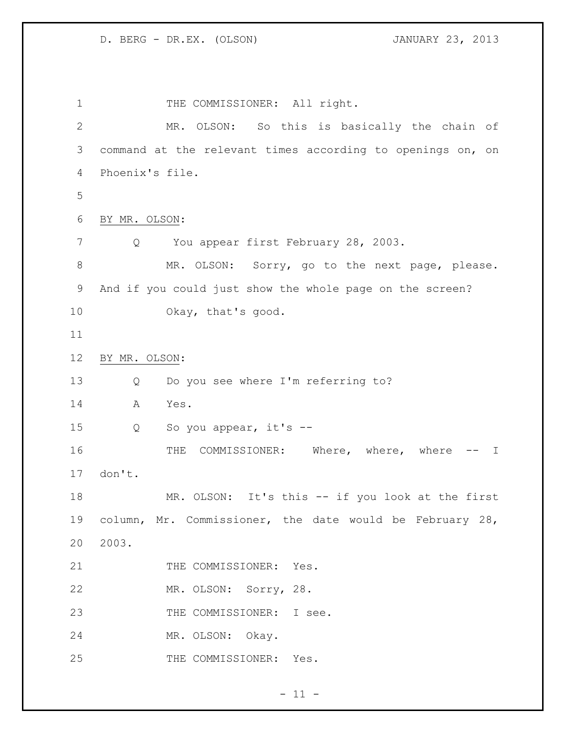THE COMMISSIONER: All right.

MR. OLSON: So this is basically the chain of command at the relevant times according to openings on, on Phoenix's file.

BY MR. OLSON:

Q You appear first February 28, 2003.

MR. OLSON: Sorry, go to the next page, please. And if you could just show the whole page on the screen?

Okay, that's good.

BY MR. OLSON:

Q Do you see where I'm referring to?

A Yes.

Q So you appear, it's --

THE COMMISSIONER: Where, where, where -- I don't.

MR. OLSON: It's this -- if you look at the first column, Mr. Commissioner, the date would be February 28, 2003.

THE COMMISSIONER: Yes.

MR. OLSON: Sorry, 28.

THE COMMISSIONER: I see.

MR. OLSON: Okay.

THE COMMISSIONER: Yes.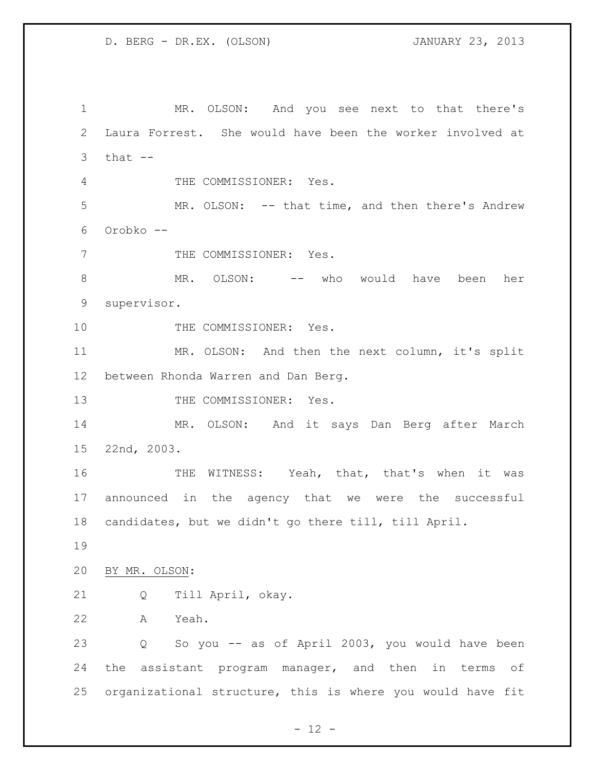MR. OLSON: And you see next to that there's Laura Forrest. She would have been the worker involved at that --

THE COMMISSIONER: Yes.

MR. OLSON: -- that time, and then there's Andrew Orobko --

THE COMMISSIONER: Yes.

MR. OLSON: -- who would have been her supervisor.

THE COMMISSIONER: Yes.

MR. OLSON: And then the next column, it's split between Rhonda Warren and Dan Berg.

THE COMMISSIONER: Yes.

MR. OLSON: And it says Dan Berg after March 22nd, 2003.

THE WITNESS: Yeah, that, that's when it was announced in the agency that we were the successful candidates, but we didn't go there till, till April.

BY MR. OLSON:

Q Till April, okay.

A Yeah.

Q So you -- as of April 2003, you would have been the assistant program manager, and then in terms of organizational structure, this is where you would have fit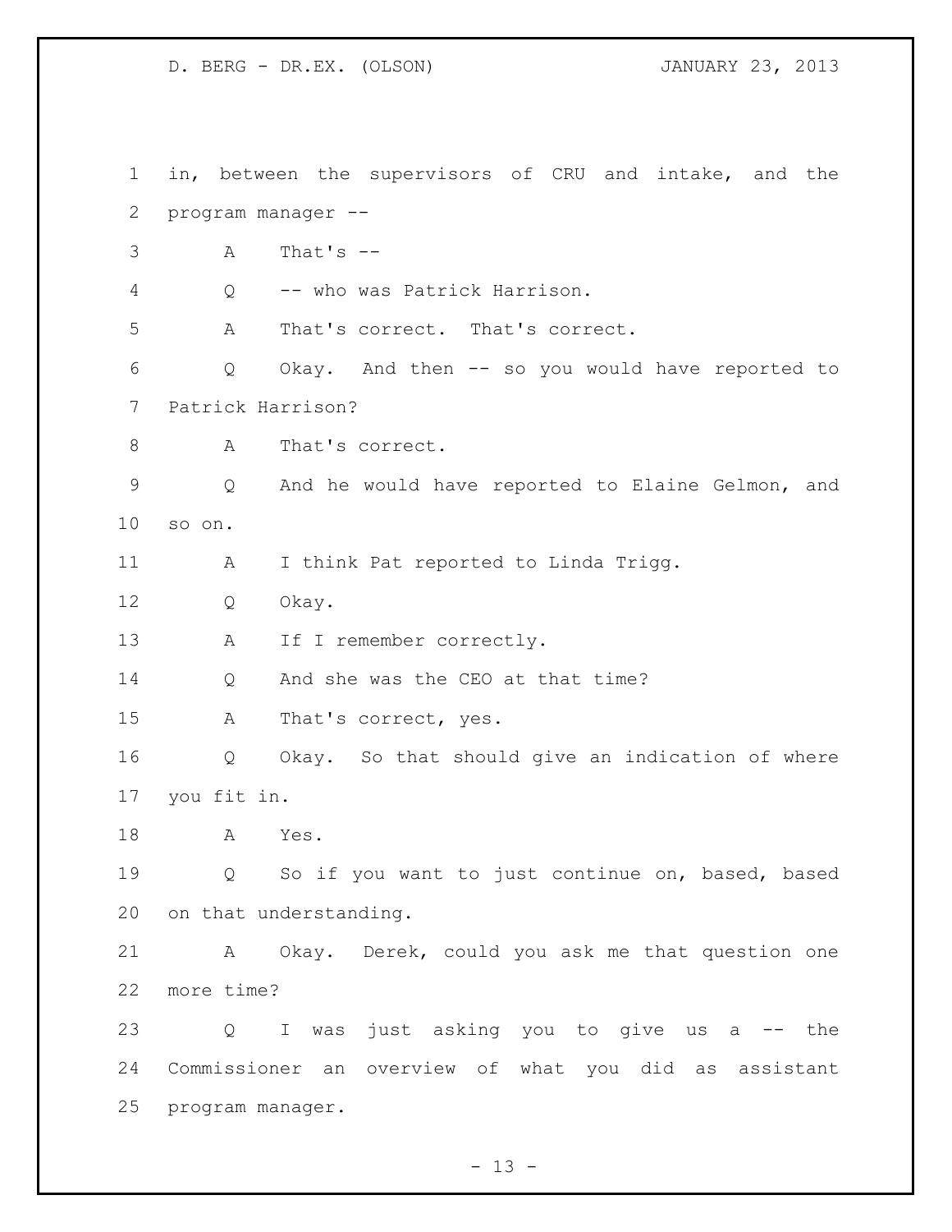in, between the supervisors of CRU and intake, and the program manager --

A That's --

Q -- who was Patrick Harrison.

A That's correct. That's correct.

Q Okay. And then -- so you would have reported to Patrick Harrison?

A That's correct.

Q And he would have reported to Elaine Gelmon, and so on.

A I think Pat reported to Linda Trigg.

Q Okay.

A If I remember correctly.

Q And she was the CEO at that time?

A That's correct, yes.

Q Okay. So that should give an indication of where you fit in.

A Yes.

Q So if you want to just continue on, based, based on that understanding.

A Okay. Derek, could you ask me that question one more time?

Q I was just asking you to give us a -- the Commissioner an overview of what you did as assistant program manager.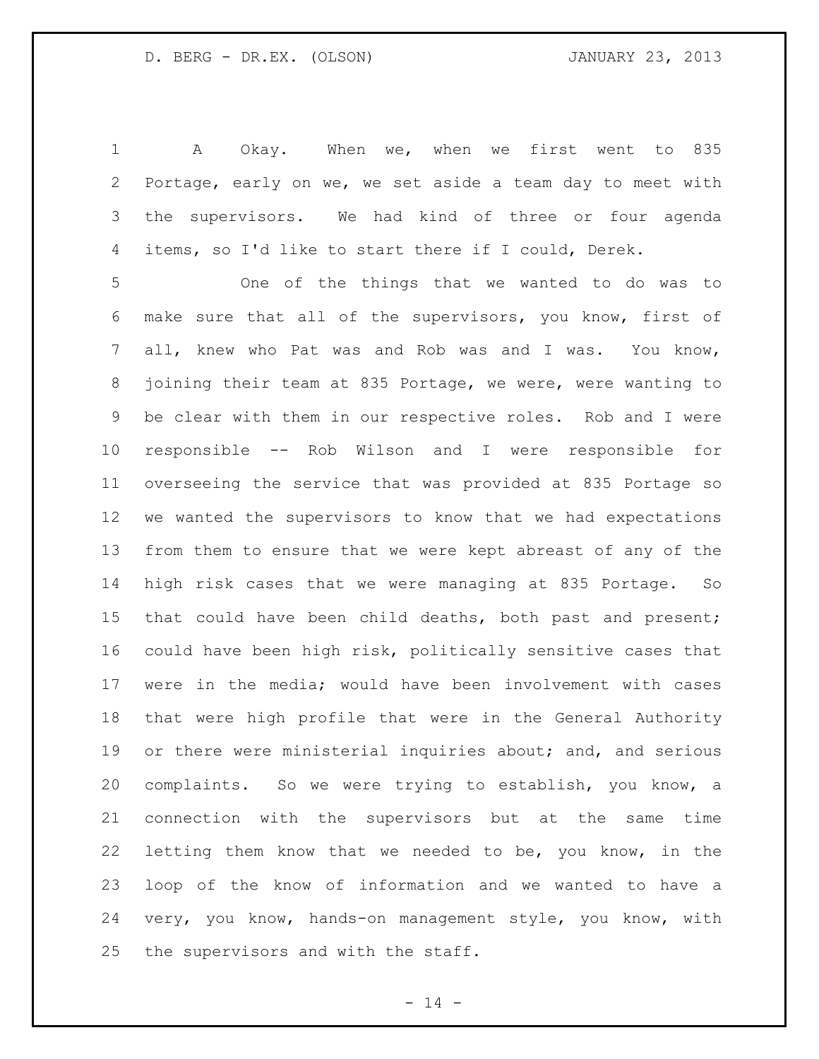A Okay. When we, when we first went to 835 Portage, early on we, we set aside a team day to meet with the supervisors. We had kind of three or four agenda items, so I'd like to start there if I could, Derek.

One of the things that we wanted to do was to make sure that all of the supervisors, you know, first of all, knew who Pat was and Rob was and I was. You know, joining their team at 835 Portage, we were, were wanting to be clear with them in our respective roles. Rob and I were responsible -- Rob Wilson and I were responsible for overseeing the service that was provided at 835 Portage so we wanted the supervisors to know that we had expectations from them to ensure that we were kept abreast of any of the high risk cases that we were managing at 835 Portage. So that could have been child deaths, both past and present; could have been high risk, politically sensitive cases that were in the media; would have been involvement with cases that were high profile that were in the General Authority or there were ministerial inquiries about; and, and serious complaints. So we were trying to establish, you know, a connection with the supervisors but at the same time letting them know that we needed to be, you know, in the loop of the know of information and we wanted to have a very, you know, hands-on management style, you know, with the supervisors and with the staff.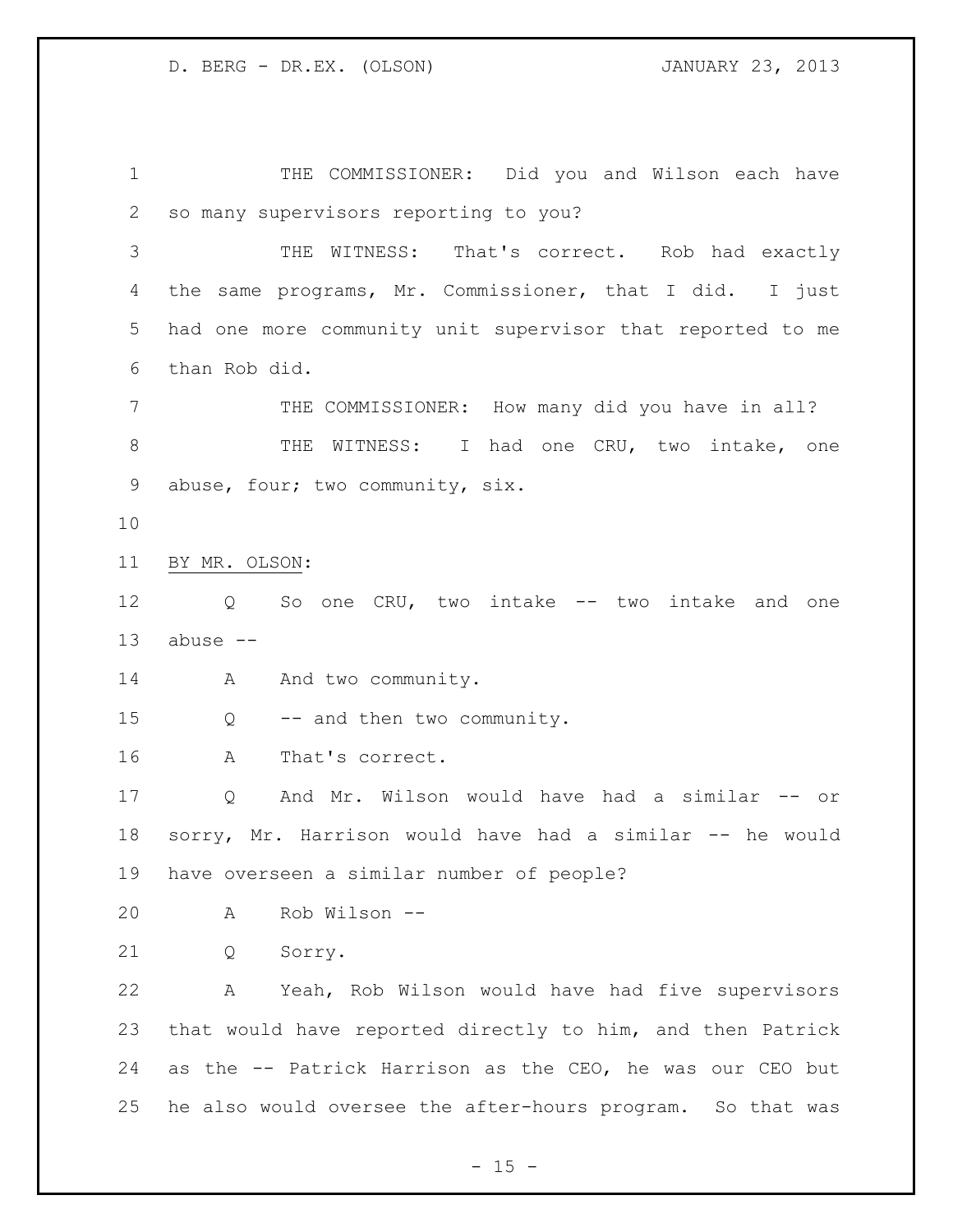THE COMMISSIONER: Did you and Wilson each have so many supervisors reporting to you?

THE WITNESS: That's correct. Rob had exactly the same programs, Mr. Commissioner, that I did. I just had one more community unit supervisor that reported to me than Rob did.

THE COMMISSIONER: How many did you have in all?

THE WITNESS: I had one CRU, two intake, one abuse, four; two community, six.

BY MR. OLSON:

Q So one CRU, two intake -- two intake and one abuse --

A And two community.

Q -- and then two community.

A That's correct.

Q And Mr. Wilson would have had a similar -- or sorry, Mr. Harrison would have had a similar -- he would have overseen a similar number of people?

A Rob Wilson --

Q Sorry.

A Yeah, Rob Wilson would have had five supervisors that would have reported directly to him, and then Patrick as the -- Patrick Harrison as the CEO, he was our CEO but he also would oversee the after-hours program. So that was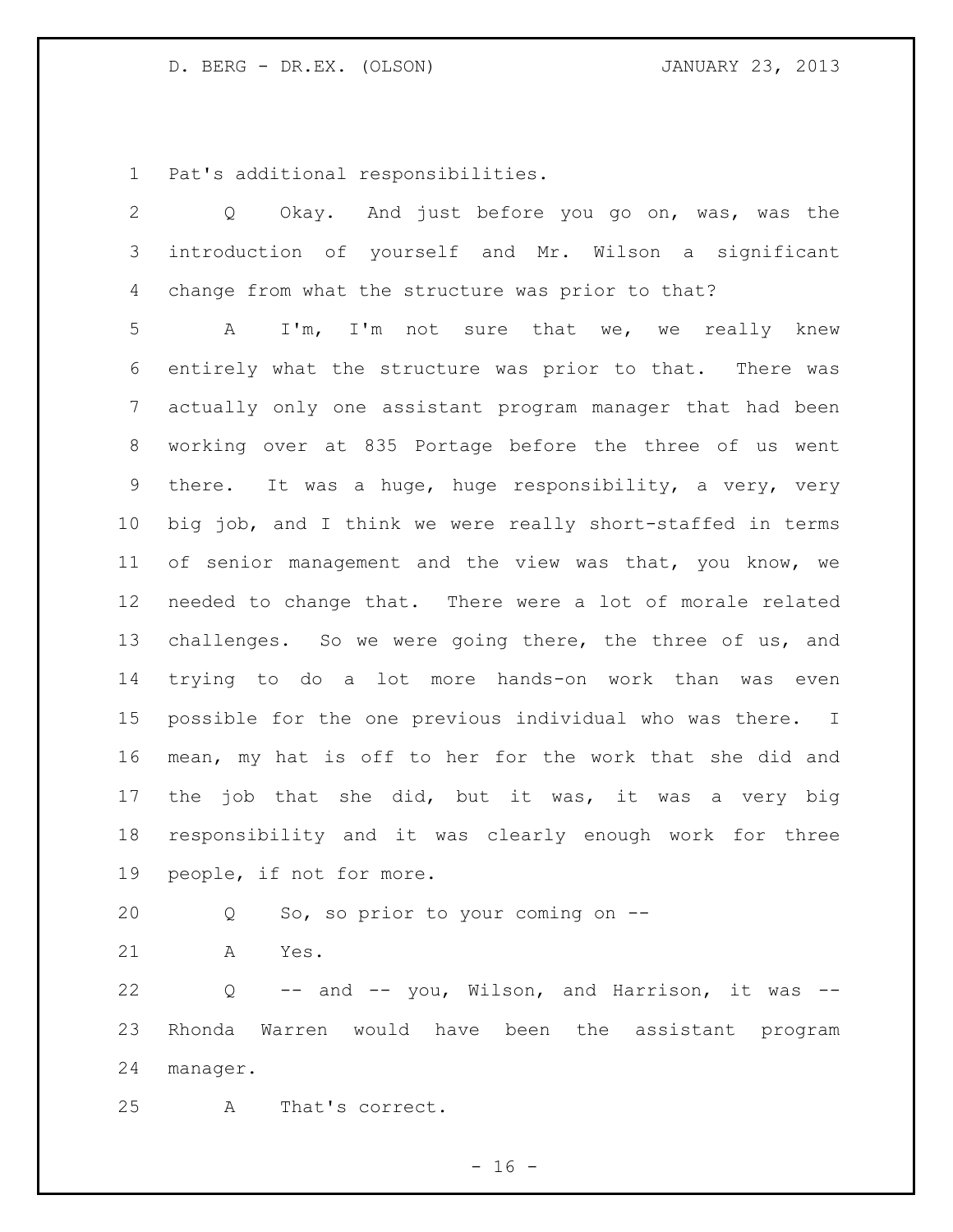Pat's additional responsibilities.

Q Okay. And just before you go on, was, was the introduction of yourself and Mr. Wilson a significant change from what the structure was prior to that?

A I'm, I'm not sure that we, we really knew entirely what the structure was prior to that. There was actually only one assistant program manager that had been working over at 835 Portage before the three of us went there. It was a huge, huge responsibility, a very, very big job, and I think we were really short-staffed in terms of senior management and the view was that, you know, we needed to change that. There were a lot of morale related challenges. So we were going there, the three of us, and trying to do a lot more hands-on work than was even possible for the one previous individual who was there. I mean, my hat is off to her for the work that she did and the job that she did, but it was, it was a very big responsibility and it was clearly enough work for three people, if not for more.

Q So, so prior to your coming on --

A Yes.

Q -- and -- you, Wilson, and Harrison, it was -- Rhonda Warren would have been the assistant program manager.

A That's correct.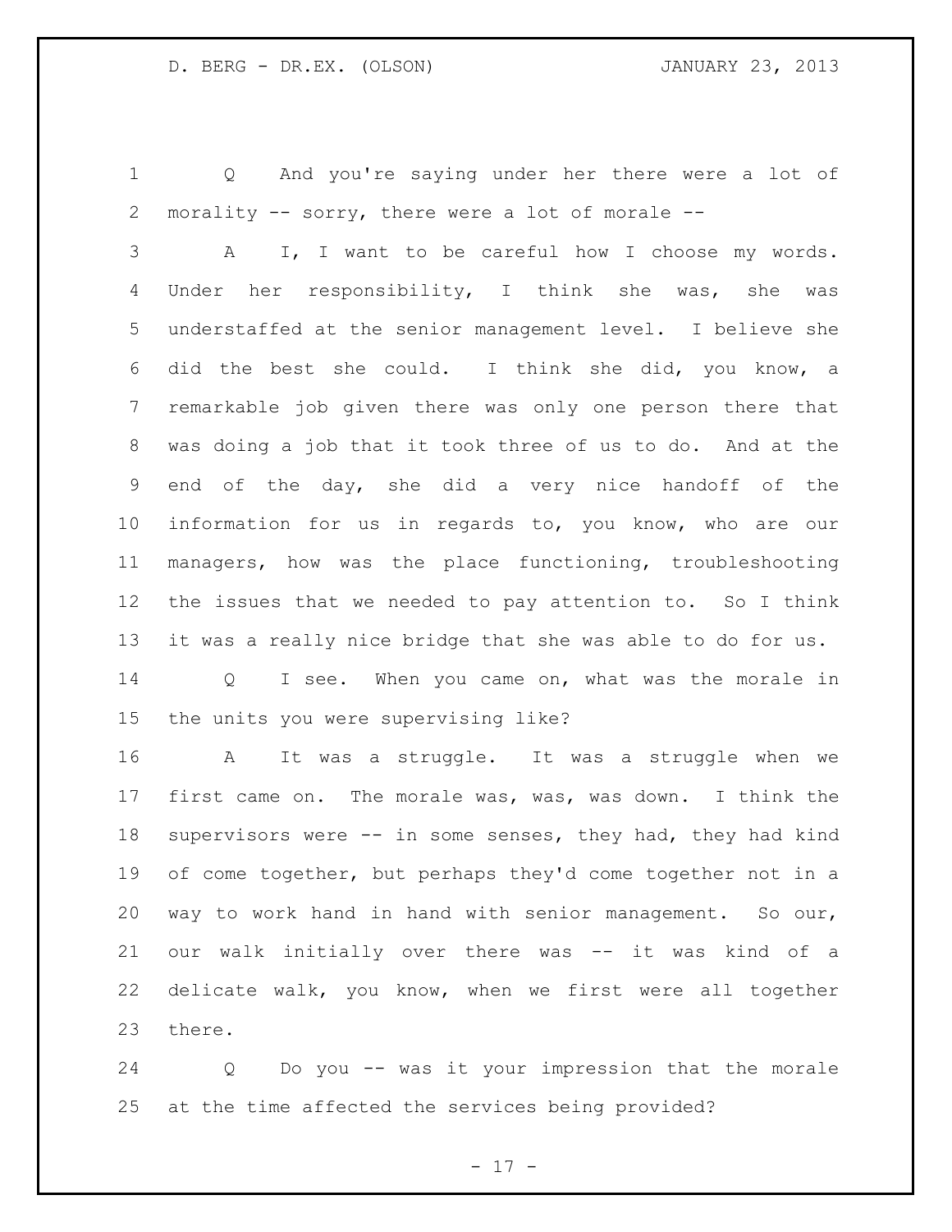Q And you're saying under her there were a lot of morality -- sorry, there were a lot of morale --

A I, I want to be careful how I choose my words. Under her responsibility, I think she was, she was understaffed at the senior management level. I believe she did the best she could. I think she did, you know, a remarkable job given there was only one person there that was doing a job that it took three of us to do. And at the end of the day, she did a very nice handoff of the information for us in regards to, you know, who are our managers, how was the place functioning, troubleshooting the issues that we needed to pay attention to. So I think it was a really nice bridge that she was able to do for us.

Q I see. When you came on, what was the morale in the units you were supervising like?

A It was a struggle. It was a struggle when we first came on. The morale was, was, was down. I think the supervisors were -- in some senses, they had, they had kind of come together, but perhaps they'd come together not in a way to work hand in hand with senior management. So our, our walk initially over there was -- it was kind of a delicate walk, you know, when we first were all together there.

Q Do you -- was it your impression that the morale at the time affected the services being provided?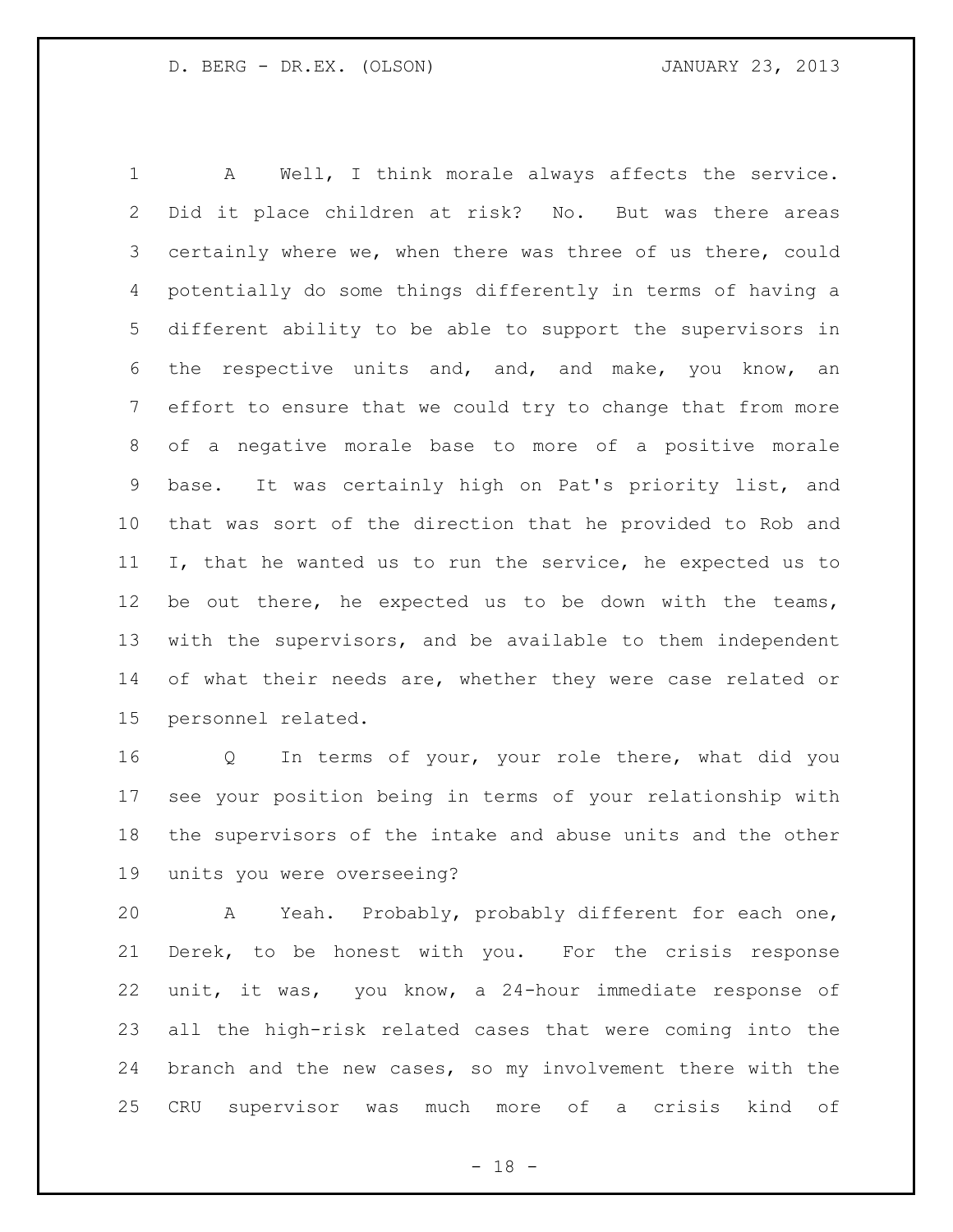A Well, I think morale always affects the service. Did it place children at risk? No. But was there areas certainly where we, when there was three of us there, could potentially do some things differently in terms of having a different ability to be able to support the supervisors in the respective units and, and, and make, you know, an effort to ensure that we could try to change that from more of a negative morale base to more of a positive morale base. It was certainly high on Pat's priority list, and that was sort of the direction that he provided to Rob and I, that he wanted us to run the service, he expected us to be out there, he expected us to be down with the teams, with the supervisors, and be available to them independent of what their needs are, whether they were case related or personnel related.

Q In terms of your, your role there, what did you see your position being in terms of your relationship with the supervisors of the intake and abuse units and the other units you were overseeing?

A Yeah. Probably, probably different for each one, Derek, to be honest with you. For the crisis response unit, it was, you know, a 24-hour immediate response of all the high-risk related cases that were coming into the branch and the new cases, so my involvement there with the CRU supervisor was much more of a crisis kind of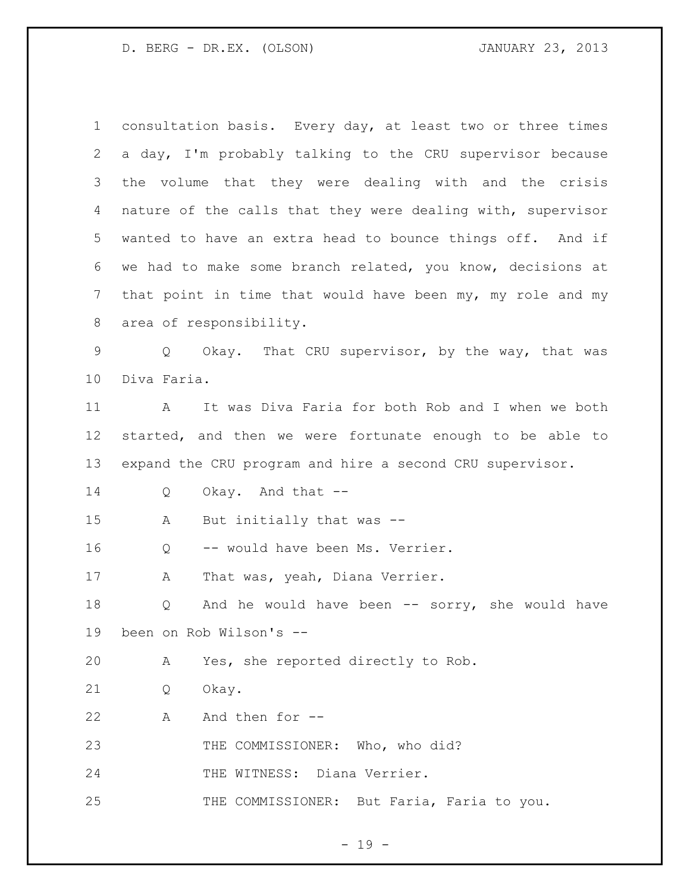consultation basis. Every day, at least two or three times a day, I'm probably talking to the CRU supervisor because the volume that they were dealing with and the crisis nature of the calls that they were dealing with, supervisor wanted to have an extra head to bounce things off. And if we had to make some branch related, you know, decisions at that point in time that would have been my, my role and my area of responsibility.

Q Okay. That CRU supervisor, by the way, that was Diva Faria.

A It was Diva Faria for both Rob and I when we both started, and then we were fortunate enough to be able to expand the CRU program and hire a second CRU supervisor.

Q Okay. And that --

A But initially that was --

Q -- would have been Ms. Verrier.

A That was, yeah, Diana Verrier.

Q And he would have been -- sorry, she would have been on Rob Wilson's --

A Yes, she reported directly to Rob.

Q Okay.

A And then for --

THE COMMISSIONER: Who, who did?

THE WITNESS: Diana Verrier.

THE COMMISSIONER: But Faria, Faria to you.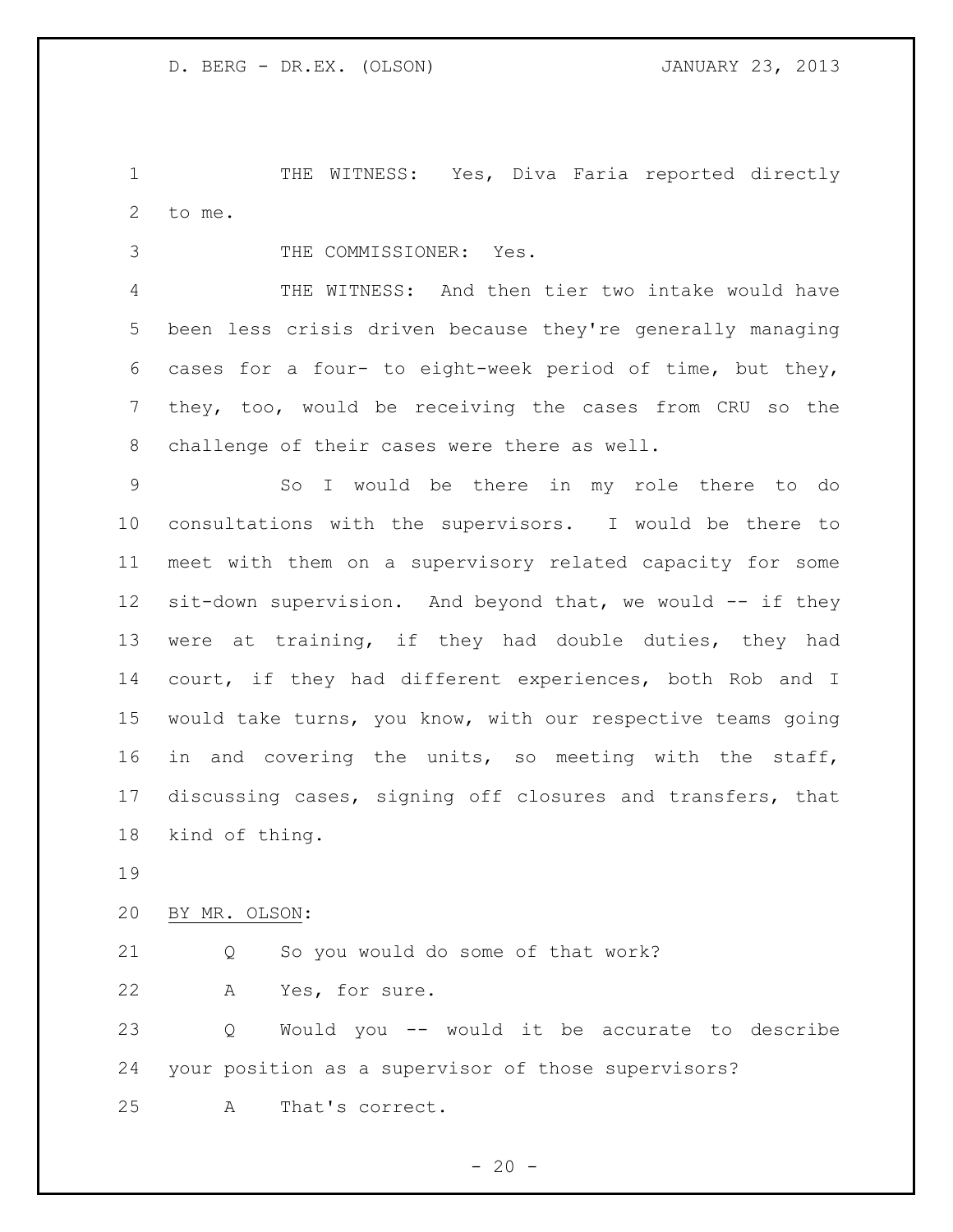THE WITNESS: Yes, Diva Faria reported directly to me.

THE COMMISSIONER: Yes.

THE WITNESS: And then tier two intake would have been less crisis driven because they're generally managing cases for a four- to eight-week period of time, but they, they, too, would be receiving the cases from CRU so the challenge of their cases were there as well.

So I would be there in my role there to do consultations with the supervisors. I would be there to meet with them on a supervisory related capacity for some sit-down supervision. And beyond that, we would -- if they were at training, if they had double duties, they had court, if they had different experiences, both Rob and I would take turns, you know, with our respective teams going in and covering the units, so meeting with the staff, discussing cases, signing off closures and transfers, that kind of thing.

BY MR. OLSON:

Q So you would do some of that work?

A Yes, for sure.

Q Would you -- would it be accurate to describe your position as a supervisor of those supervisors?

A That's correct.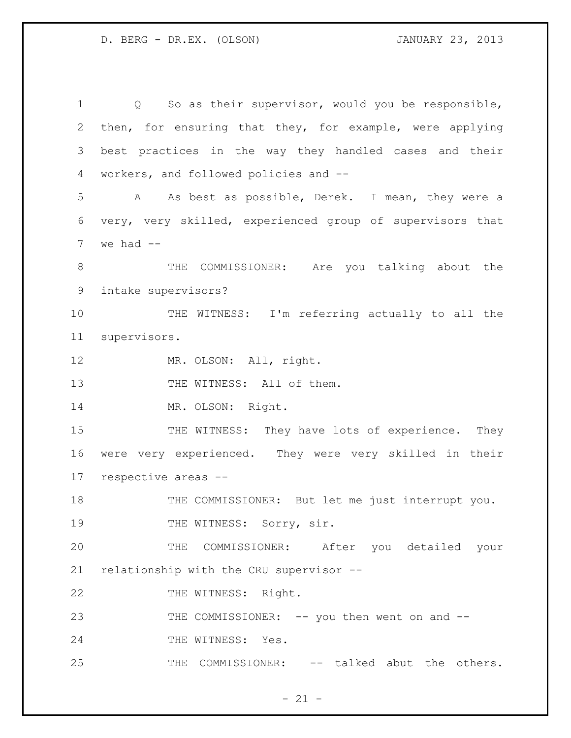Q So as their supervisor, would you be responsible, then, for ensuring that they, for example, were applying best practices in the way they handled cases and their workers, and followed policies and --

A As best as possible, Derek. I mean, they were a very, very skilled, experienced group of supervisors that we had --

THE COMMISSIONER: Are you talking about the intake supervisors?

THE WITNESS: I'm referring actually to all the supervisors.

MR. OLSON: All, right.

THE WITNESS: All of them.

MR. OLSON: Right.

THE WITNESS: They have lots of experience. They were very experienced. They were very skilled in their respective areas --

THE COMMISSIONER: But let me just interrupt you.

THE WITNESS: Sorry, sir.

THE COMMISSIONER: After you detailed your relationship with the CRU supervisor --

THE WITNESS: Right.

THE COMMISSIONER: -- you then went on and --

THE WITNESS: Yes.

THE COMMISSIONER: -- talked abut the others.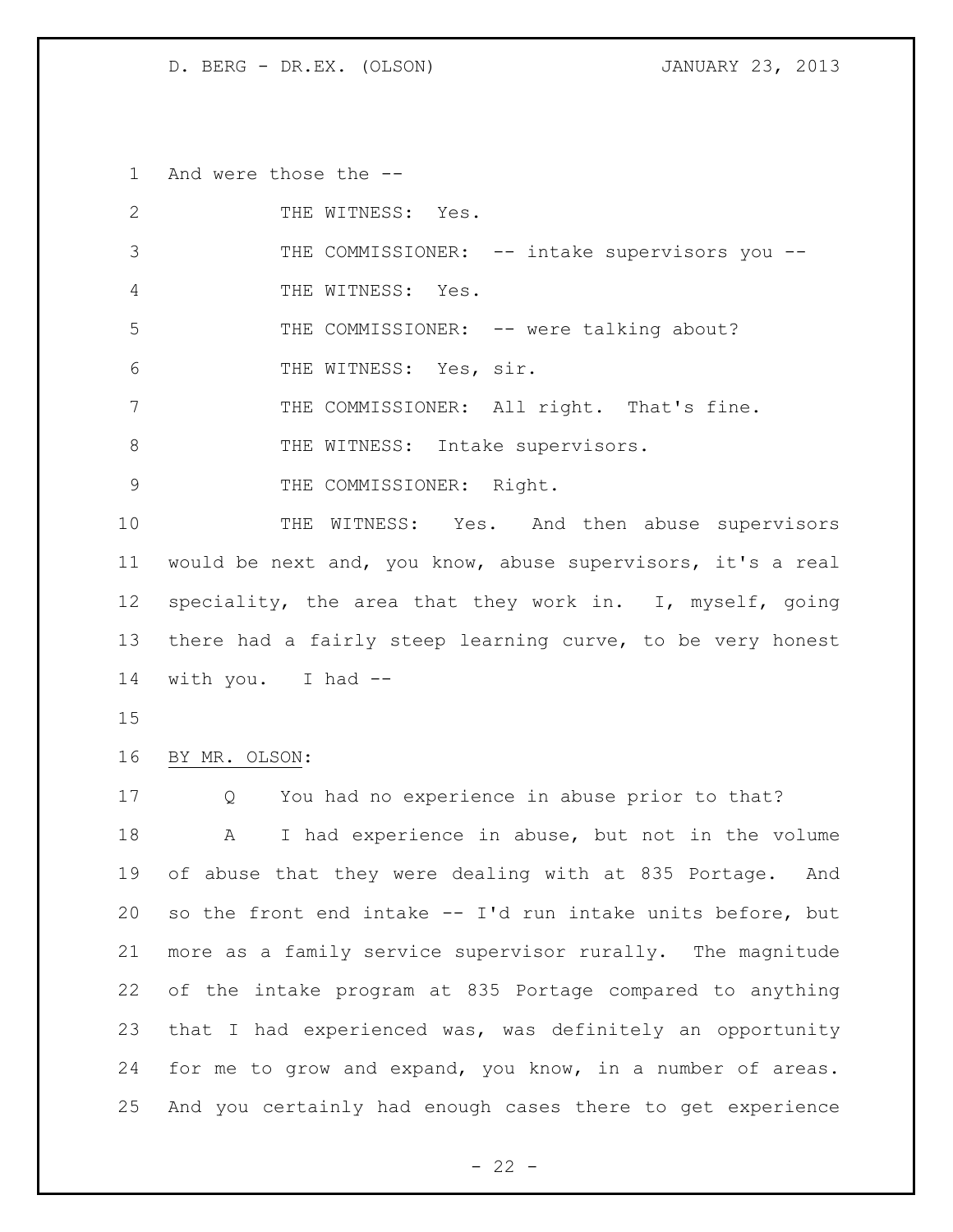And were those the --

THE WITNESS: Yes.

THE COMMISSIONER: -- intake supervisors you --

THE WITNESS: Yes.

THE COMMISSIONER: -- were talking about?

THE WITNESS: Yes, sir.

THE COMMISSIONER: All right. That's fine.

THE WITNESS: Intake supervisors.

THE COMMISSIONER: Right.

THE WITNESS: Yes. And then abuse supervisors would be next and, you know, abuse supervisors, it's a real speciality, the area that they work in. I, myself, going there had a fairly steep learning curve, to be very honest with you. I had --

BY MR. OLSON:

Q You had no experience in abuse prior to that?

A I had experience in abuse, but not in the volume of abuse that they were dealing with at 835 Portage. And so the front end intake -- I'd run intake units before, but more as a family service supervisor rurally. The magnitude of the intake program at 835 Portage compared to anything that I had experienced was, was definitely an opportunity for me to grow and expand, you know, in a number of areas. And you certainly had enough cases there to get experience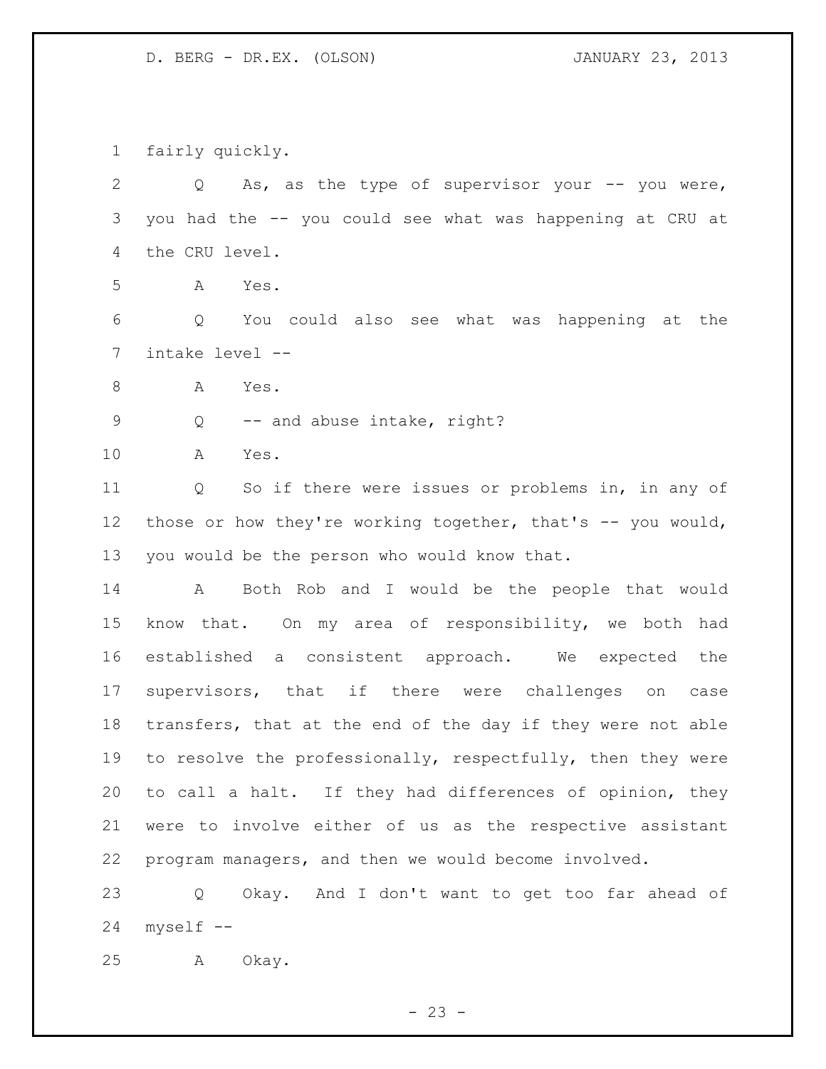fairly quickly.

Q As, as the type of supervisor your -- you were, you had the -- you could see what was happening at CRU at the CRU level.

A Yes.

Q You could also see what was happening at the intake level --

A Yes.

Q -- and abuse intake, right?

A Yes.

Q So if there were issues or problems in, in any of those or how they're working together, that's -- you would, you would be the person who would know that.

A Both Rob and I would be the people that would know that. On my area of responsibility, we both had established a consistent approach. We expected the supervisors, that if there were challenges on case transfers, that at the end of the day if they were not able to resolve the professionally, respectfully, then they were to call a halt. If they had differences of opinion, they were to involve either of us as the respective assistant program managers, and then we would become involved.

Q Okay. And I don't want to get too far ahead of myself --

A Okay.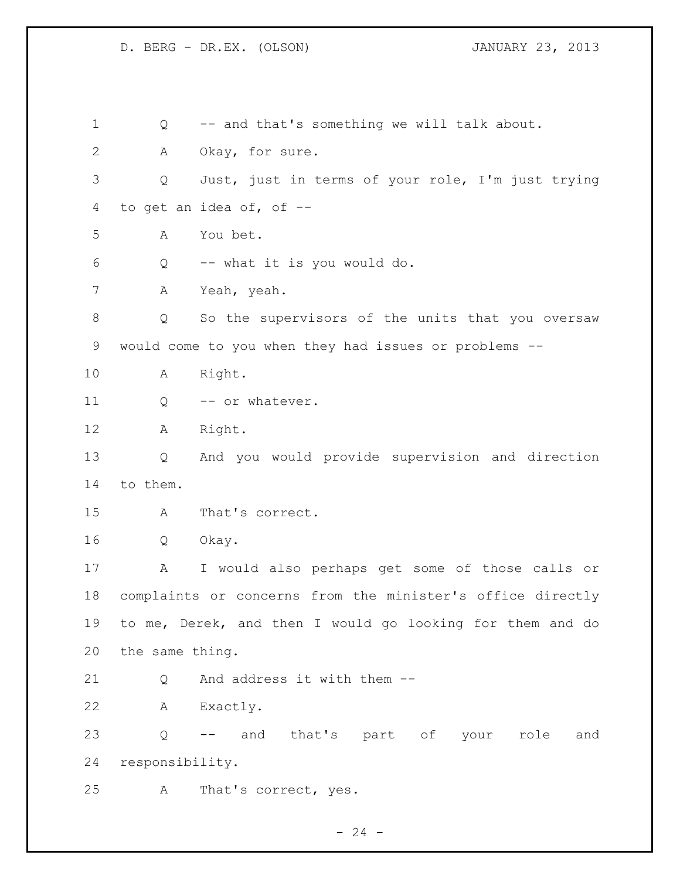Q -- and that's something we will talk about.

A Okay, for sure.

Q Just, just in terms of your role, I'm just trying to get an idea of, of --

A You bet.

Q -- what it is you would do.

A Yeah, yeah.

Q So the supervisors of the units that you oversaw would come to you when they had issues or problems --

A Right.

Q -- or whatever.

A Right.

Q And you would provide supervision and direction to them.

A That's correct.

Q Okay.

A I would also perhaps get some of those calls or complaints or concerns from the minister's office directly to me, Derek, and then I would go looking for them and do the same thing.

Q And address it with them --

A Exactly.

Q -- and that's part of your role and responsibility.

A That's correct, yes.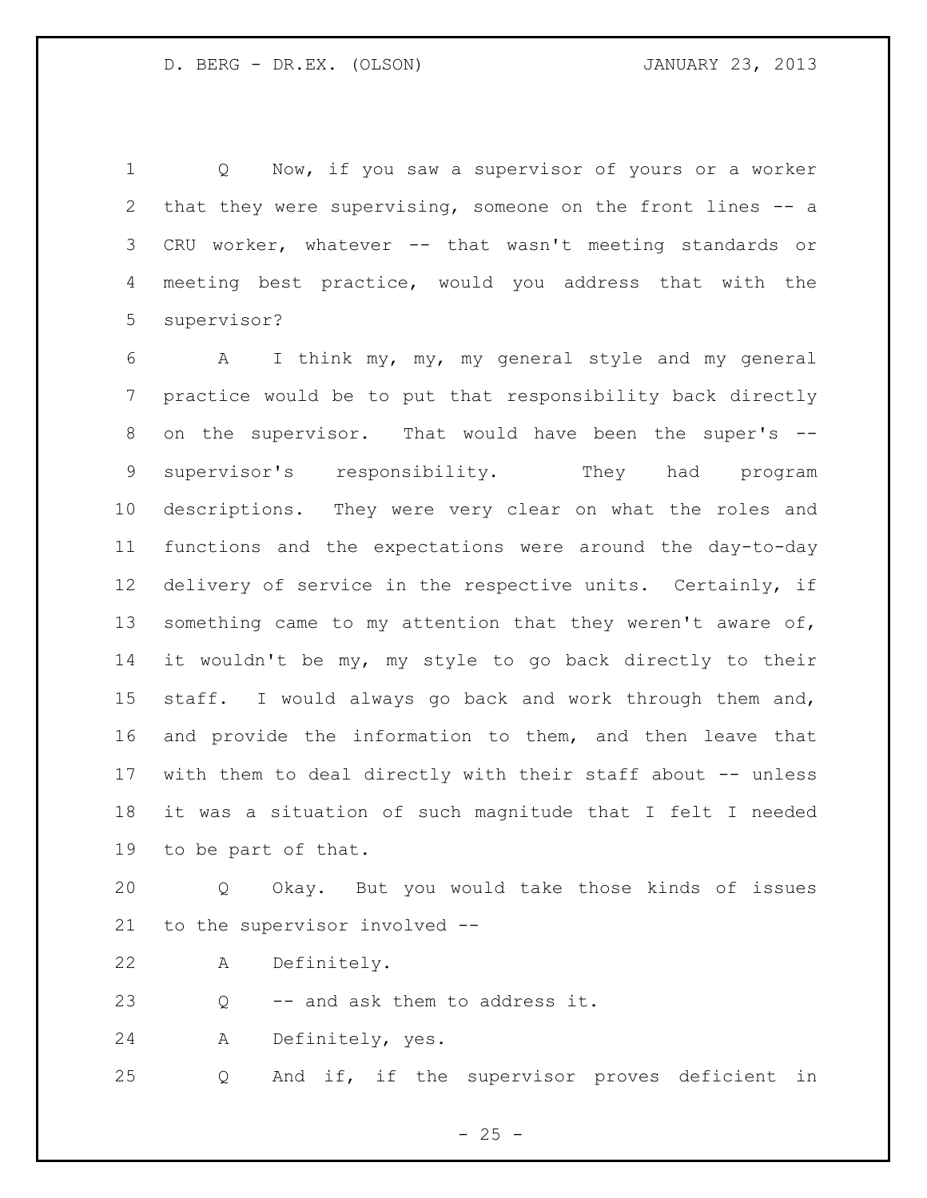Q Now, if you saw a supervisor of yours or a worker that they were supervising, someone on the front lines -- a CRU worker, whatever -- that wasn't meeting standards or meeting best practice, would you address that with the supervisor?

A I think my, my, my general style and my general practice would be to put that responsibility back directly on the supervisor. That would have been the super's -- supervisor's responsibility. They had program descriptions. They were very clear on what the roles and functions and the expectations were around the day-to-day delivery of service in the respective units. Certainly, if something came to my attention that they weren't aware of, it wouldn't be my, my style to go back directly to their staff. I would always go back and work through them and, and provide the information to them, and then leave that with them to deal directly with their staff about -- unless it was a situation of such magnitude that I felt I needed to be part of that.

Q Okay. But you would take those kinds of issues to the supervisor involved --

A Definitely.

Q -- and ask them to address it.

A Definitely, yes.

Q And if, if the supervisor proves deficient in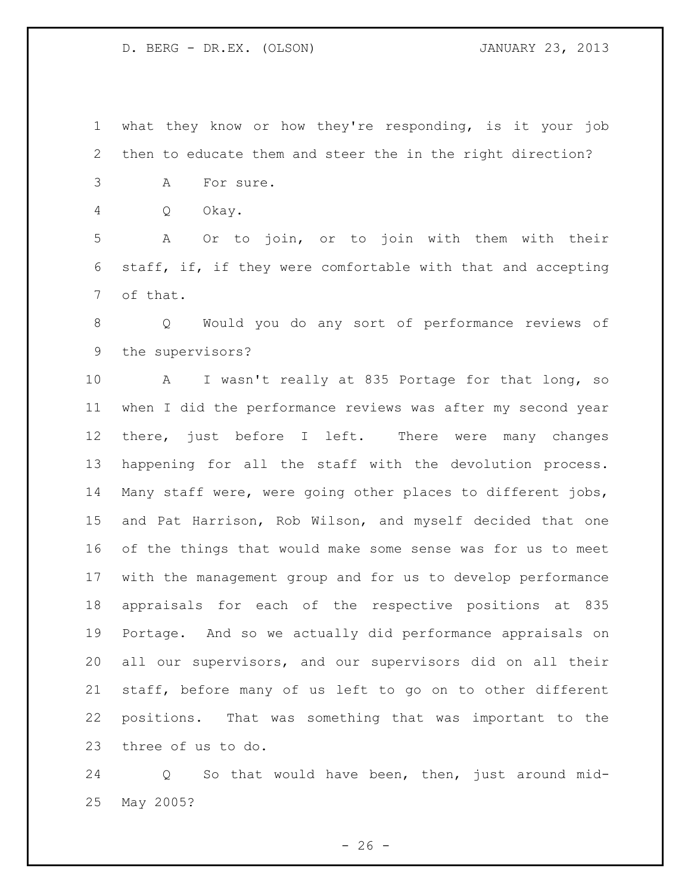what they know or how they're responding, is it your job then to educate them and steer the in the right direction?

A For sure.

Q Okay.

A Or to join, or to join with them with their staff, if, if they were comfortable with that and accepting of that.

Q Would you do any sort of performance reviews of the supervisors?

A I wasn't really at 835 Portage for that long, so when I did the performance reviews was after my second year there, just before I left. There were many changes happening for all the staff with the devolution process. Many staff were, were going other places to different jobs, and Pat Harrison, Rob Wilson, and myself decided that one of the things that would make some sense was for us to meet with the management group and for us to develop performance appraisals for each of the respective positions at 835 Portage. And so we actually did performance appraisals on all our supervisors, and our supervisors did on all their staff, before many of us left to go on to other different positions. That was something that was important to the three of us to do.

Q So that would have been, then, just around mid-May 2005?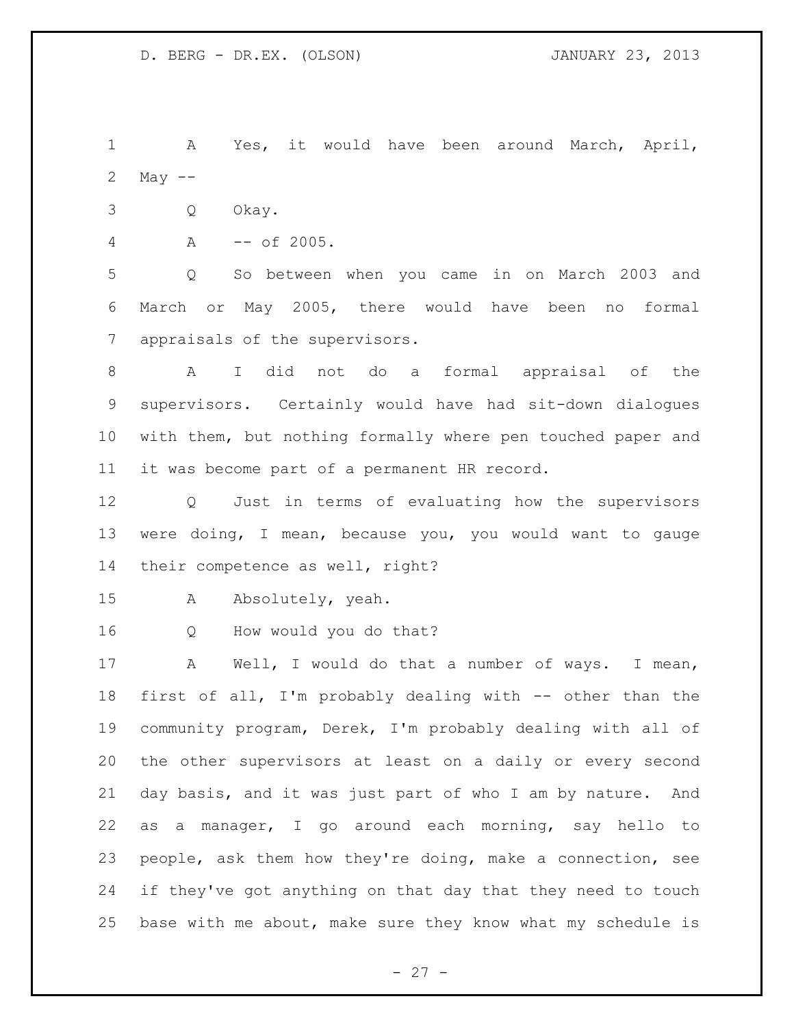A Yes, it would have been around March, April, May --

Q Okay.

A -- of 2005.

Q So between when you came in on March 2003 and March or May 2005, there would have been no formal appraisals of the supervisors.

A I did not do a formal appraisal of the supervisors. Certainly would have had sit-down dialogues with them, but nothing formally where pen touched paper and it was become part of a permanent HR record.

Q Just in terms of evaluating how the supervisors were doing, I mean, because you, you would want to gauge their competence as well, right?

A Absolutely, yeah.

Q How would you do that?

A Well, I would do that a number of ways. I mean, first of all, I'm probably dealing with -- other than the community program, Derek, I'm probably dealing with all of the other supervisors at least on a daily or every second day basis, and it was just part of who I am by nature. And as a manager, I go around each morning, say hello to people, ask them how they're doing, make a connection, see if they've got anything on that day that they need to touch base with me about, make sure they know what my schedule is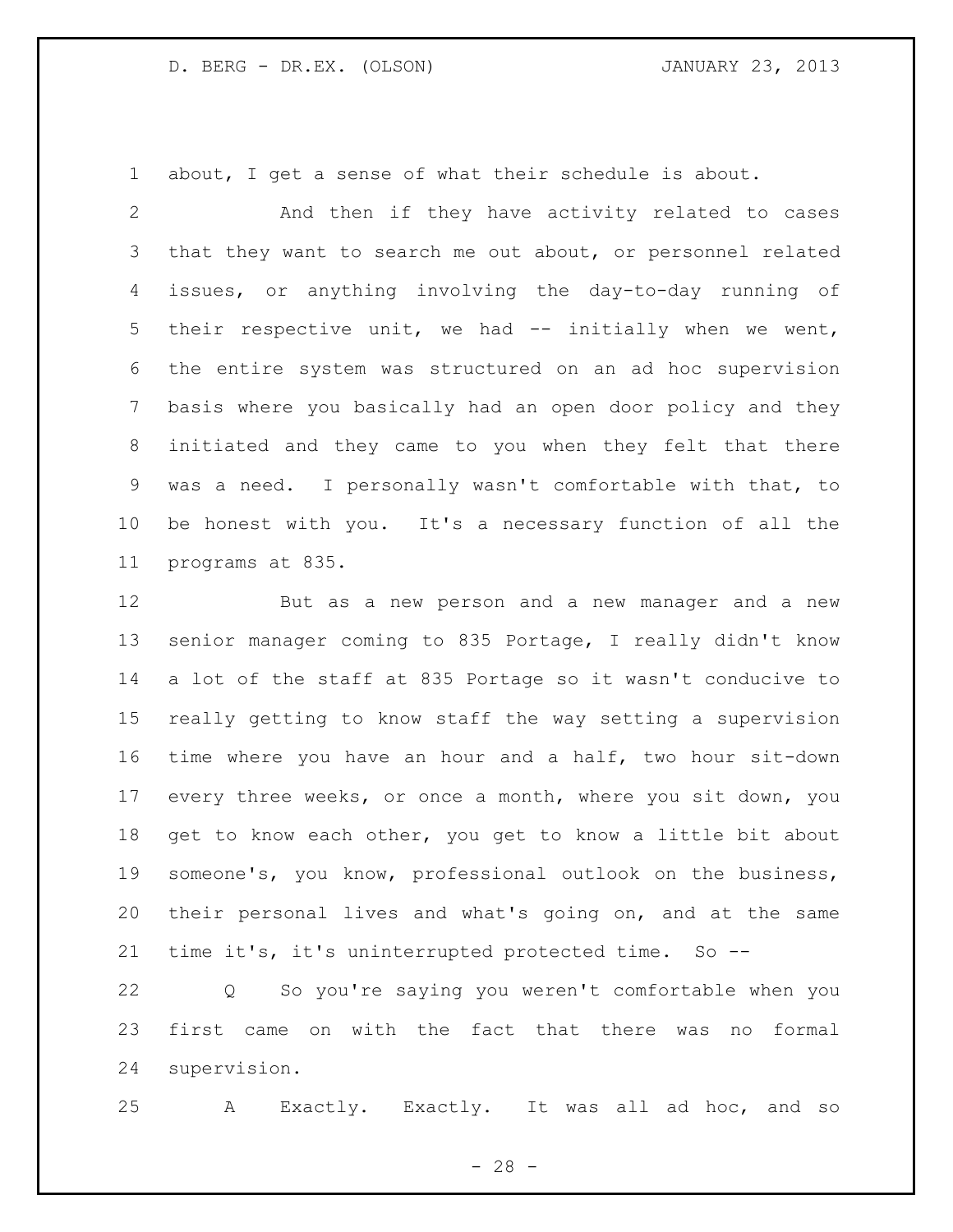about, I get a sense of what their schedule is about.

And then if they have activity related to cases that they want to search me out about, or personnel related issues, or anything involving the day-to-day running of their respective unit, we had -- initially when we went, the entire system was structured on an ad hoc supervision basis where you basically had an open door policy and they initiated and they came to you when they felt that there was a need. I personally wasn't comfortable with that, to be honest with you. It's a necessary function of all the programs at 835.

But as a new person and a new manager and a new senior manager coming to 835 Portage, I really didn't know a lot of the staff at 835 Portage so it wasn't conducive to really getting to know staff the way setting a supervision time where you have an hour and a half, two hour sit-down every three weeks, or once a month, where you sit down, you get to know each other, you get to know a little bit about someone's, you know, professional outlook on the business, their personal lives and what's going on, and at the same time it's, it's uninterrupted protected time. So --

Q So you're saying you weren't comfortable when you first came on with the fact that there was no formal supervision.

A Exactly. Exactly. It was all ad hoc, and so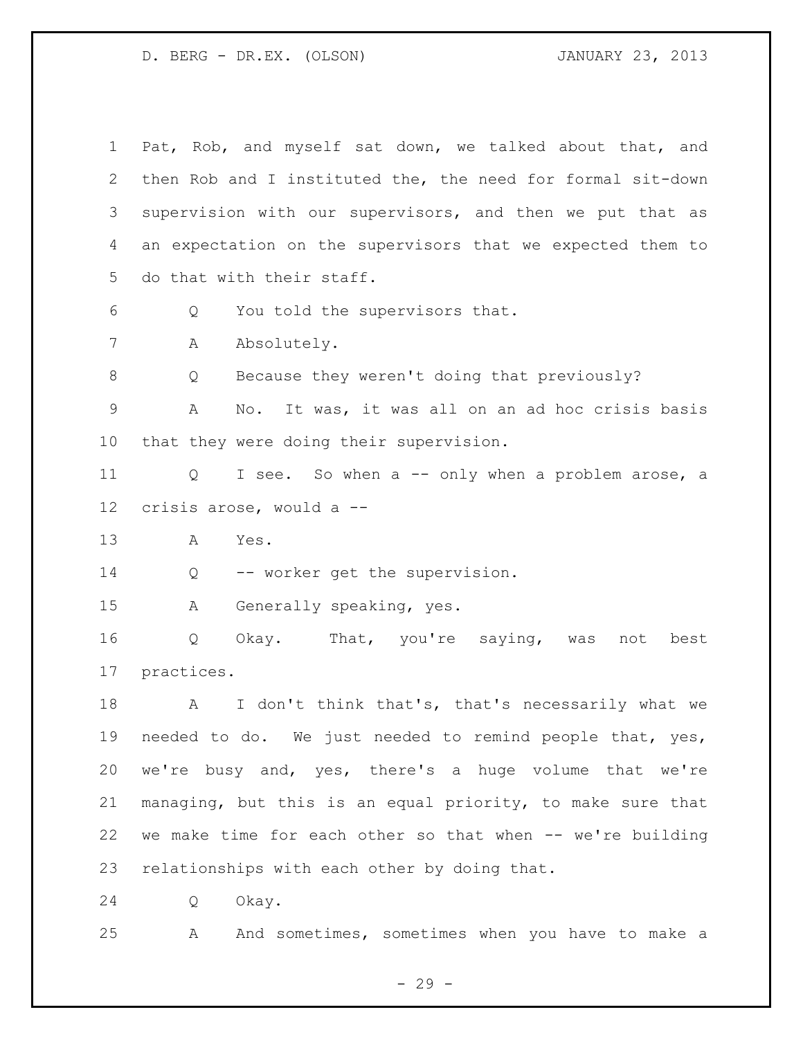Pat, Rob, and myself sat down, we talked about that, and then Rob and I instituted the, the need for formal sit-down supervision with our supervisors, and then we put that as an expectation on the supervisors that we expected them to do that with their staff.

Q You told the supervisors that.

A Absolutely.

Q Because they weren't doing that previously?

A No. It was, it was all on an ad hoc crisis basis that they were doing their supervision.

Q I see. So when a -- only when a problem arose, a crisis arose, would a --

A Yes.

Q -- worker get the supervision.

A Generally speaking, yes.

Q Okay. That, you're saying, was not best practices.

A I don't think that's, that's necessarily what we needed to do. We just needed to remind people that, yes, we're busy and, yes, there's a huge volume that we're managing, but this is an equal priority, to make sure that we make time for each other so that when -- we're building relationships with each other by doing that.

Q Okay.

A And sometimes, sometimes when you have to make a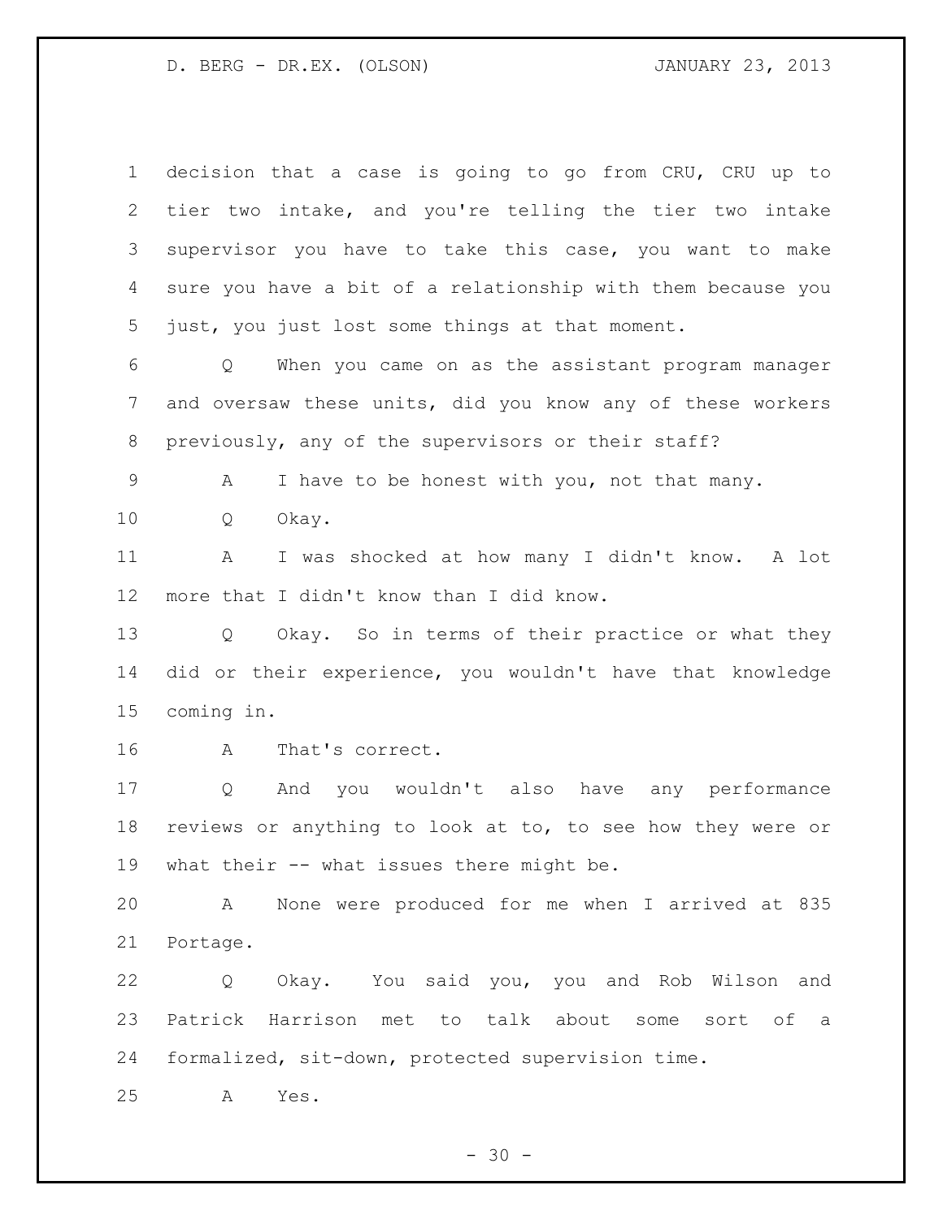decision that a case is going to go from CRU, CRU up to tier two intake, and you're telling the tier two intake supervisor you have to take this case, you want to make sure you have a bit of a relationship with them because you just, you just lost some things at that moment.

Q When you came on as the assistant program manager and oversaw these units, did you know any of these workers previously, any of the supervisors or their staff?

A I have to be honest with you, not that many.

Q Okay.

A I was shocked at how many I didn't know. A lot more that I didn't know than I did know.

Q Okay. So in terms of their practice or what they did or their experience, you wouldn't have that knowledge coming in.

A That's correct.

Q And you wouldn't also have any performance reviews or anything to look at to, to see how they were or what their -- what issues there might be.

A None were produced for me when I arrived at 835 Portage.

Q Okay. You said you, you and Rob Wilson and Patrick Harrison met to talk about some sort of a formalized, sit-down, protected supervision time.

A Yes.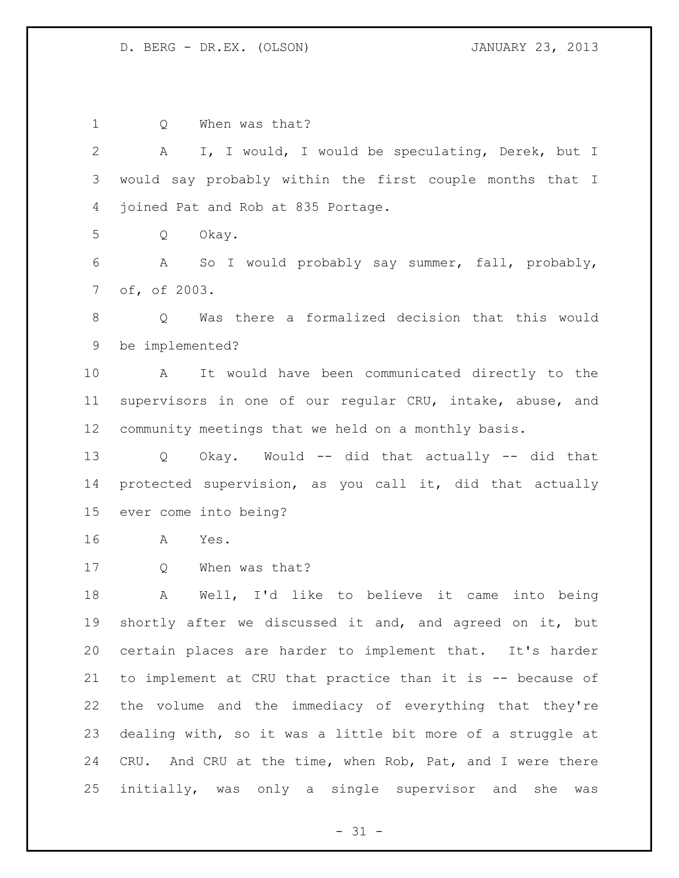Q When was that?

A I, I would, I would be speculating, Derek, but I would say probably within the first couple months that I joined Pat and Rob at 835 Portage.

Q Okay.

A So I would probably say summer, fall, probably, of, of 2003.

Q Was there a formalized decision that this would be implemented?

A It would have been communicated directly to the supervisors in one of our regular CRU, intake, abuse, and community meetings that we held on a monthly basis.

Q Okay. Would -- did that actually -- did that protected supervision, as you call it, did that actually ever come into being?

A Yes.

Q When was that?

A Well, I'd like to believe it came into being shortly after we discussed it and, and agreed on it, but certain places are harder to implement that. It's harder to implement at CRU that practice than it is -- because of the volume and the immediacy of everything that they're dealing with, so it was a little bit more of a struggle at CRU. And CRU at the time, when Rob, Pat, and I were there initially, was only a single supervisor and she was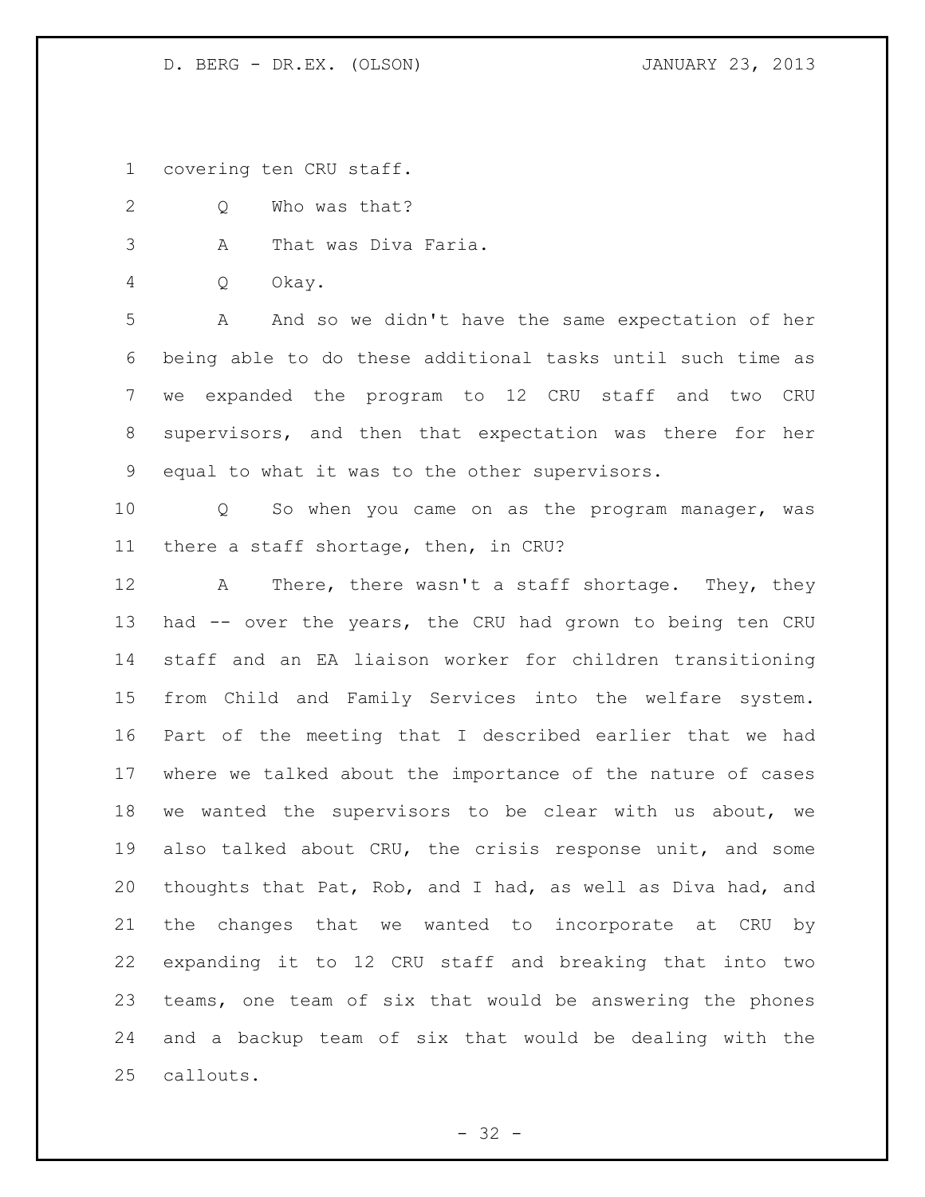covering ten CRU staff.

Q Who was that?

A That was Diva Faria.

Q Okay.

A And so we didn't have the same expectation of her being able to do these additional tasks until such time as we expanded the program to 12 CRU staff and two CRU supervisors, and then that expectation was there for her equal to what it was to the other supervisors.

Q So when you came on as the program manager, was there a staff shortage, then, in CRU?

A There, there wasn't a staff shortage. They, they had -- over the years, the CRU had grown to being ten CRU staff and an EA liaison worker for children transitioning from Child and Family Services into the welfare system. Part of the meeting that I described earlier that we had where we talked about the importance of the nature of cases we wanted the supervisors to be clear with us about, we also talked about CRU, the crisis response unit, and some thoughts that Pat, Rob, and I had, as well as Diva had, and the changes that we wanted to incorporate at CRU by expanding it to 12 CRU staff and breaking that into two teams, one team of six that would be answering the phones and a backup team of six that would be dealing with the callouts.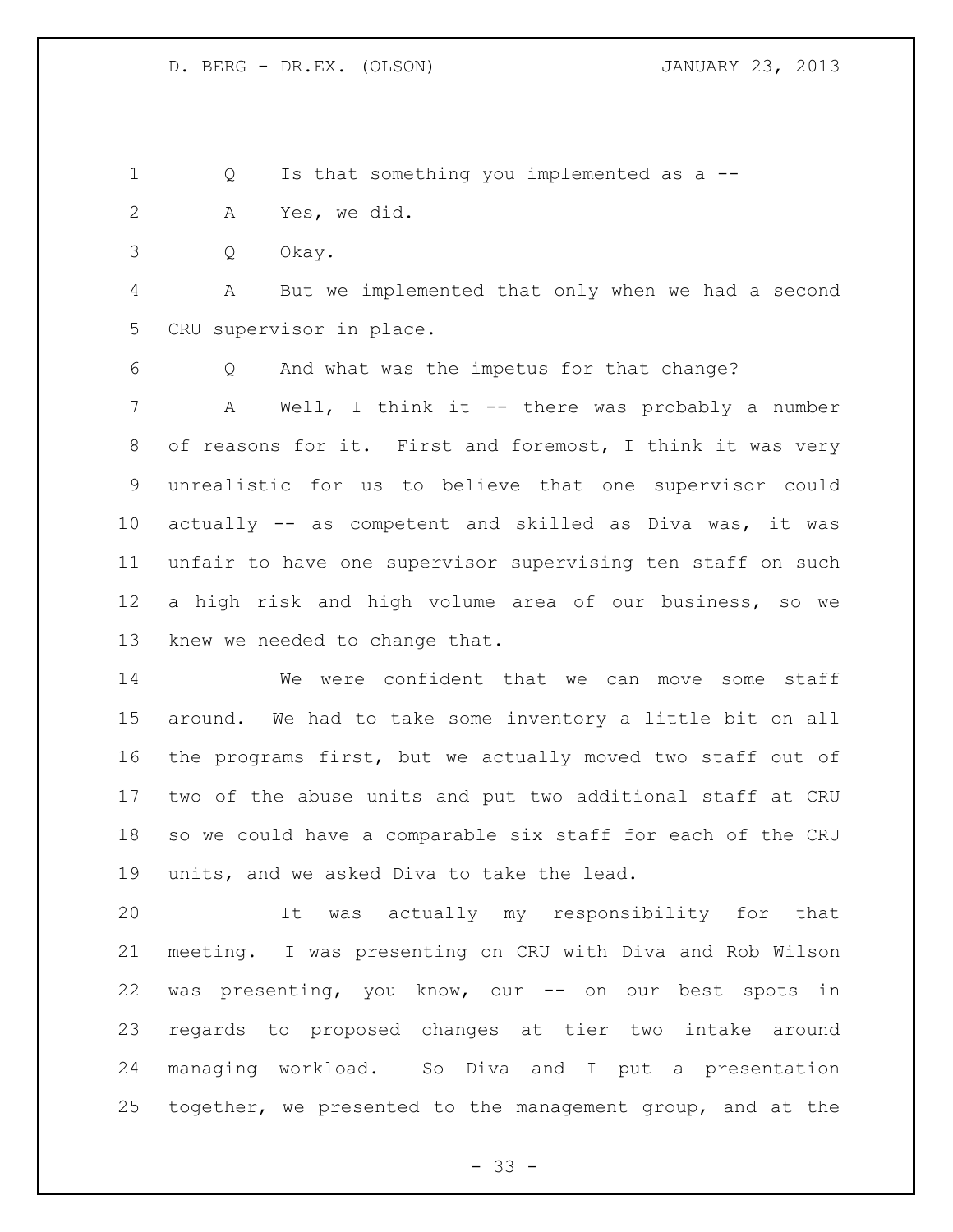Q Is that something you implemented as a --

A Yes, we did.

Q Okay.

A But we implemented that only when we had a second CRU supervisor in place.

Q And what was the impetus for that change?

A Well, I think it -- there was probably a number of reasons for it. First and foremost, I think it was very unrealistic for us to believe that one supervisor could actually -- as competent and skilled as Diva was, it was unfair to have one supervisor supervising ten staff on such a high risk and high volume area of our business, so we knew we needed to change that.

We were confident that we can move some staff around. We had to take some inventory a little bit on all the programs first, but we actually moved two staff out of two of the abuse units and put two additional staff at CRU so we could have a comparable six staff for each of the CRU units, and we asked Diva to take the lead.

It was actually my responsibility for that meeting. I was presenting on CRU with Diva and Rob Wilson was presenting, you know, our -- on our best spots in regards to proposed changes at tier two intake around managing workload. So Diva and I put a presentation together, we presented to the management group, and at the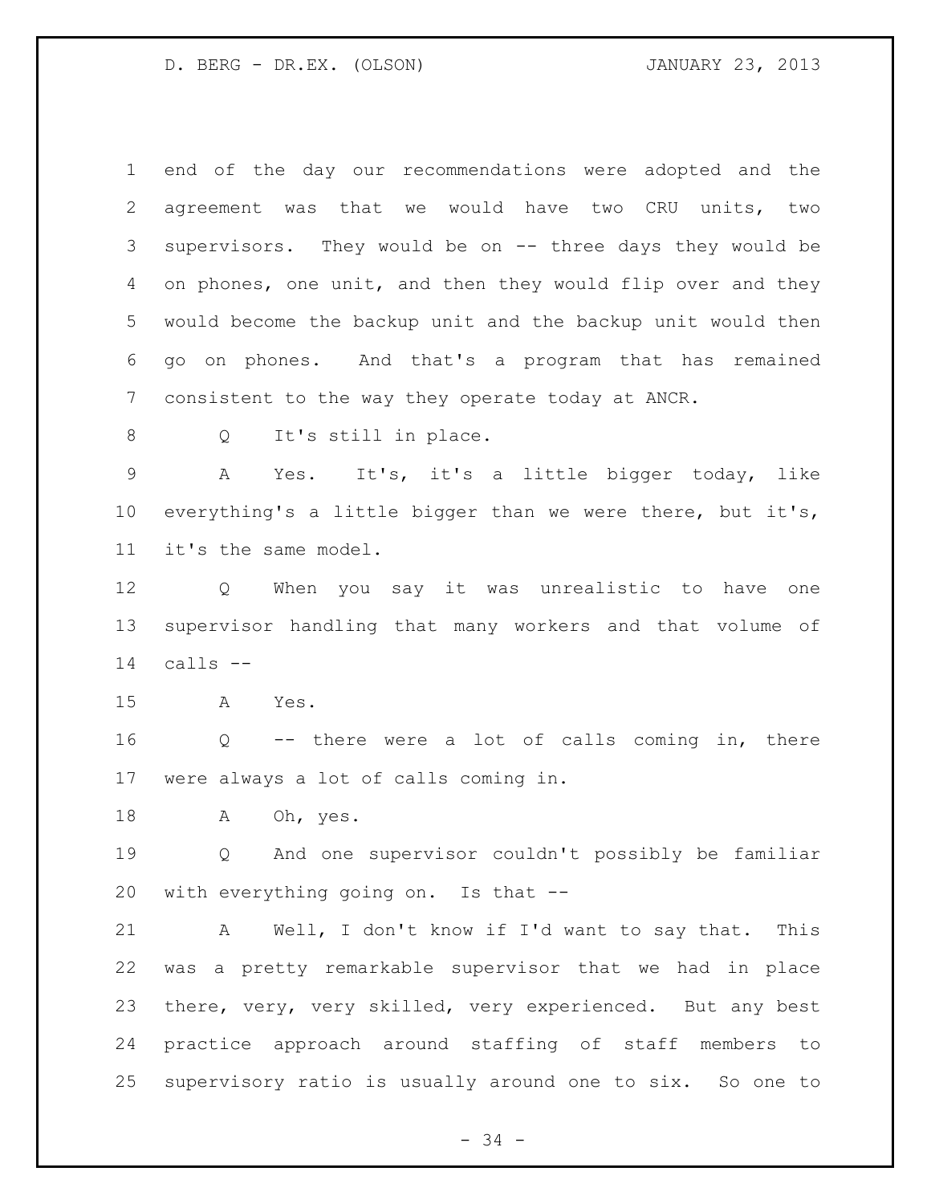end of the day our recommendations were adopted and the agreement was that we would have two CRU units, two supervisors. They would be on -- three days they would be on phones, one unit, and then they would flip over and they would become the backup unit and the backup unit would then go on phones. And that's a program that has remained consistent to the way they operate today at ANCR.

Q It's still in place.

A Yes. It's, it's a little bigger today, like everything's a little bigger than we were there, but it's, it's the same model.

Q When you say it was unrealistic to have one supervisor handling that many workers and that volume of calls --

A Yes.

Q -- there were a lot of calls coming in, there were always a lot of calls coming in.

A Oh, yes.

Q And one supervisor couldn't possibly be familiar with everything going on. Is that --

A Well, I don't know if I'd want to say that. This was a pretty remarkable supervisor that we had in place there, very, very skilled, very experienced. But any best practice approach around staffing of staff members to supervisory ratio is usually around one to six. So one to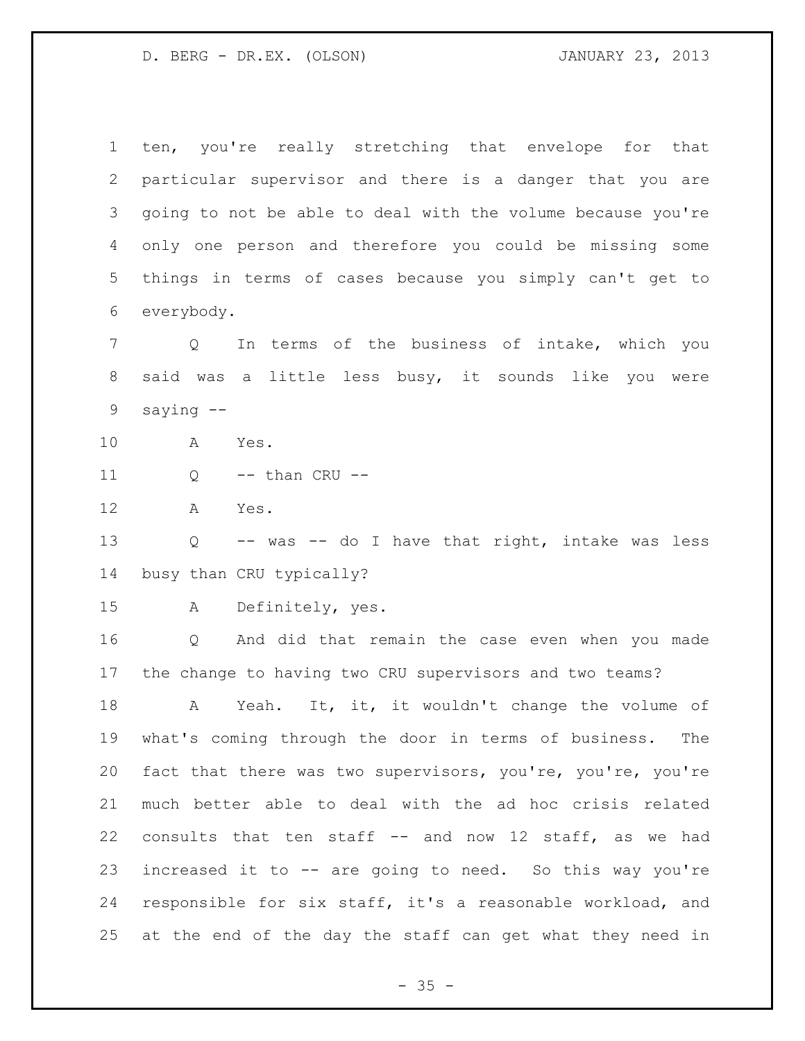ten, you're really stretching that envelope for that particular supervisor and there is a danger that you are going to not be able to deal with the volume because you're only one person and therefore you could be missing some things in terms of cases because you simply can't get to everybody.

Q In terms of the business of intake, which you said was a little less busy, it sounds like you were saying --

A Yes.

Q -- than CRU --

A Yes.

Q -- was -- do I have that right, intake was less busy than CRU typically?

A Definitely, yes.

Q And did that remain the case even when you made the change to having two CRU supervisors and two teams?

A Yeah. It, it, it wouldn't change the volume of what's coming through the door in terms of business. The fact that there was two supervisors, you're, you're, you're much better able to deal with the ad hoc crisis related consults that ten staff -- and now 12 staff, as we had increased it to -- are going to need. So this way you're responsible for six staff, it's a reasonable workload, and at the end of the day the staff can get what they need in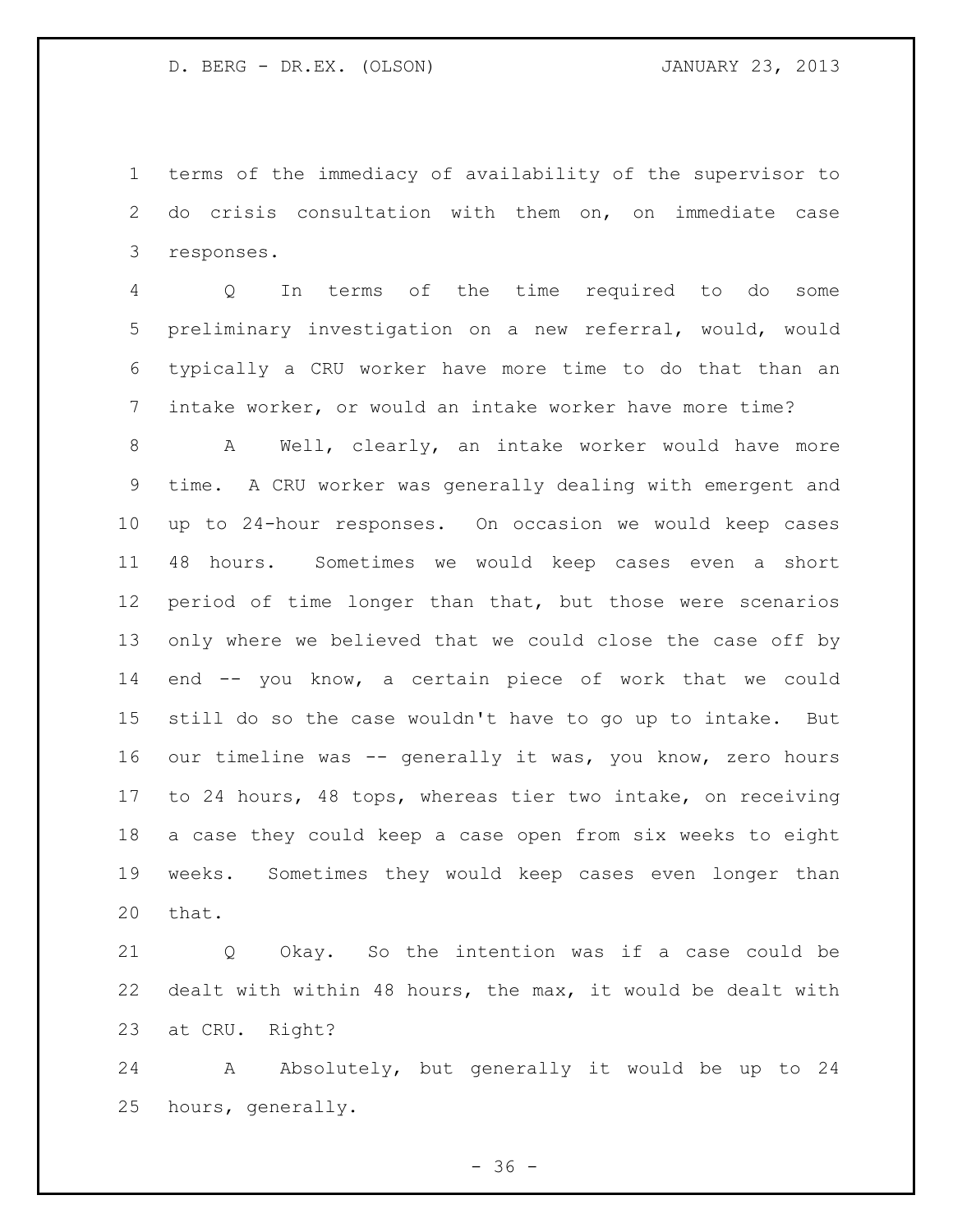terms of the immediacy of availability of the supervisor to do crisis consultation with them on, on immediate case responses.

Q In terms of the time required to do some preliminary investigation on a new referral, would, would typically a CRU worker have more time to do that than an intake worker, or would an intake worker have more time?

A Well, clearly, an intake worker would have more time. A CRU worker was generally dealing with emergent and up to 24-hour responses. On occasion we would keep cases 48 hours. Sometimes we would keep cases even a short period of time longer than that, but those were scenarios only where we believed that we could close the case off by end -- you know, a certain piece of work that we could still do so the case wouldn't have to go up to intake. But our timeline was -- generally it was, you know, zero hours to 24 hours, 48 tops, whereas tier two intake, on receiving a case they could keep a case open from six weeks to eight weeks. Sometimes they would keep cases even longer than that.

Q Okay. So the intention was if a case could be dealt with within 48 hours, the max, it would be dealt with at CRU. Right?

A Absolutely, but generally it would be up to 24 hours, generally.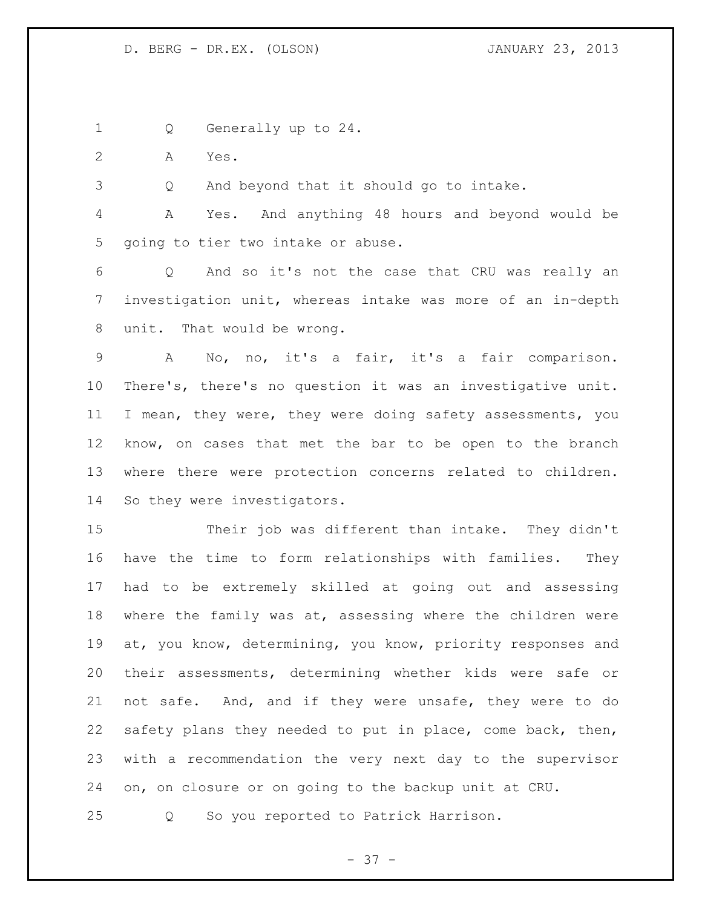Q Generally up to 24.

A Yes.

Q And beyond that it should go to intake.

A Yes. And anything 48 hours and beyond would be going to tier two intake or abuse.

Q And so it's not the case that CRU was really an investigation unit, whereas intake was more of an in-depth unit. That would be wrong.

A No, no, it's a fair, it's a fair comparison. There's, there's no question it was an investigative unit. I mean, they were, they were doing safety assessments, you know, on cases that met the bar to be open to the branch where there were protection concerns related to children. So they were investigators.

Their job was different than intake. They didn't have the time to form relationships with families. They had to be extremely skilled at going out and assessing where the family was at, assessing where the children were at, you know, determining, you know, priority responses and their assessments, determining whether kids were safe or not safe. And, and if they were unsafe, they were to do safety plans they needed to put in place, come back, then, with a recommendation the very next day to the supervisor on, on closure or on going to the backup unit at CRU.

Q So you reported to Patrick Harrison.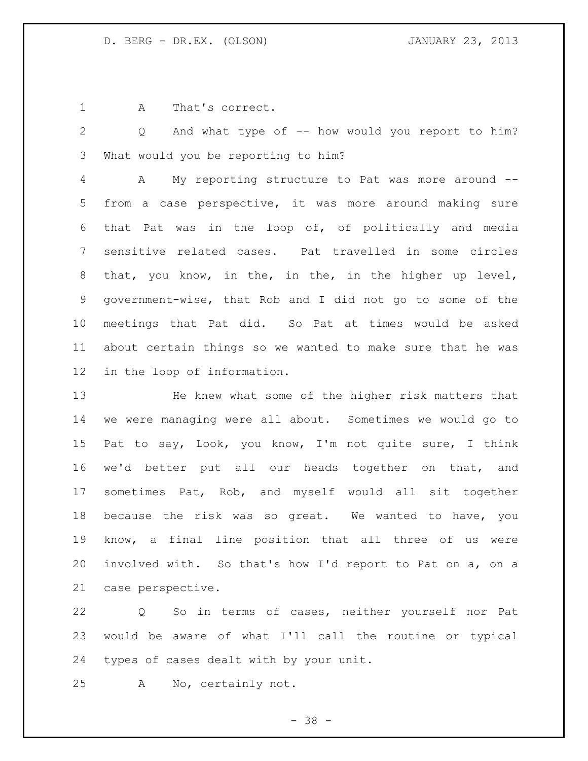A That's correct.

Q And what type of -- how would you report to him? What would you be reporting to him?

A My reporting structure to Pat was more around -- from a case perspective, it was more around making sure that Pat was in the loop of, of politically and media sensitive related cases. Pat travelled in some circles that, you know, in the, in the, in the higher up level, government-wise, that Rob and I did not go to some of the meetings that Pat did. So Pat at times would be asked about certain things so we wanted to make sure that he was in the loop of information.

He knew what some of the higher risk matters that we were managing were all about. Sometimes we would go to Pat to say, Look, you know, I'm not quite sure, I think we'd better put all our heads together on that, and sometimes Pat, Rob, and myself would all sit together because the risk was so great. We wanted to have, you know, a final line position that all three of us were involved with. So that's how I'd report to Pat on a, on a case perspective.

Q So in terms of cases, neither yourself nor Pat would be aware of what I'll call the routine or typical types of cases dealt with by your unit.

A No, certainly not.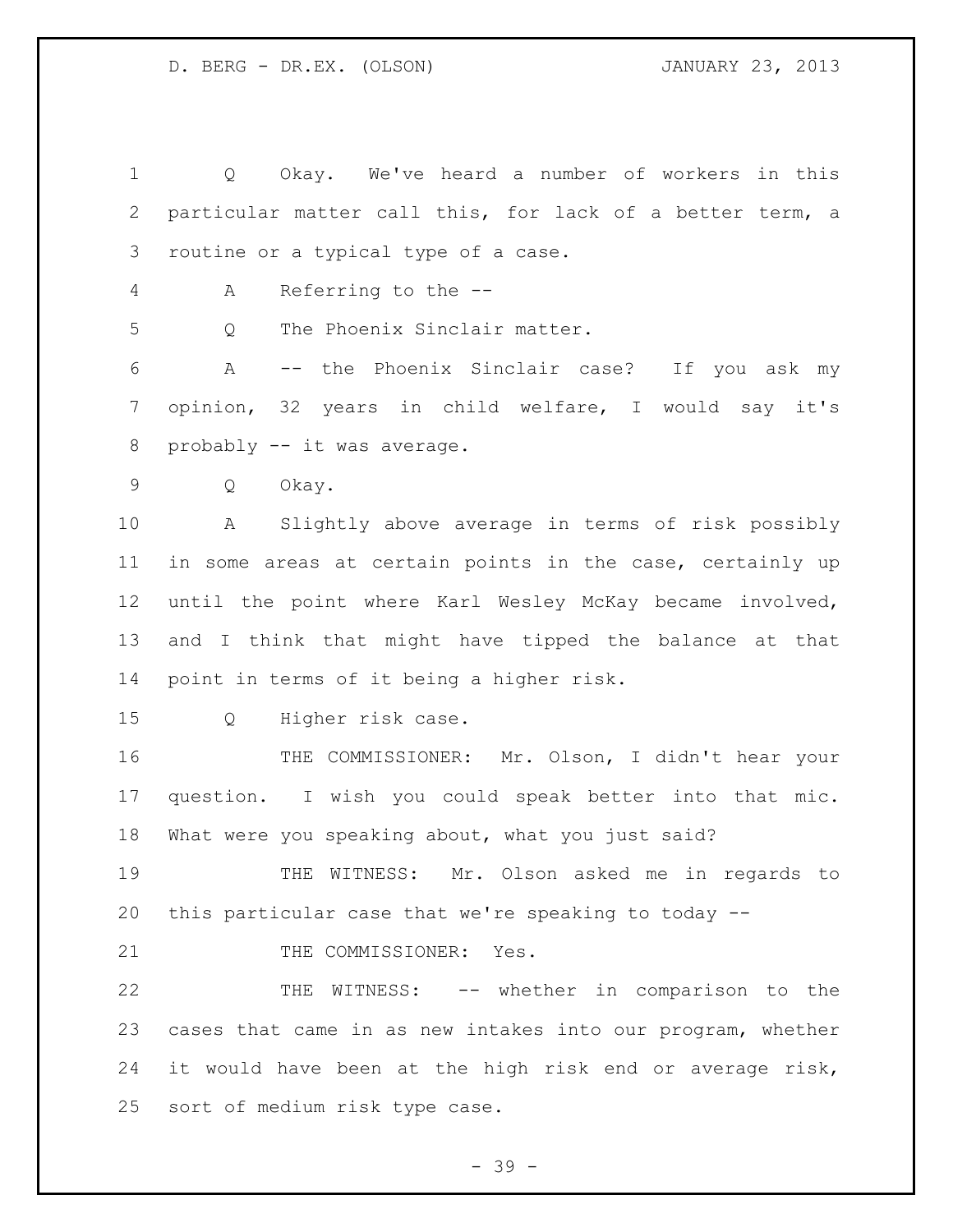Q Okay. We've heard a number of workers in this particular matter call this, for lack of a better term, a routine or a typical type of a case.

A Referring to the --

Q The Phoenix Sinclair matter.

A -- the Phoenix Sinclair case? If you ask my opinion, 32 years in child welfare, I would say it's probably -- it was average.

Q Okay.

A Slightly above average in terms of risk possibly in some areas at certain points in the case, certainly up until the point where Karl Wesley McKay became involved, and I think that might have tipped the balance at that point in terms of it being a higher risk.

Q Higher risk case.

THE COMMISSIONER: Mr. Olson, I didn't hear your question. I wish you could speak better into that mic. What were you speaking about, what you just said?

THE WITNESS: Mr. Olson asked me in regards to this particular case that we're speaking to today --

THE COMMISSIONER: Yes.

THE WITNESS: -- whether in comparison to the cases that came in as new intakes into our program, whether it would have been at the high risk end or average risk, sort of medium risk type case.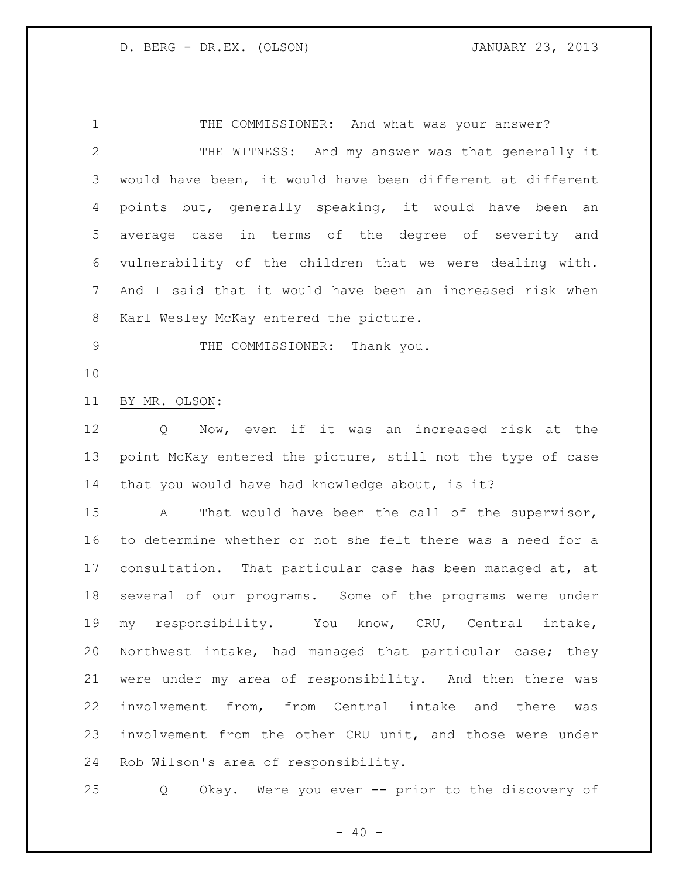THE COMMISSIONER: And what was your answer?

THE WITNESS: And my answer was that generally it would have been, it would have been different at different points but, generally speaking, it would have been an average case in terms of the degree of severity and vulnerability of the children that we were dealing with. And I said that it would have been an increased risk when Karl Wesley McKay entered the picture.

THE COMMISSIONER: Thank you.

BY MR. OLSON:

Q Now, even if it was an increased risk at the point McKay entered the picture, still not the type of case that you would have had knowledge about, is it?

A That would have been the call of the supervisor, to determine whether or not she felt there was a need for a consultation. That particular case has been managed at, at several of our programs. Some of the programs were under my responsibility. You know, CRU, Central intake, Northwest intake, had managed that particular case; they were under my area of responsibility. And then there was involvement from, from Central intake and there was involvement from the other CRU unit, and those were under Rob Wilson's area of responsibility.

Q Okay. Were you ever -- prior to the discovery of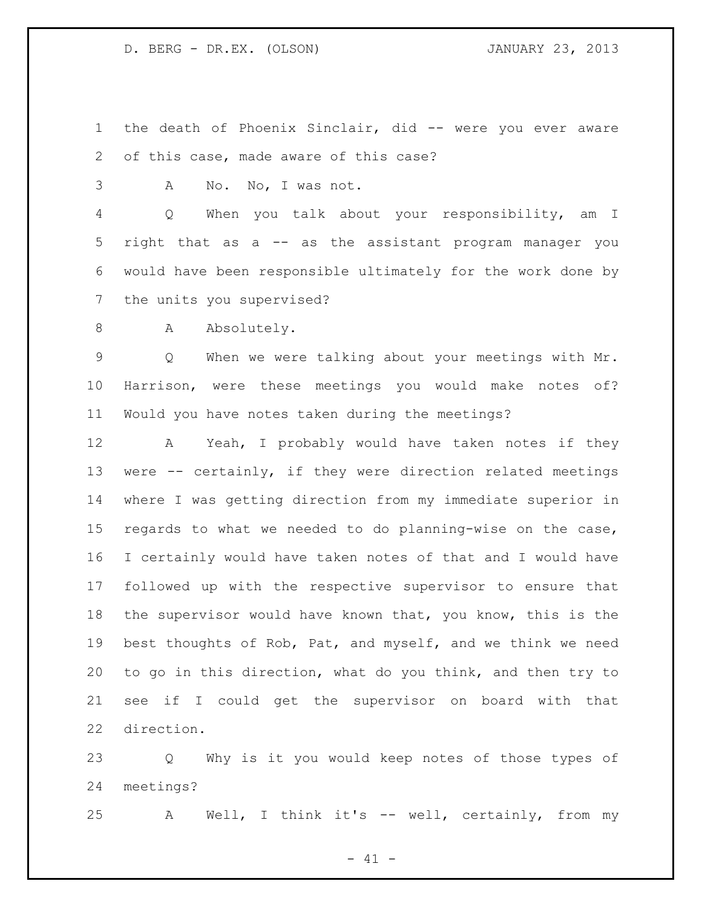the death of Phoenix Sinclair, did -- were you ever aware of this case, made aware of this case?

A No. No, I was not.

Q When you talk about your responsibility, am I right that as a -- as the assistant program manager you would have been responsible ultimately for the work done by the units you supervised?

A Absolutely.

Q When we were talking about your meetings with Mr. Harrison, were these meetings you would make notes of? Would you have notes taken during the meetings?

A Yeah, I probably would have taken notes if they were -- certainly, if they were direction related meetings where I was getting direction from my immediate superior in regards to what we needed to do planning-wise on the case, I certainly would have taken notes of that and I would have followed up with the respective supervisor to ensure that the supervisor would have known that, you know, this is the best thoughts of Rob, Pat, and myself, and we think we need to go in this direction, what do you think, and then try to see if I could get the supervisor on board with that direction.

Q Why is it you would keep notes of those types of meetings?

A Well, I think it's -- well, certainly, from my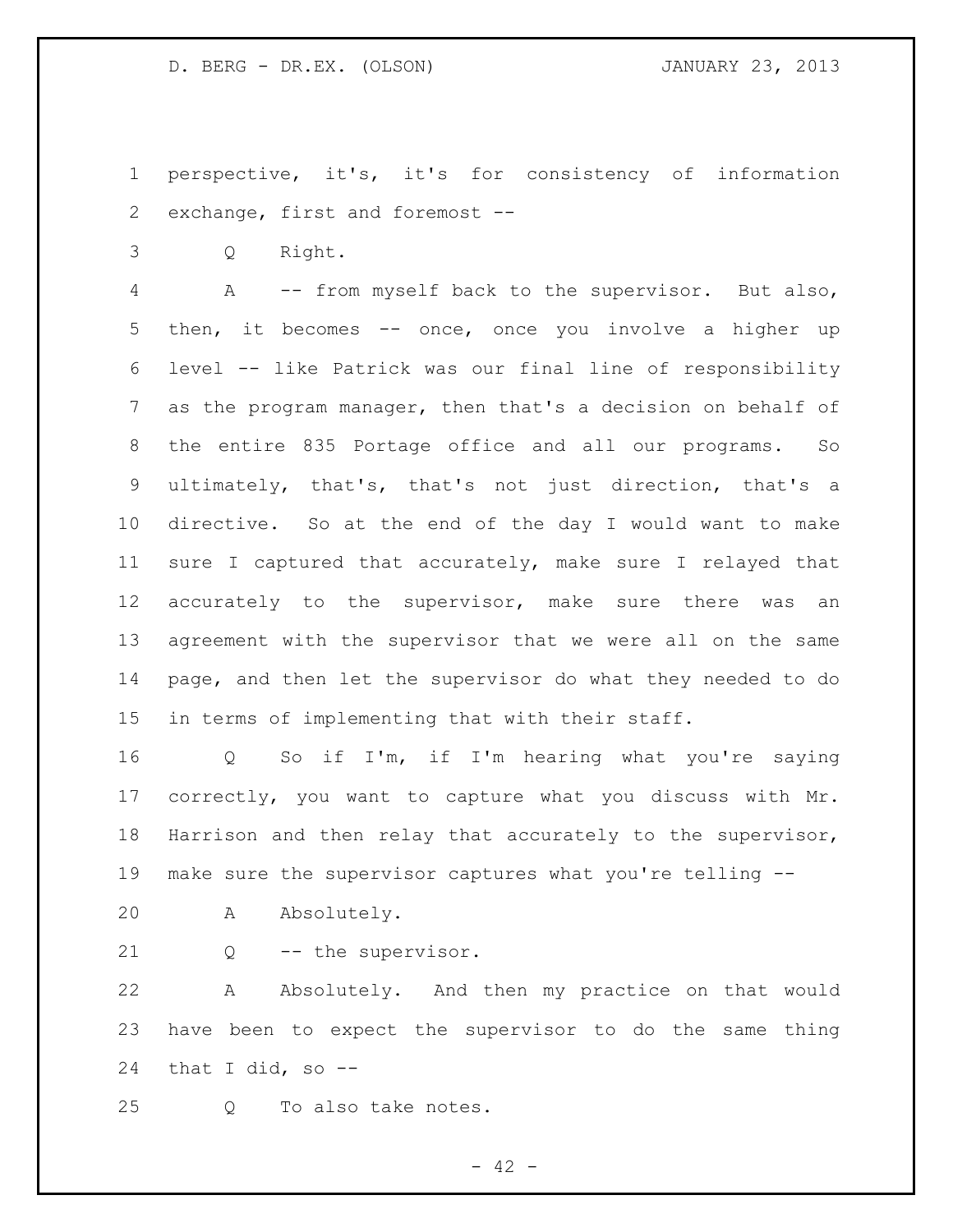perspective, it's, it's for consistency of information exchange, first and foremost --

Q Right.

A -- from myself back to the supervisor. But also, then, it becomes -- once, once you involve a higher up level -- like Patrick was our final line of responsibility as the program manager, then that's a decision on behalf of the entire 835 Portage office and all our programs. So ultimately, that's, that's not just direction, that's a directive. So at the end of the day I would want to make sure I captured that accurately, make sure I relayed that accurately to the supervisor, make sure there was an agreement with the supervisor that we were all on the same page, and then let the supervisor do what they needed to do in terms of implementing that with their staff.

Q So if I'm, if I'm hearing what you're saying correctly, you want to capture what you discuss with Mr. Harrison and then relay that accurately to the supervisor, make sure the supervisor captures what you're telling --

A Absolutely.

Q -- the supervisor.

A Absolutely. And then my practice on that would have been to expect the supervisor to do the same thing that I did, so --

Q To also take notes.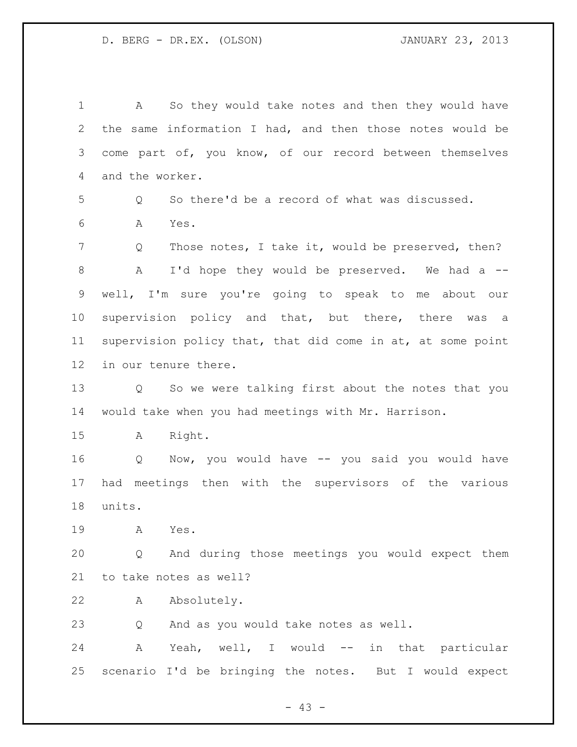A So they would take notes and then they would have the same information I had, and then those notes would be come part of, you know, of our record between themselves and the worker.

Q So there'd be a record of what was discussed.

A Yes.

Q Those notes, I take it, would be preserved, then?

A I'd hope they would be preserved. We had a -- well, I'm sure you're going to speak to me about our supervision policy and that, but there, there was a supervision policy that, that did come in at, at some point in our tenure there.

Q So we were talking first about the notes that you would take when you had meetings with Mr. Harrison.

A Right.

Q Now, you would have -- you said you would have had meetings then with the supervisors of the various units.

A Yes.

Q And during those meetings you would expect them to take notes as well?

A Absolutely.

Q And as you would take notes as well.

A Yeah, well, I would -- in that particular scenario I'd be bringing the notes. But I would expect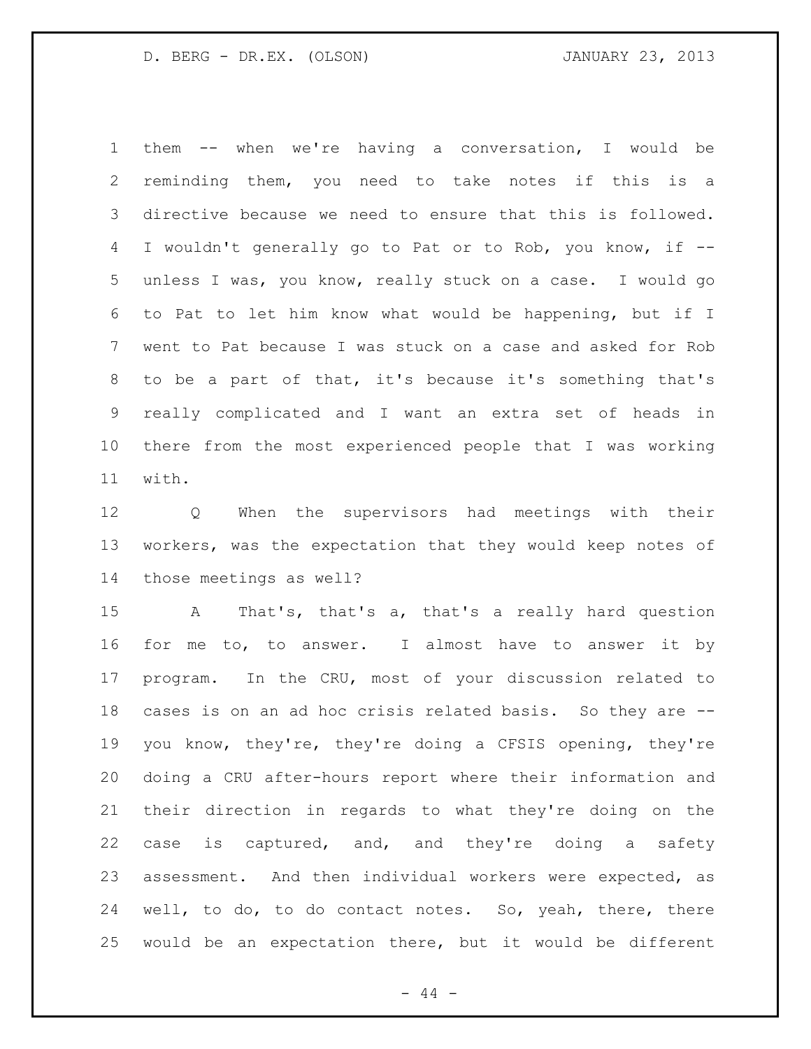them -- when we're having a conversation, I would be reminding them, you need to take notes if this is a directive because we need to ensure that this is followed. I wouldn't generally go to Pat or to Rob, you know, if -- unless I was, you know, really stuck on a case. I would go to Pat to let him know what would be happening, but if I went to Pat because I was stuck on a case and asked for Rob to be a part of that, it's because it's something that's really complicated and I want an extra set of heads in there from the most experienced people that I was working with.

Q When the supervisors had meetings with their workers, was the expectation that they would keep notes of those meetings as well?

A That's, that's a, that's a really hard question for me to, to answer. I almost have to answer it by program. In the CRU, most of your discussion related to cases is on an ad hoc crisis related basis. So they are -- you know, they're, they're doing a CFSIS opening, they're doing a CRU after-hours report where their information and their direction in regards to what they're doing on the case is captured, and, and they're doing a safety assessment. And then individual workers were expected, as well, to do, to do contact notes. So, yeah, there, there would be an expectation there, but it would be different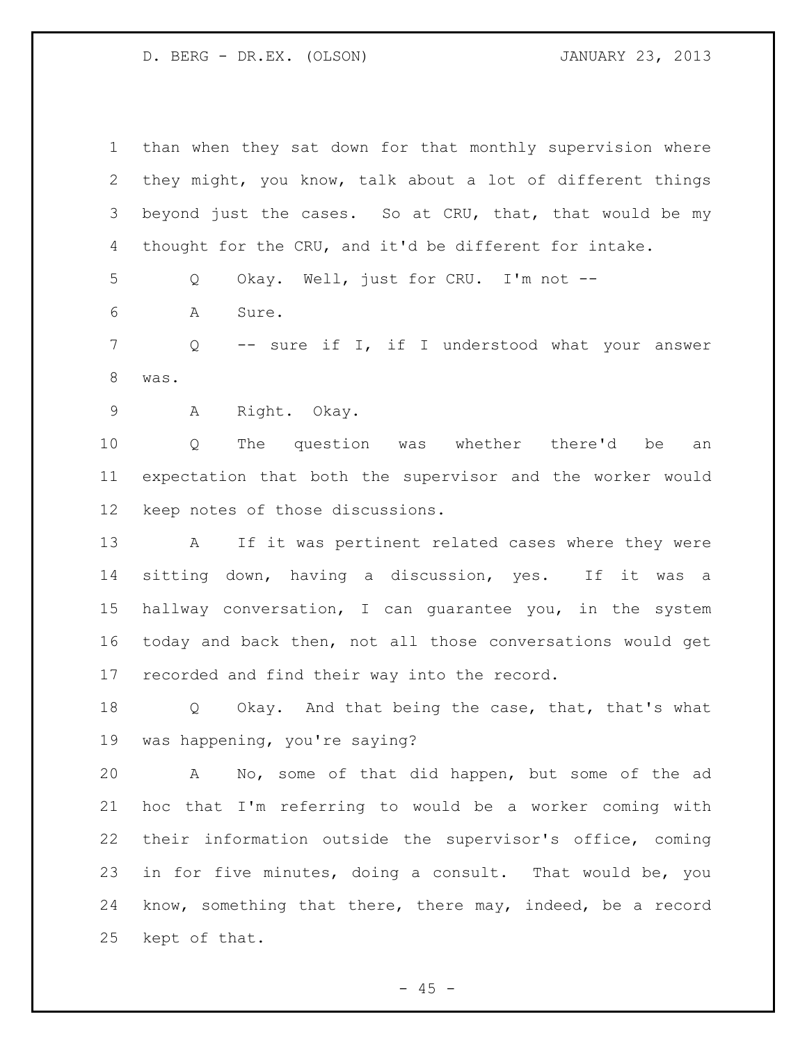than when they sat down for that monthly supervision where they might, you know, talk about a lot of different things beyond just the cases. So at CRU, that, that would be my thought for the CRU, and it'd be different for intake.

Q Okay. Well, just for CRU. I'm not --

A Sure.

Q -- sure if I, if I understood what your answer was.

A Right. Okay.

Q The question was whether there'd be an expectation that both the supervisor and the worker would keep notes of those discussions.

A If it was pertinent related cases where they were sitting down, having a discussion, yes. If it was a hallway conversation, I can guarantee you, in the system today and back then, not all those conversations would get recorded and find their way into the record.

Q Okay. And that being the case, that, that's what was happening, you're saying?

A No, some of that did happen, but some of the ad hoc that I'm referring to would be a worker coming with their information outside the supervisor's office, coming in for five minutes, doing a consult. That would be, you know, something that there, there may, indeed, be a record kept of that.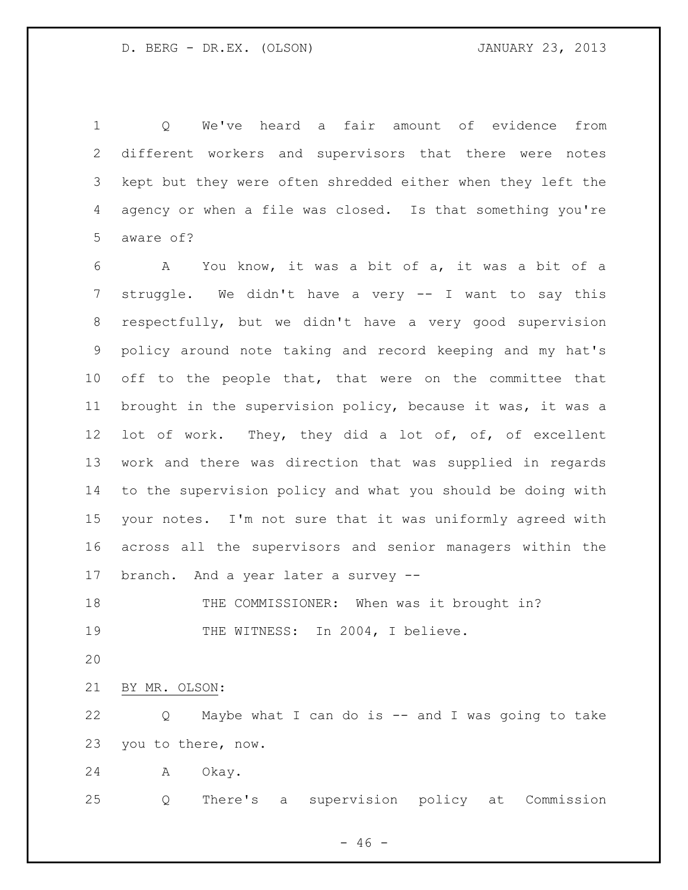Q We've heard a fair amount of evidence from different workers and supervisors that there were notes kept but they were often shredded either when they left the agency or when a file was closed. Is that something you're aware of?

A You know, it was a bit of a, it was a bit of a struggle. We didn't have a very -- I want to say this respectfully, but we didn't have a very good supervision policy around note taking and record keeping and my hat's off to the people that, that were on the committee that brought in the supervision policy, because it was, it was a lot of work. They, they did a lot of, of, of excellent work and there was direction that was supplied in regards to the supervision policy and what you should be doing with your notes. I'm not sure that it was uniformly agreed with across all the supervisors and senior managers within the branch. And a year later a survey --

THE COMMISSIONER: When was it brought in?

THE WITNESS: In 2004, I believe.

BY MR. OLSON:

Q Maybe what I can do is -- and I was going to take you to there, now.

A Okay.

Q There's a supervision policy at Commission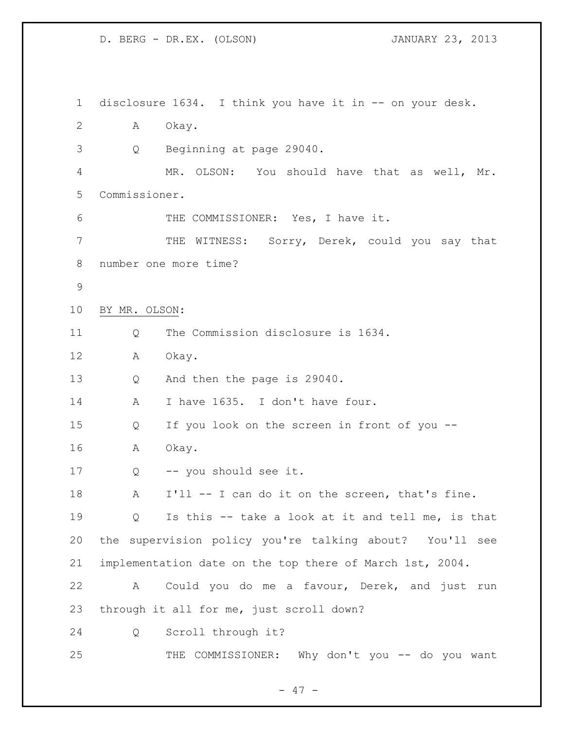disclosure 1634. I think you have it in -- on your desk.

A Okay.

Q Beginning at page 29040.

MR. OLSON: You should have that as well, Mr. Commissioner.

THE COMMISSIONER: Yes, I have it.

THE WITNESS: Sorry, Derek, could you say that number one more time?

BY MR. OLSON:

Q The Commission disclosure is 1634.

A Okay.

Q And then the page is 29040.

A I have 1635. I don't have four.

Q If you look on the screen in front of you --

A Okay.

Q -- you should see it.

A I'll -- I can do it on the screen, that's fine.

Q Is this -- take a look at it and tell me, is that the supervision policy you're talking about? You'll see implementation date on the top there of March 1st, 2004.

A Could you do me a favour, Derek, and just run through it all for me, just scroll down?

Q Scroll through it?

THE COMMISSIONER: Why don't you -- do you want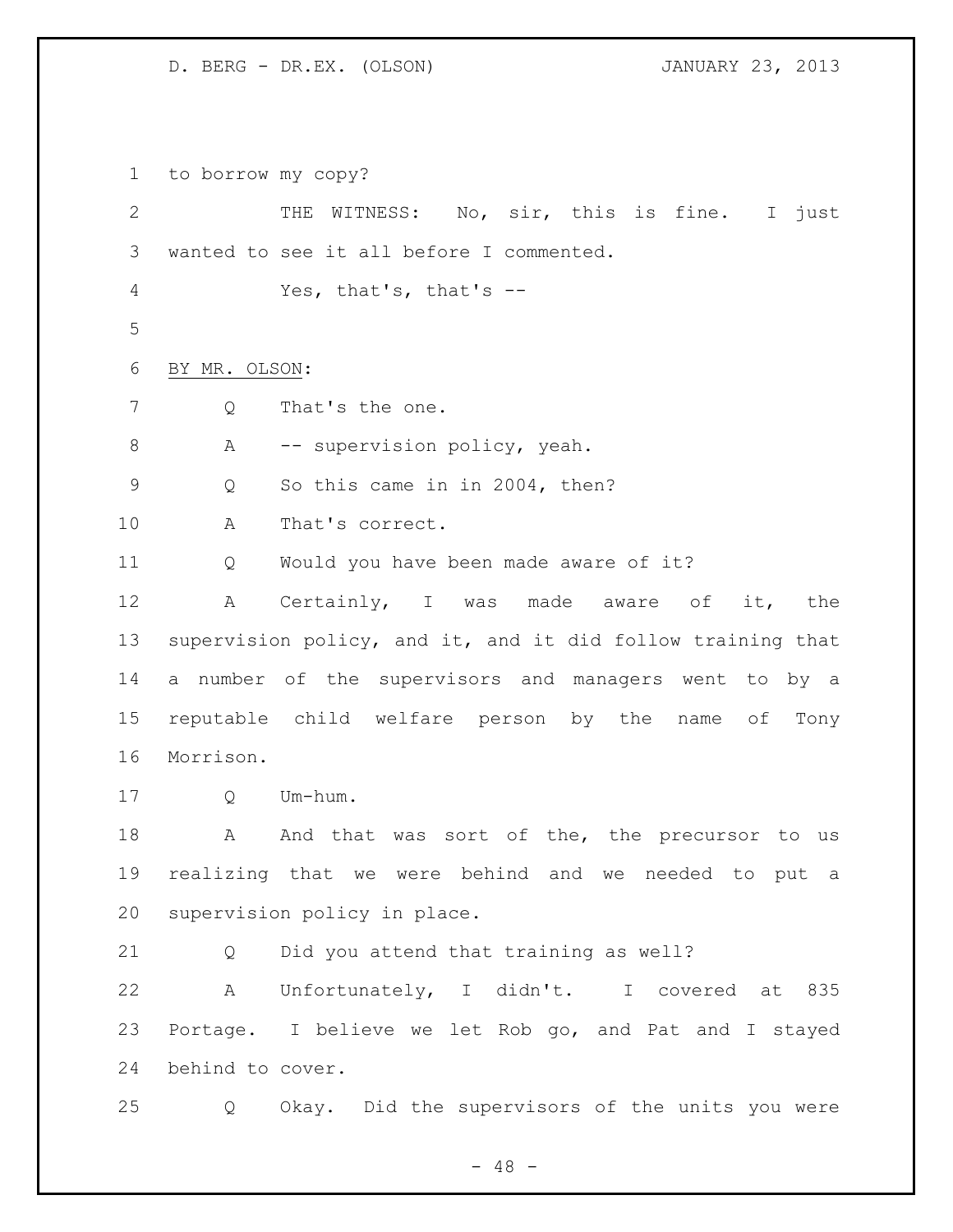to borrow my copy?

THE WITNESS: No, sir, this is fine. I just wanted to see it all before I commented.

Yes, that's, that's --

BY MR. OLSON:

Q That's the one.

A -- supervision policy, yeah.

Q So this came in in 2004, then?

A That's correct.

Q Would you have been made aware of it?

A Certainly, I was made aware of it, the supervision policy, and it, and it did follow training that a number of the supervisors and managers went to by a reputable child welfare person by the name of Tony Morrison.

Q Um-hum.

A And that was sort of the, the precursor to us realizing that we were behind and we needed to put a supervision policy in place.

Q Did you attend that training as well?

A Unfortunately, I didn't. I covered at 835 Portage. I believe we let Rob go, and Pat and I stayed behind to cover.

Q Okay. Did the supervisors of the units you were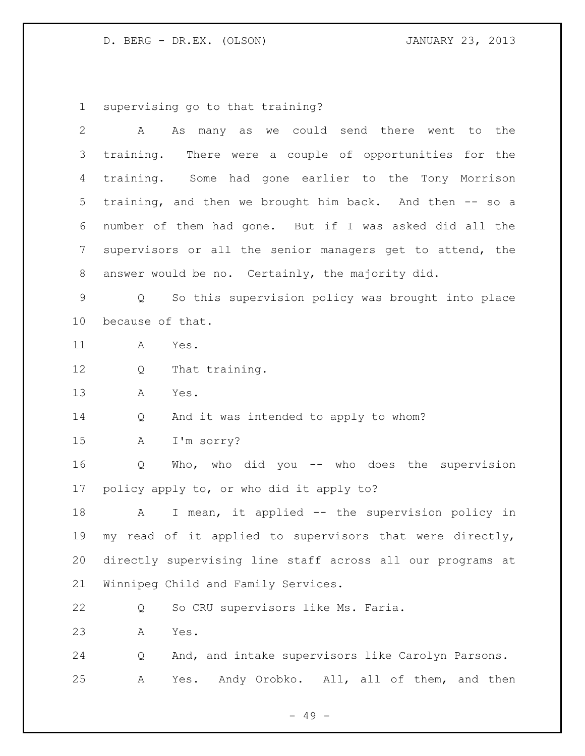supervising go to that training?

A As many as we could send there went to the training. There were a couple of opportunities for the training. Some had gone earlier to the Tony Morrison training, and then we brought him back. And then -- so a number of them had gone. But if I was asked did all the supervisors or all the senior managers get to attend, the answer would be no. Certainly, the majority did.

Q So this supervision policy was brought into place because of that.

A Yes.

Q That training.

A Yes.

Q And it was intended to apply to whom?

A I'm sorry?

Q Who, who did you -- who does the supervision policy apply to, or who did it apply to?

A I mean, it applied -- the supervision policy in my read of it applied to supervisors that were directly, directly supervising line staff across all our programs at Winnipeg Child and Family Services.

Q So CRU supervisors like Ms. Faria.

A Yes.

Q And, and intake supervisors like Carolyn Parsons.

A Yes. Andy Orobko. All, all of them, and then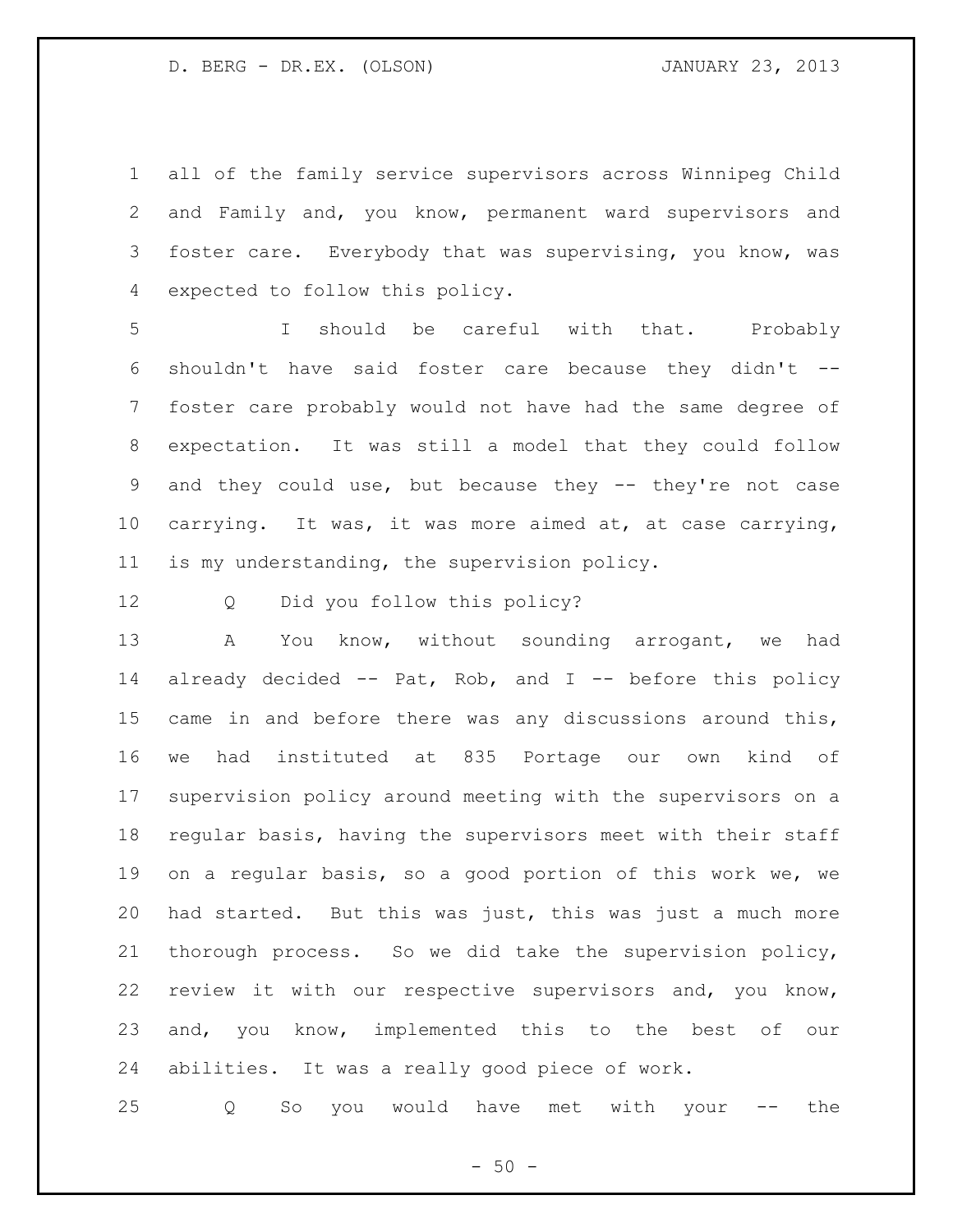all of the family service supervisors across Winnipeg Child and Family and, you know, permanent ward supervisors and foster care. Everybody that was supervising, you know, was expected to follow this policy.

I should be careful with that. Probably shouldn't have said foster care because they didn't -- foster care probably would not have had the same degree of expectation. It was still a model that they could follow and they could use, but because they -- they're not case carrying. It was, it was more aimed at, at case carrying, is my understanding, the supervision policy.

Q Did you follow this policy?

A You know, without sounding arrogant, we had already decided -- Pat, Rob, and I -- before this policy came in and before there was any discussions around this, we had instituted at 835 Portage our own kind of supervision policy around meeting with the supervisors on a regular basis, having the supervisors meet with their staff on a regular basis, so a good portion of this work we, we had started. But this was just, this was just a much more thorough process. So we did take the supervision policy, review it with our respective supervisors and, you know, and, you know, implemented this to the best of our abilities. It was a really good piece of work.

Q So you would have met with your -- the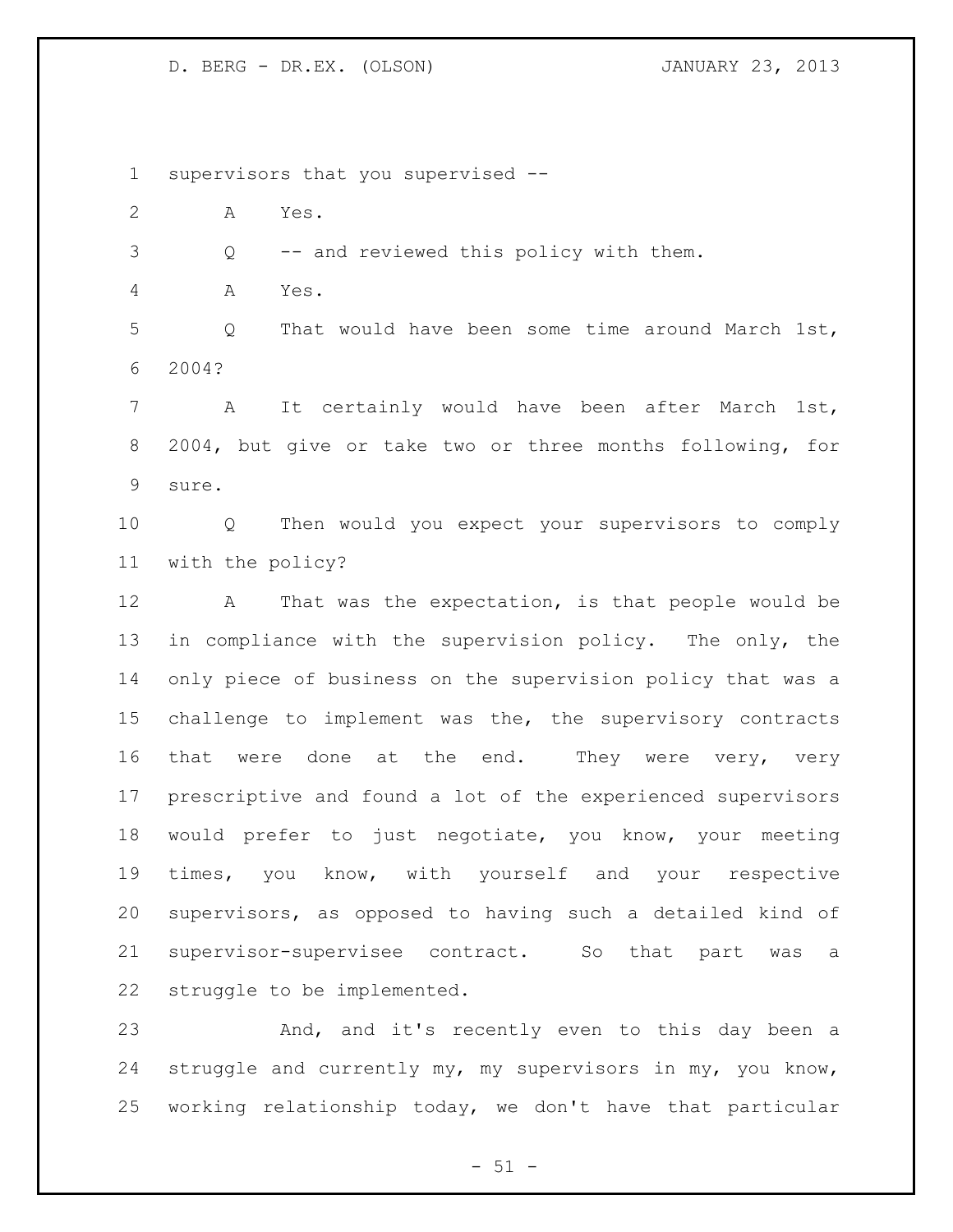supervisors that you supervised --

A Yes.

Q -- and reviewed this policy with them.

A Yes.

Q That would have been some time around March 1st, 2004?

A It certainly would have been after March 1st, 2004, but give or take two or three months following, for sure.

Q Then would you expect your supervisors to comply with the policy?

A That was the expectation, is that people would be in compliance with the supervision policy. The only, the only piece of business on the supervision policy that was a challenge to implement was the, the supervisory contracts that were done at the end. They were very, very prescriptive and found a lot of the experienced supervisors would prefer to just negotiate, you know, your meeting times, you know, with yourself and your respective supervisors, as opposed to having such a detailed kind of supervisor-supervisee contract. So that part was a struggle to be implemented.

And, and it's recently even to this day been a struggle and currently my, my supervisors in my, you know, working relationship today, we don't have that particular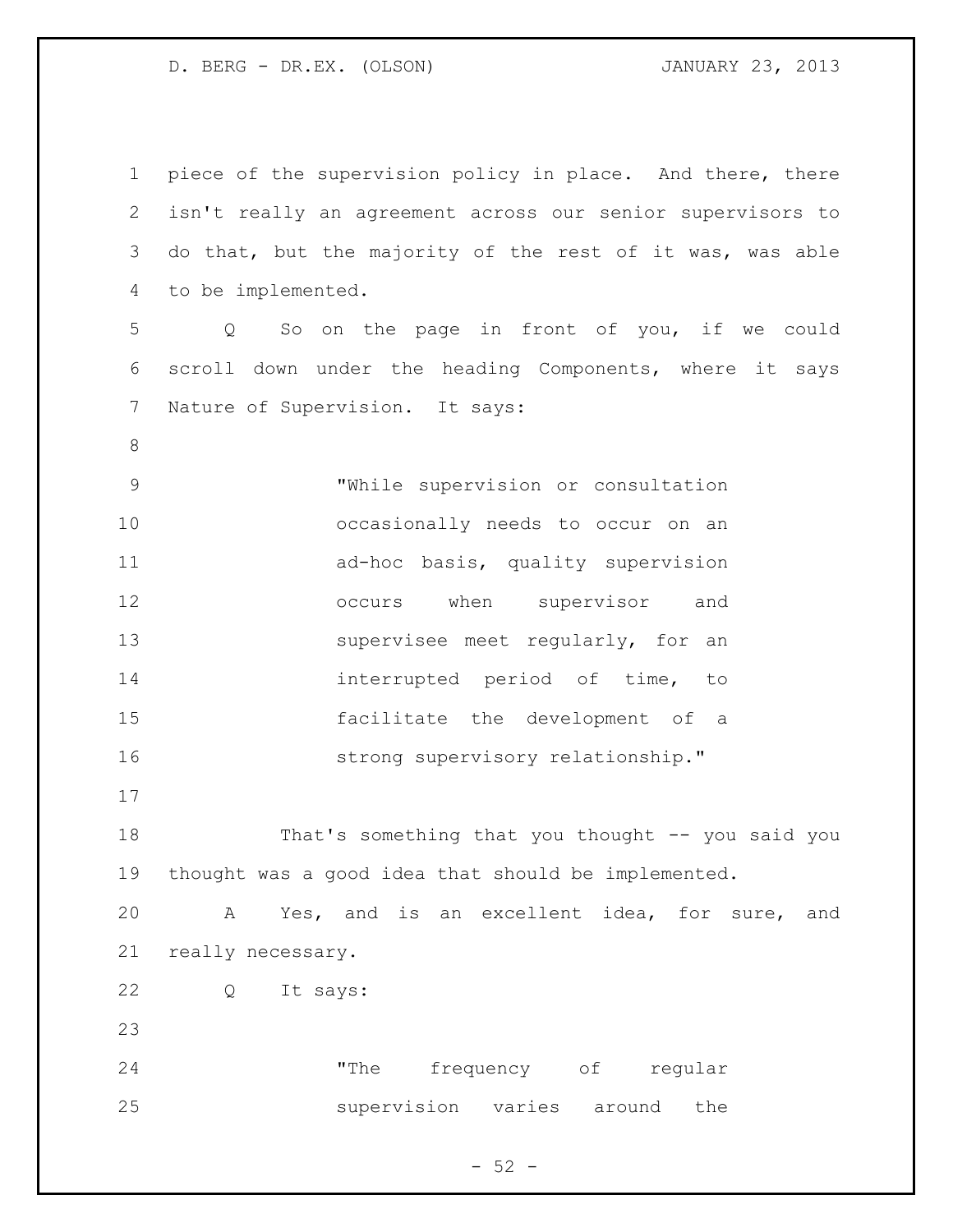piece of the supervision policy in place. And there, there isn't really an agreement across our senior supervisors to do that, but the majority of the rest of it was, was able to be implemented.

Q So on the page in front of you, if we could scroll down under the heading Components, where it says Nature of Supervision. It says:

> "While supervision or consultation occasionally needs to occur on an ad-hoc basis, quality supervision occurs when supervisor and supervisee meet regularly, for an interrupted period of time, to facilitate the development of a strong supervisory relationship."

That's something that you thought -- you said you thought was a good idea that should be implemented.

A Yes, and is an excellent idea, for sure, and really necessary.

Q It says:

> "The frequency of regular supervision varies around the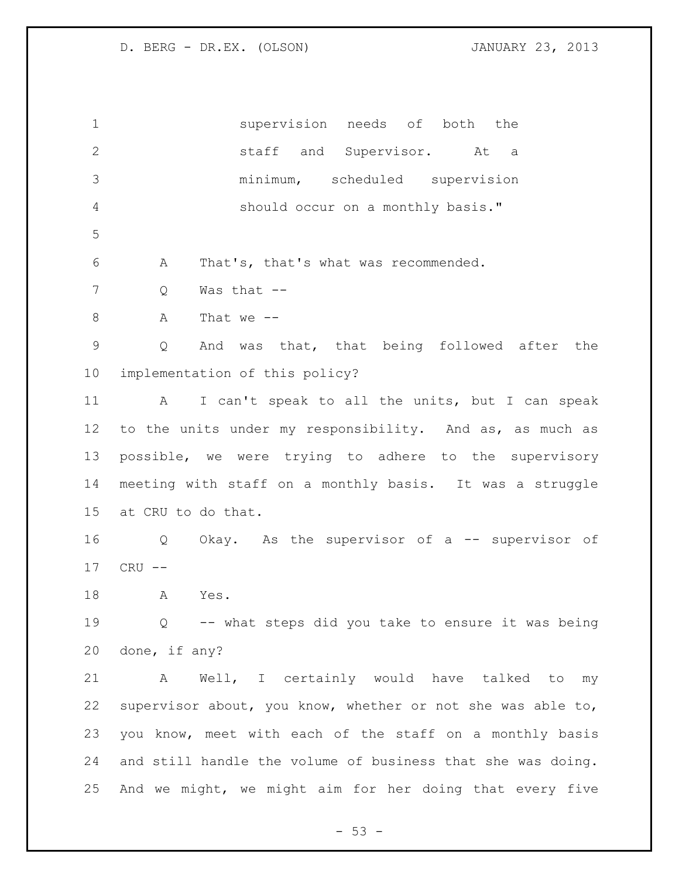supervision needs of both the staff and Supervisor. At a minimum, scheduled supervision should occur on a monthly basis."

A That's, that's what was recommended.

Q Was that --

A That we --

Q And was that, that being followed after the implementation of this policy?

A I can't speak to all the units, but I can speak to the units under my responsibility. And as, as much as possible, we were trying to adhere to the supervisory meeting with staff on a monthly basis. It was a struggle at CRU to do that.

Q Okay. As the supervisor of a -- supervisor of CRU --

A Yes.

Q -- what steps did you take to ensure it was being done, if any?

A Well, I certainly would have talked to my supervisor about, you know, whether or not she was able to, you know, meet with each of the staff on a monthly basis and still handle the volume of business that she was doing. And we might, we might aim for her doing that every five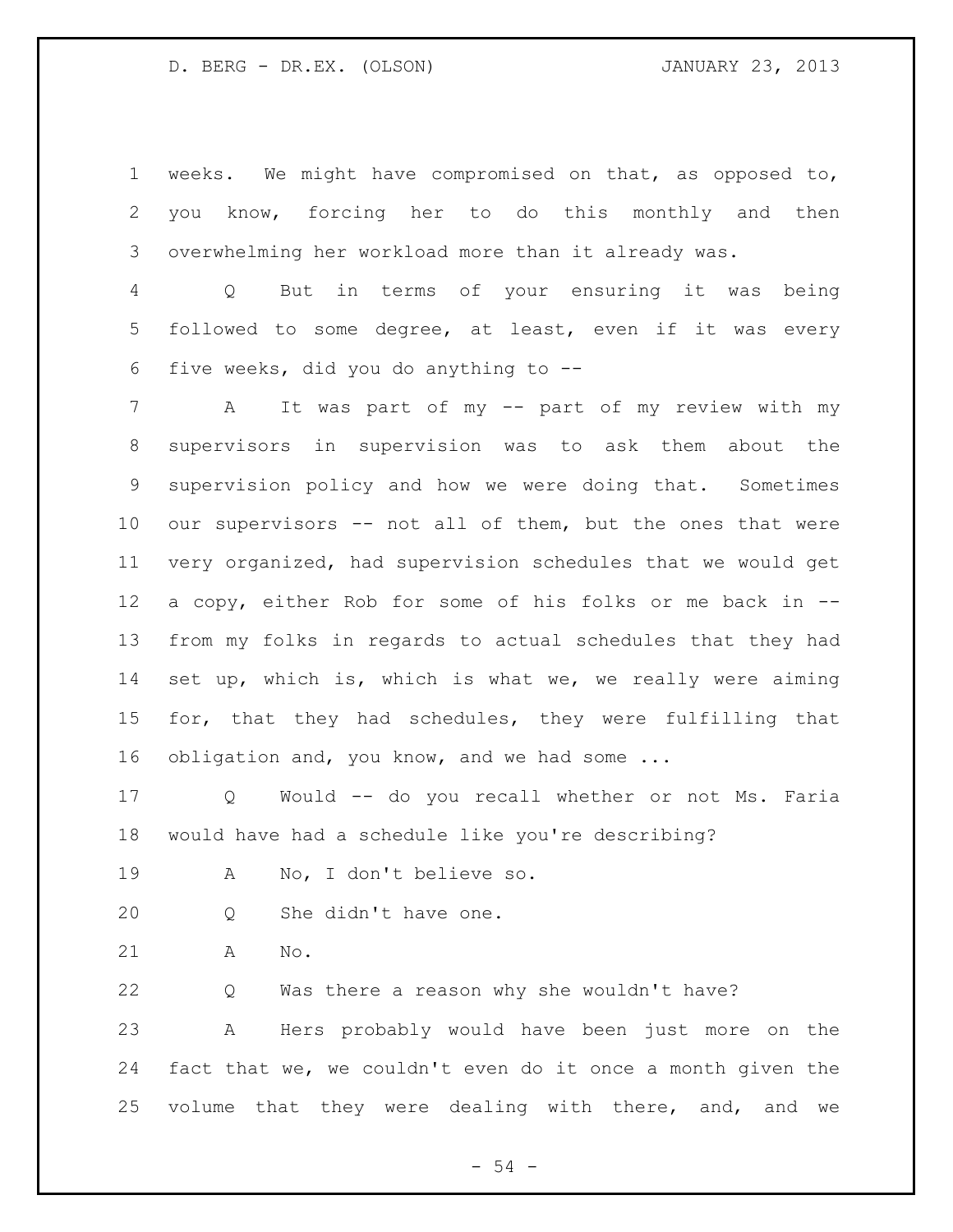weeks. We might have compromised on that, as opposed to, you know, forcing her to do this monthly and then overwhelming her workload more than it already was.

Q But in terms of your ensuring it was being followed to some degree, at least, even if it was every five weeks, did you do anything to --

A It was part of my -- part of my review with my supervisors in supervision was to ask them about the supervision policy and how we were doing that. Sometimes our supervisors -- not all of them, but the ones that were very organized, had supervision schedules that we would get a copy, either Rob for some of his folks or me back in -- from my folks in regards to actual schedules that they had set up, which is, which is what we, we really were aiming for, that they had schedules, they were fulfilling that obligation and, you know, and we had some ...

Q Would -- do you recall whether or not Ms. Faria would have had a schedule like you're describing?

A No, I don't believe so.

Q She didn't have one.

A No.

Q Was there a reason why she wouldn't have?

A Hers probably would have been just more on the fact that we, we couldn't even do it once a month given the volume that they were dealing with there, and, and we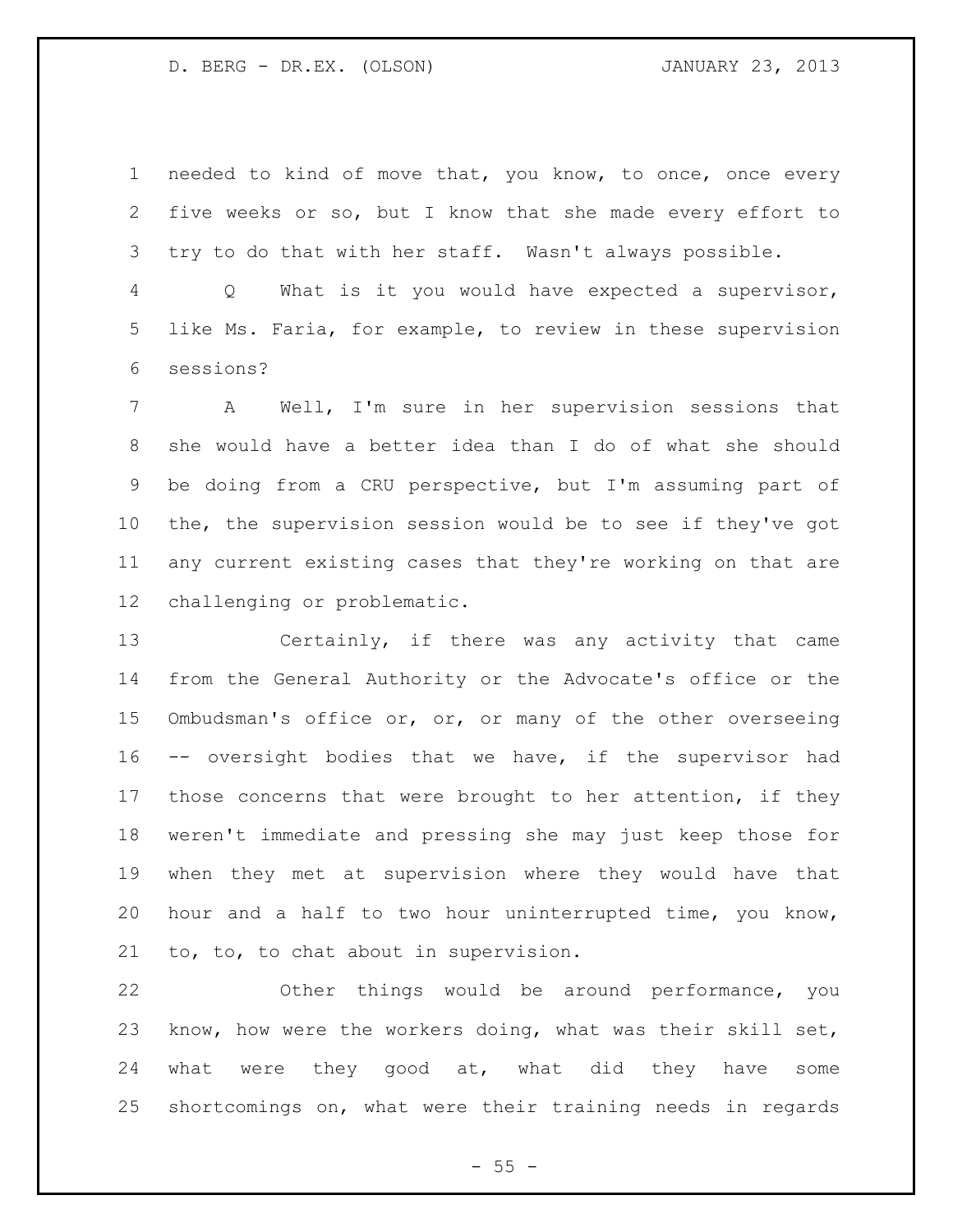needed to kind of move that, you know, to once, once every five weeks or so, but I know that she made every effort to try to do that with her staff. Wasn't always possible.

Q What is it you would have expected a supervisor, like Ms. Faria, for example, to review in these supervision sessions?

A Well, I'm sure in her supervision sessions that she would have a better idea than I do of what she should be doing from a CRU perspective, but I'm assuming part of the, the supervision session would be to see if they've got any current existing cases that they're working on that are challenging or problematic.

Certainly, if there was any activity that came from the General Authority or the Advocate's office or the Ombudsman's office or, or, or many of the other overseeing -- oversight bodies that we have, if the supervisor had those concerns that were brought to her attention, if they weren't immediate and pressing she may just keep those for when they met at supervision where they would have that hour and a half to two hour uninterrupted time, you know, to, to, to chat about in supervision.

Other things would be around performance, you know, how were the workers doing, what was their skill set, what were they good at, what did they have some shortcomings on, what were their training needs in regards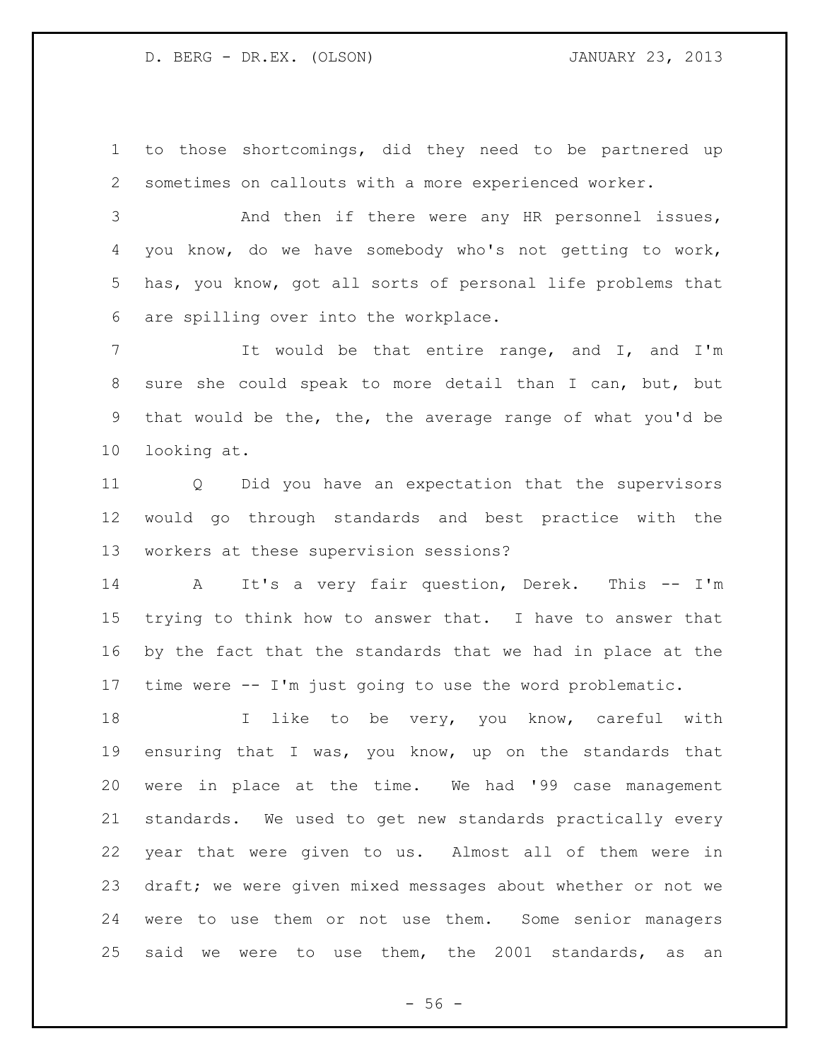to those shortcomings, did they need to be partnered up sometimes on callouts with a more experienced worker.

And then if there were any HR personnel issues, you know, do we have somebody who's not getting to work, has, you know, got all sorts of personal life problems that are spilling over into the workplace.

It would be that entire range, and I, and I'm sure she could speak to more detail than I can, but, but that would be the, the, the average range of what you'd be looking at.

Q Did you have an expectation that the supervisors would go through standards and best practice with the workers at these supervision sessions?

A It's a very fair question, Derek. This -- I'm trying to think how to answer that. I have to answer that by the fact that the standards that we had in place at the time were -- I'm just going to use the word problematic.

I like to be very, you know, careful with ensuring that I was, you know, up on the standards that were in place at the time. We had '99 case management standards. We used to get new standards practically every year that were given to us. Almost all of them were in draft; we were given mixed messages about whether or not we were to use them or not use them. Some senior managers said we were to use them, the 2001 standards, as an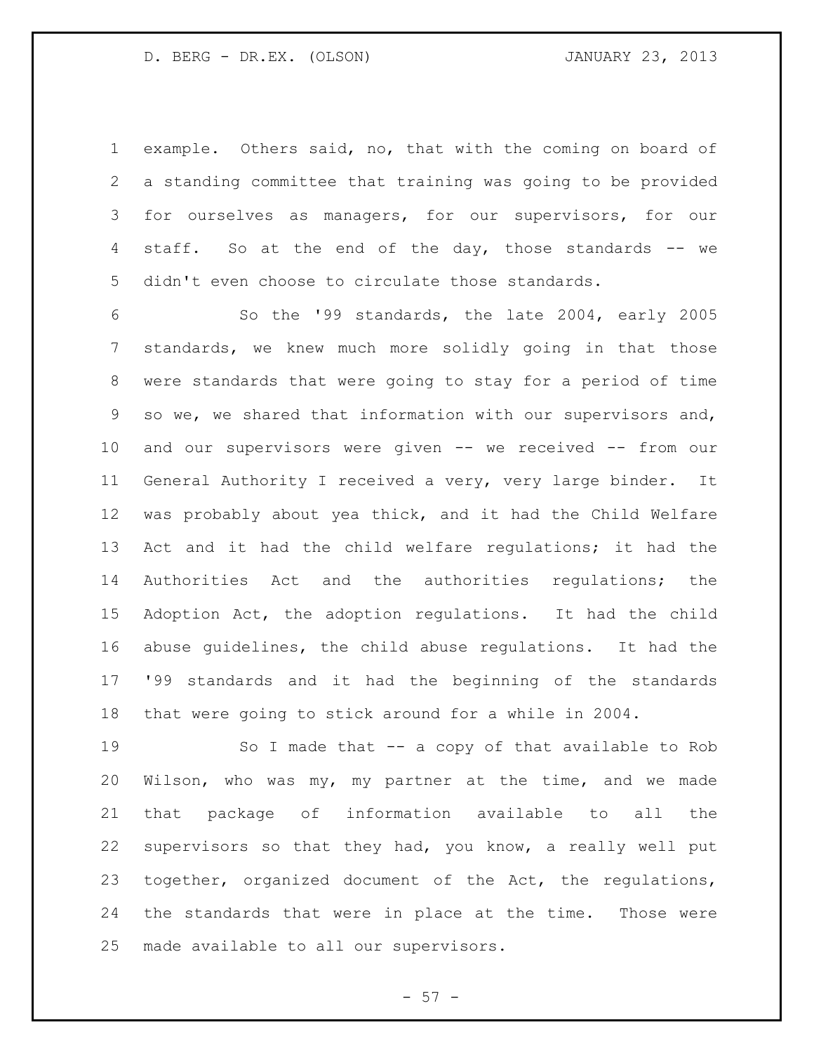example. Others said, no, that with the coming on board of a standing committee that training was going to be provided for ourselves as managers, for our supervisors, for our staff. So at the end of the day, those standards -- we didn't even choose to circulate those standards.

So the '99 standards, the late 2004, early 2005 standards, we knew much more solidly going in that those were standards that were going to stay for a period of time so we, we shared that information with our supervisors and, and our supervisors were given -- we received -- from our General Authority I received a very, very large binder. It was probably about yea thick, and it had the Child Welfare Act and it had the child welfare regulations; it had the Authorities Act and the authorities regulations; the Adoption Act, the adoption regulations. It had the child abuse guidelines, the child abuse regulations. It had the '99 standards and it had the beginning of the standards that were going to stick around for a while in 2004.

So I made that -- a copy of that available to Rob Wilson, who was my, my partner at the time, and we made that package of information available to all the supervisors so that they had, you know, a really well put together, organized document of the Act, the regulations, the standards that were in place at the time. Those were made available to all our supervisors.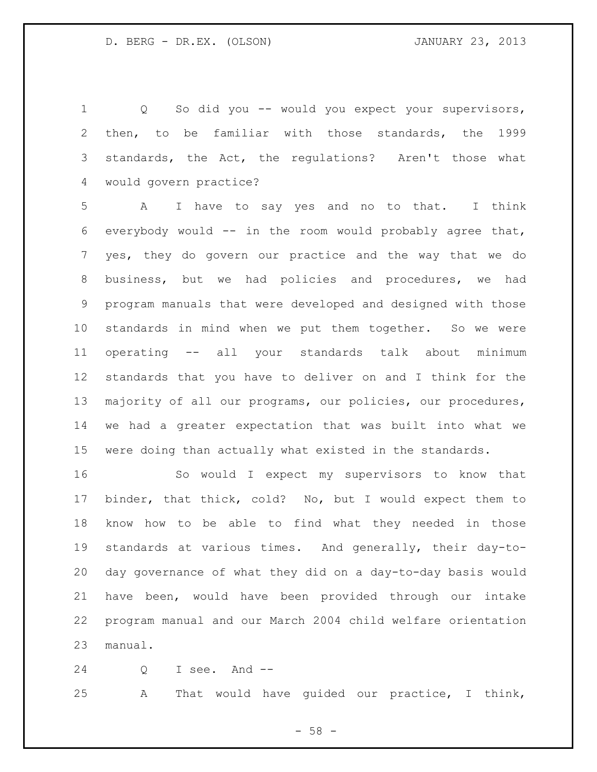Q So did you -- would you expect your supervisors, then, to be familiar with those standards, the 1999 standards, the Act, the regulations? Aren't those what would govern practice?

A I have to say yes and no to that. I think everybody would -- in the room would probably agree that, yes, they do govern our practice and the way that we do business, but we had policies and procedures, we had program manuals that were developed and designed with those standards in mind when we put them together. So we were operating -- all your standards talk about minimum standards that you have to deliver on and I think for the majority of all our programs, our policies, our procedures, we had a greater expectation that was built into what we were doing than actually what existed in the standards.

So would I expect my supervisors to know that binder, that thick, cold? No, but I would expect them to know how to be able to find what they needed in those standards at various times. And generally, their day-to-day governance of what they did on a day-to-day basis would have been, would have been provided through our intake program manual and our March 2004 child welfare orientation manual.

Q I see. And --

A That would have guided our practice, I think,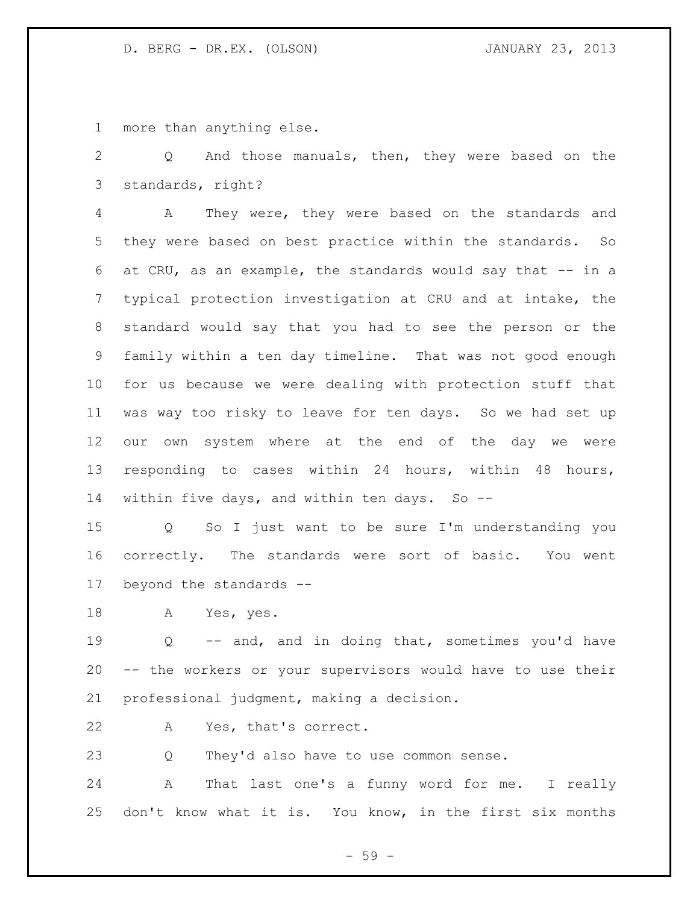more than anything else.

Q And those manuals, then, they were based on the standards, right?

A They were, they were based on the standards and they were based on best practice within the standards. So at CRU, as an example, the standards would say that -- in a typical protection investigation at CRU and at intake, the standard would say that you had to see the person or the family within a ten day timeline. That was not good enough for us because we were dealing with protection stuff that was way too risky to leave for ten days. So we had set up our own system where at the end of the day we were responding to cases within 24 hours, within 48 hours, within five days, and within ten days. So --

Q So I just want to be sure I'm understanding you correctly. The standards were sort of basic. You went beyond the standards --

A Yes, yes.

Q -- and, and in doing that, sometimes you'd have -- the workers or your supervisors would have to use their professional judgment, making a decision.

A Yes, that's correct.

Q They'd also have to use common sense.

A That last one's a funny word for me. I really don't know what it is. You know, in the first six months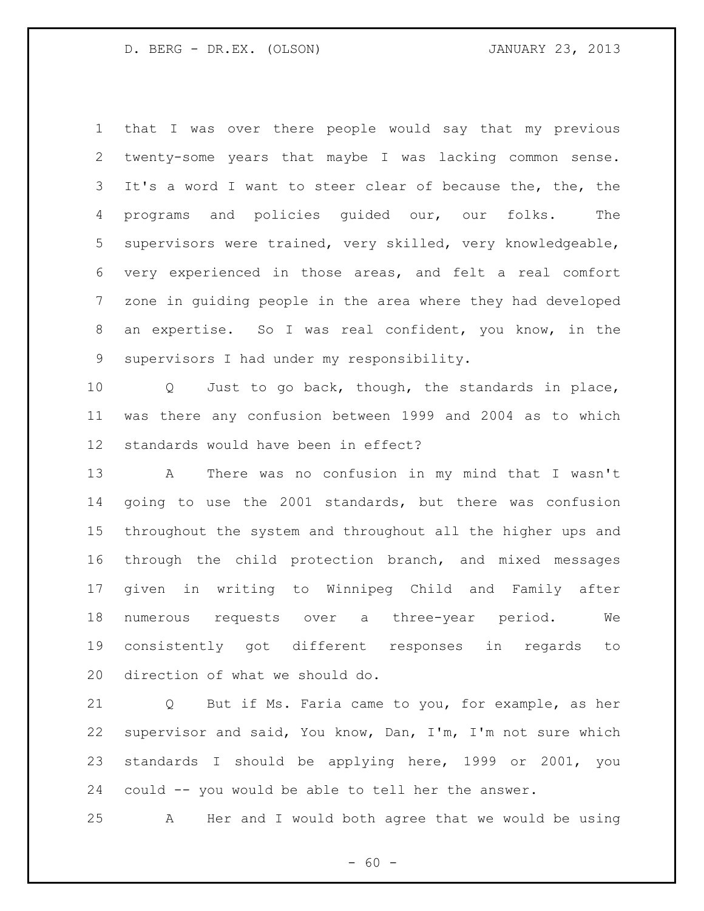that I was over there people would say that my previous twenty-some years that maybe I was lacking common sense. It's a word I want to steer clear of because the, the, the programs and policies guided our, our folks. The supervisors were trained, very skilled, very knowledgeable, very experienced in those areas, and felt a real comfort zone in guiding people in the area where they had developed an expertise. So I was real confident, you know, in the supervisors I had under my responsibility.

Q Just to go back, though, the standards in place, was there any confusion between 1999 and 2004 as to which standards would have been in effect?

A There was no confusion in my mind that I wasn't going to use the 2001 standards, but there was confusion throughout the system and throughout all the higher ups and through the child protection branch, and mixed messages given in writing to Winnipeg Child and Family after numerous requests over a three-year period. We consistently got different responses in regards to direction of what we should do.

Q But if Ms. Faria came to you, for example, as her supervisor and said, You know, Dan, I'm, I'm not sure which standards I should be applying here, 1999 or 2001, you could -- you would be able to tell her the answer.

A Her and I would both agree that we would be using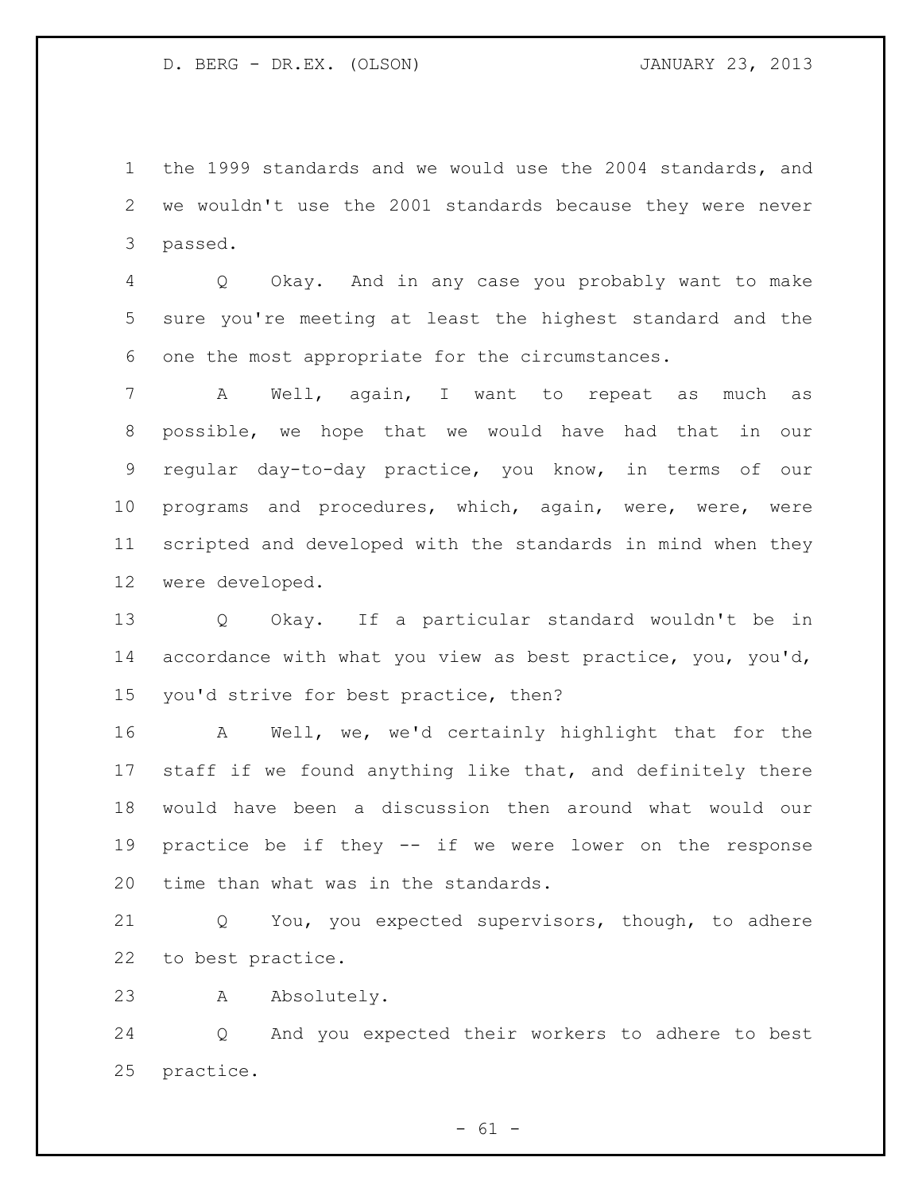the 1999 standards and we would use the 2004 standards, and we wouldn't use the 2001 standards because they were never passed.

Q Okay. And in any case you probably want to make sure you're meeting at least the highest standard and the one the most appropriate for the circumstances.

A Well, again, I want to repeat as much as possible, we hope that we would have had that in our regular day-to-day practice, you know, in terms of our programs and procedures, which, again, were, were, were scripted and developed with the standards in mind when they were developed.

Q Okay. If a particular standard wouldn't be in accordance with what you view as best practice, you, you'd, you'd strive for best practice, then?

A Well, we, we'd certainly highlight that for the staff if we found anything like that, and definitely there would have been a discussion then around what would our practice be if they -- if we were lower on the response time than what was in the standards.

Q You, you expected supervisors, though, to adhere to best practice.

A Absolutely.

Q And you expected their workers to adhere to best practice.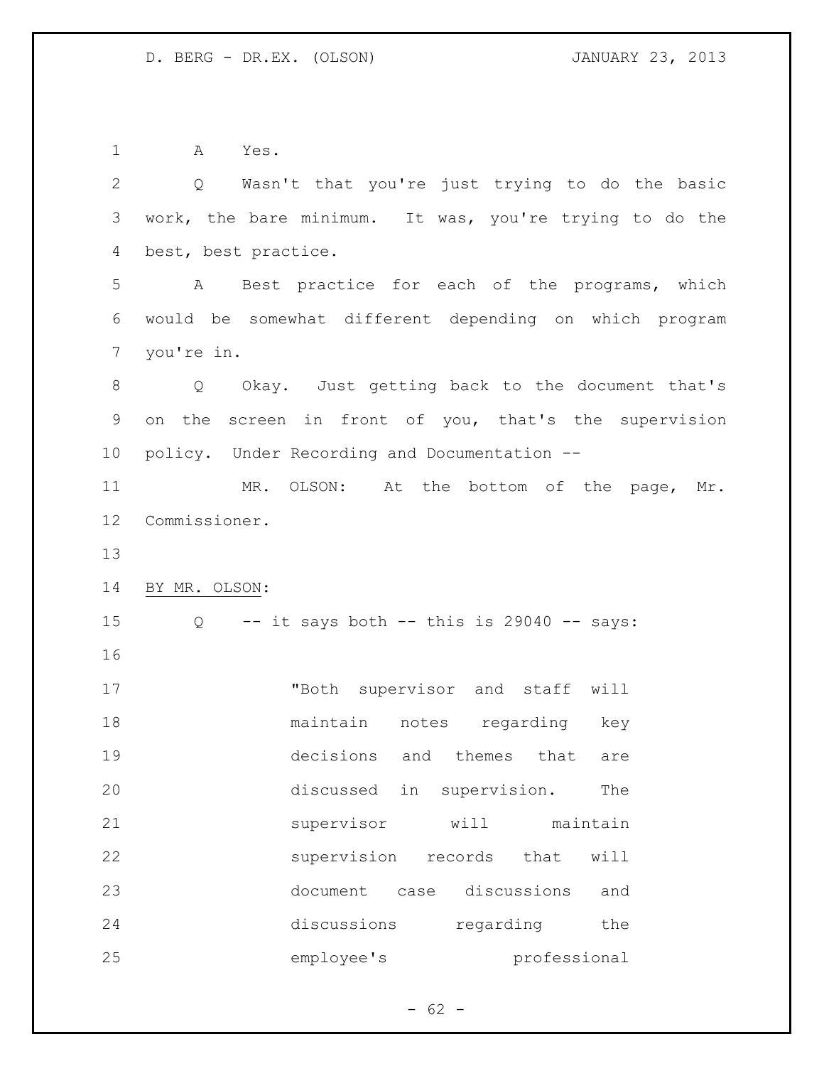A Yes.

Q Wasn't that you're just trying to do the basic work, the bare minimum. It was, you're trying to do the best, best practice.

A Best practice for each of the programs, which would be somewhat different depending on which program you're in.

Q Okay. Just getting back to the document that's on the screen in front of you, that's the supervision policy. Under Recording and Documentation --

MR. OLSON: At the bottom of the page, Mr. Commissioner.

BY MR. OLSON:

Q -- it says both -- this is 29040 -- says:

> "Both supervisor and staff will maintain notes regarding key decisions and themes that are discussed in supervision. The supervisor will maintain supervision records that will document case discussions and discussions regarding the employee's professional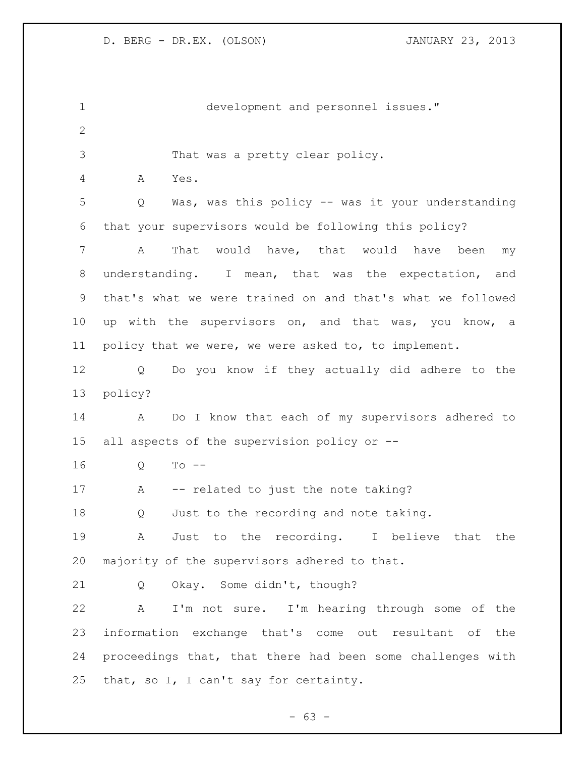development and personnel issues."

That was a pretty clear policy.

A Yes.

Q Was, was this policy -- was it your understanding that your supervisors would be following this policy?

A That would have, that would have been my understanding. I mean, that was the expectation, and that's what we were trained on and that's what we followed up with the supervisors on, and that was, you know, a policy that we were, we were asked to, to implement.

Q Do you know if they actually did adhere to the policy?

A Do I know that each of my supervisors adhered to all aspects of the supervision policy or --

Q To --

A -- related to just the note taking?

Q Just to the recording and note taking.

A Just to the recording. I believe that the majority of the supervisors adhered to that.

Q Okay. Some didn't, though?

A I'm not sure. I'm hearing through some of the information exchange that's come out resultant of the proceedings that, that there had been some challenges with that, so I, I can't say for certainty.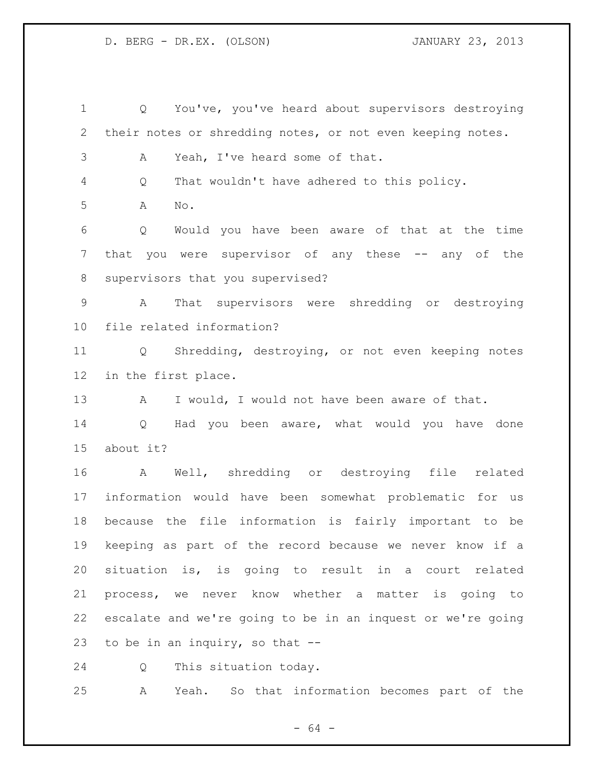Q You've, you've heard about supervisors destroying their notes or shredding notes, or not even keeping notes.

A Yeah, I've heard some of that.

Q That wouldn't have adhered to this policy.

A No.

Q Would you have been aware of that at the time that you were supervisor of any these -- any of the supervisors that you supervised?

A That supervisors were shredding or destroying file related information?

Q Shredding, destroying, or not even keeping notes in the first place.

A I would, I would not have been aware of that.

Q Had you been aware, what would you have done about it?

A Well, shredding or destroying file related information would have been somewhat problematic for us because the file information is fairly important to be keeping as part of the record because we never know if a situation is, is going to result in a court related process, we never know whether a matter is going to escalate and we're going to be in an inquest or we're going to be in an inquiry, so that --

Q This situation today.

A Yeah. So that information becomes part of the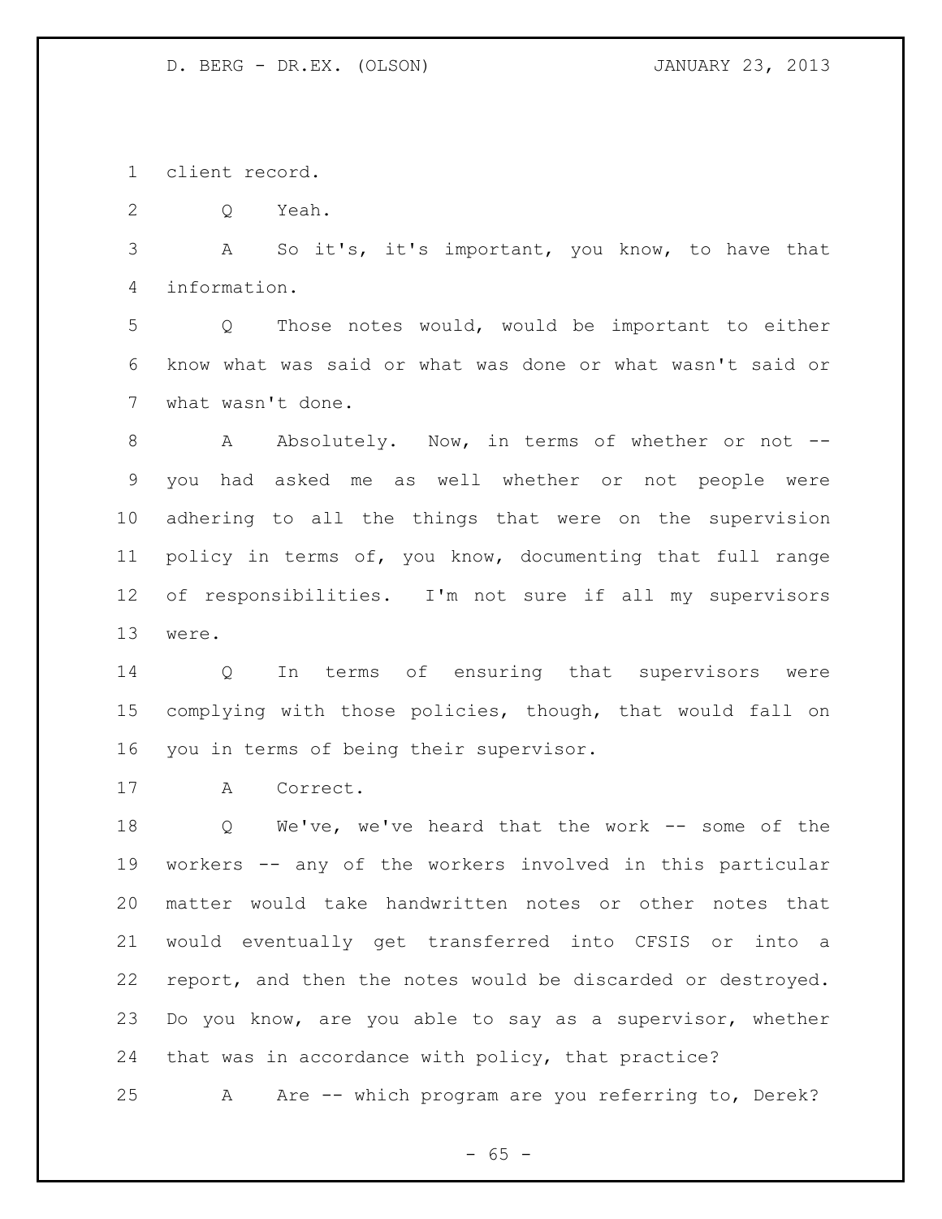client record.

Q Yeah.

A So it's, it's important, you know, to have that information.

Q Those notes would, would be important to either know what was said or what was done or what wasn't said or what wasn't done.

A Absolutely. Now, in terms of whether or not -- you had asked me as well whether or not people were adhering to all the things that were on the supervision policy in terms of, you know, documenting that full range of responsibilities. I'm not sure if all my supervisors were.

Q In terms of ensuring that supervisors were complying with those policies, though, that would fall on you in terms of being their supervisor.

A Correct.

Q We've, we've heard that the work -- some of the workers -- any of the workers involved in this particular matter would take handwritten notes or other notes that would eventually get transferred into CFSIS or into a report, and then the notes would be discarded or destroyed. Do you know, are you able to say as a supervisor, whether that was in accordance with policy, that practice?

A Are -- which program are you referring to, Derek?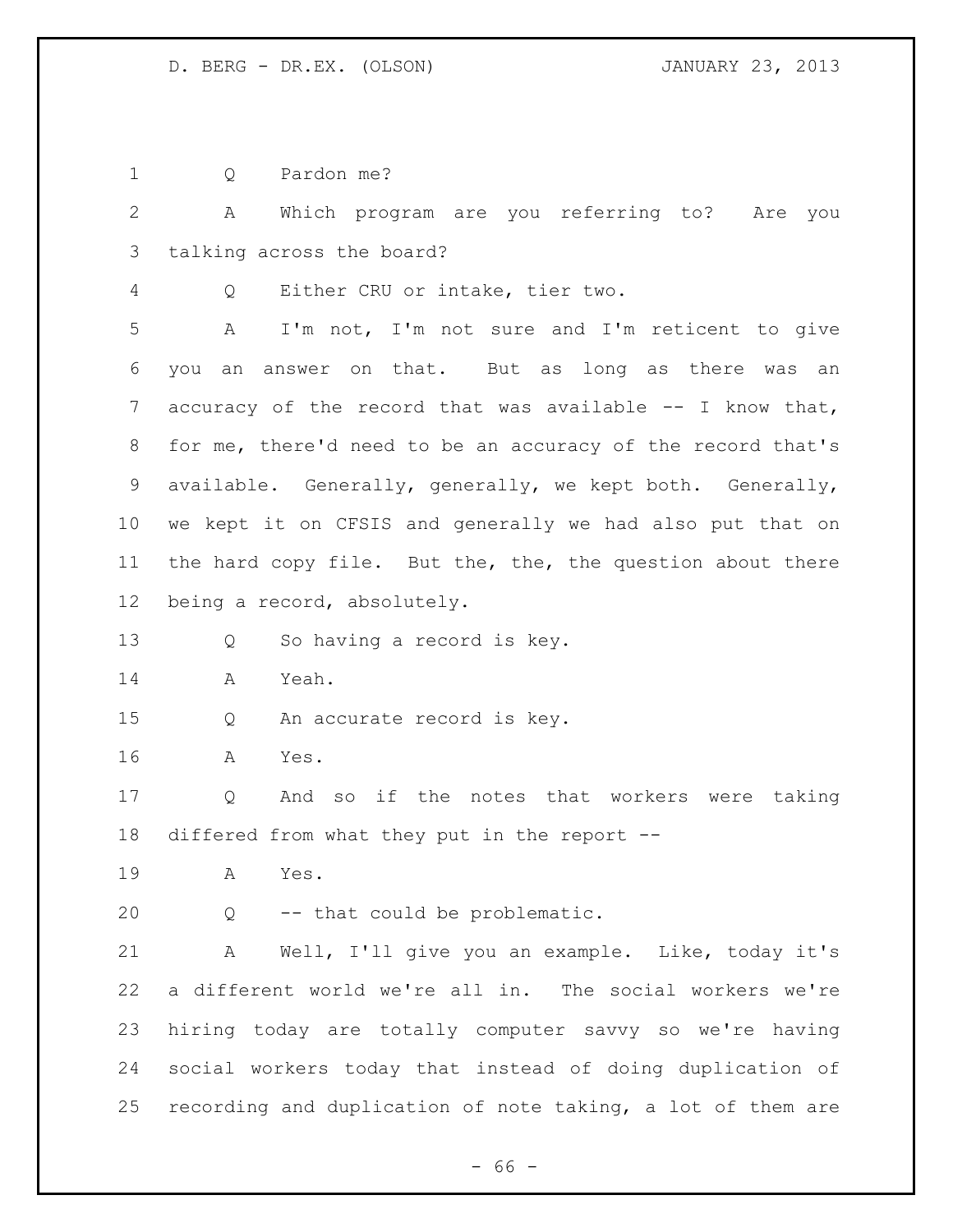Q Pardon me?

A Which program are you referring to? Are you talking across the board?

Q Either CRU or intake, tier two.

A I'm not, I'm not sure and I'm reticent to give you an answer on that. But as long as there was an accuracy of the record that was available -- I know that, for me, there'd need to be an accuracy of the record that's available. Generally, generally, we kept both. Generally, we kept it on CFSIS and generally we had also put that on the hard copy file. But the, the, the question about there being a record, absolutely.

Q So having a record is key.

A Yeah.

Q An accurate record is key.

A Yes.

Q And so if the notes that workers were taking differed from what they put in the report --

A Yes.

Q -- that could be problematic.

A Well, I'll give you an example. Like, today it's a different world we're all in. The social workers we're hiring today are totally computer savvy so we're having social workers today that instead of doing duplication of recording and duplication of note taking, a lot of them are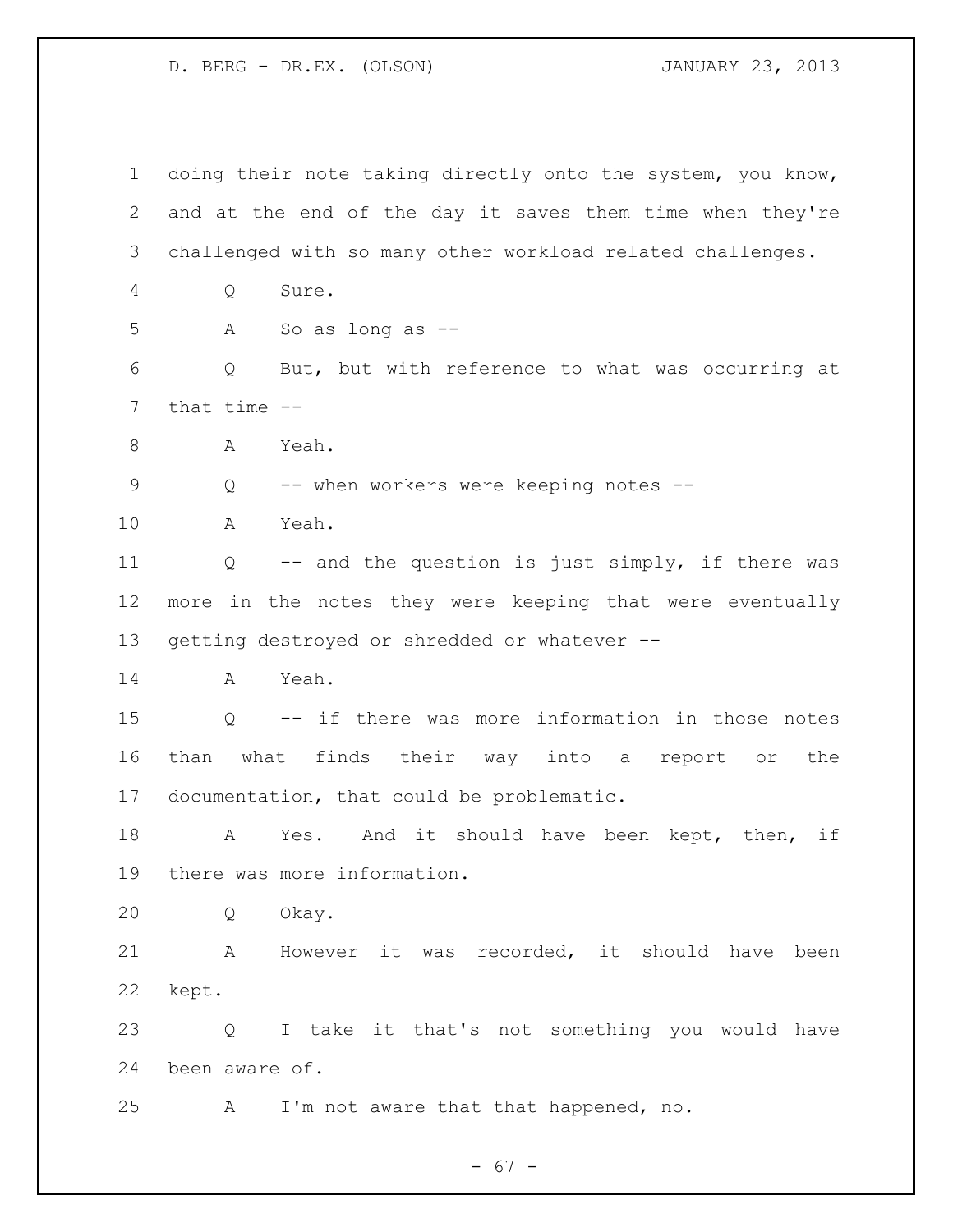doing their note taking directly onto the system, you know, and at the end of the day it saves them time when they're challenged with so many other workload related challenges.

Q Sure.

A So as long as --

Q But, but with reference to what was occurring at that time --

A Yeah.

Q -- when workers were keeping notes --

A Yeah.

Q -- and the question is just simply, if there was more in the notes they were keeping that were eventually getting destroyed or shredded or whatever --

A Yeah.

Q -- if there was more information in those notes than what finds their way into a report or the documentation, that could be problematic.

A Yes. And it should have been kept, then, if there was more information.

Q Okay.

A However it was recorded, it should have been kept.

Q I take it that's not something you would have been aware of.

A I'm not aware that that happened, no.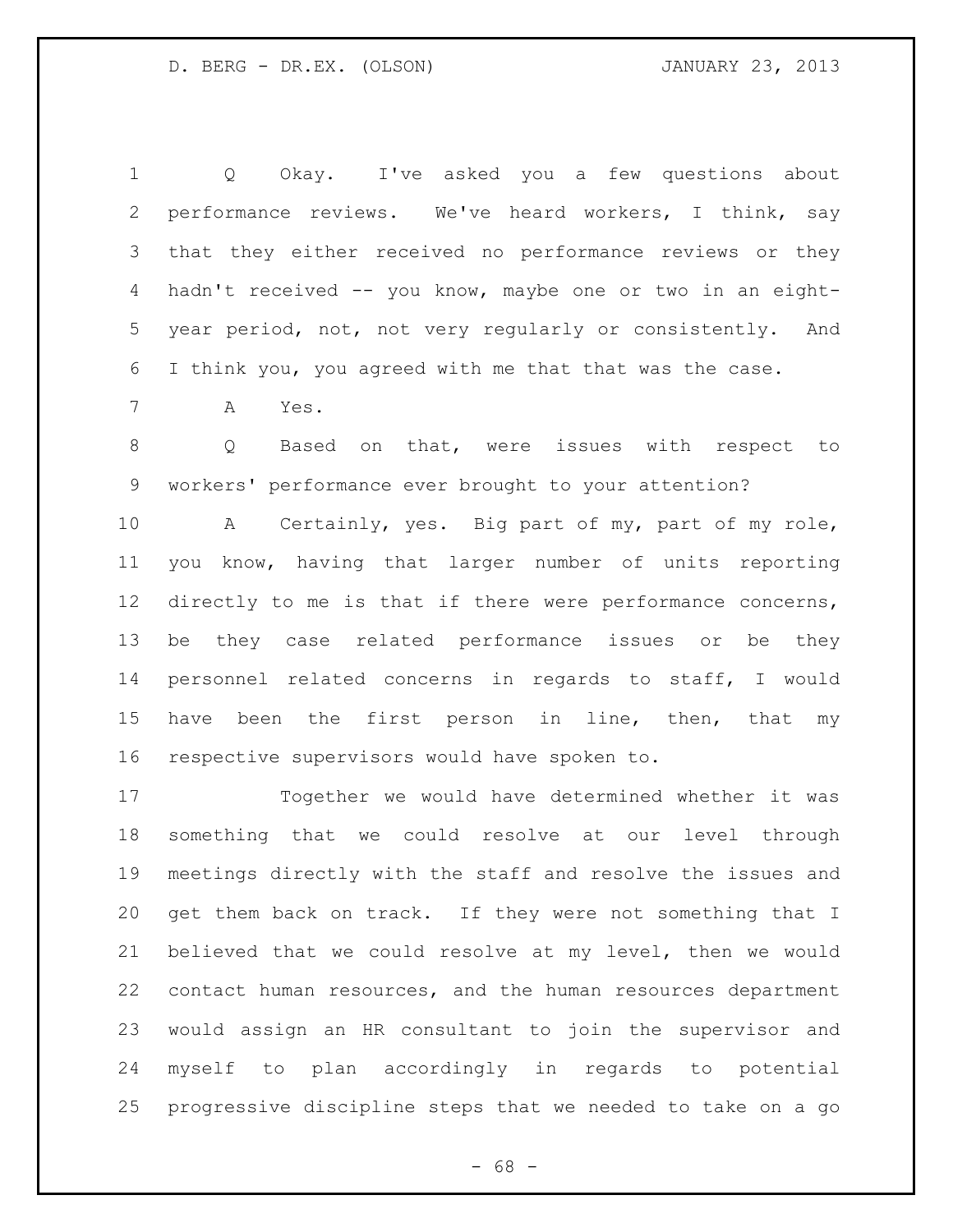Q Okay. I've asked you a few questions about performance reviews. We've heard workers, I think, say that they either received no performance reviews or they hadn't received -- you know, maybe one or two in an eight-year period, not, not very regularly or consistently. And I think you, you agreed with me that that was the case.

A Yes.

Q Based on that, were issues with respect to workers' performance ever brought to your attention?

A Certainly, yes. Big part of my, part of my role, you know, having that larger number of units reporting directly to me is that if there were performance concerns, be they case related performance issues or be they personnel related concerns in regards to staff, I would have been the first person in line, then, that my respective supervisors would have spoken to.

Together we would have determined whether it was something that we could resolve at our level through meetings directly with the staff and resolve the issues and get them back on track. If they were not something that I believed that we could resolve at my level, then we would contact human resources, and the human resources department would assign an HR consultant to join the supervisor and myself to plan accordingly in regards to potential progressive discipline steps that we needed to take on a go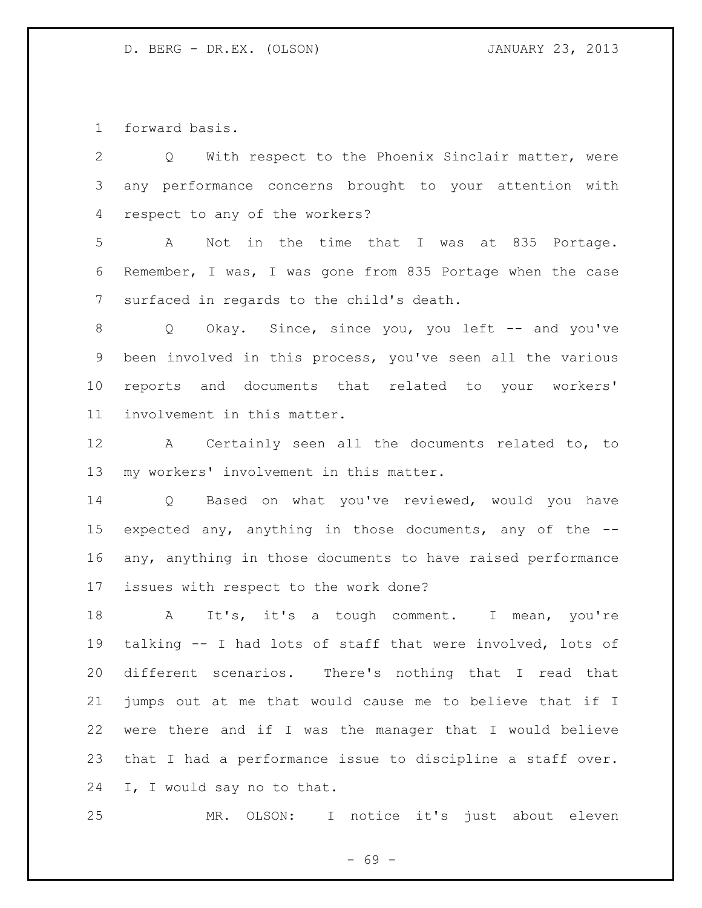forward basis.

Q With respect to the Phoenix Sinclair matter, were any performance concerns brought to your attention with respect to any of the workers?

A Not in the time that I was at 835 Portage. Remember, I was, I was gone from 835 Portage when the case surfaced in regards to the child's death.

Q Okay. Since, since you, you left -- and you've been involved in this process, you've seen all the various reports and documents that related to your workers' involvement in this matter.

A Certainly seen all the documents related to, to my workers' involvement in this matter.

Q Based on what you've reviewed, would you have expected any, anything in those documents, any of the -- any, anything in those documents to have raised performance issues with respect to the work done?

A It's, it's a tough comment. I mean, you're talking -- I had lots of staff that were involved, lots of different scenarios. There's nothing that I read that jumps out at me that would cause me to believe that if I were there and if I was the manager that I would believe that I had a performance issue to discipline a staff over. I, I would say no to that.

MR. OLSON: I notice it's just about eleven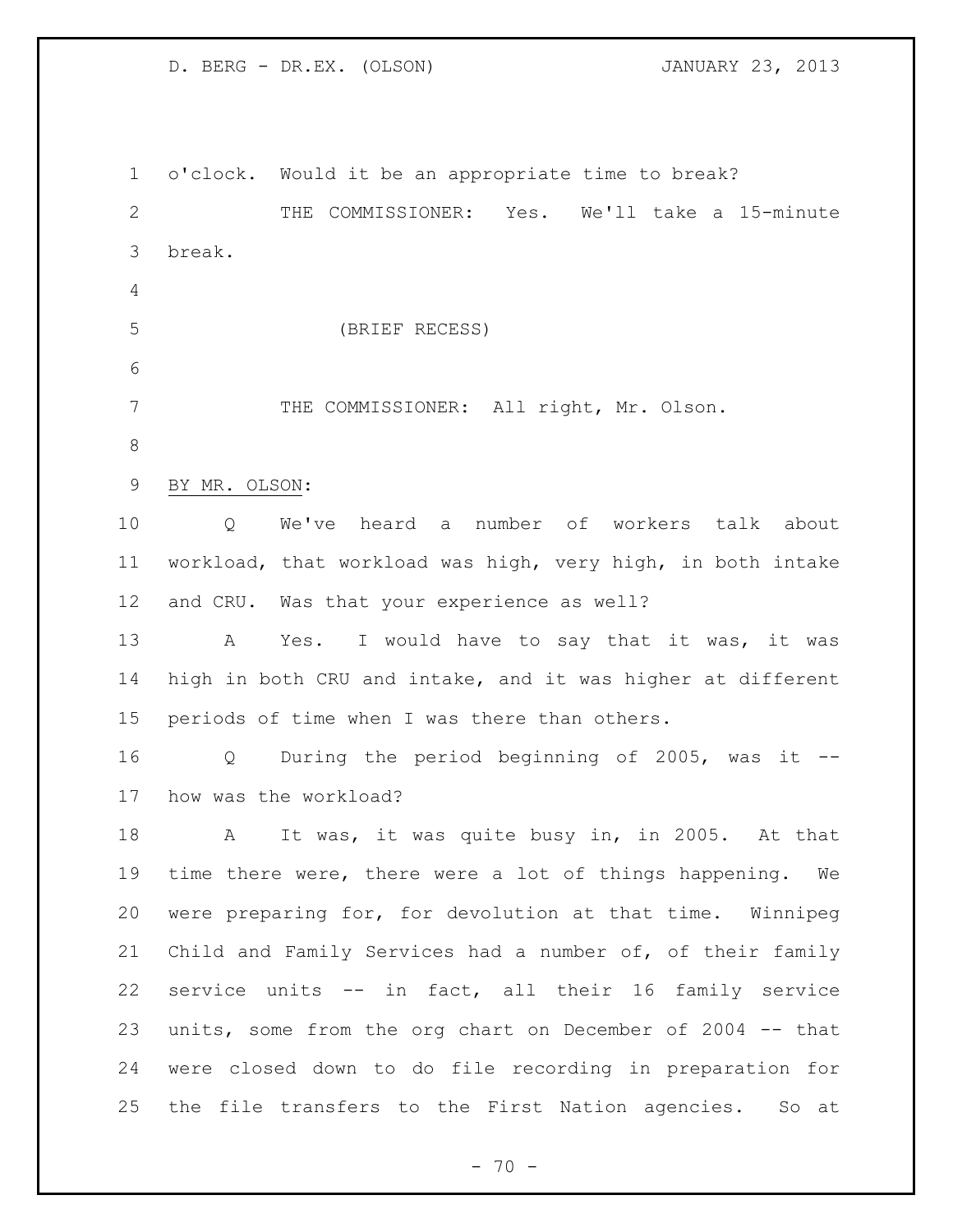o'clock. Would it be an appropriate time to break?

THE COMMISSIONER: Yes. We'll take a 15-minute break.

(BRIEF RECESS)

THE COMMISSIONER: All right, Mr. Olson.

BY MR. OLSON:

Q We've heard a number of workers talk about workload, that workload was high, very high, in both intake and CRU. Was that your experience as well?

A Yes. I would have to say that it was, it was high in both CRU and intake, and it was higher at different periods of time when I was there than others.

Q During the period beginning of 2005, was it -- how was the workload?

A It was, it was quite busy in, in 2005. At that time there were, there were a lot of things happening. We were preparing for, for devolution at that time. Winnipeg Child and Family Services had a number of, of their family service units -- in fact, all their 16 family service units, some from the org chart on December of 2004 -- that were closed down to do file recording in preparation for the file transfers to the First Nation agencies. So at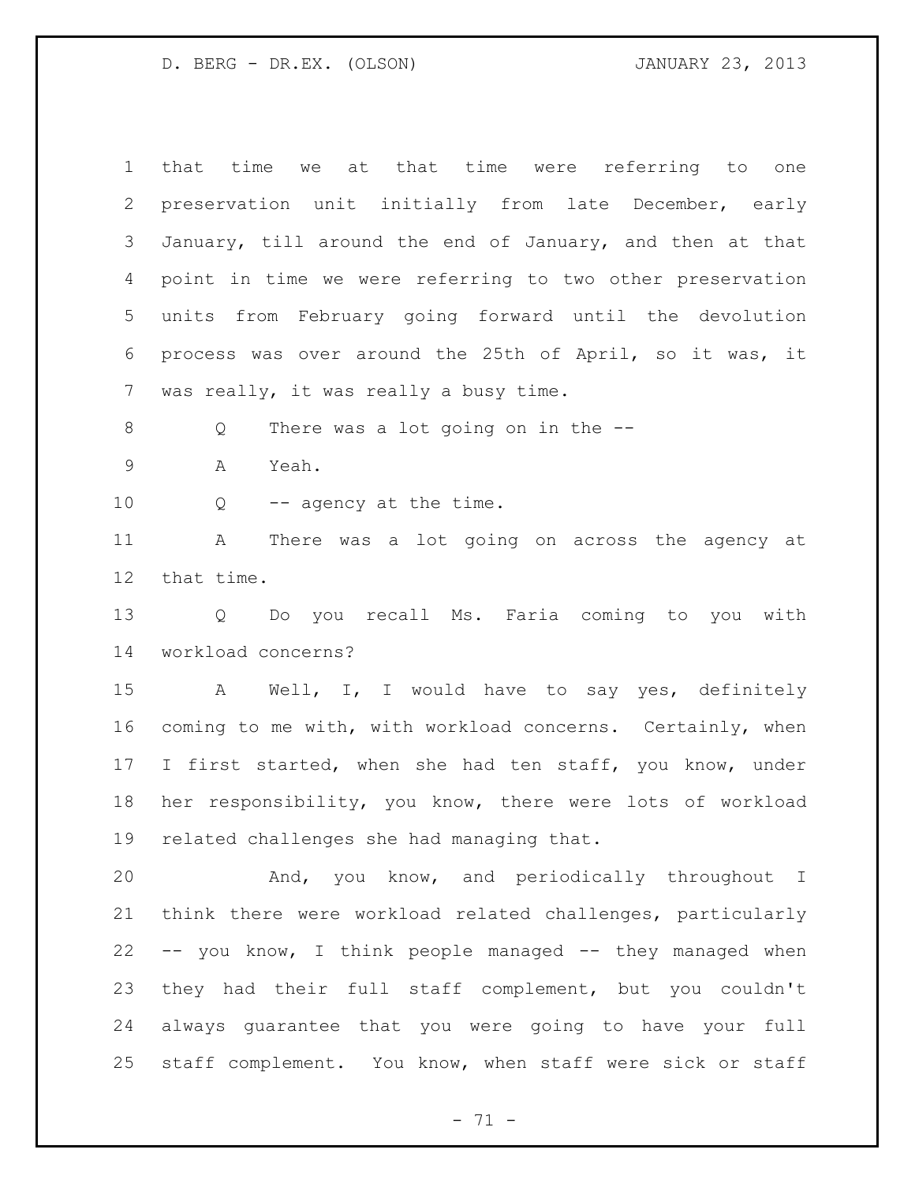that time we at that time were referring to one preservation unit initially from late December, early January, till around the end of January, and then at that point in time we were referring to two other preservation units from February going forward until the devolution process was over around the 25th of April, so it was, it was really, it was really a busy time.

Q There was a lot going on in the --

A Yeah.

Q -- agency at the time.

A There was a lot going on across the agency at that time.

Q Do you recall Ms. Faria coming to you with workload concerns?

A Well, I, I would have to say yes, definitely coming to me with, with workload concerns. Certainly, when I first started, when she had ten staff, you know, under her responsibility, you know, there were lots of workload related challenges she had managing that.

And, you know, and periodically throughout I think there were workload related challenges, particularly -- you know, I think people managed -- they managed when they had their full staff complement, but you couldn't always guarantee that you were going to have your full staff complement. You know, when staff were sick or staff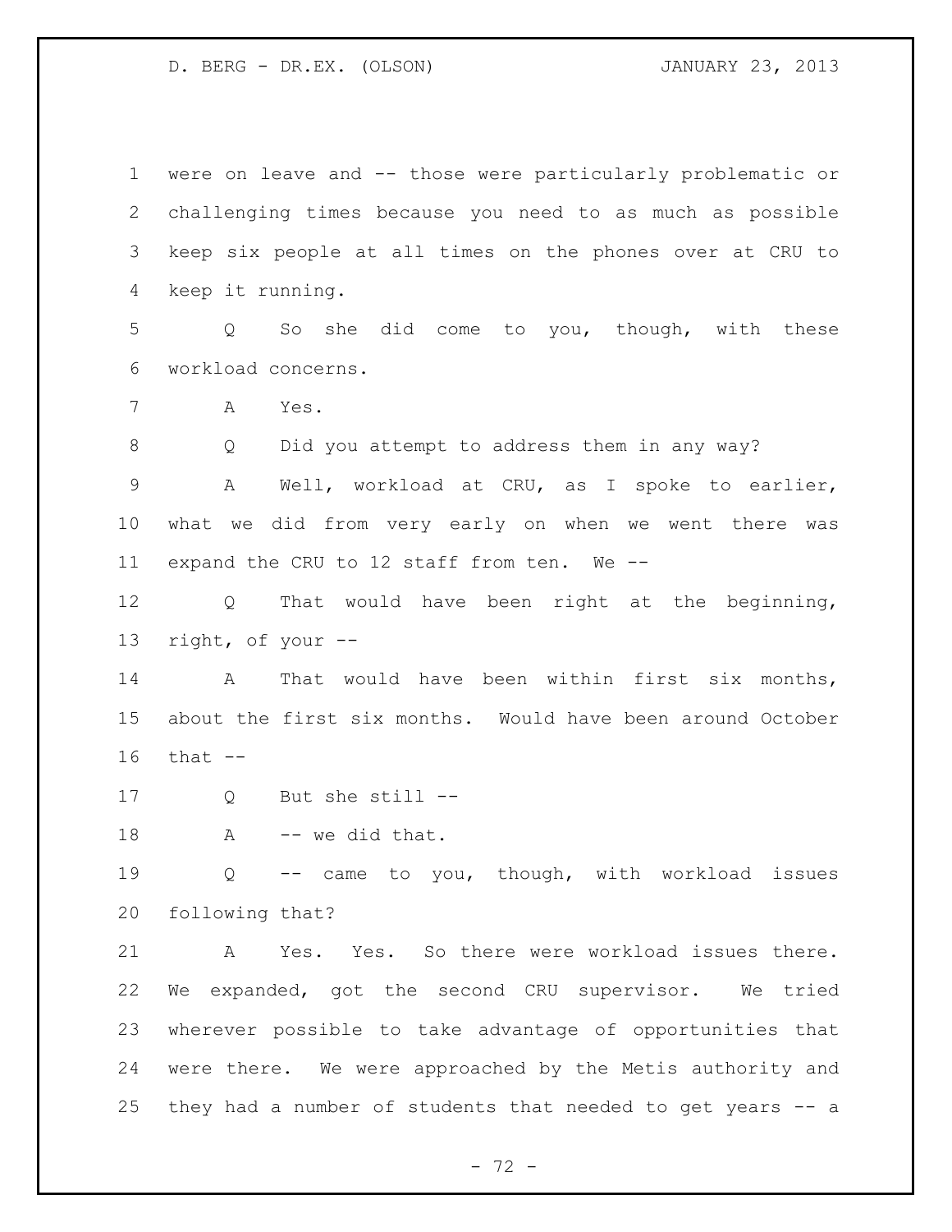were on leave and -- those were particularly problematic or challenging times because you need to as much as possible keep six people at all times on the phones over at CRU to keep it running.

Q So she did come to you, though, with these workload concerns.

A Yes.

Q Did you attempt to address them in any way?

A Well, workload at CRU, as I spoke to earlier, what we did from very early on when we went there was expand the CRU to 12 staff from ten. We --

Q That would have been right at the beginning, right, of your --

A That would have been within first six months, about the first six months. Would have been around October that --

Q But she still --

A -- we did that.

Q -- came to you, though, with workload issues following that?

A Yes. Yes. So there were workload issues there. We expanded, got the second CRU supervisor. We tried wherever possible to take advantage of opportunities that were there. We were approached by the Metis authority and they had a number of students that needed to get years -- a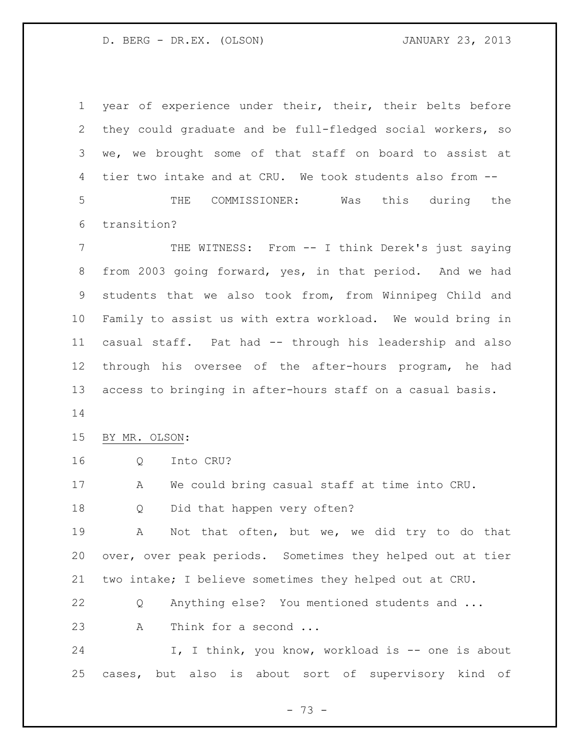year of experience under their, their, their belts before they could graduate and be full-fledged social workers, so we, we brought some of that staff on board to assist at tier two intake and at CRU. We took students also from --

THE COMMISSIONER: Was this during the transition?

THE WITNESS: From -- I think Derek's just saying from 2003 going forward, yes, in that period. And we had students that we also took from, from Winnipeg Child and Family to assist us with extra workload. We would bring in casual staff. Pat had -- through his leadership and also through his oversee of the after-hours program, he had access to bringing in after-hours staff on a casual basis.

BY MR. OLSON:

Q Into CRU?

A We could bring casual staff at time into CRU.

Q Did that happen very often?

A Not that often, but we, we did try to do that over, over peak periods. Sometimes they helped out at tier two intake; I believe sometimes they helped out at CRU.

Q Anything else? You mentioned students and ...

A Think for a second ...

I, I think, you know, workload is -- one is about cases, but also is about sort of supervisory kind of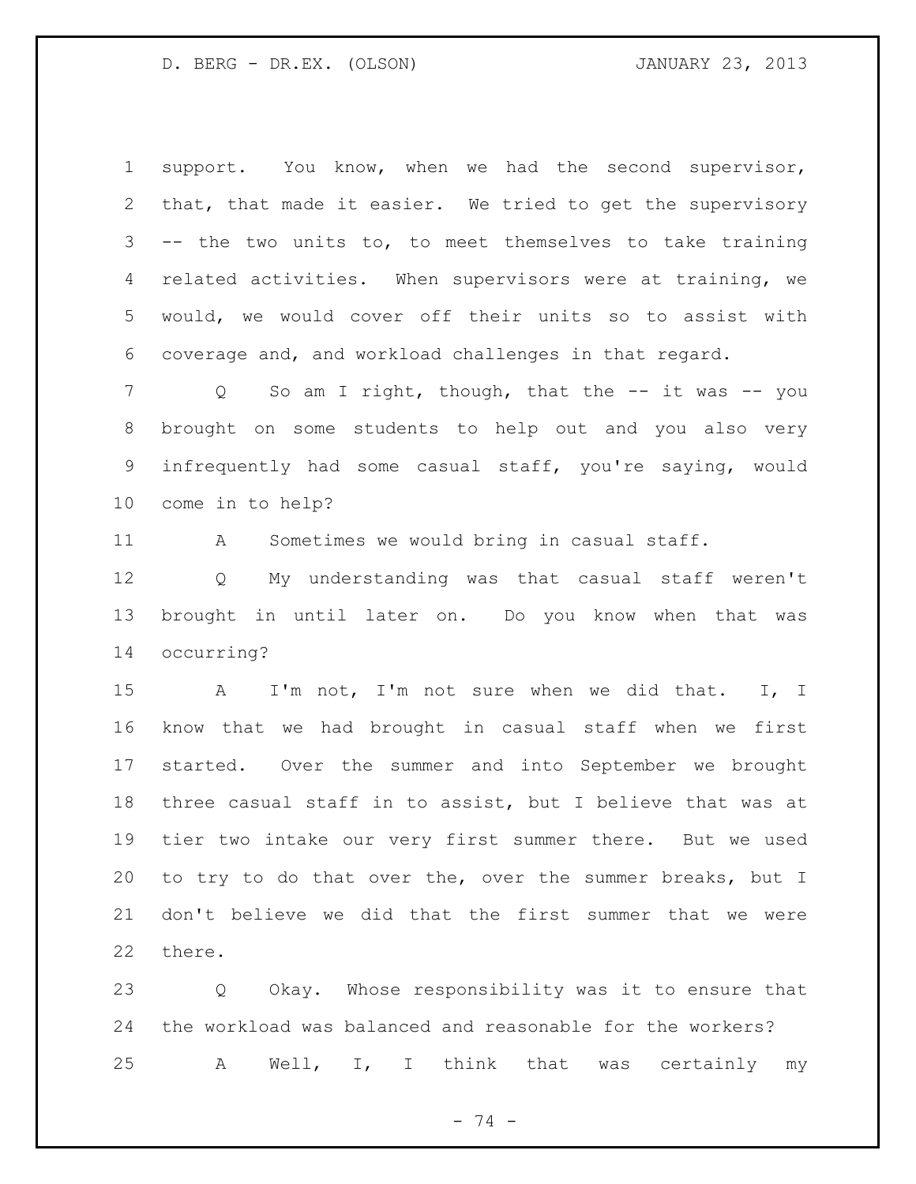support. You know, when we had the second supervisor, that, that made it easier. We tried to get the supervisory -- the two units to, to meet themselves to take training related activities. When supervisors were at training, we would, we would cover off their units so to assist with coverage and, and workload challenges in that regard.

Q So am I right, though, that the -- it was -- you brought on some students to help out and you also very infrequently had some casual staff, you're saying, would come in to help?

A Sometimes we would bring in casual staff.

Q My understanding was that casual staff weren't brought in until later on. Do you know when that was occurring?

A I'm not, I'm not sure when we did that. I, I know that we had brought in casual staff when we first started. Over the summer and into September we brought three casual staff in to assist, but I believe that was at tier two intake our very first summer there. But we used to try to do that over the, over the summer breaks, but I don't believe we did that the first summer that we were there.

Q Okay. Whose responsibility was it to ensure that the workload was balanced and reasonable for the workers?

A Well, I, I think that was certainly my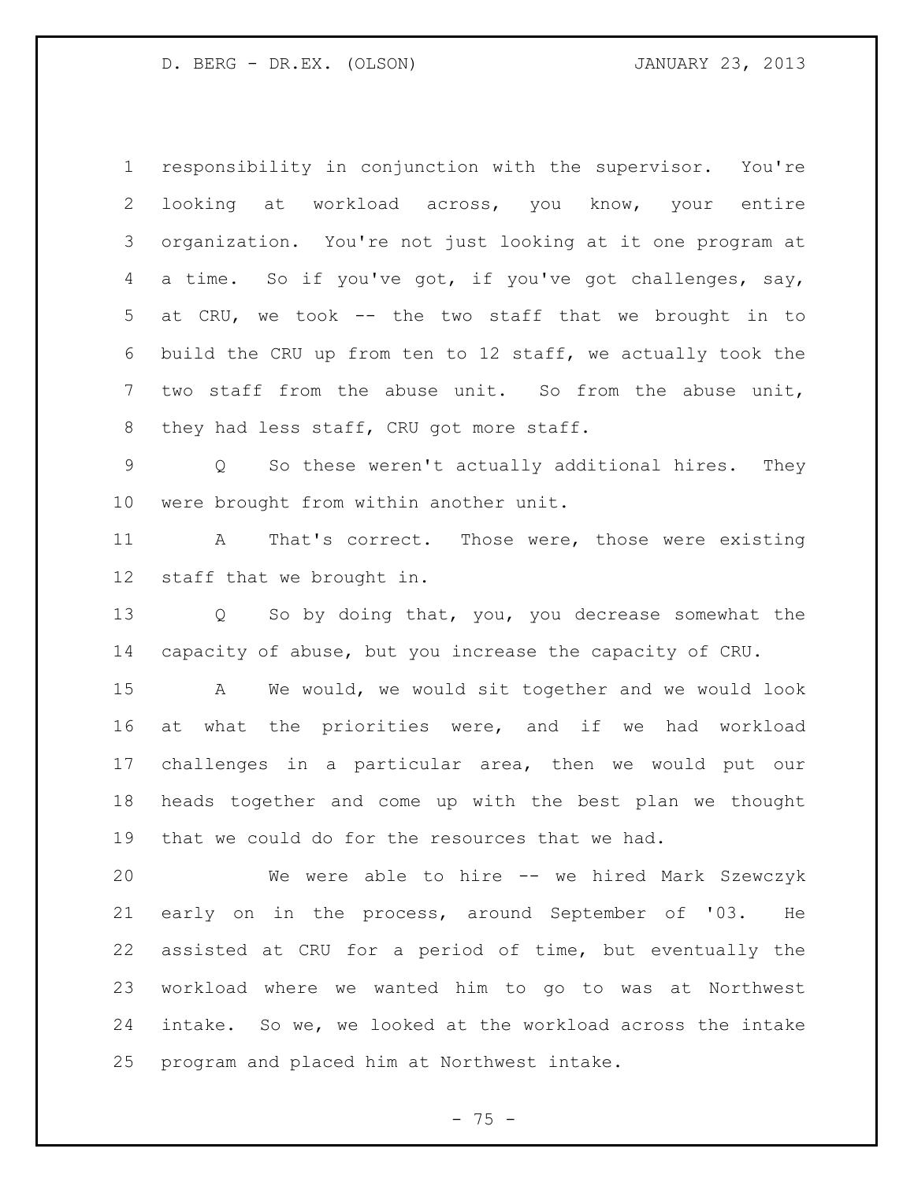responsibility in conjunction with the supervisor. You're looking at workload across, you know, your entire organization. You're not just looking at it one program at a time. So if you've got, if you've got challenges, say, at CRU, we took -- the two staff that we brought in to build the CRU up from ten to 12 staff, we actually took the two staff from the abuse unit. So from the abuse unit, they had less staff, CRU got more staff.

Q So these weren't actually additional hires. They were brought from within another unit.

A That's correct. Those were, those were existing staff that we brought in.

Q So by doing that, you, you decrease somewhat the capacity of abuse, but you increase the capacity of CRU.

A We would, we would sit together and we would look at what the priorities were, and if we had workload challenges in a particular area, then we would put our heads together and come up with the best plan we thought that we could do for the resources that we had.

We were able to hire -- we hired Mark Szewczyk early on in the process, around September of '03. He assisted at CRU for a period of time, but eventually the workload where we wanted him to go to was at Northwest intake. So we, we looked at the workload across the intake program and placed him at Northwest intake.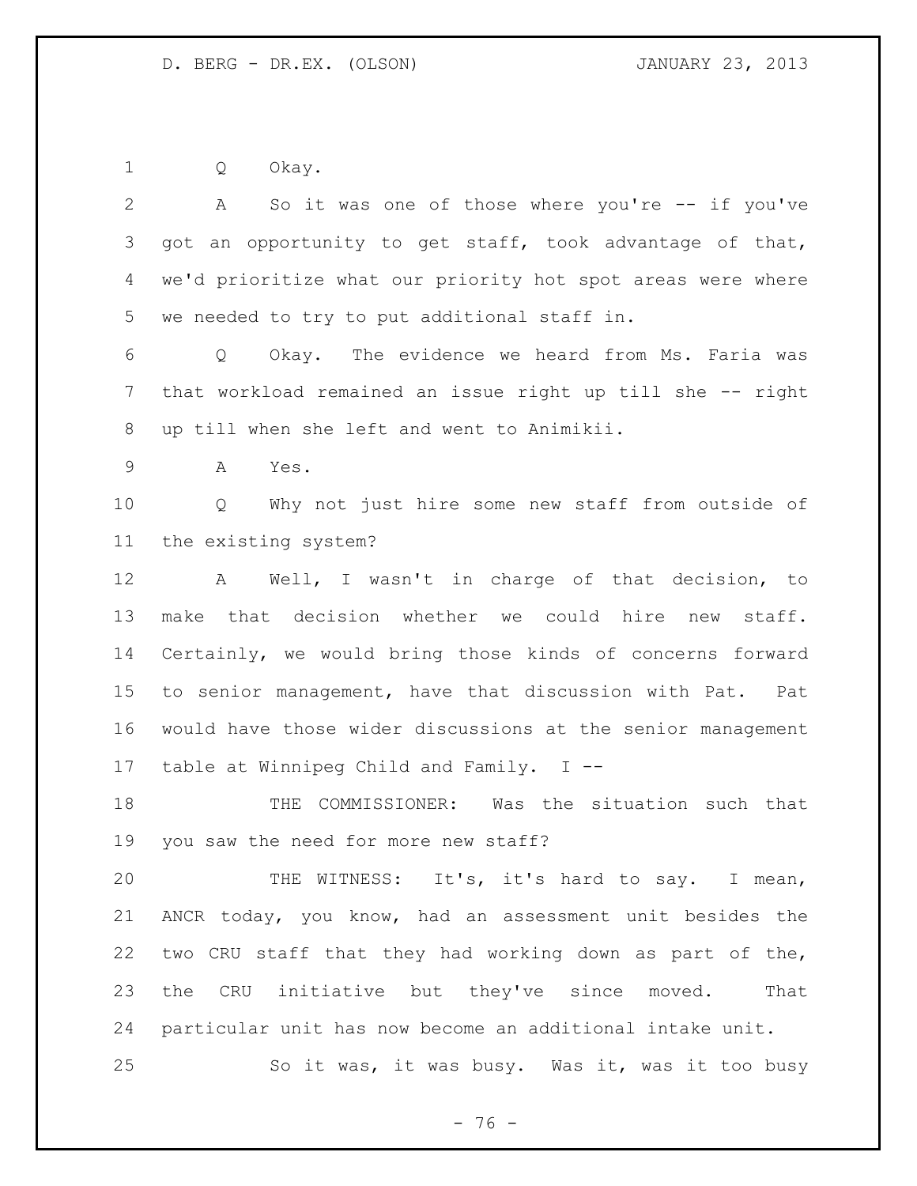Q Okay.

A So it was one of those where you're -- if you've got an opportunity to get staff, took advantage of that, we'd prioritize what our priority hot spot areas were where we needed to try to put additional staff in.

Q Okay. The evidence we heard from Ms. Faria was that workload remained an issue right up till she -- right up till when she left and went to Animikii.

A Yes.

Q Why not just hire some new staff from outside of the existing system?

A Well, I wasn't in charge of that decision, to make that decision whether we could hire new staff. Certainly, we would bring those kinds of concerns forward to senior management, have that discussion with Pat. Pat would have those wider discussions at the senior management table at Winnipeg Child and Family. I --

THE COMMISSIONER: Was the situation such that you saw the need for more new staff?

THE WITNESS: It's, it's hard to say. I mean, ANCR today, you know, had an assessment unit besides the two CRU staff that they had working down as part of the, the CRU initiative but they've since moved. That particular unit has now become an additional intake unit.

So it was, it was busy. Was it, was it too busy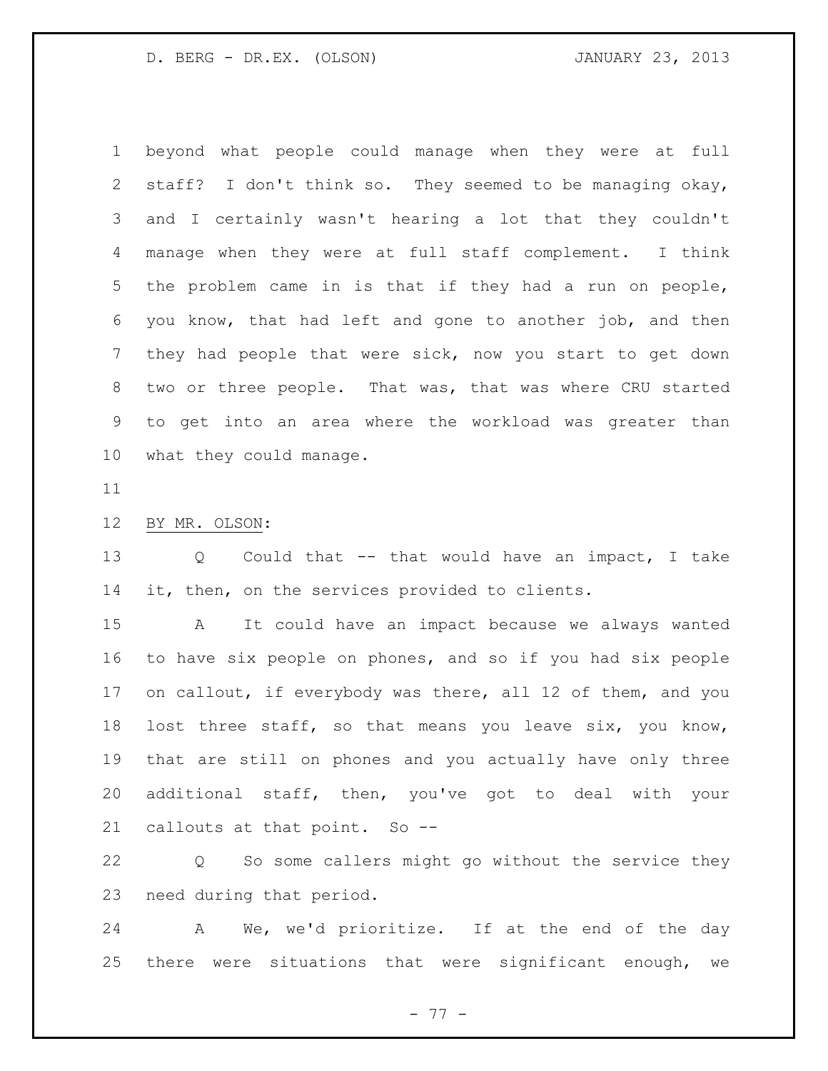beyond what people could manage when they were at full staff? I don't think so. They seemed to be managing okay, and I certainly wasn't hearing a lot that they couldn't manage when they were at full staff complement. I think the problem came in is that if they had a run on people, you know, that had left and gone to another job, and then they had people that were sick, now you start to get down two or three people. That was, that was where CRU started to get into an area where the workload was greater than what they could manage.

BY MR. OLSON:

Q Could that -- that would have an impact, I take it, then, on the services provided to clients.

A It could have an impact because we always wanted to have six people on phones, and so if you had six people on callout, if everybody was there, all 12 of them, and you lost three staff, so that means you leave six, you know, that are still on phones and you actually have only three additional staff, then, you've got to deal with your callouts at that point. So --

Q So some callers might go without the service they need during that period.

A We, we'd prioritize. If at the end of the day there were situations that were significant enough, we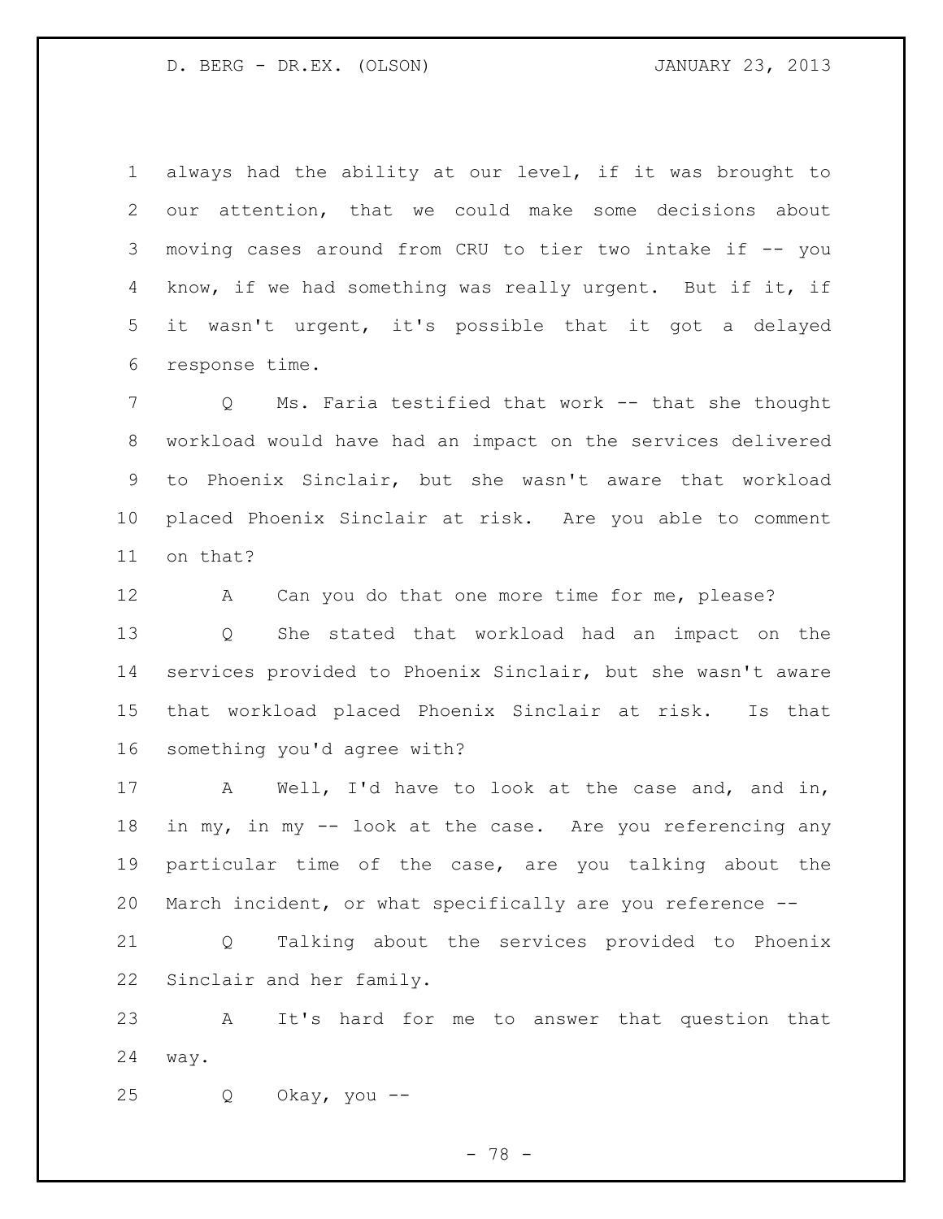always had the ability at our level, if it was brought to our attention, that we could make some decisions about moving cases around from CRU to tier two intake if -- you know, if we had something was really urgent. But if it, if it wasn't urgent, it's possible that it got a delayed response time.

Q Ms. Faria testified that work -- that she thought workload would have had an impact on the services delivered to Phoenix Sinclair, but she wasn't aware that workload placed Phoenix Sinclair at risk. Are you able to comment on that?

A Can you do that one more time for me, please?

Q She stated that workload had an impact on the services provided to Phoenix Sinclair, but she wasn't aware that workload placed Phoenix Sinclair at risk. Is that something you'd agree with?

A Well, I'd have to look at the case and, and in, in my, in my -- look at the case. Are you referencing any particular time of the case, are you talking about the March incident, or what specifically are you reference --

Q Talking about the services provided to Phoenix Sinclair and her family.

A It's hard for me to answer that question that way.

Q Okay, you --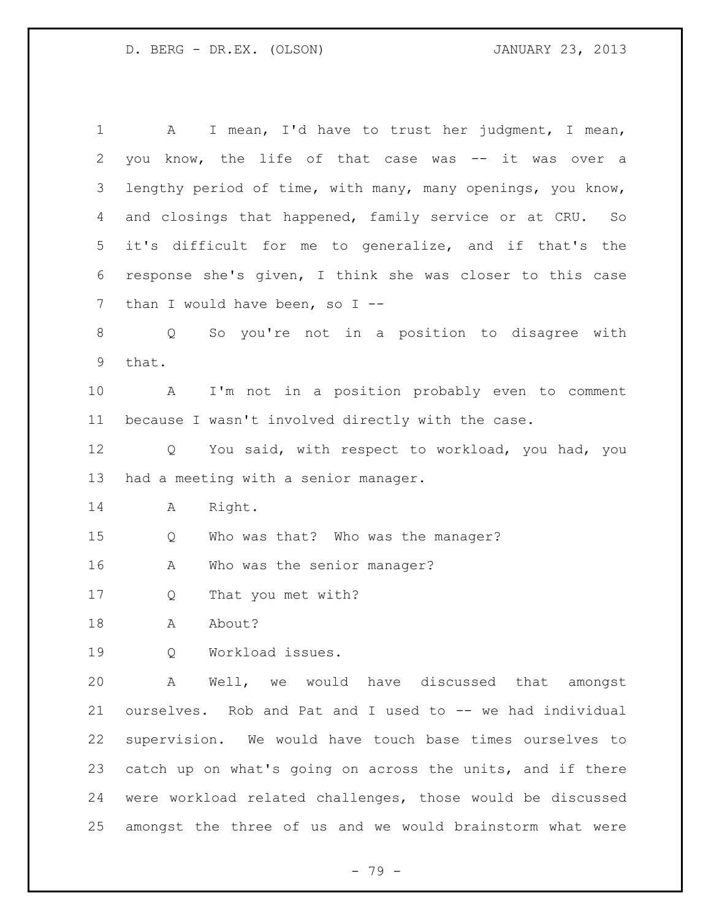A I mean, I'd have to trust her judgment, I mean, you know, the life of that case was -- it was over a lengthy period of time, with many, many openings, you know, and closings that happened, family service or at CRU. So it's difficult for me to generalize, and if that's the response she's given, I think she was closer to this case than I would have been, so I --

Q So you're not in a position to disagree with that.

A I'm not in a position probably even to comment because I wasn't involved directly with the case.

Q You said, with respect to workload, you had, you had a meeting with a senior manager.

A Right.

Q Who was that? Who was the manager?

A Who was the senior manager?

Q That you met with?

A About?

Q Workload issues.

A Well, we would have discussed that amongst ourselves. Rob and Pat and I used to -- we had individual supervision. We would have touch base times ourselves to catch up on what's going on across the units, and if there were workload related challenges, those would be discussed amongst the three of us and we would brainstorm what were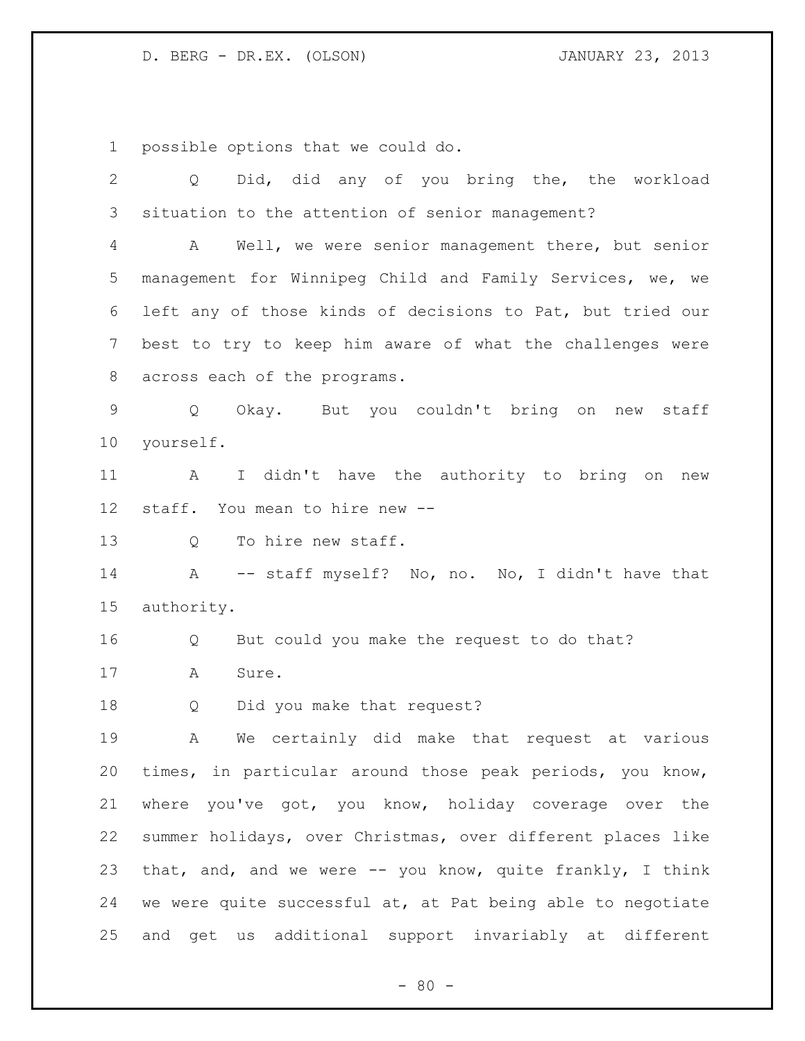possible options that we could do.

Q Did, did any of you bring the, the workload situation to the attention of senior management?

A Well, we were senior management there, but senior management for Winnipeg Child and Family Services, we, we left any of those kinds of decisions to Pat, but tried our best to try to keep him aware of what the challenges were across each of the programs.

Q Okay. But you couldn't bring on new staff yourself.

A I didn't have the authority to bring on new staff. You mean to hire new --

Q To hire new staff.

A -- staff myself? No, no. No, I didn't have that authority.

Q But could you make the request to do that?

A Sure.

Q Did you make that request?

A We certainly did make that request at various times, in particular around those peak periods, you know, where you've got, you know, holiday coverage over the summer holidays, over Christmas, over different places like that, and, and we were -- you know, quite frankly, I think we were quite successful at, at Pat being able to negotiate and get us additional support invariably at different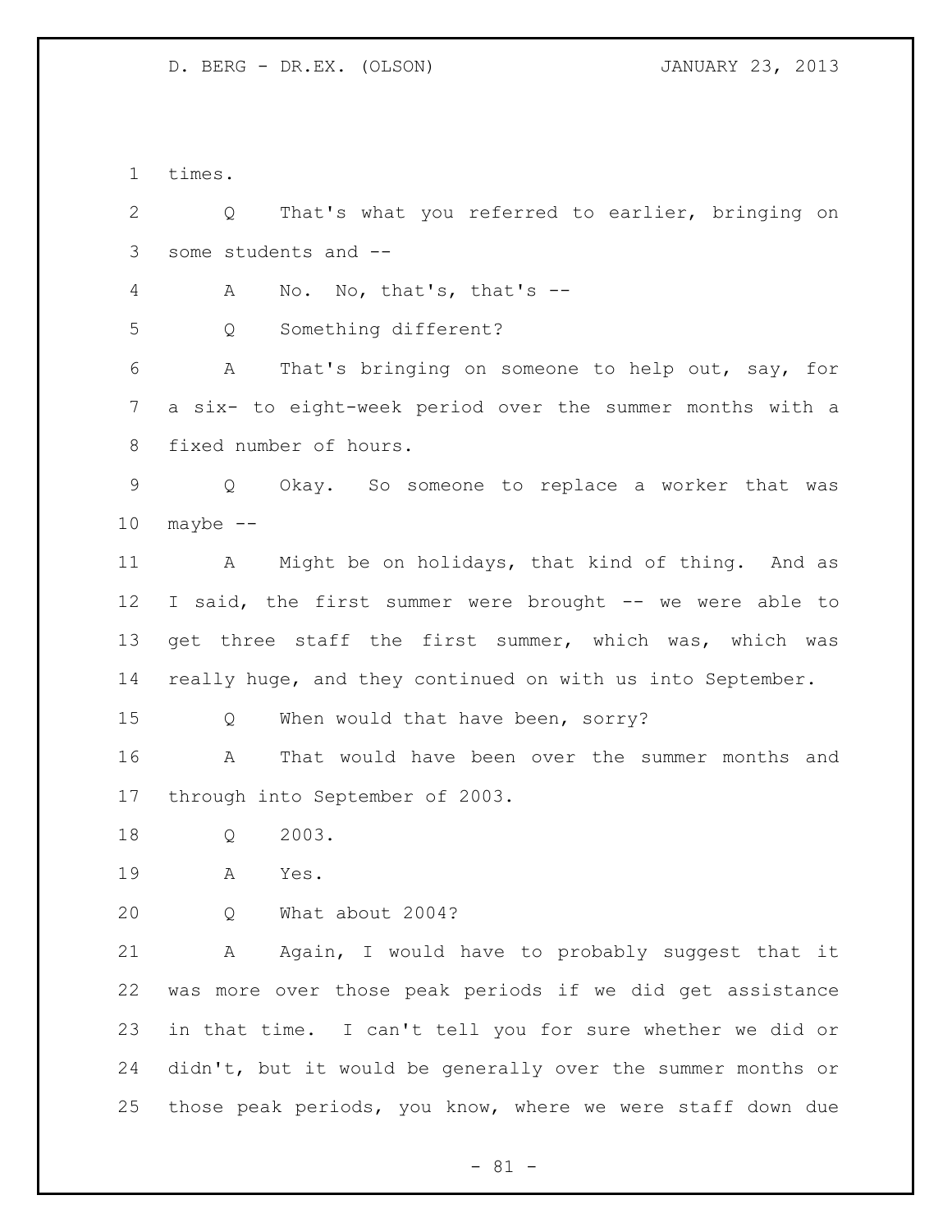times.

Q That's what you referred to earlier, bringing on some students and --

A No. No, that's, that's --

Q Something different?

A That's bringing on someone to help out, say, for a six- to eight-week period over the summer months with a fixed number of hours.

Q Okay. So someone to replace a worker that was maybe --

A Might be on holidays, that kind of thing. And as I said, the first summer were brought -- we were able to get three staff the first summer, which was, which was really huge, and they continued on with us into September.

Q When would that have been, sorry?

A That would have been over the summer months and through into September of 2003.

Q 2003.

A Yes.

Q What about 2004?

A Again, I would have to probably suggest that it was more over those peak periods if we did get assistance in that time. I can't tell you for sure whether we did or didn't, but it would be generally over the summer months or those peak periods, you know, where we were staff down due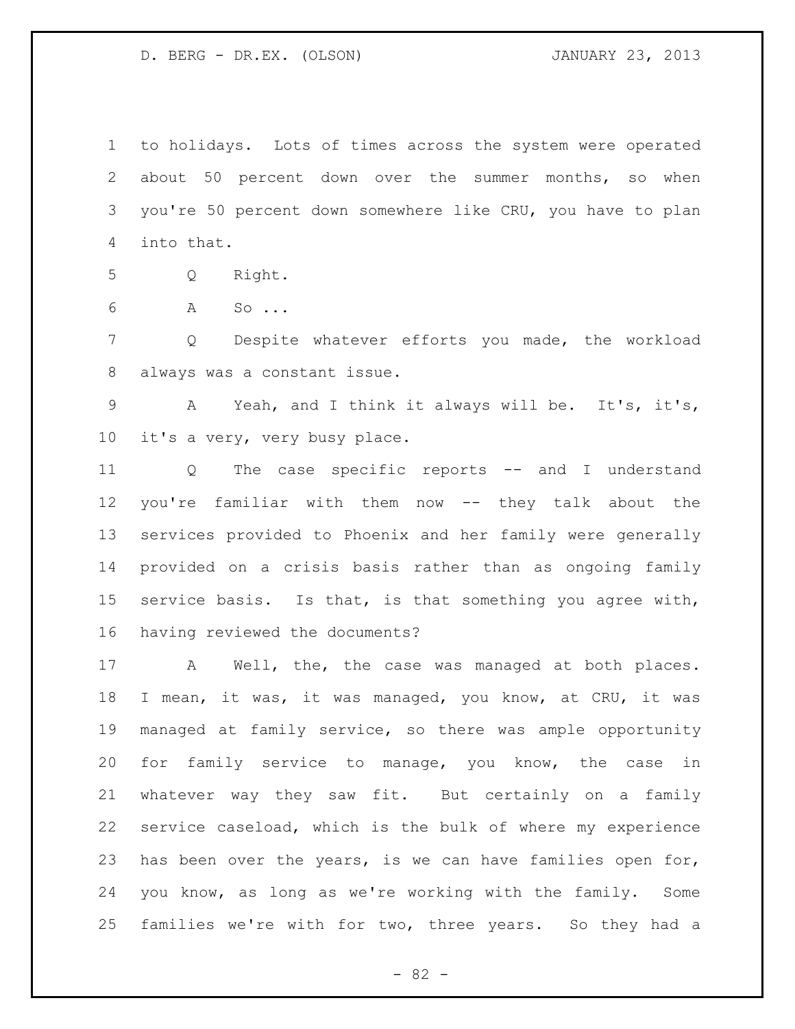to holidays. Lots of times across the system were operated about 50 percent down over the summer months, so when you're 50 percent down somewhere like CRU, you have to plan into that.

Q Right.

A So ...

Q Despite whatever efforts you made, the workload always was a constant issue.

A Yeah, and I think it always will be. It's, it's, it's a very, very busy place.

Q The case specific reports -- and I understand you're familiar with them now -- they talk about the services provided to Phoenix and her family were generally provided on a crisis basis rather than as ongoing family service basis. Is that, is that something you agree with, having reviewed the documents?

A Well, the, the case was managed at both places. I mean, it was, it was managed, you know, at CRU, it was managed at family service, so there was ample opportunity for family service to manage, you know, the case in whatever way they saw fit. But certainly on a family service caseload, which is the bulk of where my experience has been over the years, is we can have families open for, you know, as long as we're working with the family. Some families we're with for two, three years. So they had a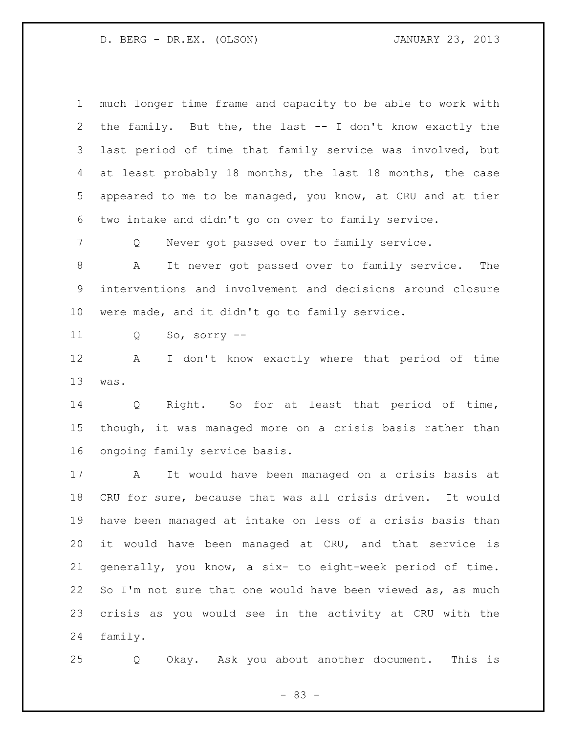much longer time frame and capacity to be able to work with the family. But the, the last -- I don't know exactly the last period of time that family service was involved, but at least probably 18 months, the last 18 months, the case appeared to me to be managed, you know, at CRU and at tier two intake and didn't go on over to family service.

Q Never got passed over to family service.

A It never got passed over to family service. The interventions and involvement and decisions around closure were made, and it didn't go to family service.

Q So, sorry --

A I don't know exactly where that period of time was.

Q Right. So for at least that period of time, though, it was managed more on a crisis basis rather than ongoing family service basis.

A It would have been managed on a crisis basis at CRU for sure, because that was all crisis driven. It would have been managed at intake on less of a crisis basis than it would have been managed at CRU, and that service is generally, you know, a six- to eight-week period of time. So I'm not sure that one would have been viewed as, as much crisis as you would see in the activity at CRU with the family.

Q Okay. Ask you about another document. This is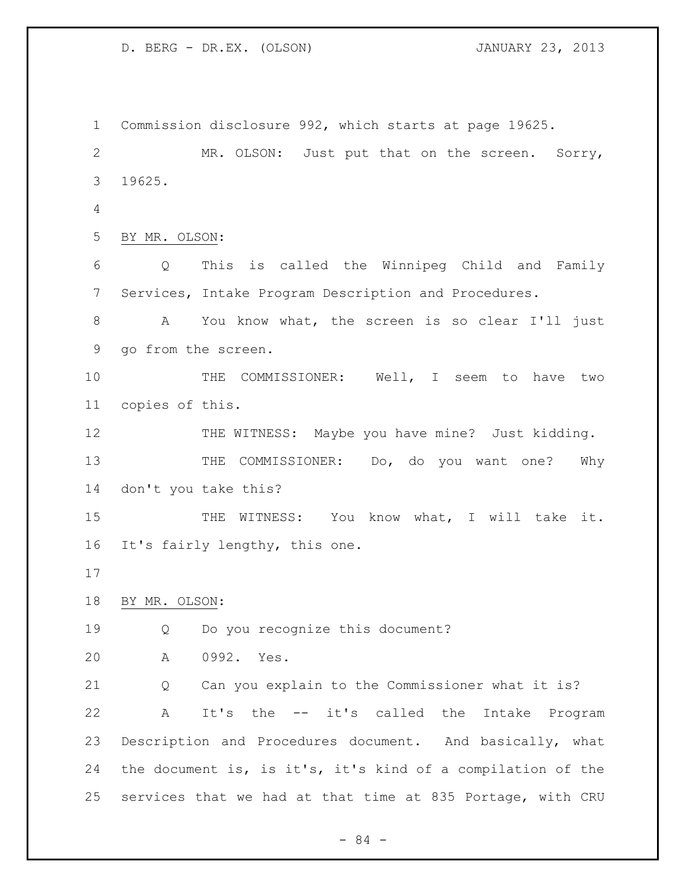Commission disclosure 992, which starts at page 19625.

MR. OLSON: Just put that on the screen. Sorry, 19625.

BY MR. OLSON:

Q This is called the Winnipeg Child and Family Services, Intake Program Description and Procedures.

A You know what, the screen is so clear I'll just go from the screen.

THE COMMISSIONER: Well, I seem to have two copies of this.

THE WITNESS: Maybe you have mine? Just kidding.

THE COMMISSIONER: Do, do you want one? Why don't you take this?

THE WITNESS: You know what, I will take it. It's fairly lengthy, this one.

BY MR. OLSON:

Q Do you recognize this document?

A 0992. Yes.

Q Can you explain to the Commissioner what it is?

A It's the -- it's called the Intake Program Description and Procedures document. And basically, what the document is, is it's, it's kind of a compilation of the services that we had at that time at 835 Portage, with CRU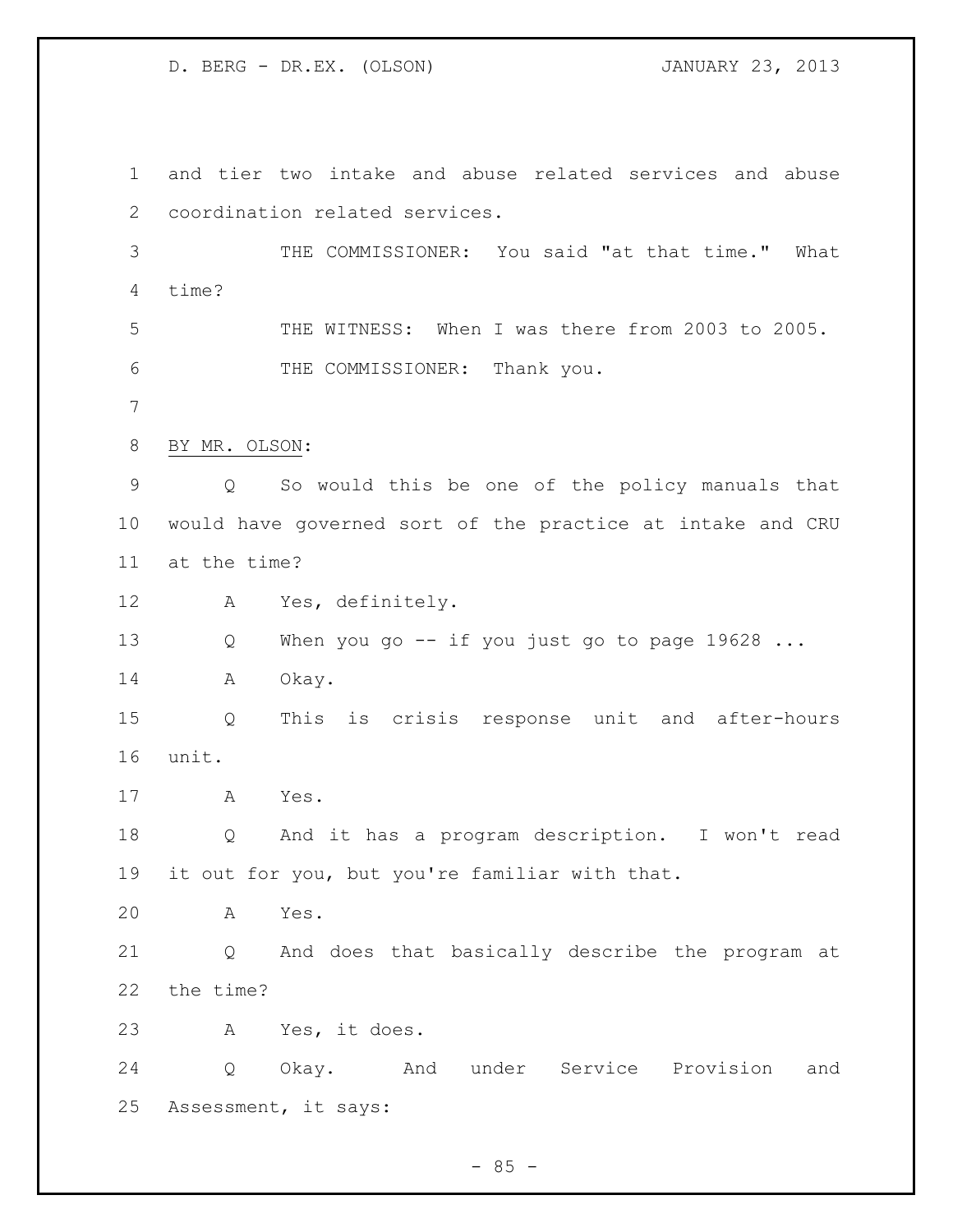and tier two intake and abuse related services and abuse coordination related services.

THE COMMISSIONER: You said "at that time." What time?

THE WITNESS: When I was there from 2003 to 2005.

THE COMMISSIONER: Thank you.

BY MR. OLSON:

Q So would this be one of the policy manuals that would have governed sort of the practice at intake and CRU at the time?

A Yes, definitely.

Q When you go -- if you just go to page 19628 ...

A Okay.

Q This is crisis response unit and after-hours unit.

A Yes.

Q And it has a program description. I won't read it out for you, but you're familiar with that.

A Yes.

Q And does that basically describe the program at the time?

A Yes, it does.

Q Okay. And under Service Provision and Assessment, it says: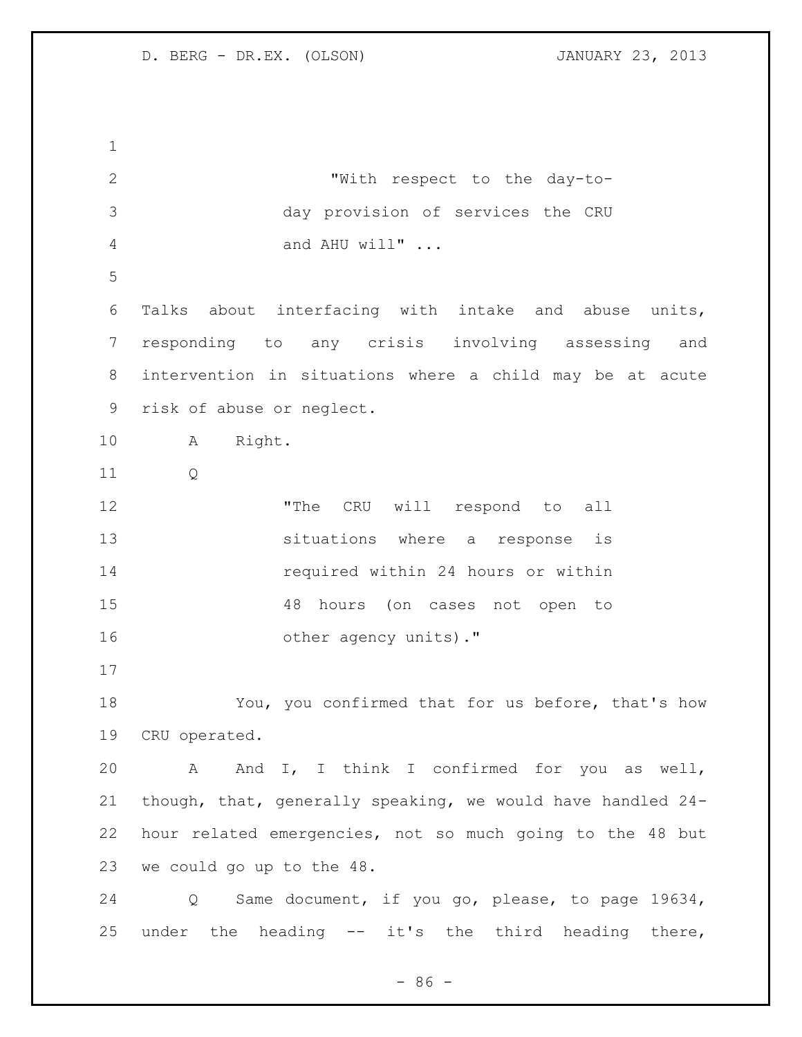"With respect to the day-to-day provision of services the CRU and AHU will" ...

Talks about interfacing with intake and abuse units, responding to any crisis involving assessing and intervention in situations where a child may be at acute risk of abuse or neglect.

A Right.

Q

"The CRU will respond to all situations where a response is required within 24 hours or within 48 hours (on cases not open to other agency units)."

You, you confirmed that for us before, that's how CRU operated.

A And I, I think I confirmed for you as well, though, that, generally speaking, we would have handled 24-hour related emergencies, not so much going to the 48 but we could go up to the 48.

Q Same document, if you go, please, to page 19634, under the heading -- it's the third heading there,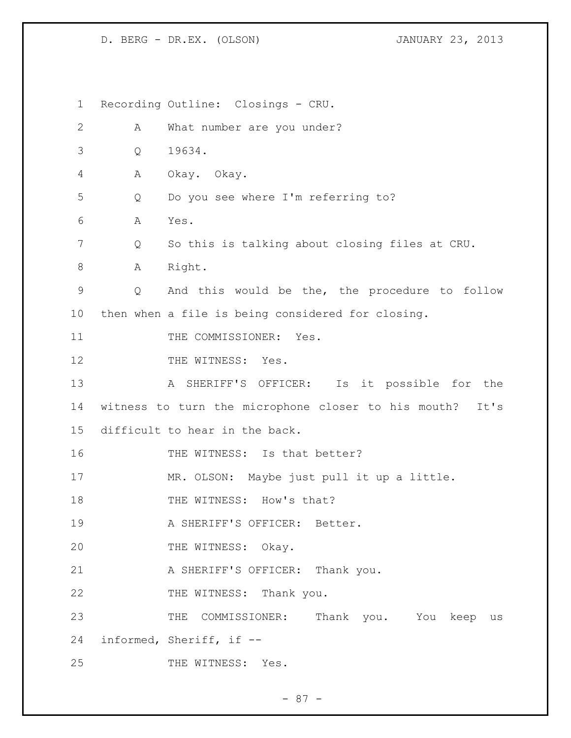Recording Outline: Closings - CRU.

A What number are you under?

Q 19634.

A Okay. Okay.

Q Do you see where I'm referring to?

A Yes.

Q So this is talking about closing files at CRU.

A Right.

Q And this would be the, the procedure to follow then when a file is being considered for closing.

THE COMMISSIONER: Yes.

THE WITNESS: Yes.

A SHERIFF'S OFFICER: Is it possible for the witness to turn the microphone closer to his mouth? It's difficult to hear in the back.

THE WITNESS: Is that better?

MR. OLSON: Maybe just pull it up a little.

THE WITNESS: How's that?

A SHERIFF'S OFFICER: Better.

THE WITNESS: Okay.

A SHERIFF'S OFFICER: Thank you.

THE WITNESS: Thank you.

THE COMMISSIONER: Thank you. You keep us informed, Sheriff, if --

THE WITNESS: Yes.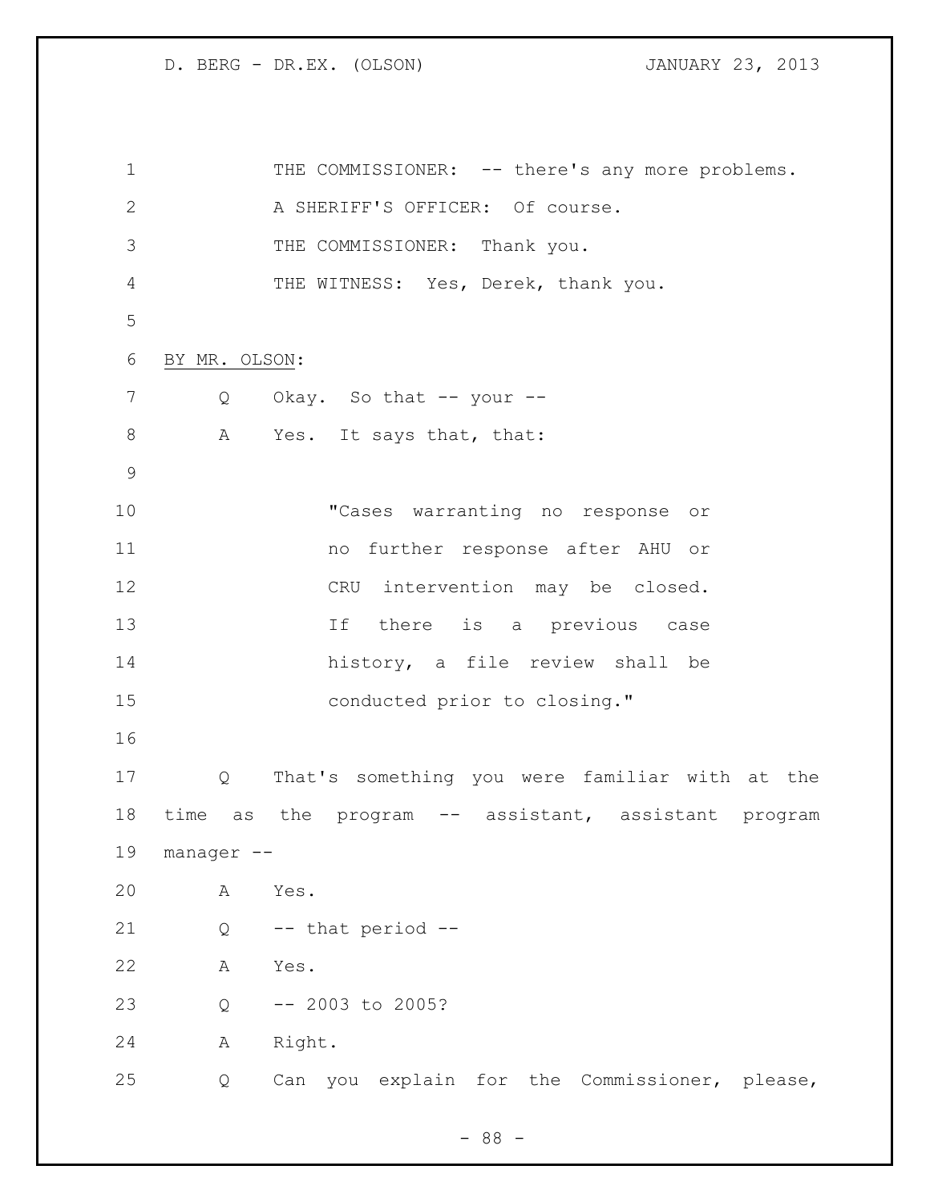THE COMMISSIONER: -- there's any more problems.

A SHERIFF'S OFFICER: Of course.

THE COMMISSIONER: Thank you.

THE WITNESS: Yes, Derek, thank you.

BY MR. OLSON:

Q Okay. So that -- your --

A Yes. It says that, that:

> "Cases warranting no response or no further response after AHU or CRU intervention may be closed. If there is a previous case history, a file review shall be conducted prior to closing."

Q That's something you were familiar with at the time as the program -- assistant, assistant program manager --

A Yes.

Q -- that period --

A Yes.

Q -- 2003 to 2005?

A Right.

Q Can you explain for the Commissioner, please,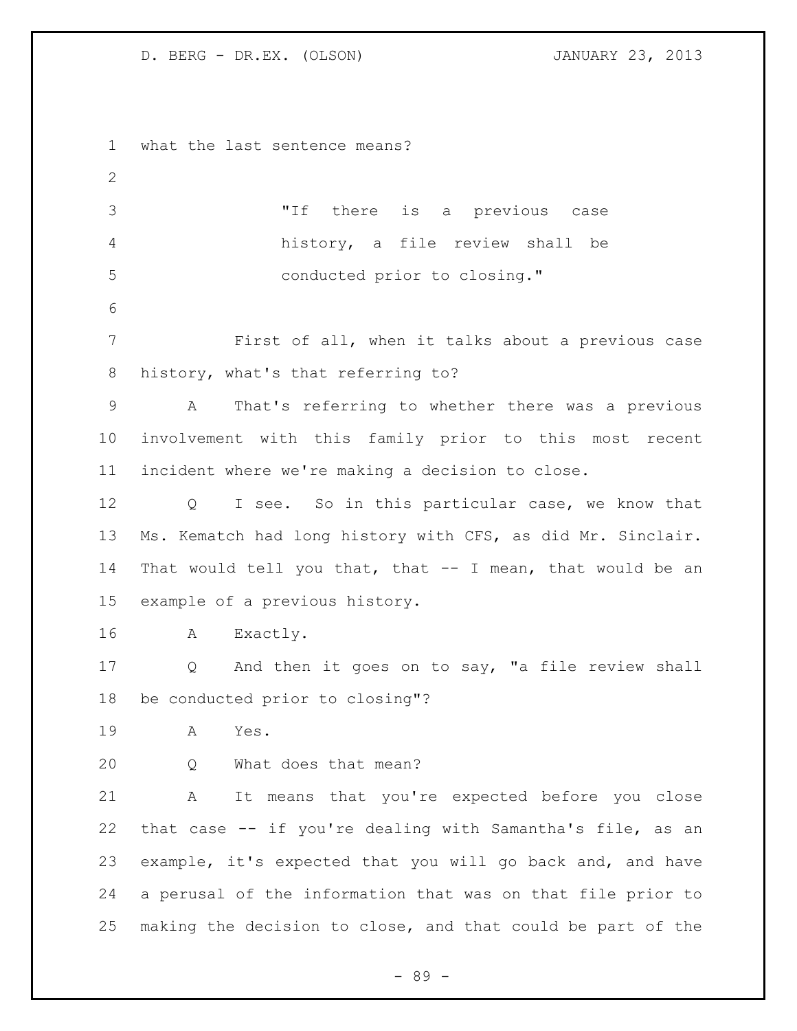what the last sentence means?

> "If there is a previous case history, a file review shall be conducted prior to closing."

First of all, when it talks about a previous case history, what's that referring to?

A That's referring to whether there was a previous involvement with this family prior to this most recent incident where we're making a decision to close.

Q I see. So in this particular case, we know that Ms. Kematch had long history with CFS, as did Mr. Sinclair. That would tell you that, that -- I mean, that would be an example of a previous history.

A Exactly.

Q And then it goes on to say, "a file review shall be conducted prior to closing"?

A Yes.

Q What does that mean?

A It means that you're expected before you close that case -- if you're dealing with Samantha's file, as an example, it's expected that you will go back and, and have a perusal of the information that was on that file prior to making the decision to close, and that could be part of the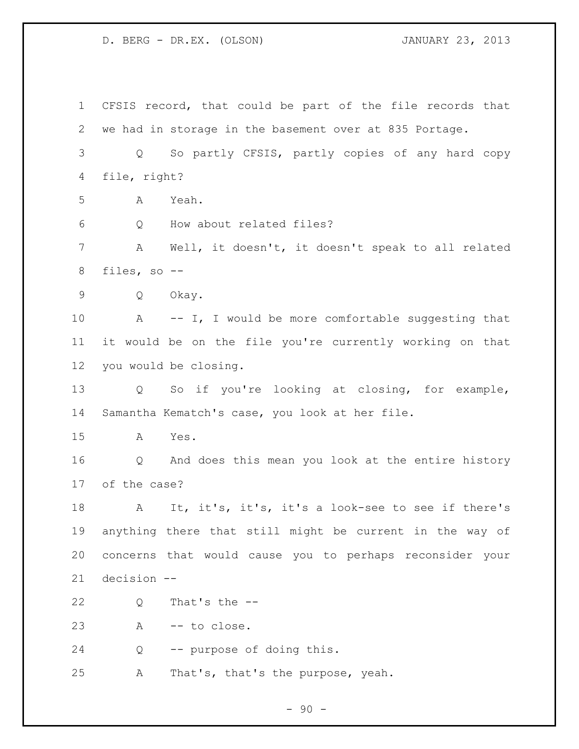CFSIS record, that could be part of the file records that we had in storage in the basement over at 835 Portage.

Q So partly CFSIS, partly copies of any hard copy file, right?

A Yeah.

Q How about related files?

A Well, it doesn't, it doesn't speak to all related files, so --

Q Okay.

A -- I, I would be more comfortable suggesting that it would be on the file you're currently working on that you would be closing.

Q So if you're looking at closing, for example, Samantha Kematch's case, you look at her file.

A Yes.

Q And does this mean you look at the entire history of the case?

A It, it's, it's, it's a look-see to see if there's anything there that still might be current in the way of concerns that would cause you to perhaps reconsider your decision --

Q That's the --

A -- to close.

Q -- purpose of doing this.

A That's, that's the purpose, yeah.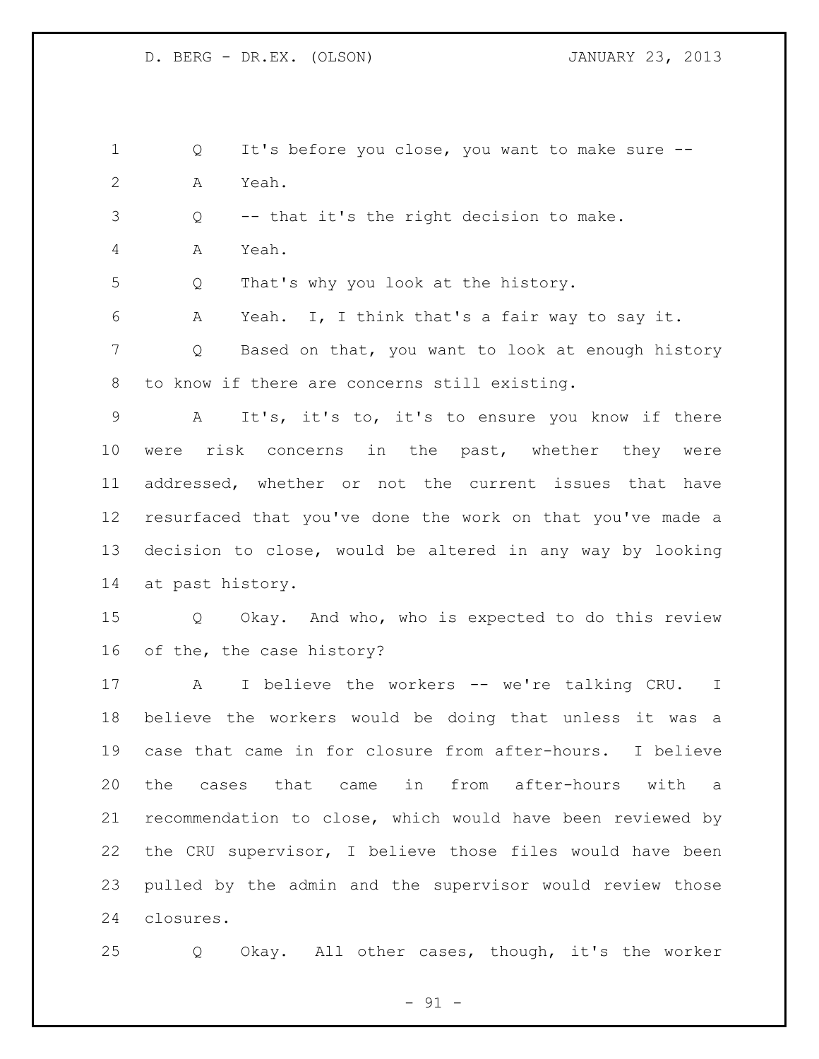Q It's before you close, you want to make sure --

A Yeah.

Q -- that it's the right decision to make.

A Yeah.

Q That's why you look at the history.

A Yeah. I, I think that's a fair way to say it.

Q Based on that, you want to look at enough history to know if there are concerns still existing.

A It's, it's to, it's to ensure you know if there were risk concerns in the past, whether they were addressed, whether or not the current issues that have resurfaced that you've done the work on that you've made a decision to close, would be altered in any way by looking at past history.

Q Okay. And who, who is expected to do this review of the, the case history?

A I believe the workers -- we're talking CRU. I believe the workers would be doing that unless it was a case that came in for closure from after-hours. I believe the cases that came in from after-hours with a recommendation to close, which would have been reviewed by the CRU supervisor, I believe those files would have been pulled by the admin and the supervisor would review those closures.

Q Okay. All other cases, though, it's the worker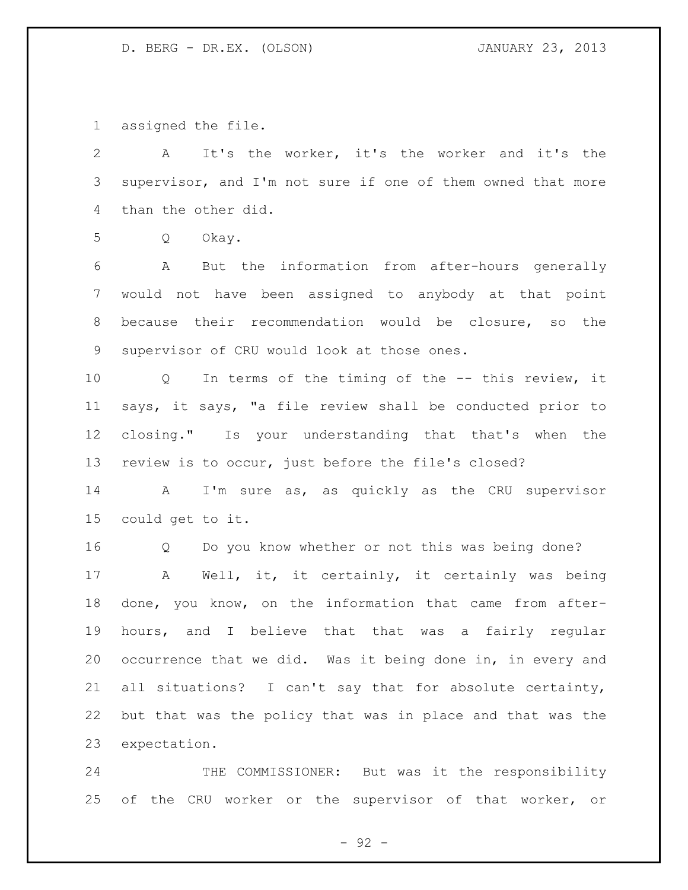assigned the file.

A It's the worker, it's the worker and it's the supervisor, and I'm not sure if one of them owned that more than the other did.

Q Okay.

A But the information from after-hours generally would not have been assigned to anybody at that point because their recommendation would be closure, so the supervisor of CRU would look at those ones.

Q In terms of the timing of the -- this review, it says, it says, "a file review shall be conducted prior to closing." Is your understanding that that's when the review is to occur, just before the file's closed?

A I'm sure as, as quickly as the CRU supervisor could get to it.

Q Do you know whether or not this was being done?

A Well, it, it certainly, it certainly was being done, you know, on the information that came from after-hours, and I believe that that was a fairly regular occurrence that we did. Was it being done in, in every and all situations? I can't say that for absolute certainty, but that was the policy that was in place and that was the expectation.

THE COMMISSIONER: But was it the responsibility of the CRU worker or the supervisor of that worker, or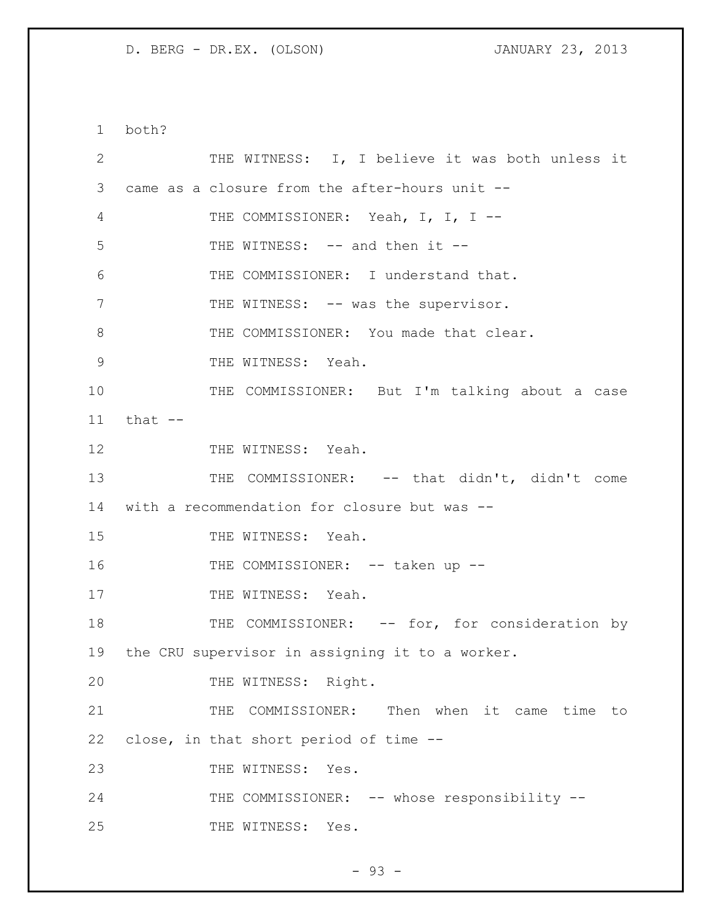both?

THE WITNESS: I, I believe it was both unless it came as a closure from the after-hours unit --

THE COMMISSIONER: Yeah, I, I, I --

THE WITNESS: -- and then it --

THE COMMISSIONER: I understand that.

THE WITNESS: -- was the supervisor.

THE COMMISSIONER: You made that clear.

THE WITNESS: Yeah.

THE COMMISSIONER: But I'm talking about a case that --

THE WITNESS: Yeah.

THE COMMISSIONER: -- that didn't, didn't come with a recommendation for closure but was --

THE WITNESS: Yeah.

THE COMMISSIONER: -- taken up --

THE WITNESS: Yeah.

THE COMMISSIONER: -- for, for consideration by the CRU supervisor in assigning it to a worker.

THE WITNESS: Right.

THE COMMISSIONER: Then when it came time to close, in that short period of time --

THE WITNESS: Yes.

THE COMMISSIONER: -- whose responsibility --

THE WITNESS: Yes.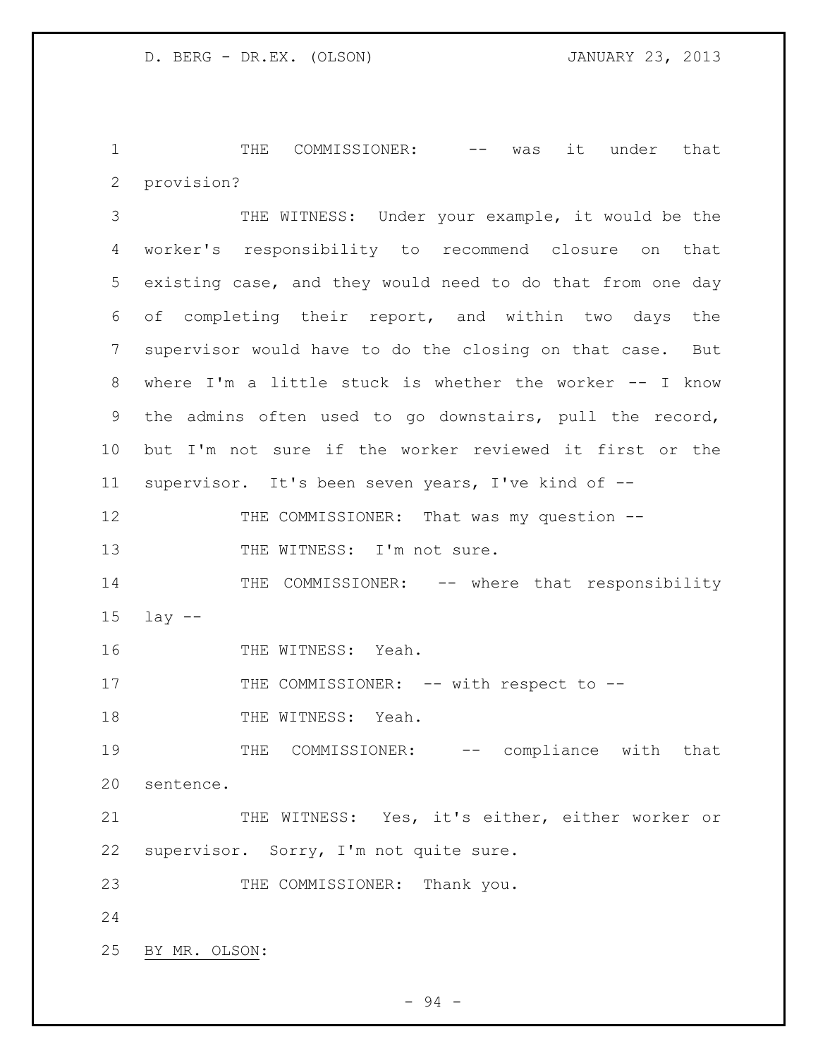THE COMMISSIONER: -- was it under that provision?

THE WITNESS: Under your example, it would be the worker's responsibility to recommend closure on that existing case, and they would need to do that from one day of completing their report, and within two days the supervisor would have to do the closing on that case. But where I'm a little stuck is whether the worker -- I know the admins often used to go downstairs, pull the record, but I'm not sure if the worker reviewed it first or the supervisor. It's been seven years, I've kind of --

THE COMMISSIONER: That was my question --

THE WITNESS: I'm not sure.

THE COMMISSIONER: -- where that responsibility lay --

THE WITNESS: Yeah.

THE COMMISSIONER: -- with respect to --

THE WITNESS: Yeah.

THE COMMISSIONER: -- compliance with that sentence.

THE WITNESS: Yes, it's either, either worker or supervisor. Sorry, I'm not quite sure.

THE COMMISSIONER: Thank you.

BY MR. OLSON: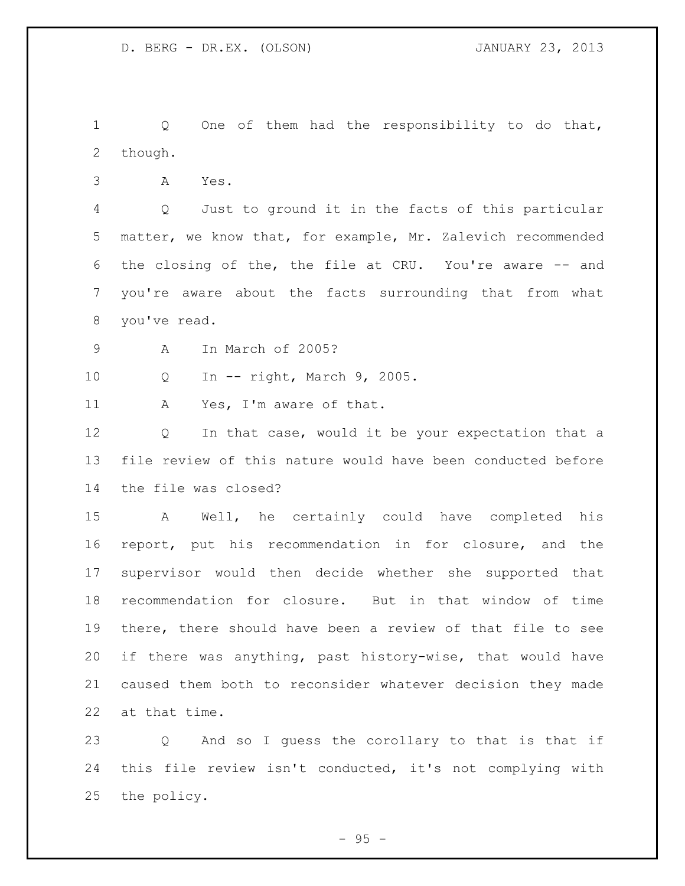Q One of them had the responsibility to do that, though.

A Yes.

Q Just to ground it in the facts of this particular matter, we know that, for example, Mr. Zalevich recommended the closing of the, the file at CRU. You're aware -- and you're aware about the facts surrounding that from what you've read.

A In March of 2005?

Q In -- right, March 9, 2005.

A Yes, I'm aware of that.

Q In that case, would it be your expectation that a file review of this nature would have been conducted before the file was closed?

A Well, he certainly could have completed his report, put his recommendation in for closure, and the supervisor would then decide whether she supported that recommendation for closure. But in that window of time there, there should have been a review of that file to see if there was anything, past history-wise, that would have caused them both to reconsider whatever decision they made at that time.

Q And so I guess the corollary to that is that if this file review isn't conducted, it's not complying with the policy.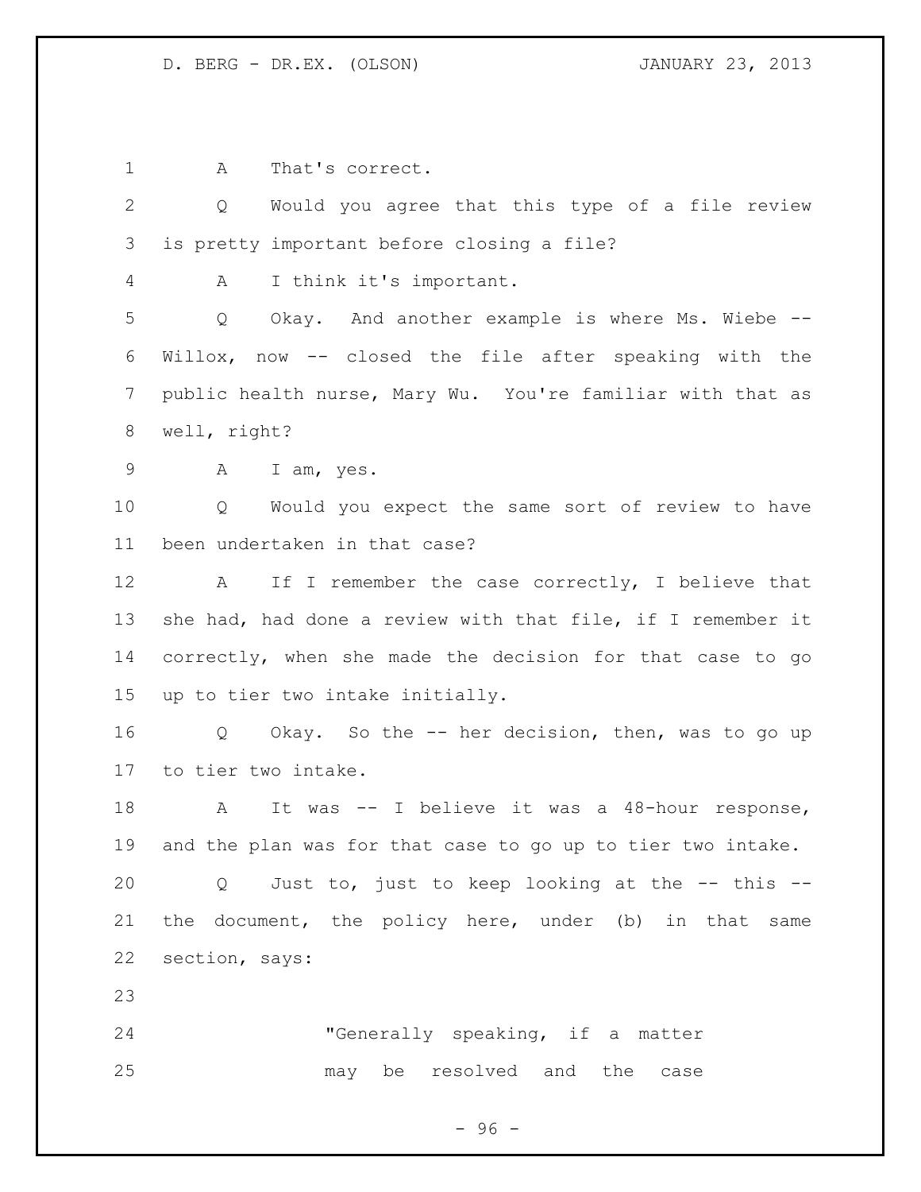A That's correct.

Q Would you agree that this type of a file review is pretty important before closing a file?

A I think it's important.

Q Okay. And another example is where Ms. Wiebe -- Willox, now -- closed the file after speaking with the public health nurse, Mary Wu. You're familiar with that as well, right?

A I am, yes.

Q Would you expect the same sort of review to have been undertaken in that case?

A If I remember the case correctly, I believe that she had, had done a review with that file, if I remember it correctly, when she made the decision for that case to go up to tier two intake initially.

Q Okay. So the -- her decision, then, was to go up to tier two intake.

A It was -- I believe it was a 48-hour response, and the plan was for that case to go up to tier two intake.

Q Just to, just to keep looking at the -- this -- the document, the policy here, under (b) in that same section, says:

> "Generally speaking, if a matter may be resolved and the case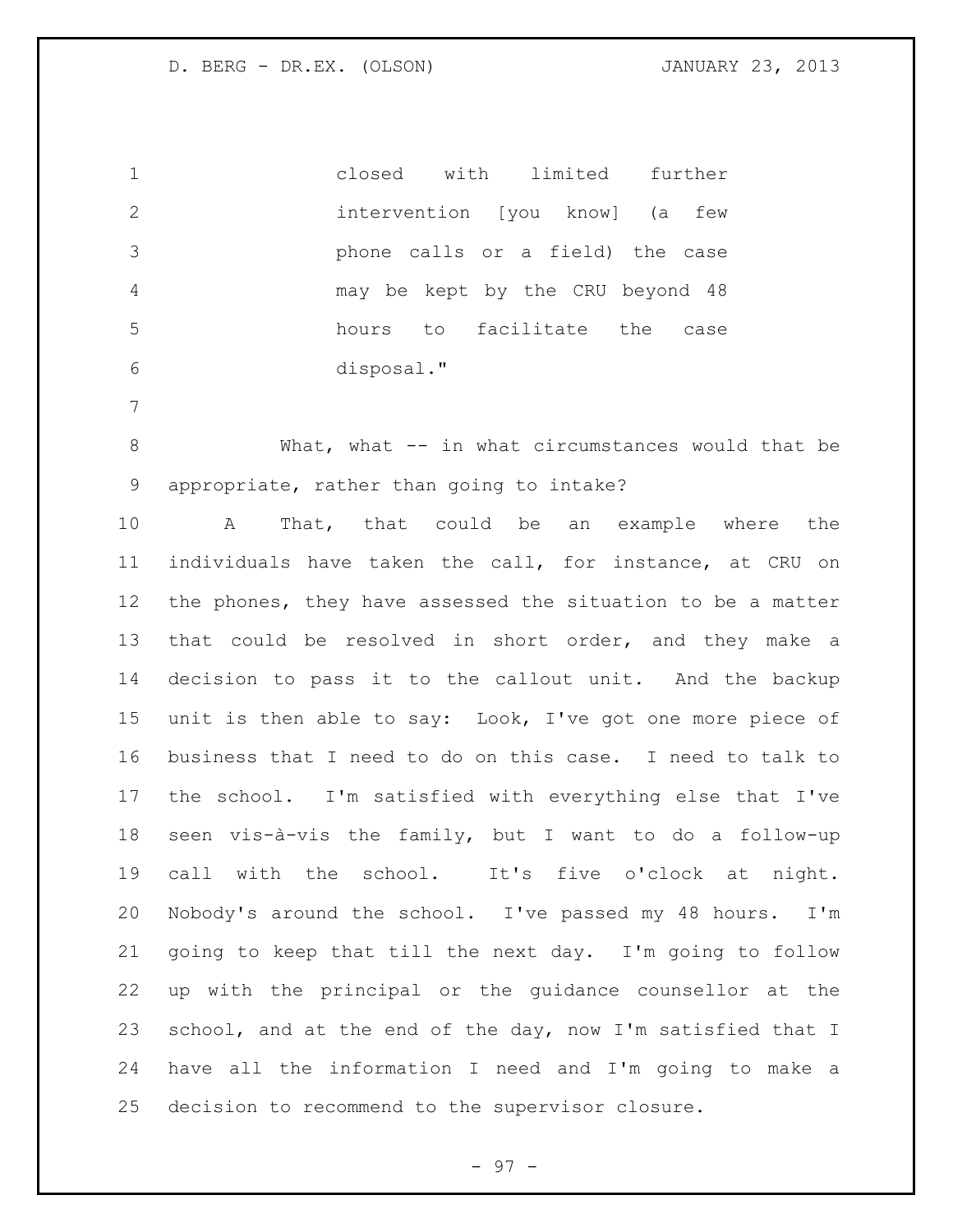closed with limited further intervention [you know] (a few phone calls or a field) the case may be kept by the CRU beyond 48 hours to facilitate the case disposal."

What, what -- in what circumstances would that be appropriate, rather than going to intake?

A That, that could be an example where the individuals have taken the call, for instance, at CRU on the phones, they have assessed the situation to be a matter that could be resolved in short order, and they make a decision to pass it to the callout unit. And the backup unit is then able to say: Look, I've got one more piece of business that I need to do on this case. I need to talk to the school. I'm satisfied with everything else that I've seen vis-à-vis the family, but I want to do a follow-up call with the school. It's five o'clock at night. Nobody's around the school. I've passed my 48 hours. I'm going to keep that till the next day. I'm going to follow up with the principal or the guidance counsellor at the school, and at the end of the day, now I'm satisfied that I have all the information I need and I'm going to make a decision to recommend to the supervisor closure.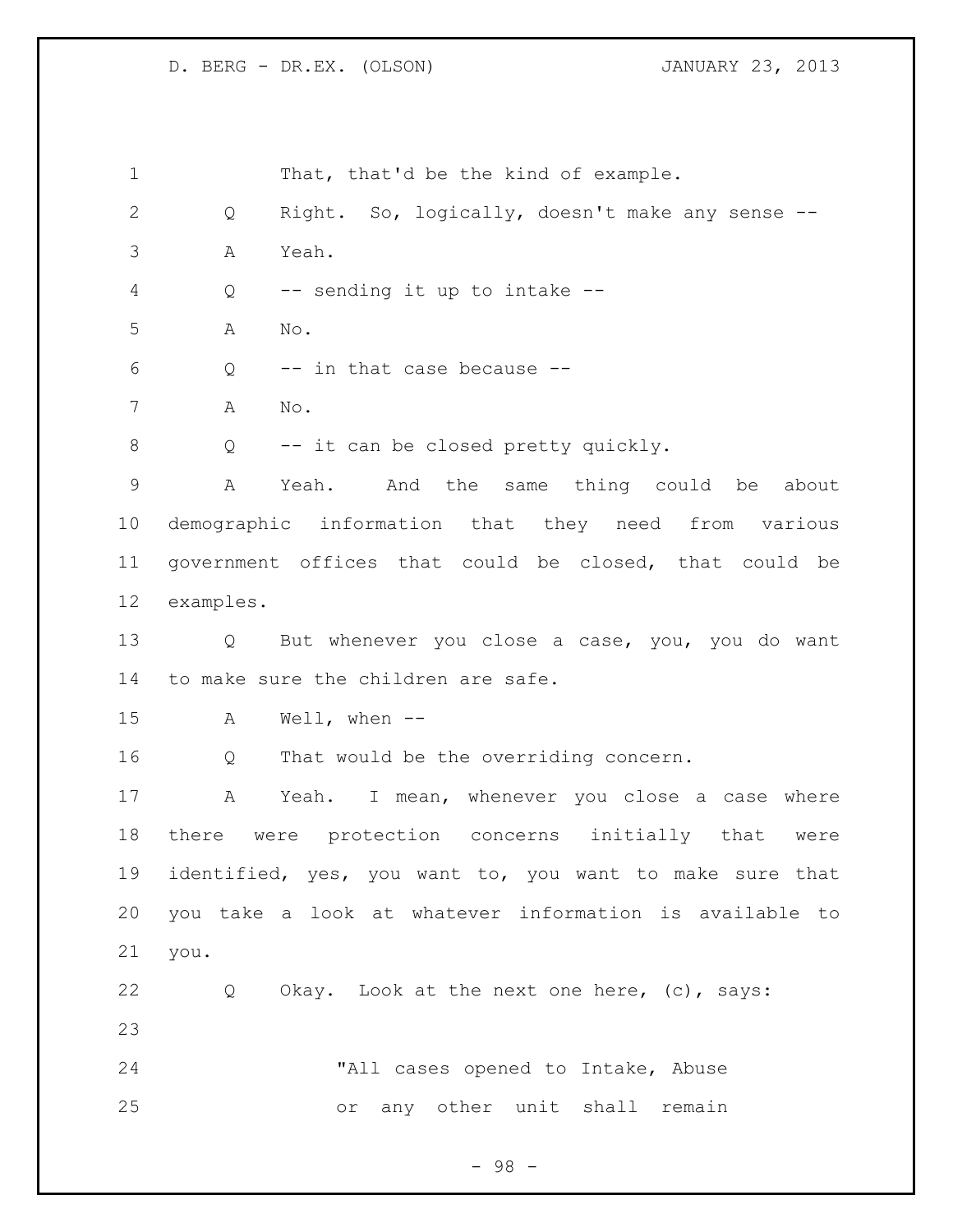That, that'd be the kind of example.

Q Right. So, logically, doesn't make any sense --

A Yeah.

Q -- sending it up to intake --

A No.

Q -- in that case because --

A No.

Q -- it can be closed pretty quickly.

A Yeah. And the same thing could be about demographic information that they need from various government offices that could be closed, that could be examples.

Q But whenever you close a case, you, you do want to make sure the children are safe.

A Well, when --

Q That would be the overriding concern.

A Yeah. I mean, whenever you close a case where there were protection concerns initially that were identified, yes, you want to, you want to make sure that you take a look at whatever information is available to you.

Q Okay. Look at the next one here, (c), says:

> "All cases opened to Intake, Abuse or any other unit shall remain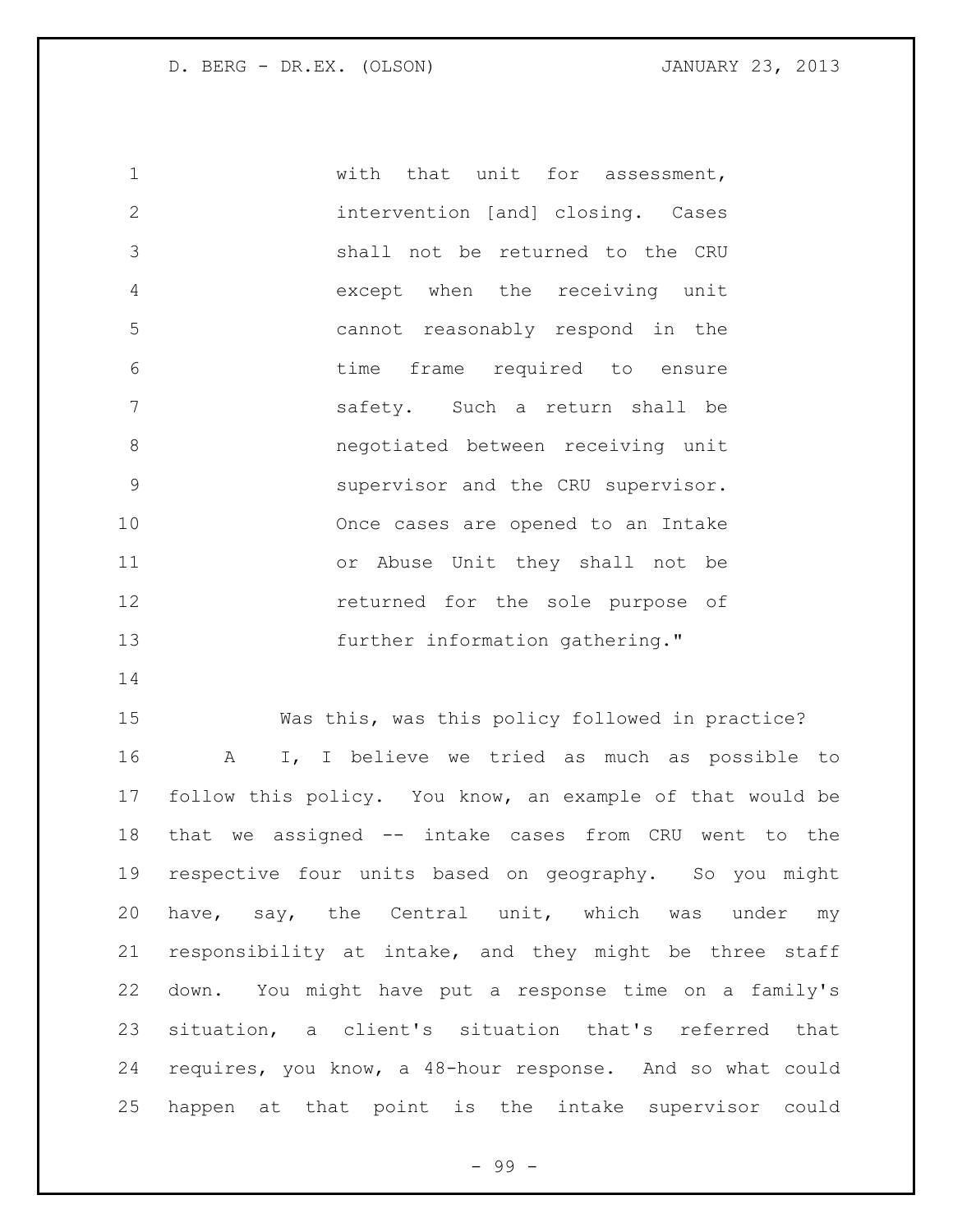with that unit for assessment, intervention [and] closing. Cases shall not be returned to the CRU except when the receiving unit cannot reasonably respond in the time frame required to ensure safety. Such a return shall be negotiated between receiving unit supervisor and the CRU supervisor. Once cases are opened to an Intake or Abuse Unit they shall not be returned for the sole purpose of further information gathering."

Was this, was this policy followed in practice?

A I, I believe we tried as much as possible to follow this policy. You know, an example of that would be that we assigned -- intake cases from CRU went to the respective four units based on geography. So you might have, say, the Central unit, which was under my responsibility at intake, and they might be three staff down. You might have put a response time on a family's situation, a client's situation that's referred that requires, you know, a 48-hour response. And so what could happen at that point is the intake supervisor could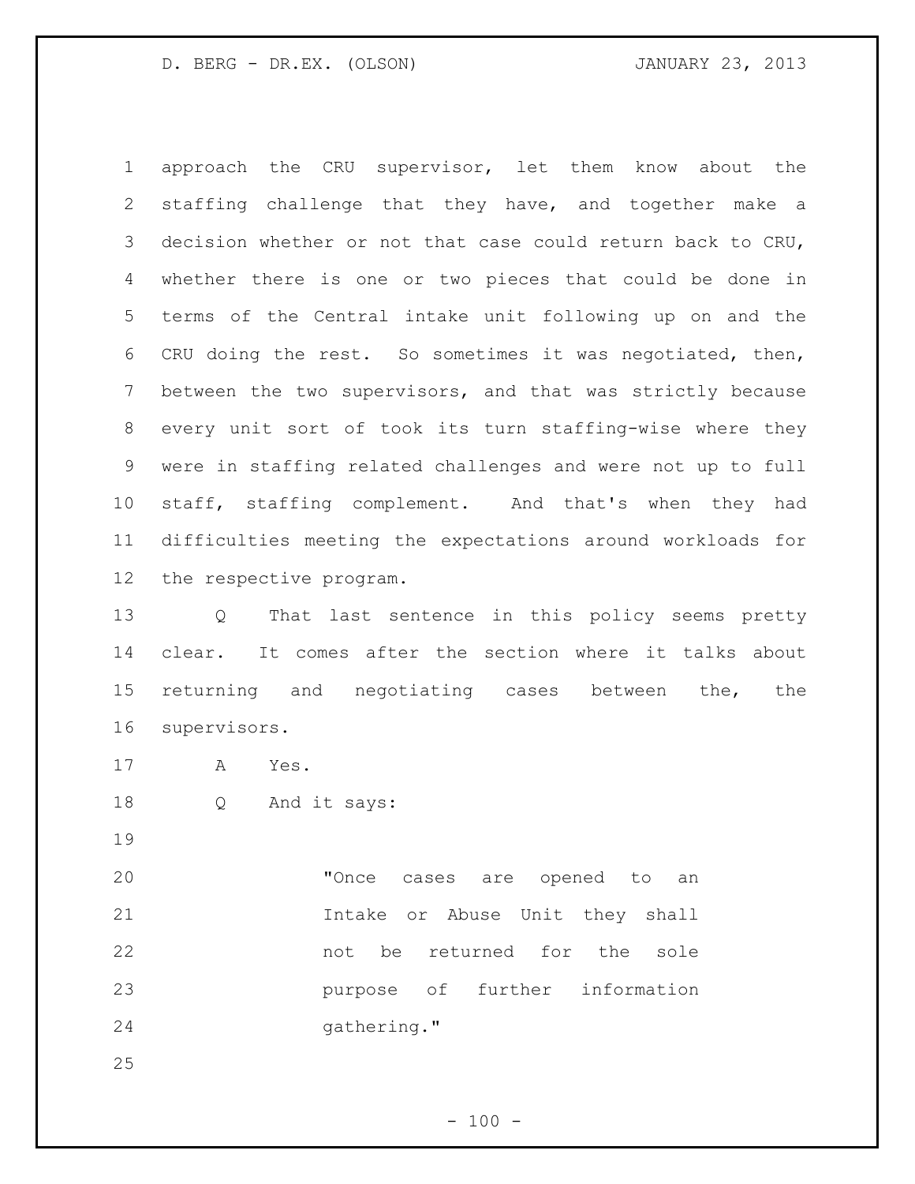approach the CRU supervisor, let them know about the staffing challenge that they have, and together make a decision whether or not that case could return back to CRU, whether there is one or two pieces that could be done in terms of the Central intake unit following up on and the CRU doing the rest. So sometimes it was negotiated, then, between the two supervisors, and that was strictly because every unit sort of took its turn staffing-wise where they were in staffing related challenges and were not up to full staff, staffing complement. And that's when they had difficulties meeting the expectations around workloads for the respective program.

Q That last sentence in this policy seems pretty clear. It comes after the section where it talks about returning and negotiating cases between the, the supervisors.

A Yes.

Q And it says:

> "Once cases are opened to an Intake or Abuse Unit they shall not be returned for the sole purpose of further information gathering."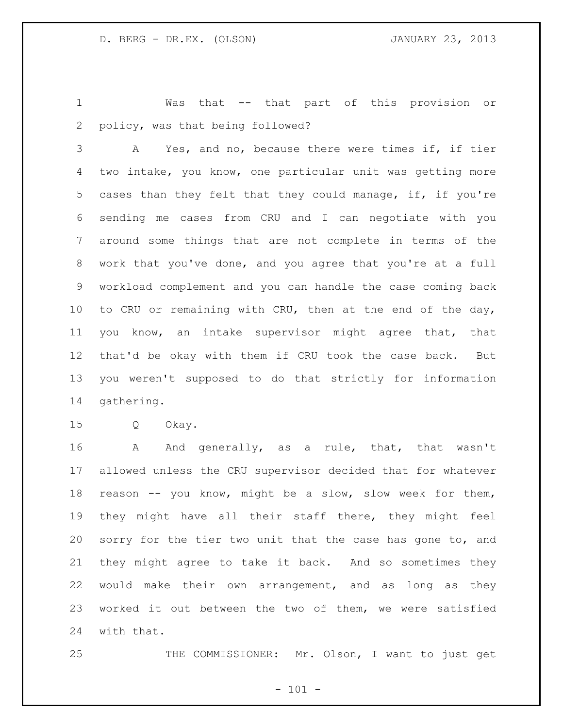Was that -- that part of this provision or policy, was that being followed?

A Yes, and no, because there were times if, if tier two intake, you know, one particular unit was getting more cases than they felt that they could manage, if, if you're sending me cases from CRU and I can negotiate with you around some things that are not complete in terms of the work that you've done, and you agree that you're at a full workload complement and you can handle the case coming back to CRU or remaining with CRU, then at the end of the day, you know, an intake supervisor might agree that, that that'd be okay with them if CRU took the case back. But you weren't supposed to do that strictly for information gathering.

Q Okay.

A And generally, as a rule, that, that wasn't allowed unless the CRU supervisor decided that for whatever reason -- you know, might be a slow, slow week for them, they might have all their staff there, they might feel sorry for the tier two unit that the case has gone to, and they might agree to take it back. And so sometimes they would make their own arrangement, and as long as they worked it out between the two of them, we were satisfied with that.

THE COMMISSIONER: Mr. Olson, I want to just get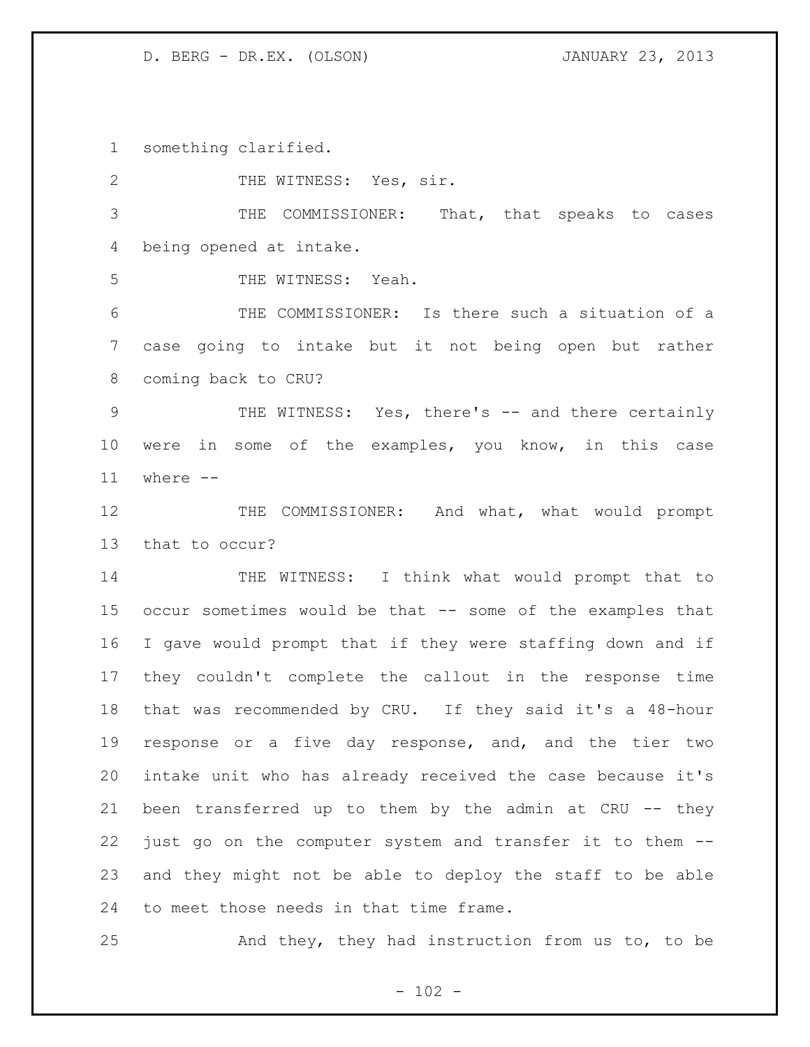something clarified.

THE WITNESS: Yes, sir.

THE COMMISSIONER: That, that speaks to cases being opened at intake.

THE WITNESS: Yeah.

THE COMMISSIONER: Is there such a situation of a case going to intake but it not being open but rather coming back to CRU?

THE WITNESS: Yes, there's -- and there certainly were in some of the examples, you know, in this case where --

THE COMMISSIONER: And what, what would prompt that to occur?

THE WITNESS: I think what would prompt that to occur sometimes would be that -- some of the examples that I gave would prompt that if they were staffing down and if they couldn't complete the callout in the response time that was recommended by CRU. If they said it's a 48-hour response or a five day response, and, and the tier two intake unit who has already received the case because it's been transferred up to them by the admin at CRU -- they just go on the computer system and transfer it to them -- and they might not be able to deploy the staff to be able to meet those needs in that time frame.

And they, they had instruction from us to, to be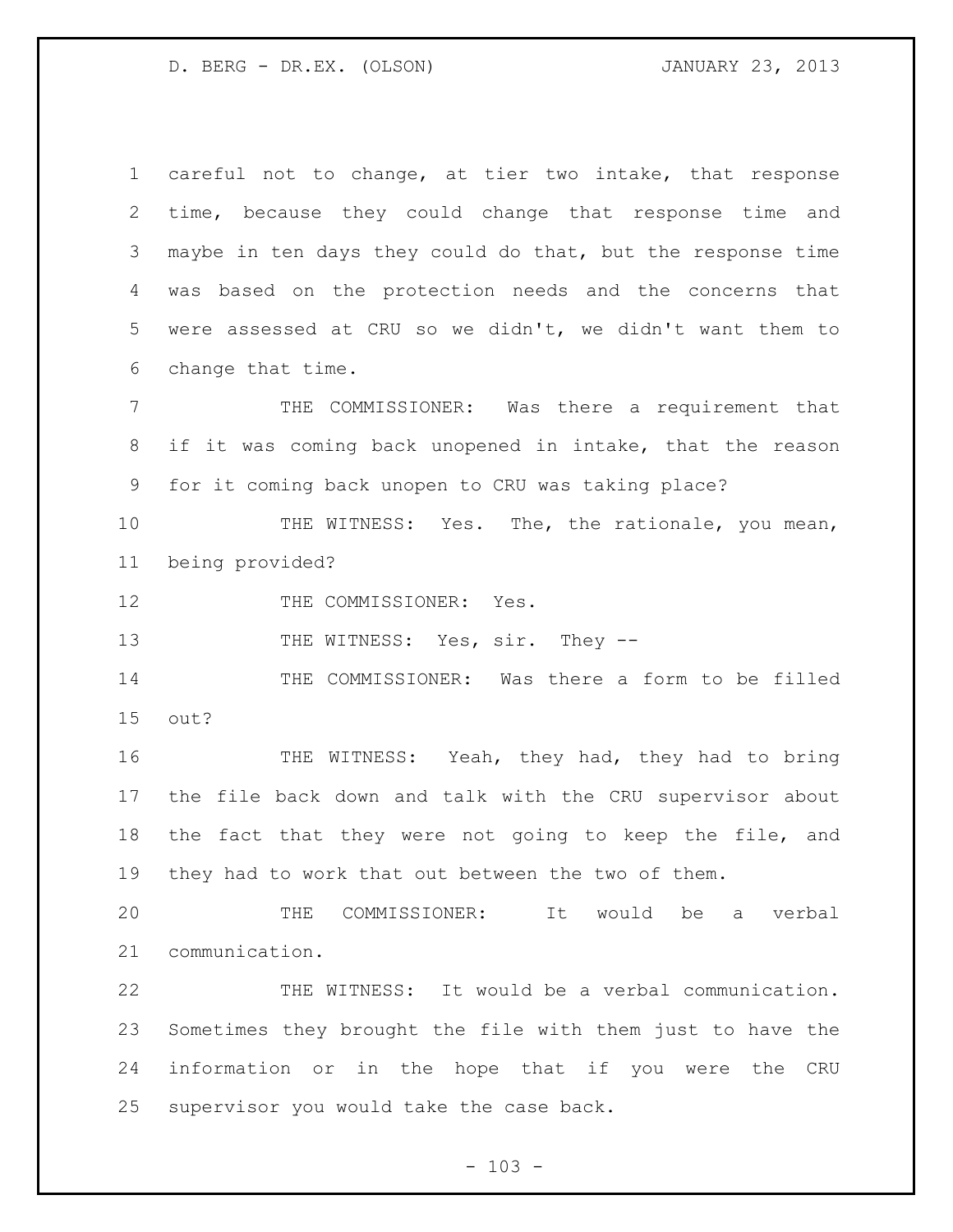careful not to change, at tier two intake, that response time, because they could change that response time and maybe in ten days they could do that, but the response time was based on the protection needs and the concerns that were assessed at CRU so we didn't, we didn't want them to change that time.

THE COMMISSIONER: Was there a requirement that if it was coming back unopened in intake, that the reason for it coming back unopen to CRU was taking place?

THE WITNESS: Yes. The, the rationale, you mean, being provided?

THE COMMISSIONER: Yes.

THE WITNESS: Yes, sir. They --

THE COMMISSIONER: Was there a form to be filled out?

THE WITNESS: Yeah, they had, they had to bring the file back down and talk with the CRU supervisor about the fact that they were not going to keep the file, and they had to work that out between the two of them.

THE COMMISSIONER: It would be a verbal communication.

THE WITNESS: It would be a verbal communication. Sometimes they brought the file with them just to have the information or in the hope that if you were the CRU supervisor you would take the case back.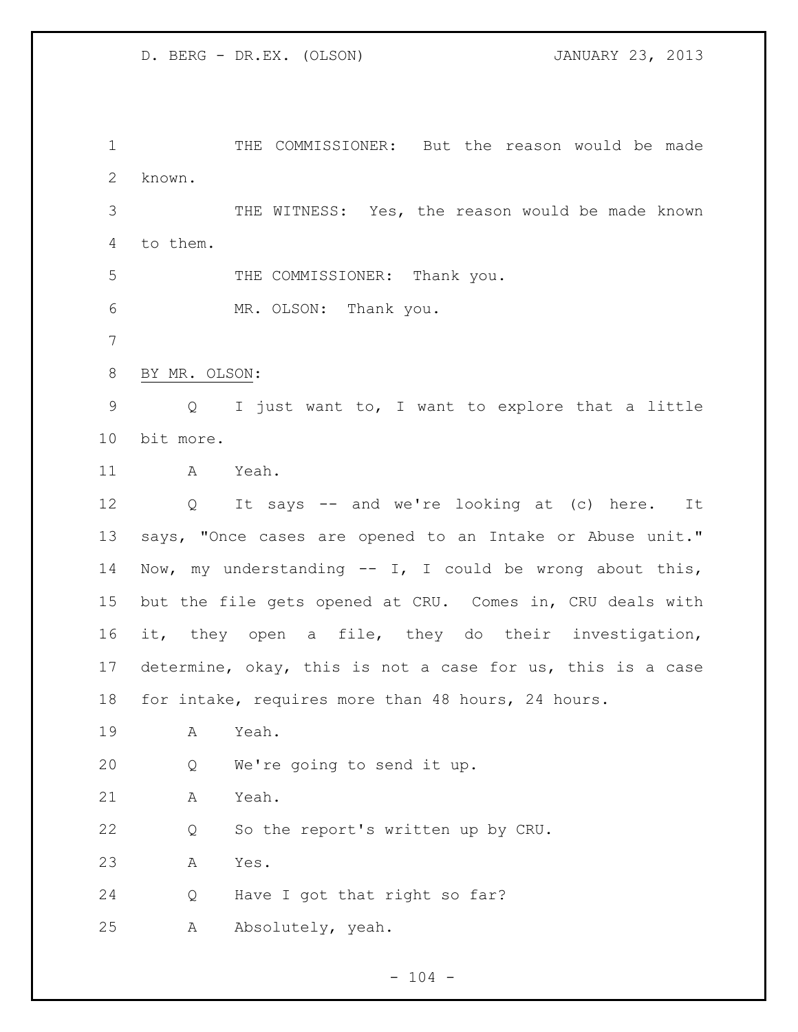THE COMMISSIONER: But the reason would be made known.

THE WITNESS: Yes, the reason would be made known to them.

THE COMMISSIONER: Thank you.

MR. OLSON: Thank you.

BY MR. OLSON:

Q I just want to, I want to explore that a little bit more.

A Yeah.

Q It says -- and we're looking at (c) here. It says, "Once cases are opened to an Intake or Abuse unit." Now, my understanding -- I, I could be wrong about this, but the file gets opened at CRU. Comes in, CRU deals with it, they open a file, they do their investigation, determine, okay, this is not a case for us, this is a case for intake, requires more than 48 hours, 24 hours.

A Yeah.

Q We're going to send it up.

A Yeah.

Q So the report's written up by CRU.

A Yes.

Q Have I got that right so far?

A Absolutely, yeah.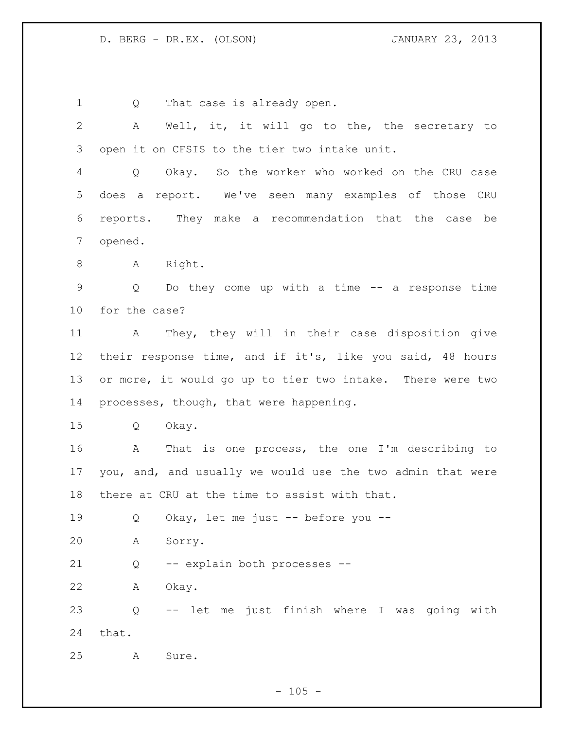Q That case is already open.

A Well, it, it will go to the, the secretary to open it on CFSIS to the tier two intake unit.

Q Okay. So the worker who worked on the CRU case does a report. We've seen many examples of those CRU reports. They make a recommendation that the case be opened.

A Right.

Q Do they come up with a time -- a response time for the case?

A They, they will in their case disposition give their response time, and if it's, like you said, 48 hours or more, it would go up to tier two intake. There were two processes, though, that were happening.

Q Okay.

A That is one process, the one I'm describing to you, and, and usually we would use the two admin that were there at CRU at the time to assist with that.

Q Okay, let me just -- before you --

A Sorry.

Q -- explain both processes --

A Okay.

Q -- let me just finish where I was going with that.

A Sure.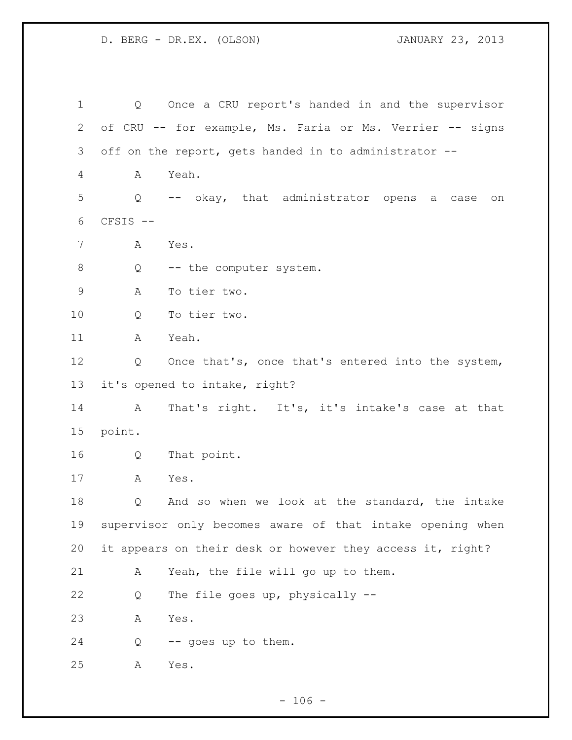Q Once a CRU report's handed in and the supervisor of CRU -- for example, Ms. Faria or Ms. Verrier -- signs off on the report, gets handed in to administrator --

A Yeah.

Q -- okay, that administrator opens a case on CFSIS --

A Yes.

Q -- the computer system.

A To tier two.

Q To tier two.

A Yeah.

Q Once that's, once that's entered into the system, it's opened to intake, right?

A That's right. It's, it's intake's case at that point.

Q That point.

A Yes.

Q And so when we look at the standard, the intake supervisor only becomes aware of that intake opening when it appears on their desk or however they access it, right?

A Yeah, the file will go up to them.

Q The file goes up, physically --

A Yes.

Q -- goes up to them.

A Yes.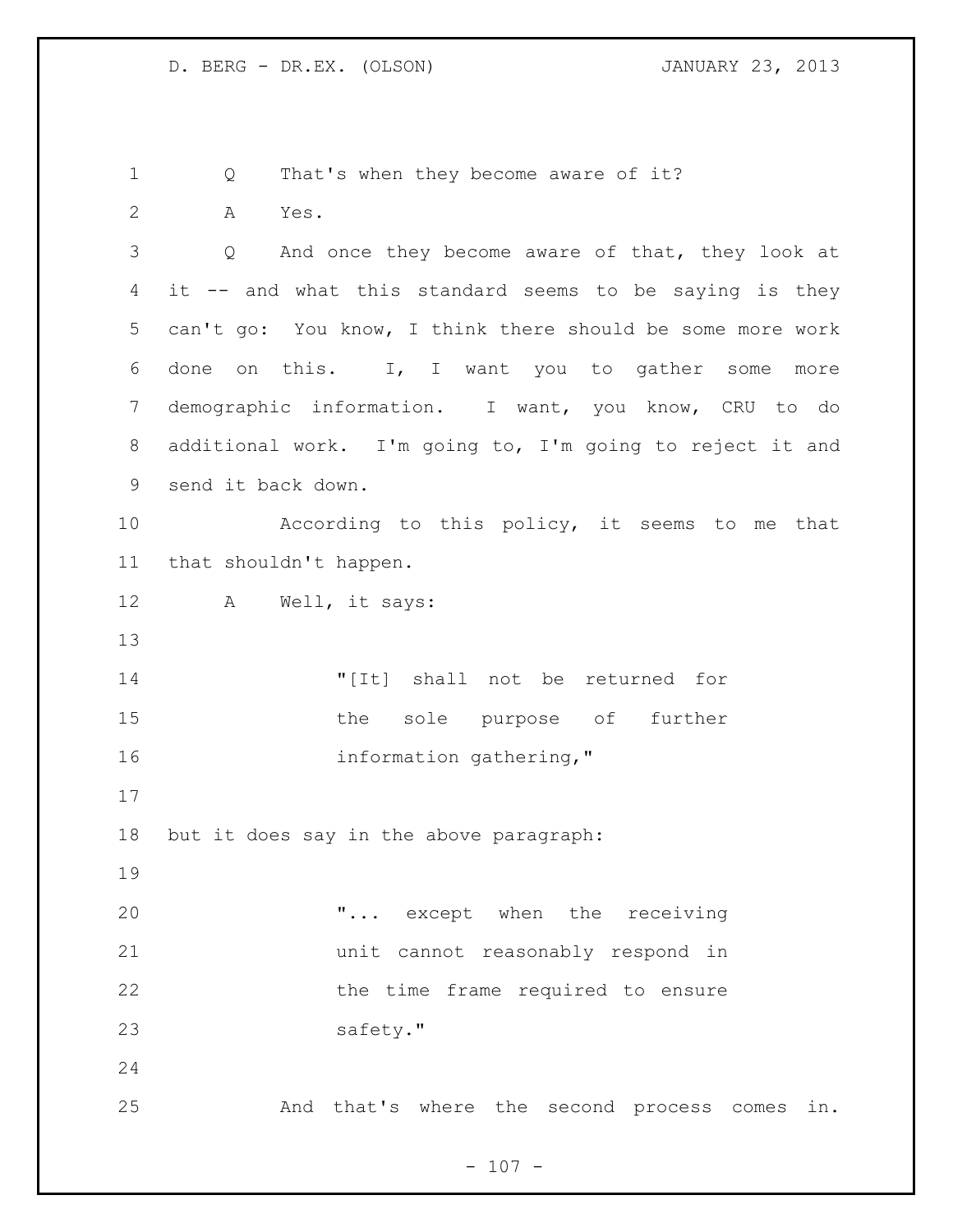Q That's when they become aware of it?

A Yes.

Q And once they become aware of that, they look at it -- and what this standard seems to be saying is they can't go: You know, I think there should be some more work done on this. I, I want you to gather some more demographic information. I want, you know, CRU to do additional work. I'm going to, I'm going to reject it and send it back down.

According to this policy, it seems to me that that shouldn't happen.

A Well, it says:

> "[It] shall not be returned for the sole purpose of further information gathering,"

but it does say in the above paragraph:

> "... except when the receiving unit cannot reasonably respond in the time frame required to ensure safety."

And that's where the second process comes in.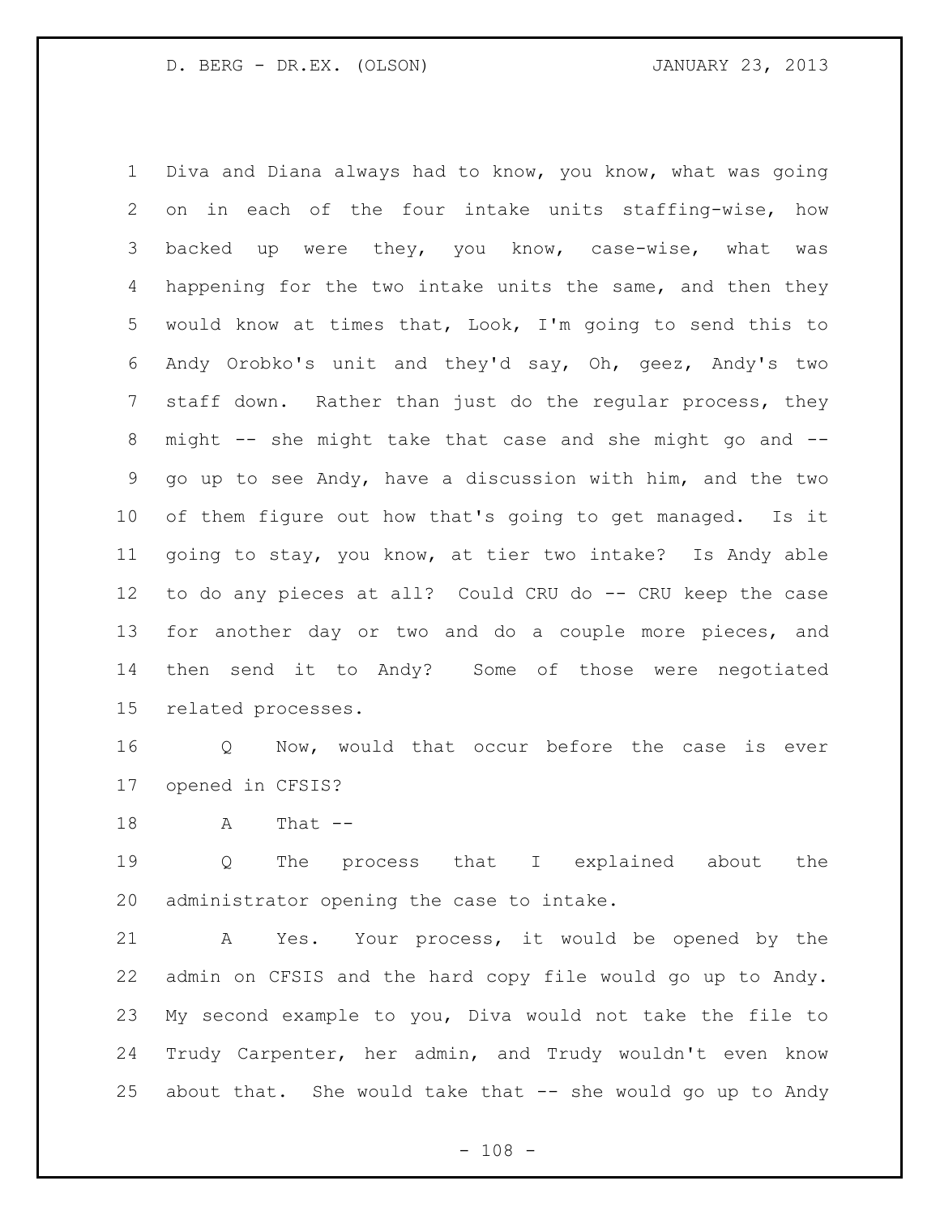Diva and Diana always had to know, you know, what was going on in each of the four intake units staffing-wise, how backed up were they, you know, case-wise, what was happening for the two intake units the same, and then they would know at times that, Look, I'm going to send this to Andy Orobko's unit and they'd say, Oh, geez, Andy's two staff down. Rather than just do the regular process, they might -- she might take that case and she might go and -- go up to see Andy, have a discussion with him, and the two of them figure out how that's going to get managed. Is it going to stay, you know, at tier two intake? Is Andy able to do any pieces at all? Could CRU do -- CRU keep the case for another day or two and do a couple more pieces, and then send it to Andy? Some of those were negotiated related processes.

Q Now, would that occur before the case is ever opened in CFSIS?

A That --

Q The process that I explained about the administrator opening the case to intake.

A Yes. Your process, it would be opened by the admin on CFSIS and the hard copy file would go up to Andy. My second example to you, Diva would not take the file to Trudy Carpenter, her admin, and Trudy wouldn't even know about that. She would take that -- she would go up to Andy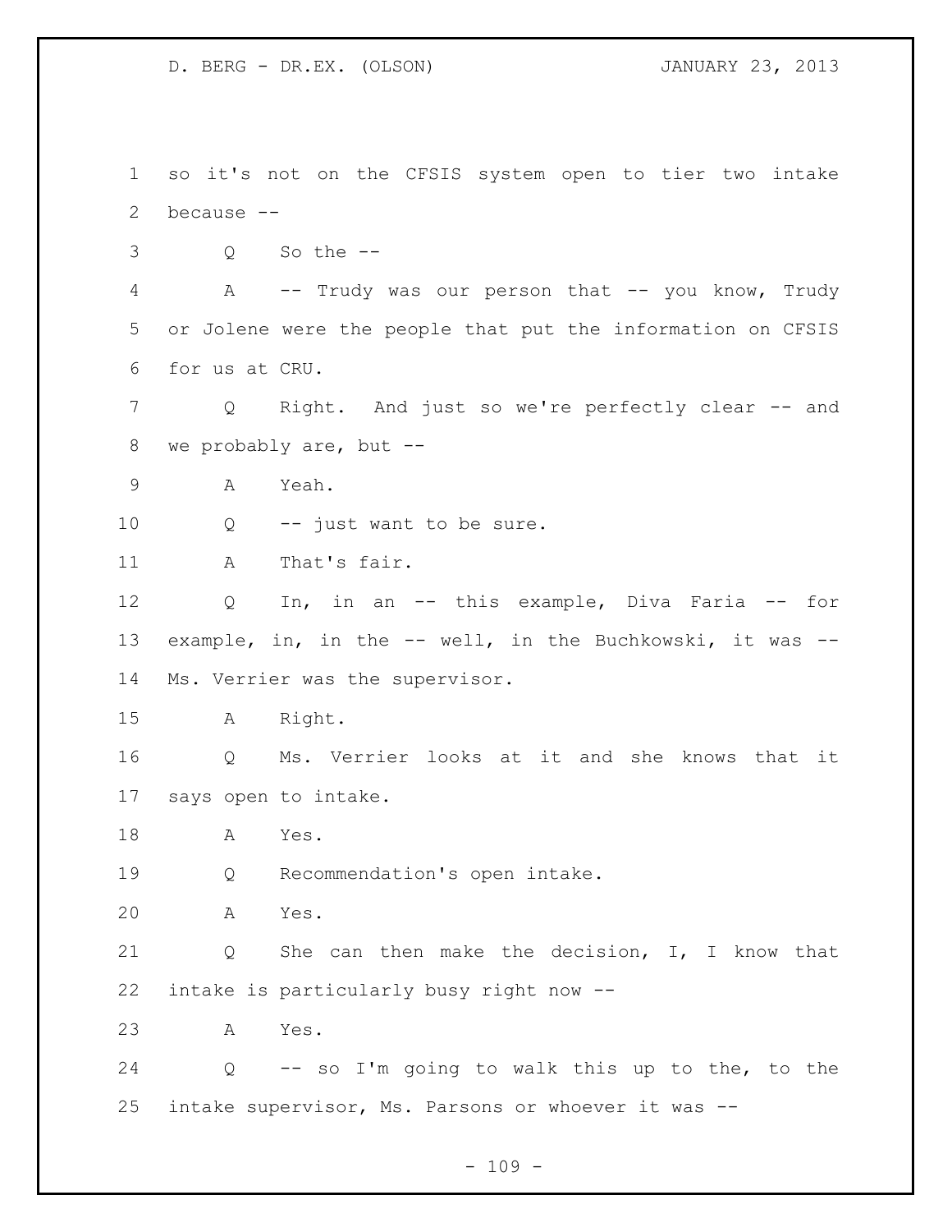so it's not on the CFSIS system open to tier two intake because --

Q So the --

A -- Trudy was our person that -- you know, Trudy or Jolene were the people that put the information on CFSIS for us at CRU.

Q Right. And just so we're perfectly clear -- and we probably are, but --

A Yeah.

Q -- just want to be sure.

A That's fair.

Q In, in an -- this example, Diva Faria -- for example, in, in the -- well, in the Buchkowski, it was -- Ms. Verrier was the supervisor.

A Right.

Q Ms. Verrier looks at it and she knows that it says open to intake.

A Yes.

Q Recommendation's open intake.

A Yes.

Q She can then make the decision, I, I know that intake is particularly busy right now --

A Yes.

Q -- so I'm going to walk this up to the, to the intake supervisor, Ms. Parsons or whoever it was --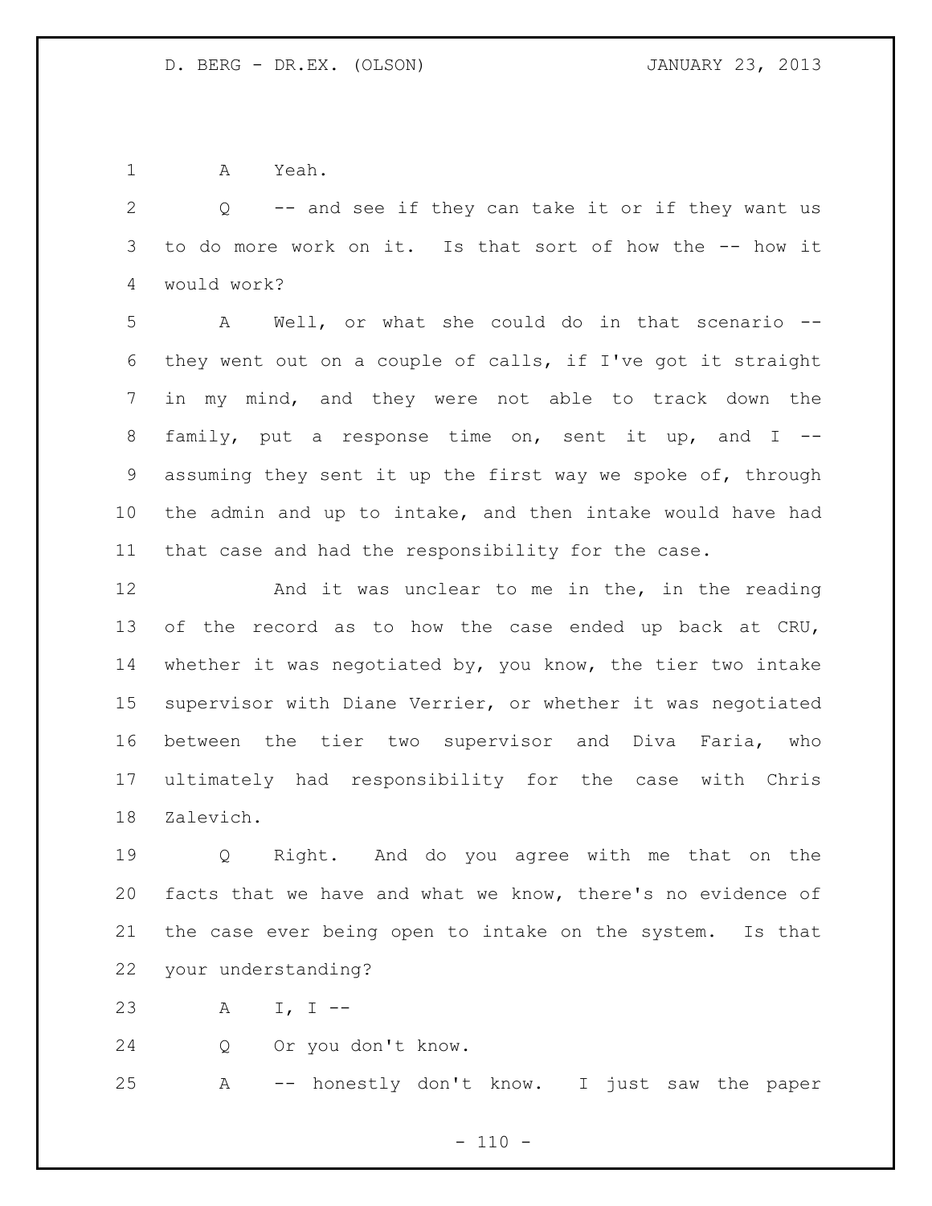A Yeah.

Q -- and see if they can take it or if they want us to do more work on it. Is that sort of how the -- how it would work?

A Well, or what she could do in that scenario -- they went out on a couple of calls, if I've got it straight in my mind, and they were not able to track down the family, put a response time on, sent it up, and I -- assuming they sent it up the first way we spoke of, through the admin and up to intake, and then intake would have had that case and had the responsibility for the case.

And it was unclear to me in the, in the reading of the record as to how the case ended up back at CRU, whether it was negotiated by, you know, the tier two intake supervisor with Diane Verrier, or whether it was negotiated between the tier two supervisor and Diva Faria, who ultimately had responsibility for the case with Chris Zalevich.

Q Right. And do you agree with me that on the facts that we have and what we know, there's no evidence of the case ever being open to intake on the system. Is that your understanding?

A I, I --

Q Or you don't know.

A -- honestly don't know. I just saw the paper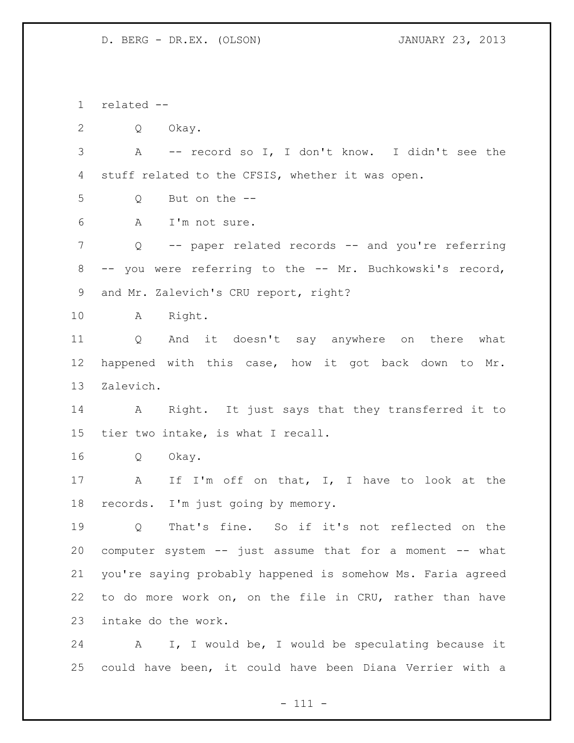related --

Q Okay.

A -- record so I, I don't know. I didn't see the stuff related to the CFSIS, whether it was open.

Q But on the --

A I'm not sure.

Q -- paper related records -- and you're referring -- you were referring to the -- Mr. Buchkowski's record, and Mr. Zalevich's CRU report, right?

A Right.

Q And it doesn't say anywhere on there what happened with this case, how it got back down to Mr. Zalevich.

A Right. It just says that they transferred it to tier two intake, is what I recall.

Q Okay.

A If I'm off on that, I, I have to look at the records. I'm just going by memory.

Q That's fine. So if it's not reflected on the computer system -- just assume that for a moment -- what you're saying probably happened is somehow Ms. Faria agreed to do more work on, on the file in CRU, rather than have intake do the work.

A I, I would be, I would be speculating because it could have been, it could have been Diana Verrier with a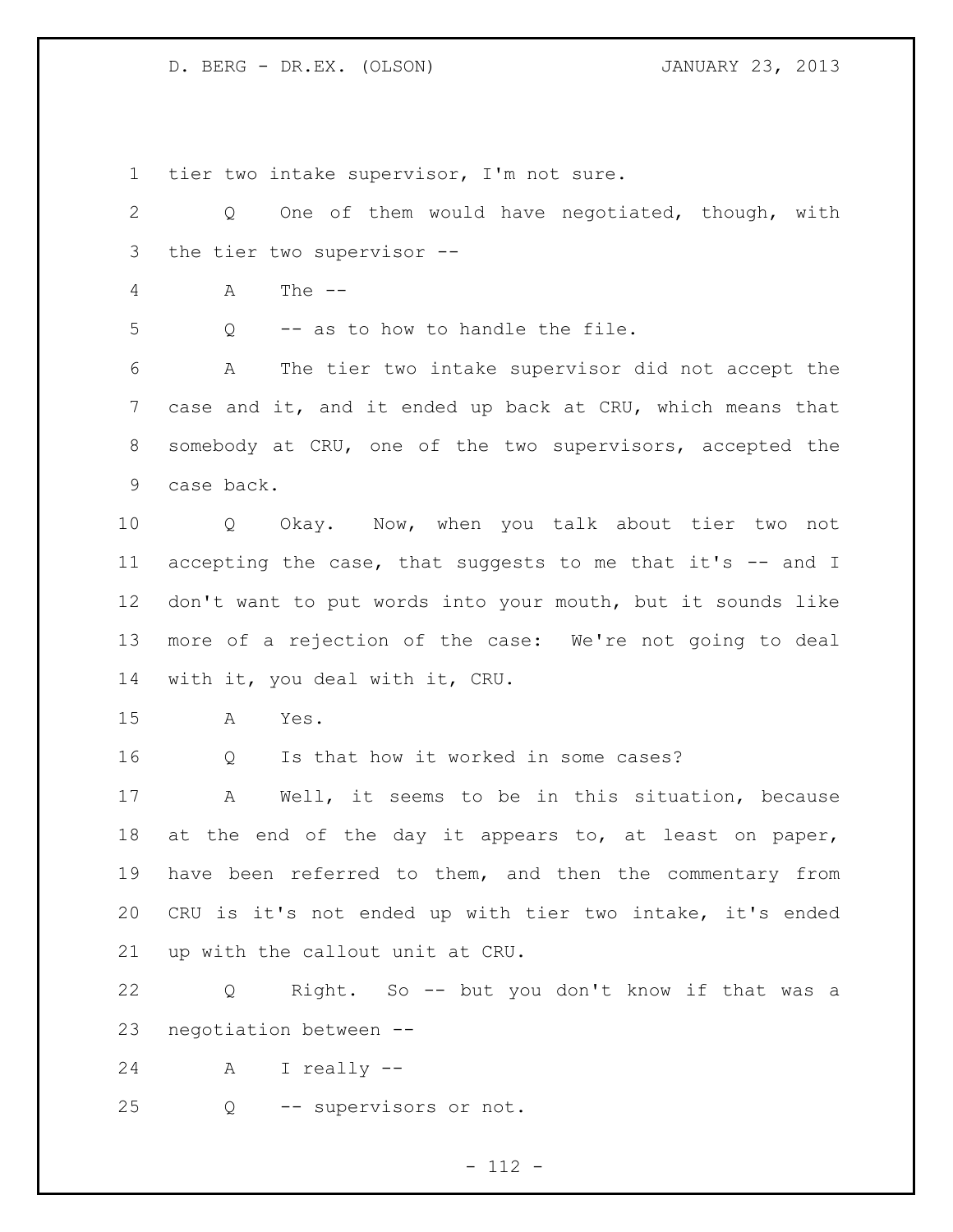tier two intake supervisor, I'm not sure.

Q One of them would have negotiated, though, with the tier two supervisor --

A The --

Q -- as to how to handle the file.

A The tier two intake supervisor did not accept the case and it, and it ended up back at CRU, which means that somebody at CRU, one of the two supervisors, accepted the case back.

Q Okay. Now, when you talk about tier two not accepting the case, that suggests to me that it's -- and I don't want to put words into your mouth, but it sounds like more of a rejection of the case: We're not going to deal with it, you deal with it, CRU.

A Yes.

Q Is that how it worked in some cases?

A Well, it seems to be in this situation, because at the end of the day it appears to, at least on paper, have been referred to them, and then the commentary from CRU is it's not ended up with tier two intake, it's ended up with the callout unit at CRU.

Q Right. So -- but you don't know if that was a negotiation between --

A I really --

Q -- supervisors or not.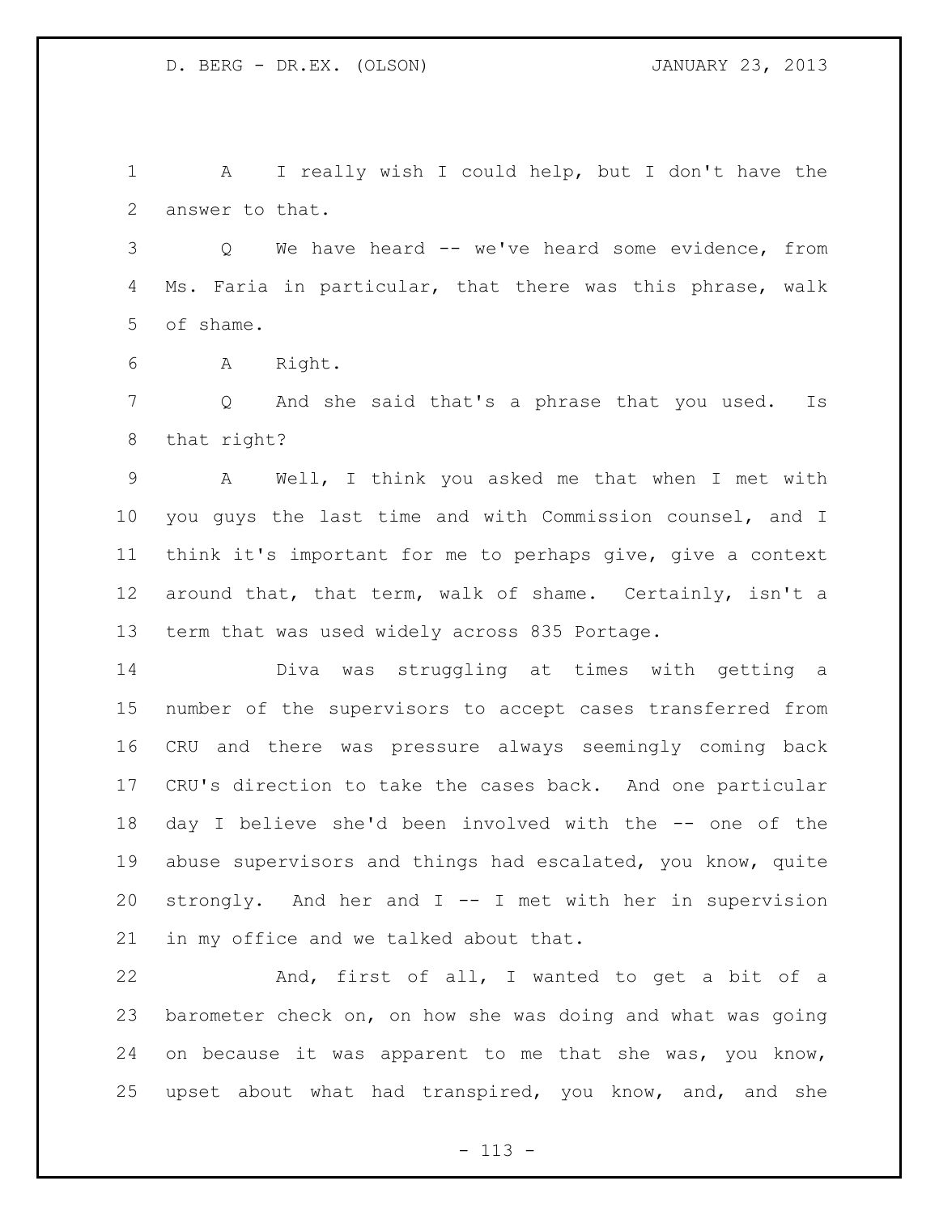A I really wish I could help, but I don't have the answer to that.

Q We have heard -- we've heard some evidence, from Ms. Faria in particular, that there was this phrase, walk of shame.

A Right.

Q And she said that's a phrase that you used. Is that right?

A Well, I think you asked me that when I met with you guys the last time and with Commission counsel, and I think it's important for me to perhaps give, give a context around that, that term, walk of shame. Certainly, isn't a term that was used widely across 835 Portage.

Diva was struggling at times with getting a number of the supervisors to accept cases transferred from CRU and there was pressure always seemingly coming back CRU's direction to take the cases back. And one particular day I believe she'd been involved with the -- one of the abuse supervisors and things had escalated, you know, quite strongly. And her and I -- I met with her in supervision in my office and we talked about that.

And, first of all, I wanted to get a bit of a barometer check on, on how she was doing and what was going on because it was apparent to me that she was, you know, upset about what had transpired, you know, and, and she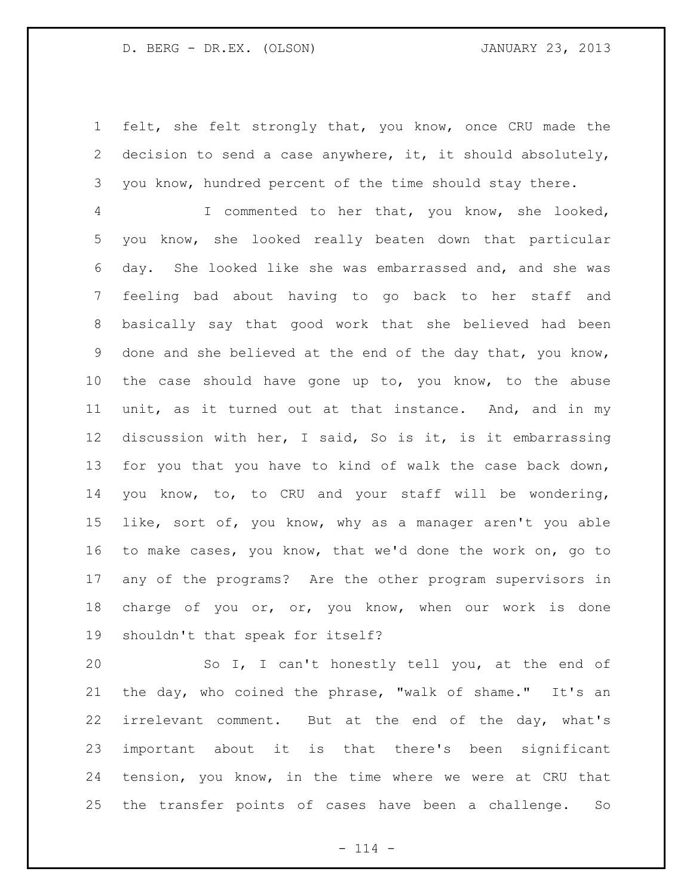felt, she felt strongly that, you know, once CRU made the decision to send a case anywhere, it, it should absolutely, you know, hundred percent of the time should stay there.

I commented to her that, you know, she looked, you know, she looked really beaten down that particular day. She looked like she was embarrassed and, and she was feeling bad about having to go back to her staff and basically say that good work that she believed had been done and she believed at the end of the day that, you know, the case should have gone up to, you know, to the abuse unit, as it turned out at that instance. And, and in my discussion with her, I said, So is it, is it embarrassing for you that you have to kind of walk the case back down, you know, to, to CRU and your staff will be wondering, like, sort of, you know, why as a manager aren't you able to make cases, you know, that we'd done the work on, go to any of the programs? Are the other program supervisors in charge of you or, or, you know, when our work is done shouldn't that speak for itself?

So I, I can't honestly tell you, at the end of the day, who coined the phrase, "walk of shame." It's an irrelevant comment. But at the end of the day, what's important about it is that there's been significant tension, you know, in the time where we were at CRU that the transfer points of cases have been a challenge. So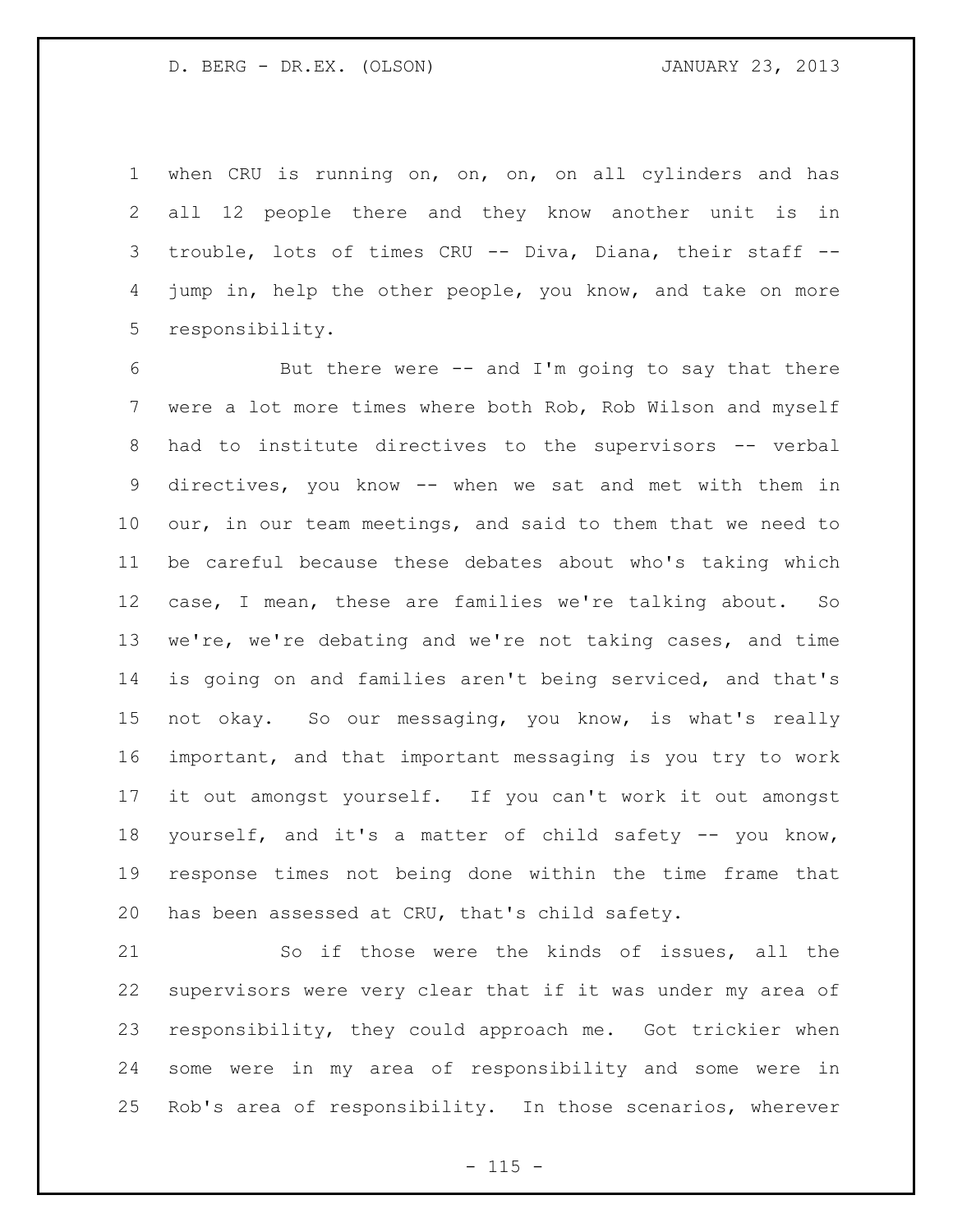when CRU is running on, on, on, on all cylinders and has all 12 people there and they know another unit is in trouble, lots of times CRU -- Diva, Diana, their staff -- jump in, help the other people, you know, and take on more responsibility.

But there were -- and I'm going to say that there were a lot more times where both Rob, Rob Wilson and myself had to institute directives to the supervisors -- verbal directives, you know -- when we sat and met with them in our, in our team meetings, and said to them that we need to be careful because these debates about who's taking which case, I mean, these are families we're talking about. So we're, we're debating and we're not taking cases, and time is going on and families aren't being serviced, and that's not okay. So our messaging, you know, is what's really important, and that important messaging is you try to work it out amongst yourself. If you can't work it out amongst yourself, and it's a matter of child safety -- you know, response times not being done within the time frame that has been assessed at CRU, that's child safety.

So if those were the kinds of issues, all the supervisors were very clear that if it was under my area of responsibility, they could approach me. Got trickier when some were in my area of responsibility and some were in Rob's area of responsibility. In those scenarios, wherever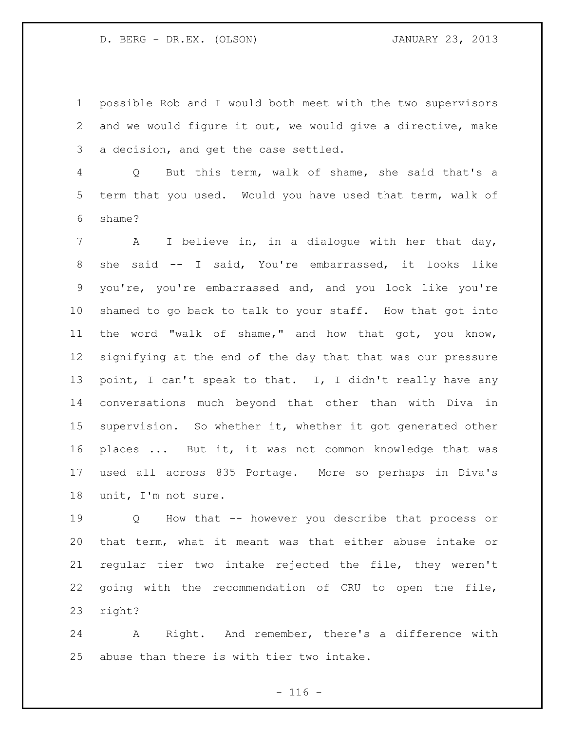possible Rob and I would both meet with the two supervisors and we would figure it out, we would give a directive, make a decision, and get the case settled.

Q But this term, walk of shame, she said that's a term that you used. Would you have used that term, walk of shame?

A I believe in, in a dialogue with her that day, she said -- I said, You're embarrassed, it looks like you're, you're embarrassed and, and you look like you're shamed to go back to talk to your staff. How that got into the word "walk of shame," and how that got, you know, signifying at the end of the day that that was our pressure point, I can't speak to that. I, I didn't really have any conversations much beyond that other than with Diva in supervision. So whether it, whether it got generated other places ... But it, it was not common knowledge that was used all across 835 Portage. More so perhaps in Diva's unit, I'm not sure.

Q How that -- however you describe that process or that term, what it meant was that either abuse intake or regular tier two intake rejected the file, they weren't going with the recommendation of CRU to open the file, right?

A Right. And remember, there's a difference with abuse than there is with tier two intake.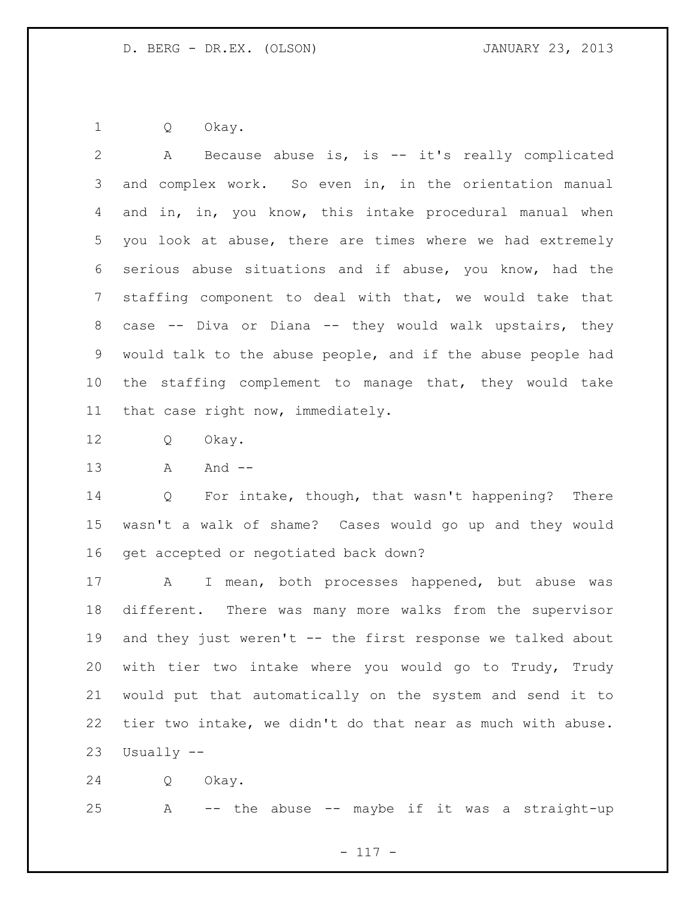Q Okay.

A Because abuse is, is -- it's really complicated and complex work. So even in, in the orientation manual and in, in, you know, this intake procedural manual when you look at abuse, there are times where we had extremely serious abuse situations and if abuse, you know, had the staffing component to deal with that, we would take that case -- Diva or Diana -- they would walk upstairs, they would talk to the abuse people, and if the abuse people had the staffing complement to manage that, they would take that case right now, immediately.

Q Okay.

A And --

Q For intake, though, that wasn't happening? There wasn't a walk of shame? Cases would go up and they would get accepted or negotiated back down?

A I mean, both processes happened, but abuse was different. There was many more walks from the supervisor and they just weren't -- the first response we talked about with tier two intake where you would go to Trudy, Trudy would put that automatically on the system and send it to tier two intake, we didn't do that near as much with abuse. Usually --

Q Okay.

A -- the abuse -- maybe if it was a straight-up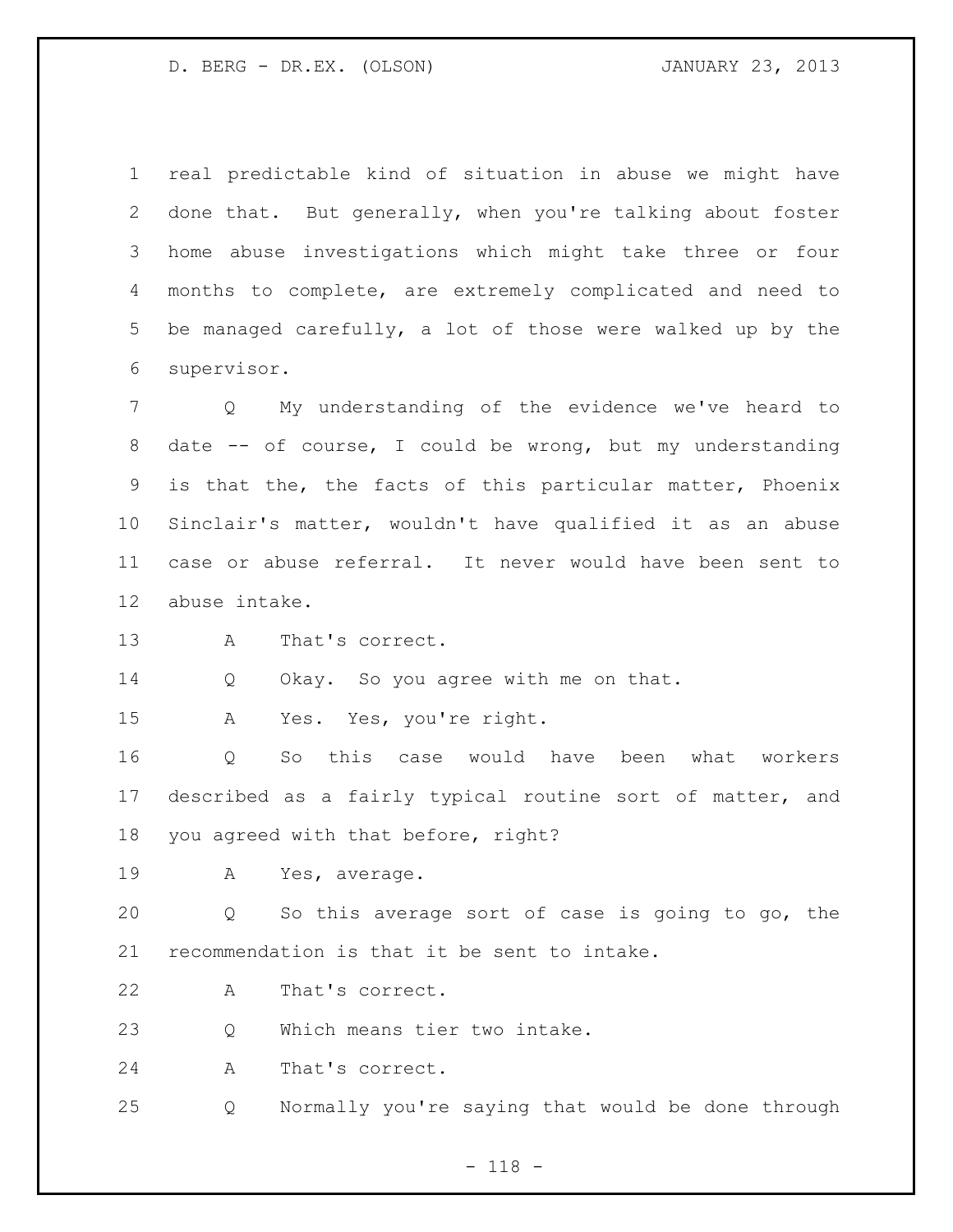real predictable kind of situation in abuse we might have done that. But generally, when you're talking about foster home abuse investigations which might take three or four months to complete, are extremely complicated and need to be managed carefully, a lot of those were walked up by the supervisor.

Q My understanding of the evidence we've heard to date -- of course, I could be wrong, but my understanding is that the, the facts of this particular matter, Phoenix Sinclair's matter, wouldn't have qualified it as an abuse case or abuse referral. It never would have been sent to abuse intake.

A That's correct.

Q Okay. So you agree with me on that.

A Yes. Yes, you're right.

Q So this case would have been what workers described as a fairly typical routine sort of matter, and you agreed with that before, right?

A Yes, average.

Q So this average sort of case is going to go, the recommendation is that it be sent to intake.

A That's correct.

Q Which means tier two intake.

A That's correct.

Q Normally you're saying that would be done through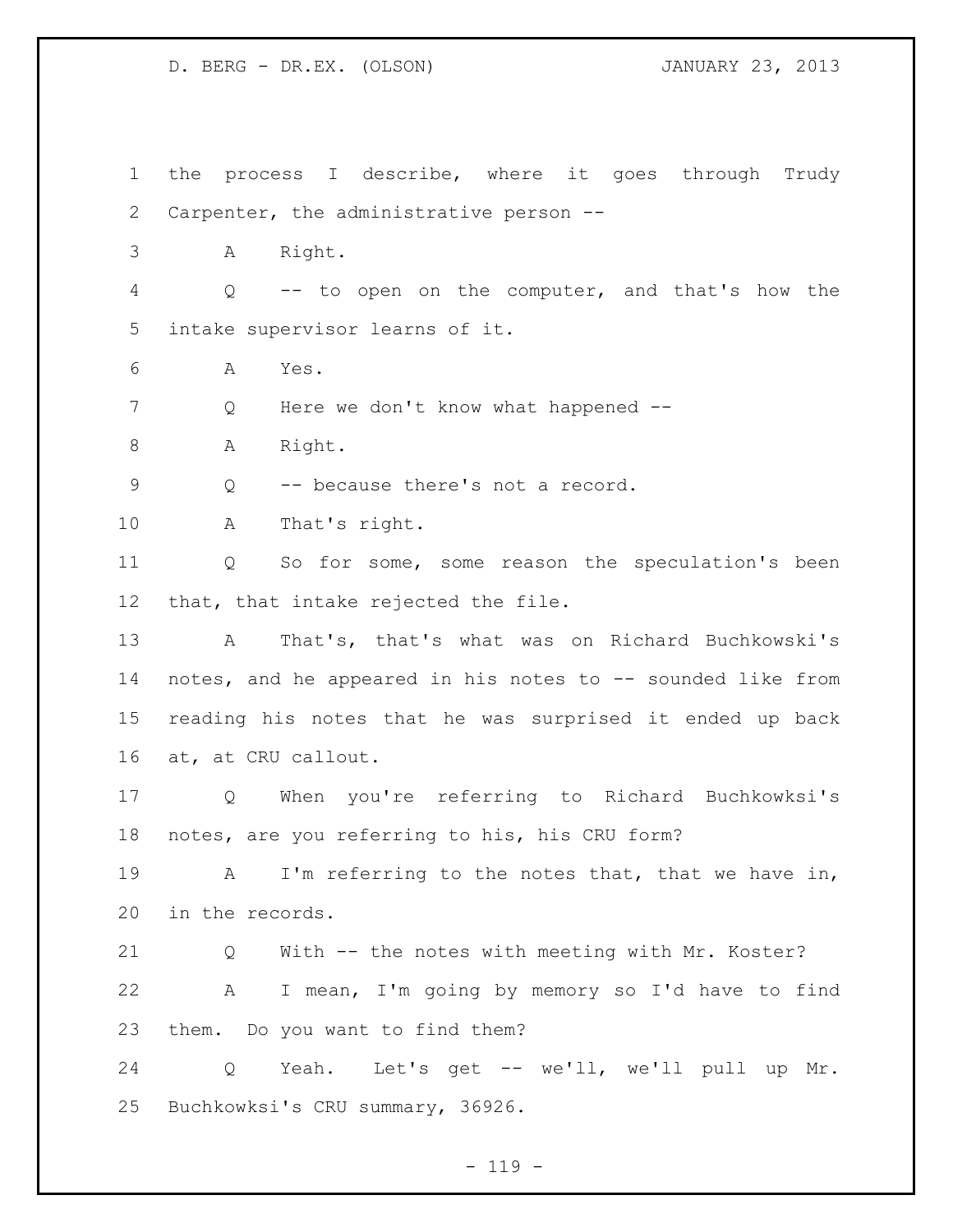1 the process I describe, where it goes through Trudy
2 Carpenter, the administrative person --
3 A Right.
4 Q -- to open on the computer, and that's how the
5 intake supervisor learns of it.
6 A Yes.
7 Q Here we don't know what happened --
8 A Right.
9 Q -- because there's not a record.
10 A That's right.
11 Q So for some, some reason the speculation's been
12 that, that intake rejected the file.
13 A That's, that's what was on Richard Buchkowski's
14 notes, and he appeared in his notes to -- sounded like from
15 reading his notes that he was surprised it ended up back
16 at, at CRU callout.
17 Q When you're referring to Richard Buchkowksi's
18 notes, are you referring to his, his CRU form?
19 A I'm referring to the notes that, that we have in,
20 in the records.
21 Q With -- the notes with meeting with Mr. Koster?
22 A I mean, I'm going by memory so I'd have to find
23 them. Do you want to find them?
24 Q Yeah. Let's get -- we'll, we'll pull up Mr.
25 Buchkowksi's CRU summary, 36926.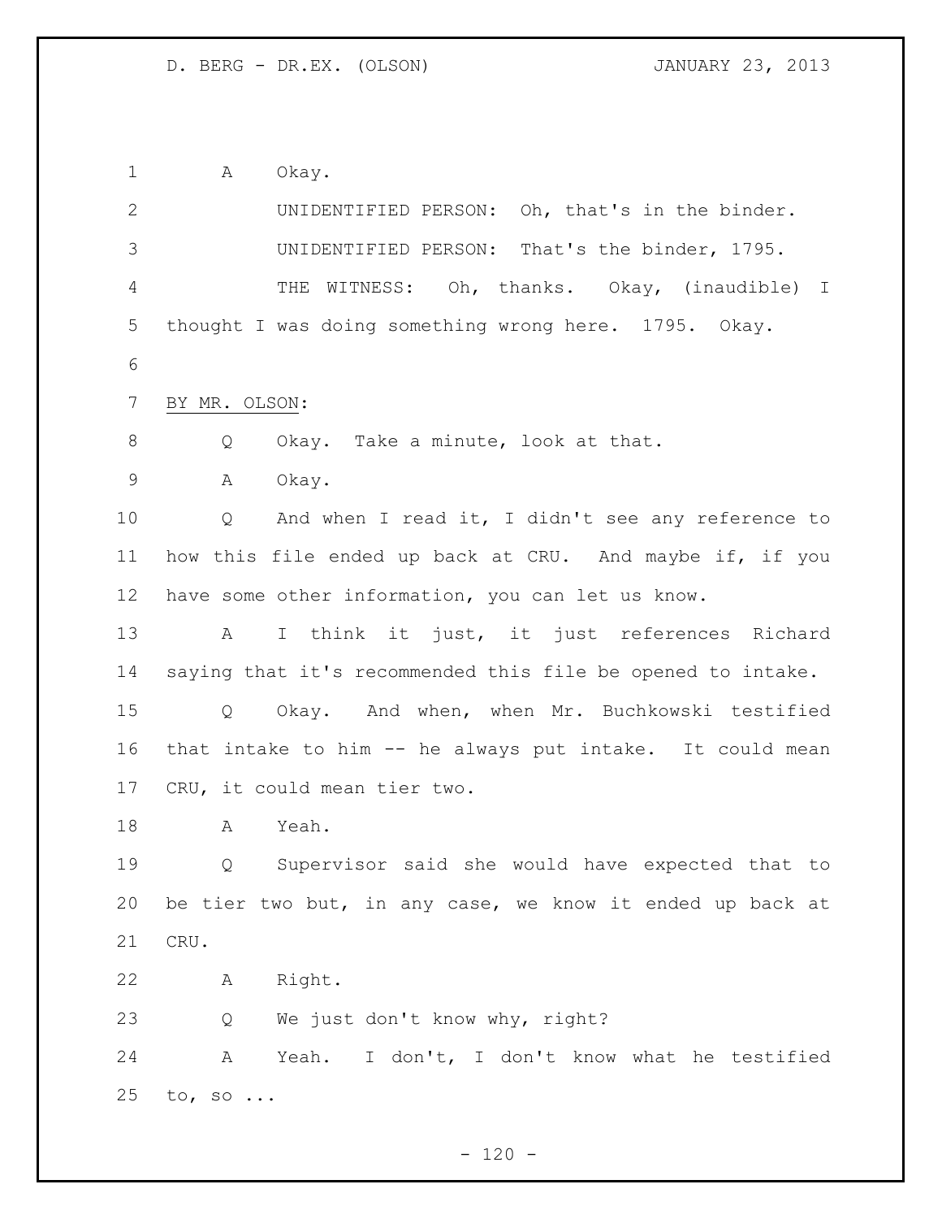A Okay.

UNIDENTIFIED PERSON: Oh, that's in the binder.

UNIDENTIFIED PERSON: That's the binder, 1795.

THE WITNESS: Oh, thanks. Okay, (inaudible) I thought I was doing something wrong here. 1795. Okay.

BY MR. OLSON:

Q Okay. Take a minute, look at that.

A Okay.

Q And when I read it, I didn't see any reference to how this file ended up back at CRU. And maybe if, if you have some other information, you can let us know.

A I think it just, it just references Richard saying that it's recommended this file be opened to intake.

Q Okay. And when, when Mr. Buchkowski testified that intake to him -- he always put intake. It could mean CRU, it could mean tier two.

A Yeah.

Q Supervisor said she would have expected that to be tier two but, in any case, we know it ended up back at CRU.

A Right.

Q We just don't know why, right?

A Yeah. I don't, I don't know what he testified to, so ...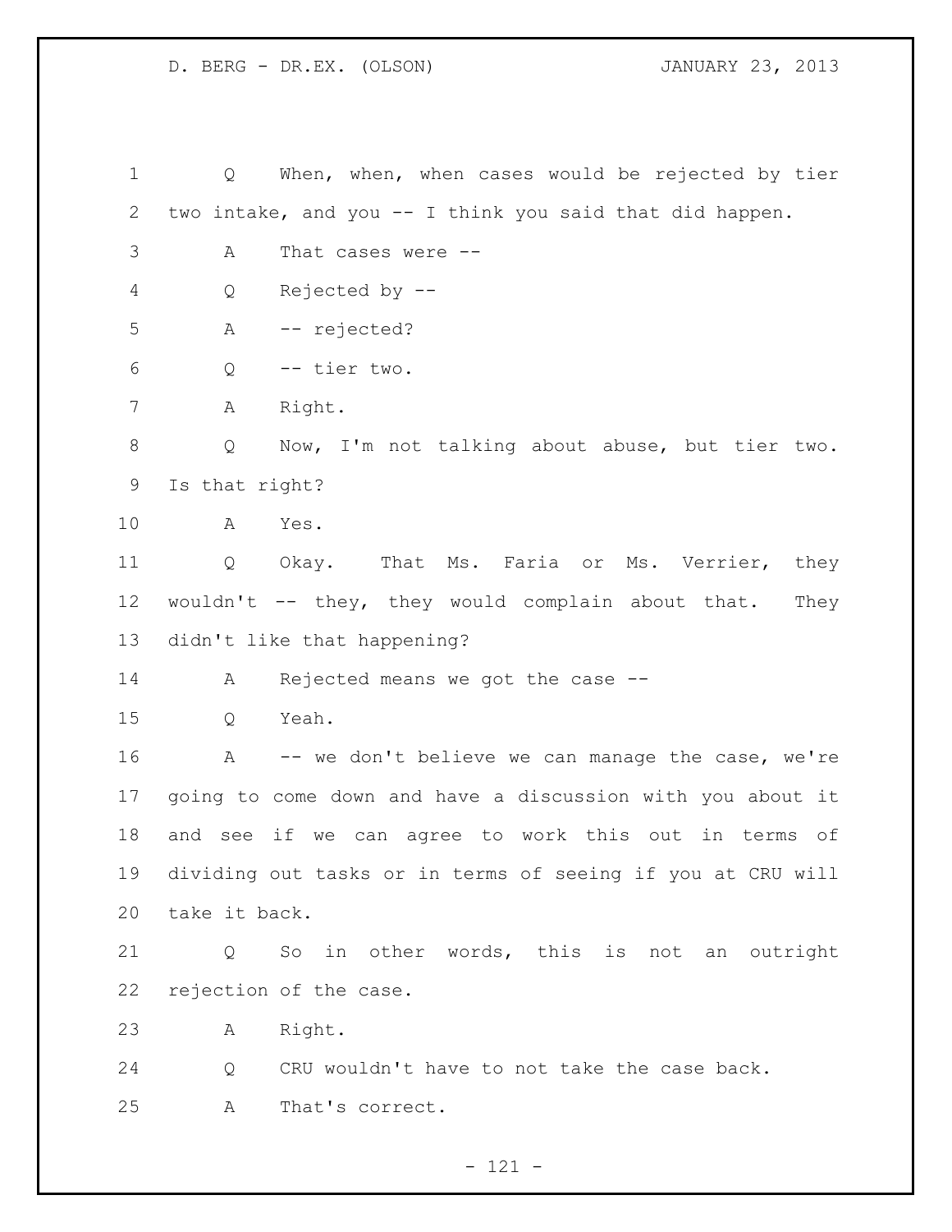Q When, when, when cases would be rejected by tier two intake, and you -- I think you said that did happen.

A That cases were --

Q Rejected by --

A -- rejected?

Q -- tier two.

A Right.

Q Now, I'm not talking about abuse, but tier two. Is that right?

A Yes.

Q Okay. That Ms. Faria or Ms. Verrier, they wouldn't -- they, they would complain about that. They didn't like that happening?

A Rejected means we got the case --

Q Yeah.

A -- we don't believe we can manage the case, we're going to come down and have a discussion with you about it and see if we can agree to work this out in terms of dividing out tasks or in terms of seeing if you at CRU will take it back.

Q So in other words, this is not an outright rejection of the case.

A Right.

Q CRU wouldn't have to not take the case back.

A That's correct.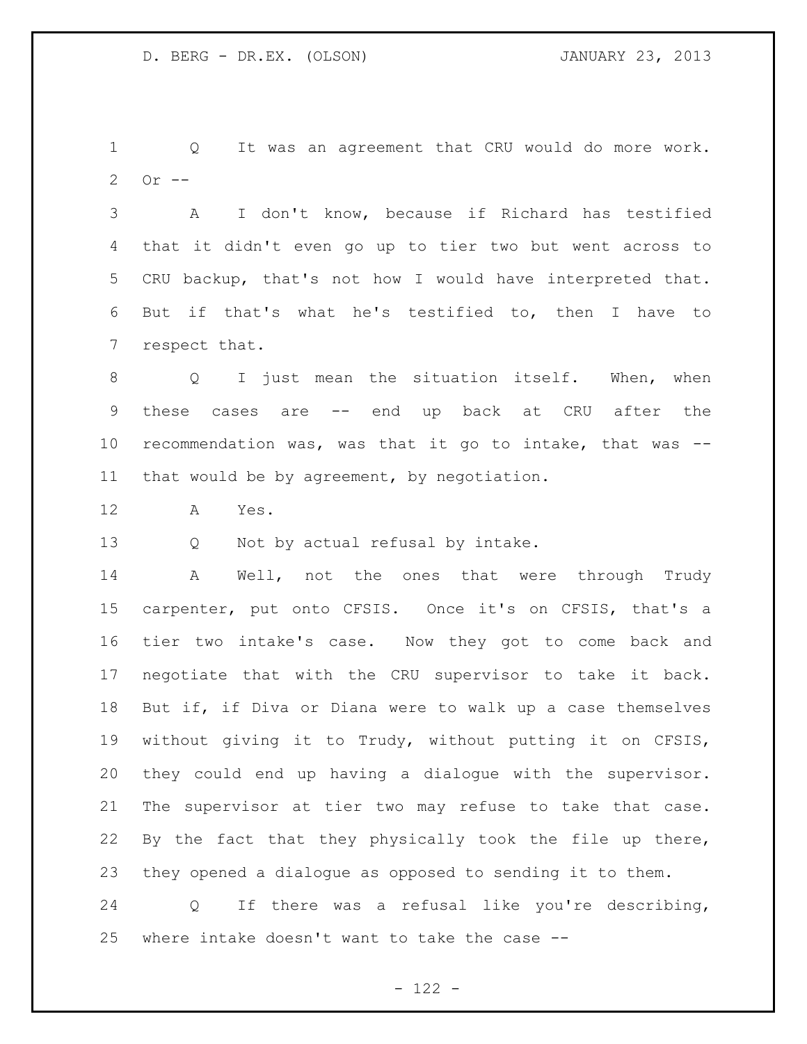Q It was an agreement that CRU would do more work. Or --

A I don't know, because if Richard has testified that it didn't even go up to tier two but went across to CRU backup, that's not how I would have interpreted that. But if that's what he's testified to, then I have to respect that.

Q I just mean the situation itself. When, when these cases are -- end up back at CRU after the recommendation was, was that it go to intake, that was -- that would be by agreement, by negotiation.

A Yes.

Q Not by actual refusal by intake.

A Well, not the ones that were through Trudy carpenter, put onto CFSIS. Once it's on CFSIS, that's a tier two intake's case. Now they got to come back and negotiate that with the CRU supervisor to take it back. But if, if Diva or Diana were to walk up a case themselves without giving it to Trudy, without putting it on CFSIS, they could end up having a dialogue with the supervisor. The supervisor at tier two may refuse to take that case. By the fact that they physically took the file up there, they opened a dialogue as opposed to sending it to them.

Q If there was a refusal like you're describing, where intake doesn't want to take the case --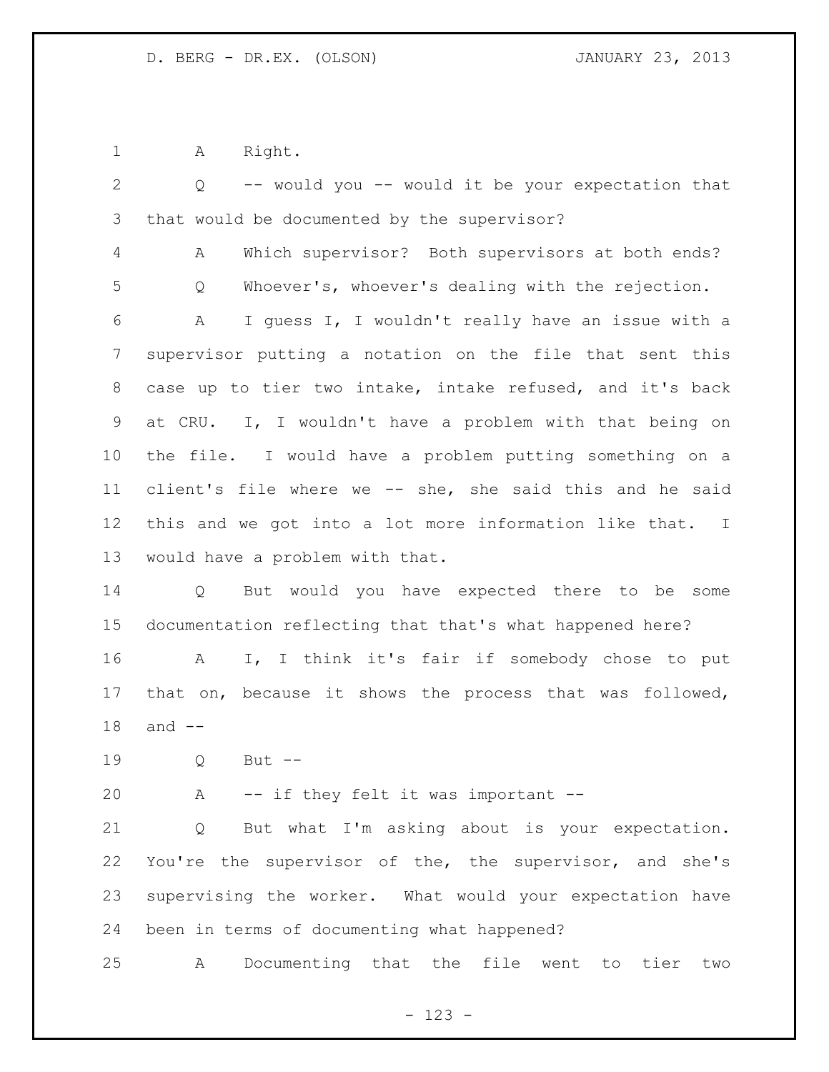A Right.

Q -- would you -- would it be your expectation that that would be documented by the supervisor?

A Which supervisor? Both supervisors at both ends?

Q Whoever's, whoever's dealing with the rejection.

A I guess I, I wouldn't really have an issue with a supervisor putting a notation on the file that sent this case up to tier two intake, intake refused, and it's back at CRU. I, I wouldn't have a problem with that being on the file. I would have a problem putting something on a client's file where we -- she, she said this and he said this and we got into a lot more information like that. I would have a problem with that.

Q But would you have expected there to be some documentation reflecting that that's what happened here?

A I, I think it's fair if somebody chose to put that on, because it shows the process that was followed, and --

Q But --

A -- if they felt it was important --

Q But what I'm asking about is your expectation. You're the supervisor of the, the supervisor, and she's supervising the worker. What would your expectation have been in terms of documenting what happened?

A Documenting that the file went to tier two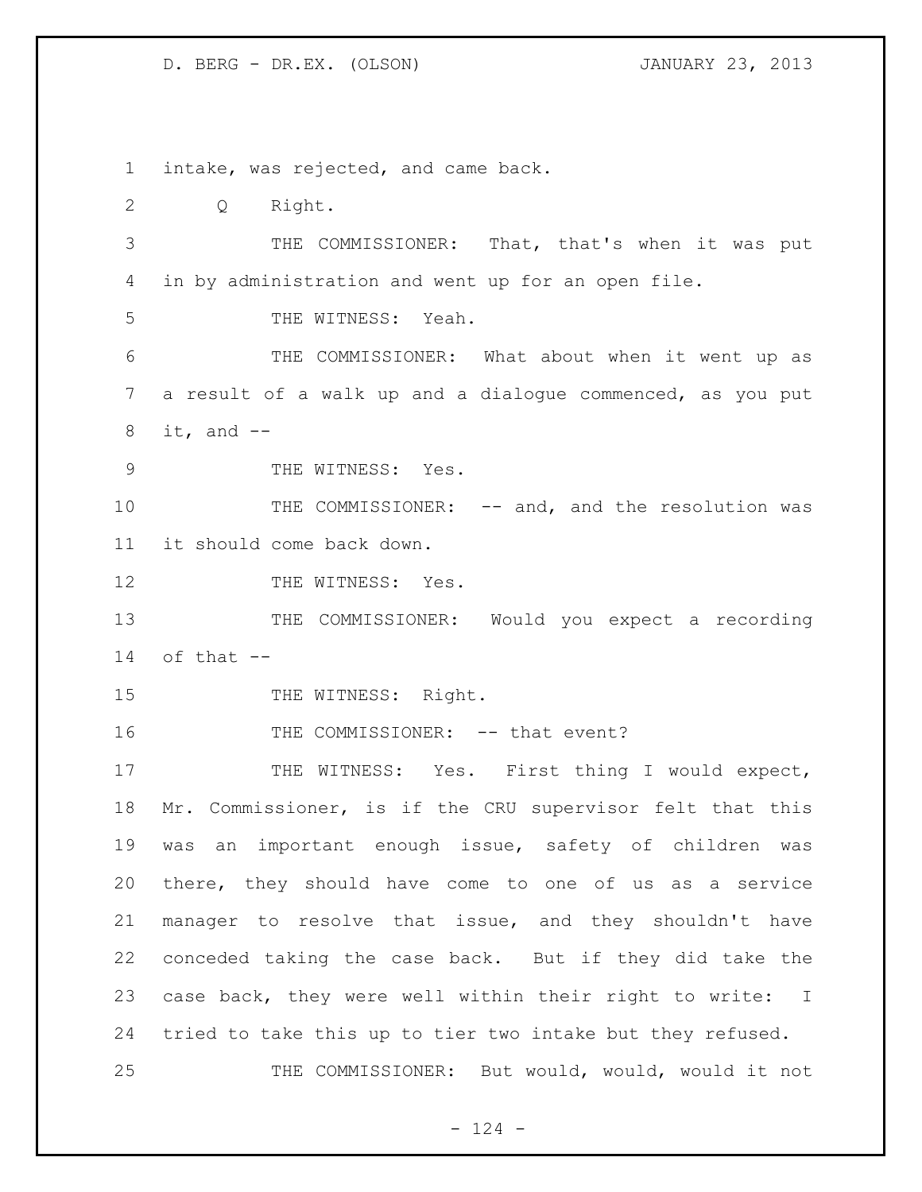intake, was rejected, and came back.

Q Right.

THE COMMISSIONER: That, that's when it was put in by administration and went up for an open file.

THE WITNESS: Yeah.

THE COMMISSIONER: What about when it went up as a result of a walk up and a dialogue commenced, as you put it, and --

THE WITNESS: Yes.

THE COMMISSIONER: -- and, and the resolution was it should come back down.

THE WITNESS: Yes.

THE COMMISSIONER: Would you expect a recording of that --

THE WITNESS: Right.

THE COMMISSIONER: -- that event?

THE WITNESS: Yes. First thing I would expect, Mr. Commissioner, is if the CRU supervisor felt that this was an important enough issue, safety of children was there, they should have come to one of us as a service manager to resolve that issue, and they shouldn't have conceded taking the case back. But if they did take the case back, they were well within their right to write: I tried to take this up to tier two intake but they refused.

THE COMMISSIONER: But would, would, would it not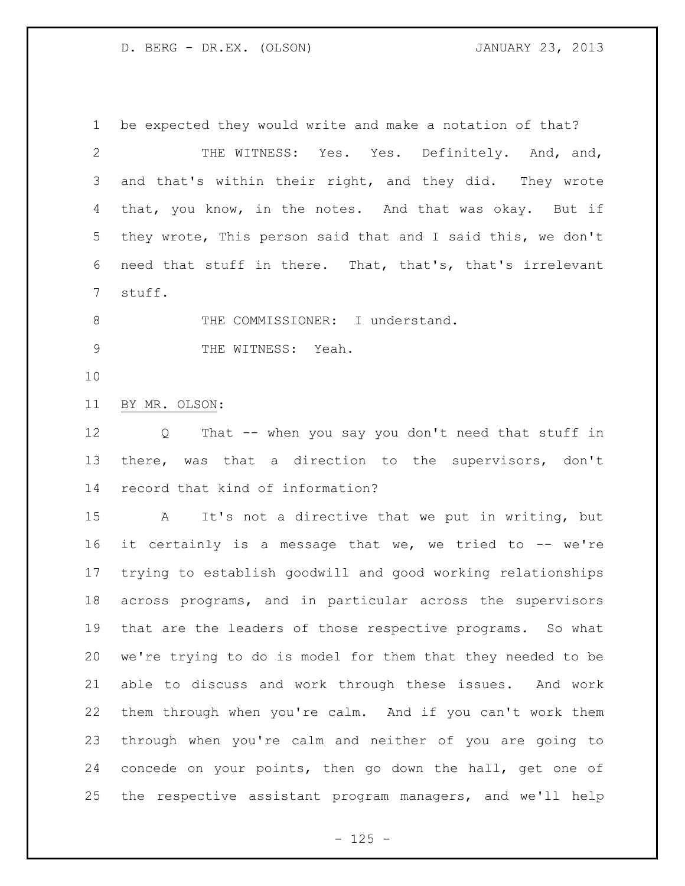be expected they would write and make a notation of that?

THE WITNESS: Yes. Yes. Definitely. And, and, and that's within their right, and they did. They wrote that, you know, in the notes. And that was okay. But if they wrote, This person said that and I said this, we don't need that stuff in there. That, that's, that's irrelevant stuff.

THE COMMISSIONER: I understand.

THE WITNESS: Yeah.

BY MR. OLSON:

Q That -- when you say you don't need that stuff in there, was that a direction to the supervisors, don't record that kind of information?

A It's not a directive that we put in writing, but it certainly is a message that we, we tried to -- we're trying to establish goodwill and good working relationships across programs, and in particular across the supervisors that are the leaders of those respective programs. So what we're trying to do is model for them that they needed to be able to discuss and work through these issues. And work them through when you're calm. And if you can't work them through when you're calm and neither of you are going to concede on your points, then go down the hall, get one of the respective assistant program managers, and we'll help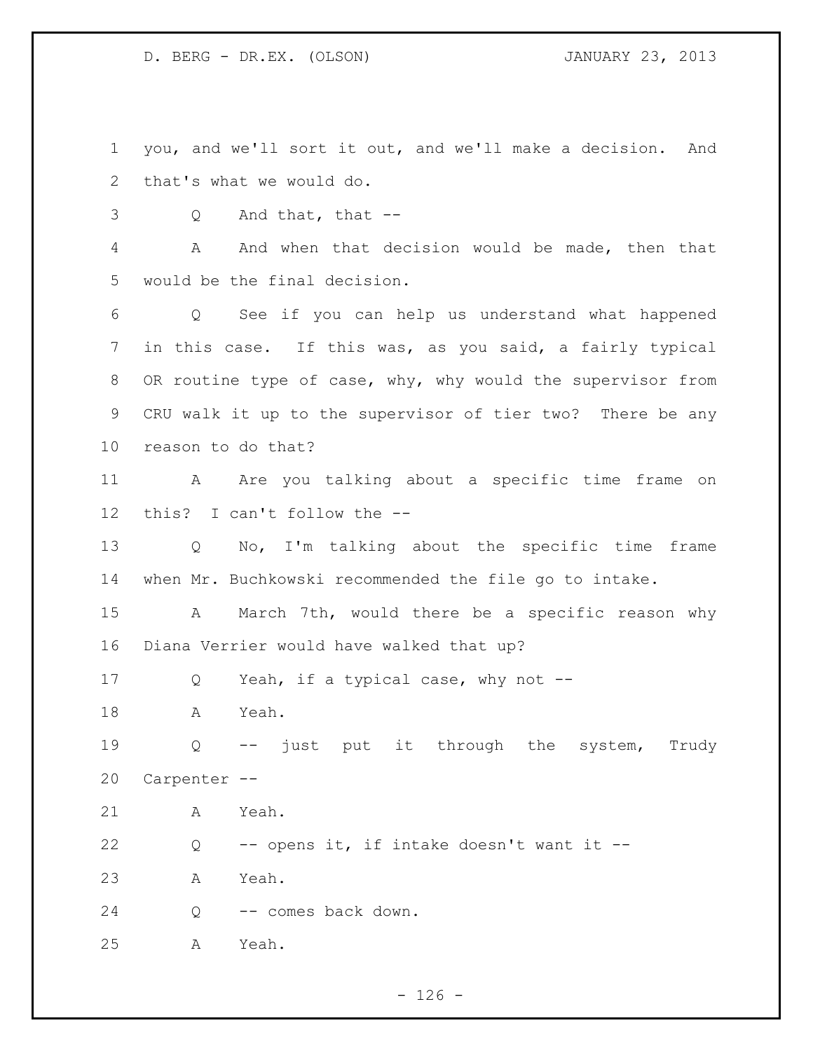you, and we'll sort it out, and we'll make a decision. And that's what we would do.

Q And that, that --

A And when that decision would be made, then that would be the final decision.

Q See if you can help us understand what happened in this case. If this was, as you said, a fairly typical OR routine type of case, why, why would the supervisor from CRU walk it up to the supervisor of tier two? There be any reason to do that?

A Are you talking about a specific time frame on this? I can't follow the --

Q No, I'm talking about the specific time frame when Mr. Buchkowski recommended the file go to intake.

A March 7th, would there be a specific reason why Diana Verrier would have walked that up?

Q Yeah, if a typical case, why not --

A Yeah.

Q -- just put it through the system, Trudy Carpenter --

A Yeah.

Q -- opens it, if intake doesn't want it --

A Yeah.

Q -- comes back down.

A Yeah.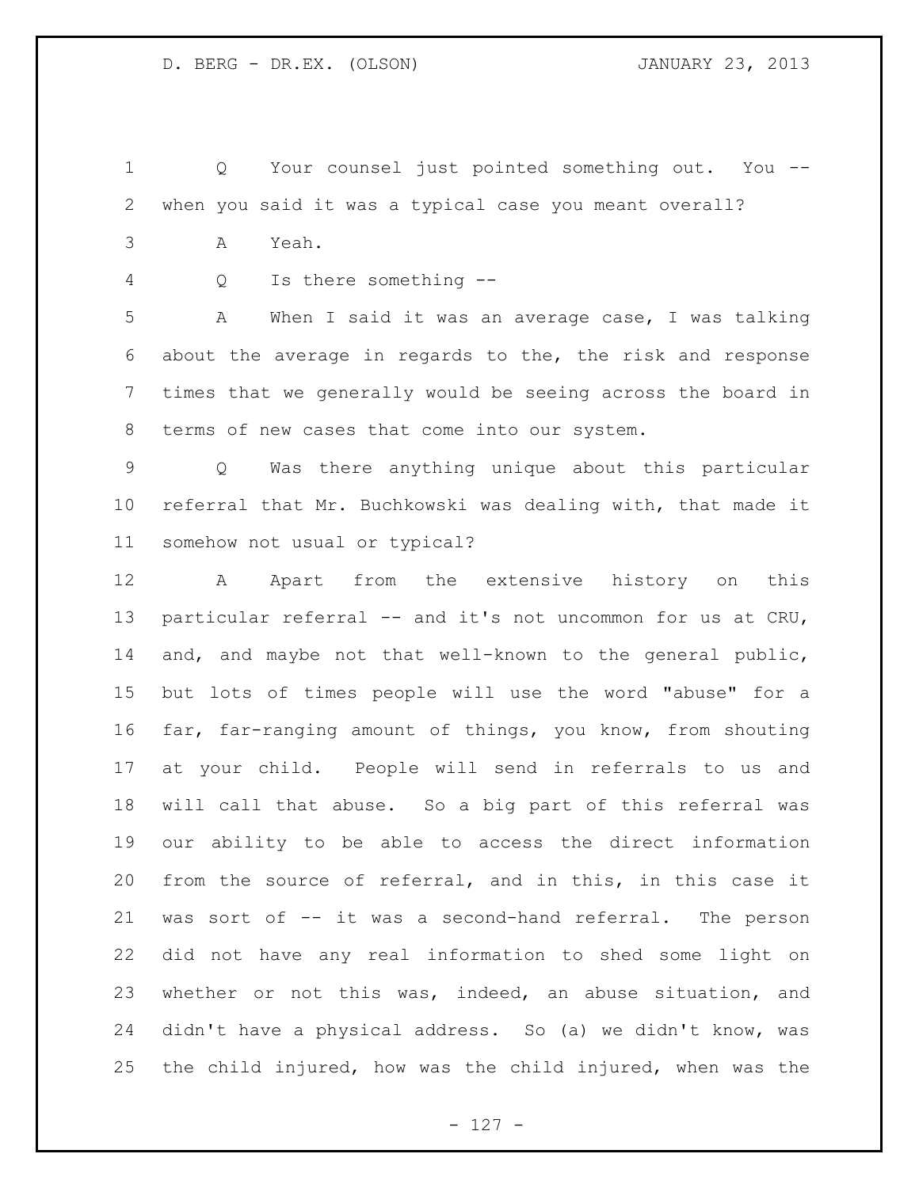Q Your counsel just pointed something out. You -- when you said it was a typical case you meant overall?

A Yeah.

Q Is there something --

A When I said it was an average case, I was talking about the average in regards to the, the risk and response times that we generally would be seeing across the board in terms of new cases that come into our system.

Q Was there anything unique about this particular referral that Mr. Buchkowski was dealing with, that made it somehow not usual or typical?

A Apart from the extensive history on this particular referral -- and it's not uncommon for us at CRU, and, and maybe not that well-known to the general public, but lots of times people will use the word "abuse" for a far, far-ranging amount of things, you know, from shouting at your child. People will send in referrals to us and will call that abuse. So a big part of this referral was our ability to be able to access the direct information from the source of referral, and in this, in this case it was sort of -- it was a second-hand referral. The person did not have any real information to shed some light on whether or not this was, indeed, an abuse situation, and didn't have a physical address. So (a) we didn't know, was the child injured, how was the child injured, when was the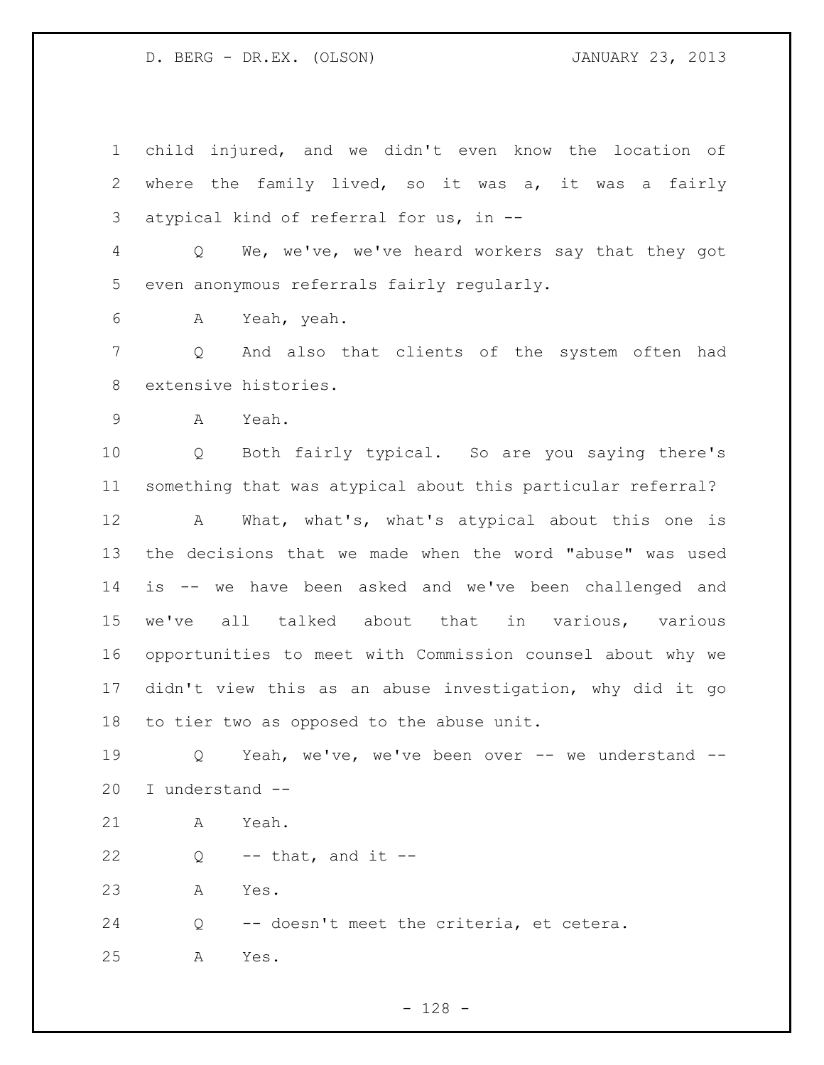child injured, and we didn't even know the location of where the family lived, so it was a, it was a fairly atypical kind of referral for us, in --

Q We, we've, we've heard workers say that they got even anonymous referrals fairly regularly.

A Yeah, yeah.

Q And also that clients of the system often had extensive histories.

A Yeah.

Q Both fairly typical. So are you saying there's something that was atypical about this particular referral?

A What, what's, what's atypical about this one is the decisions that we made when the word "abuse" was used is -- we have been asked and we've been challenged and we've all talked about that in various, various opportunities to meet with Commission counsel about why we didn't view this as an abuse investigation, why did it go to tier two as opposed to the abuse unit.

Q Yeah, we've, we've been over -- we understand -- I understand --

A Yeah.

Q -- that, and it --

A Yes.

Q -- doesn't meet the criteria, et cetera.

A Yes.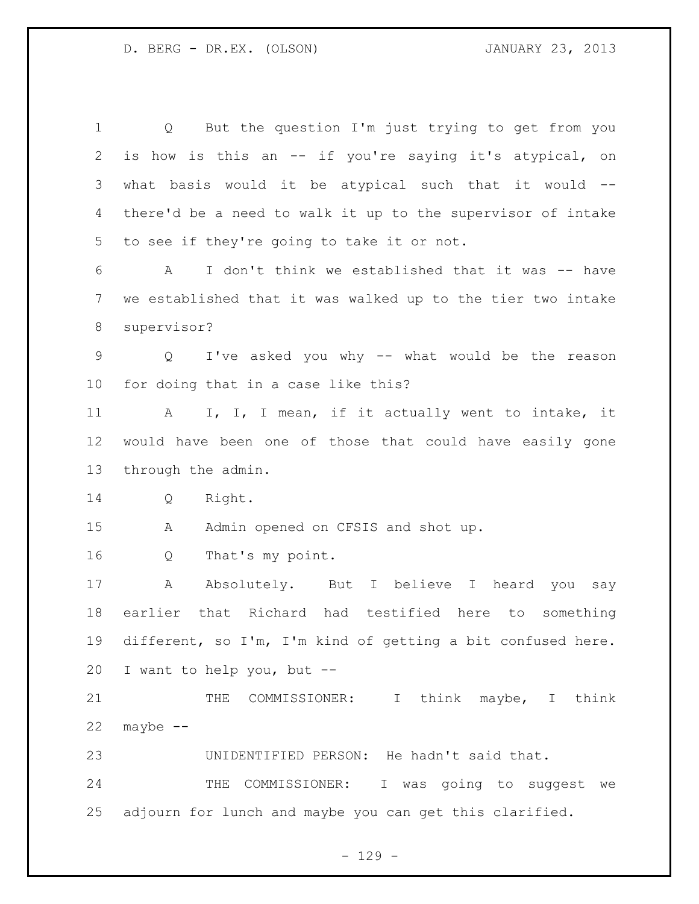Q  But the question I'm just trying to get from you is how is this an -- if you're saying it's atypical, on what basis would it be atypical such that it would -- there'd be a need to walk it up to the supervisor of intake to see if they're going to take it or not.

A  I don't think we established that it was -- have we established that it was walked up to the tier two intake supervisor?

Q  I've asked you why -- what would be the reason for doing that in a case like this?

A  I, I, I mean, if it actually went to intake, it would have been one of those that could have easily gone through the admin.

Q  Right.

A  Admin opened on CFSIS and shot up.

Q  That's my point.

A  Absolutely. But I believe I heard you say earlier that Richard had testified here to something different, so I'm, I'm kind of getting a bit confused here. I want to help you, but --

THE COMMISSIONER: I think maybe, I think maybe --

UNIDENTIFIED PERSON: He hadn't said that.

THE COMMISSIONER: I was going to suggest we adjourn for lunch and maybe you can get this clarified.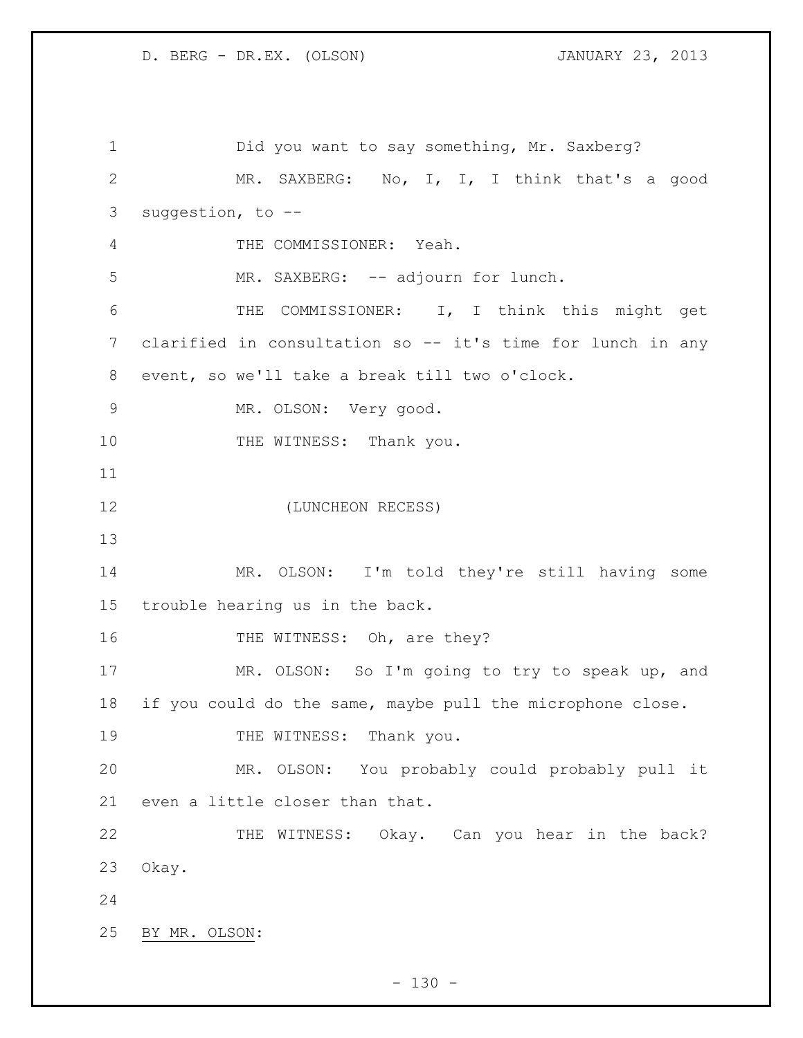Did you want to say something, Mr. Saxberg?

MR. SAXBERG: No, I, I, I think that's a good suggestion, to --

THE COMMISSIONER: Yeah.

MR. SAXBERG: -- adjourn for lunch.

THE COMMISSIONER: I, I think this might get clarified in consultation so -- it's time for lunch in any event, so we'll take a break till two o'clock.

MR. OLSON: Very good.

THE WITNESS: Thank you.

(LUNCHEON RECESS)

MR. OLSON: I'm told they're still having some trouble hearing us in the back.

THE WITNESS: Oh, are they?

MR. OLSON: So I'm going to try to speak up, and if you could do the same, maybe pull the microphone close.

THE WITNESS: Thank you.

MR. OLSON: You probably could probably pull it even a little closer than that.

THE WITNESS: Okay. Can you hear in the back? Okay.

BY MR. OLSON: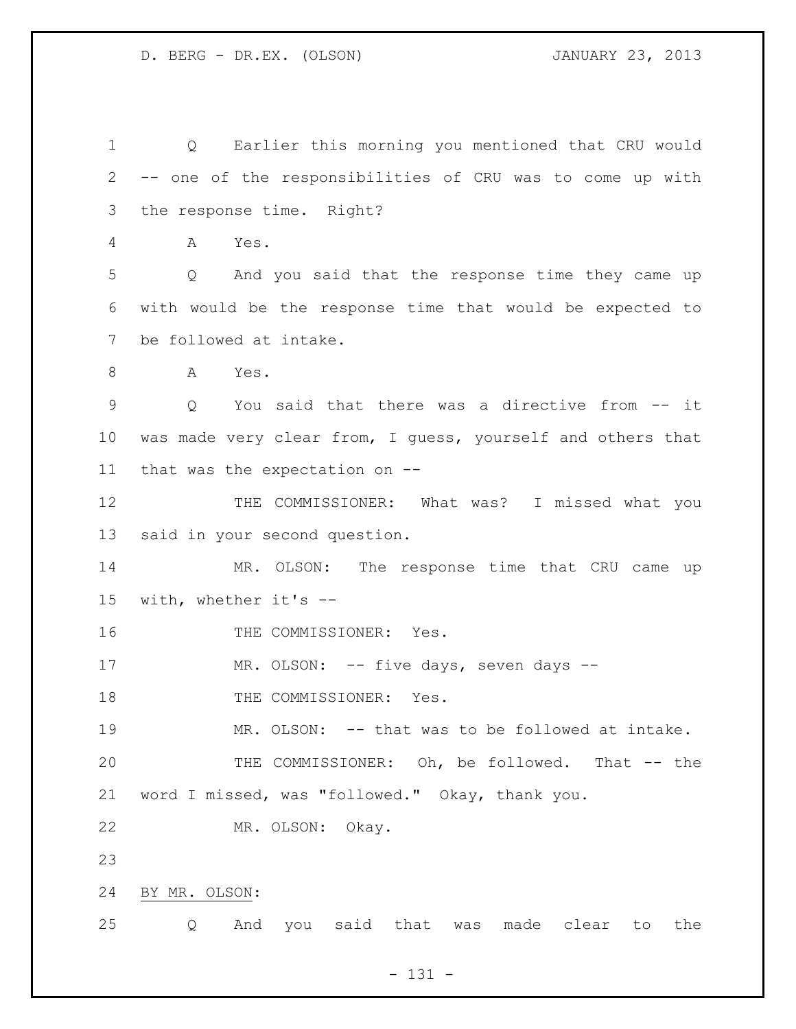Q Earlier this morning you mentioned that CRU would -- one of the responsibilities of CRU was to come up with the response time. Right?

A Yes.

Q And you said that the response time they came up with would be the response time that would be expected to be followed at intake.

A Yes.

Q You said that there was a directive from -- it was made very clear from, I guess, yourself and others that that was the expectation on --

THE COMMISSIONER: What was? I missed what you said in your second question.

MR. OLSON: The response time that CRU came up with, whether it's --

THE COMMISSIONER: Yes.

MR. OLSON: -- five days, seven days --

THE COMMISSIONER: Yes.

MR. OLSON: -- that was to be followed at intake.

THE COMMISSIONER: Oh, be followed. That -- the word I missed, was "followed." Okay, thank you.

MR. OLSON: Okay.

BY MR. OLSON:

Q And you said that was made clear to the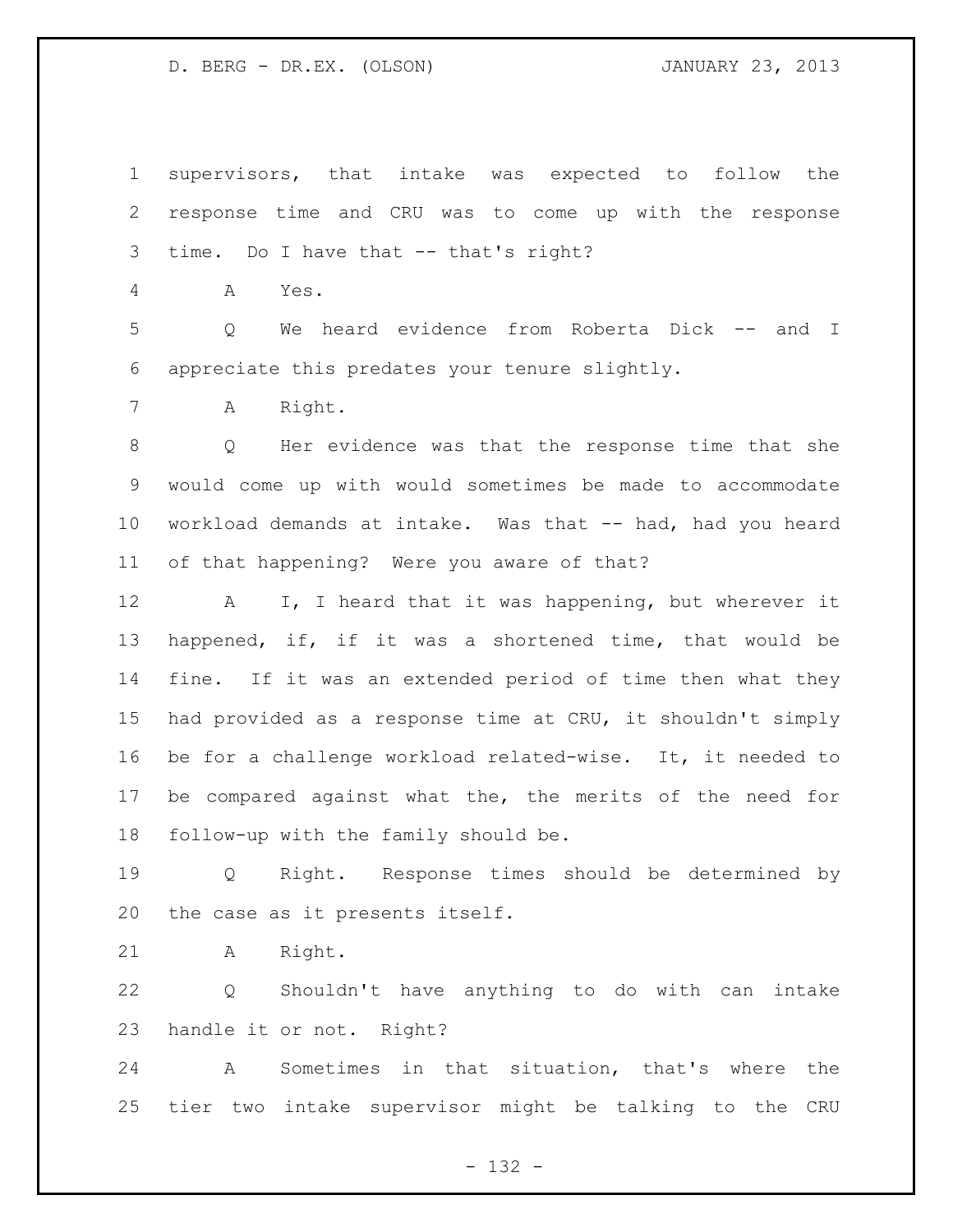supervisors, that intake was expected to follow the response time and CRU was to come up with the response time. Do I have that -- that's right?

A Yes.

Q We heard evidence from Roberta Dick -- and I appreciate this predates your tenure slightly.

A Right.

Q Her evidence was that the response time that she would come up with would sometimes be made to accommodate workload demands at intake. Was that -- had, had you heard of that happening? Were you aware of that?

A I, I heard that it was happening, but wherever it happened, if, if it was a shortened time, that would be fine. If it was an extended period of time then what they had provided as a response time at CRU, it shouldn't simply be for a challenge workload related-wise. It, it needed to be compared against what the, the merits of the need for follow-up with the family should be.

Q Right. Response times should be determined by the case as it presents itself.

A Right.

Q Shouldn't have anything to do with can intake handle it or not. Right?

A Sometimes in that situation, that's where the tier two intake supervisor might be talking to the CRU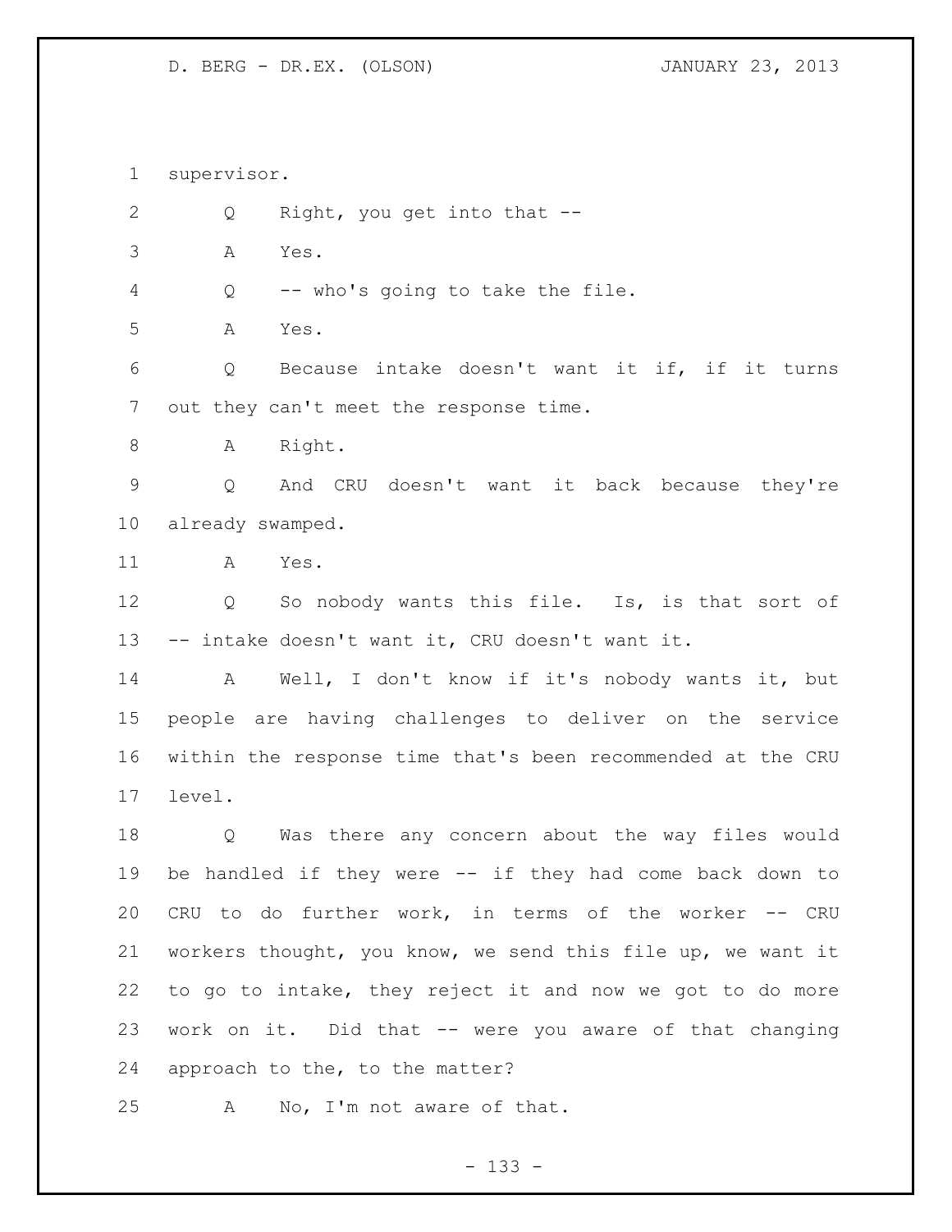supervisor.

Q Right, you get into that --

A Yes.

Q -- who's going to take the file.

A Yes.

Q Because intake doesn't want it if, if it turns out they can't meet the response time.

A Right.

Q And CRU doesn't want it back because they're already swamped.

A Yes.

Q So nobody wants this file. Is, is that sort of -- intake doesn't want it, CRU doesn't want it.

A Well, I don't know if it's nobody wants it, but people are having challenges to deliver on the service within the response time that's been recommended at the CRU level.

Q Was there any concern about the way files would be handled if they were -- if they had come back down to CRU to do further work, in terms of the worker -- CRU workers thought, you know, we send this file up, we want it to go to intake, they reject it and now we got to do more work on it. Did that -- were you aware of that changing approach to the, to the matter?

A No, I'm not aware of that.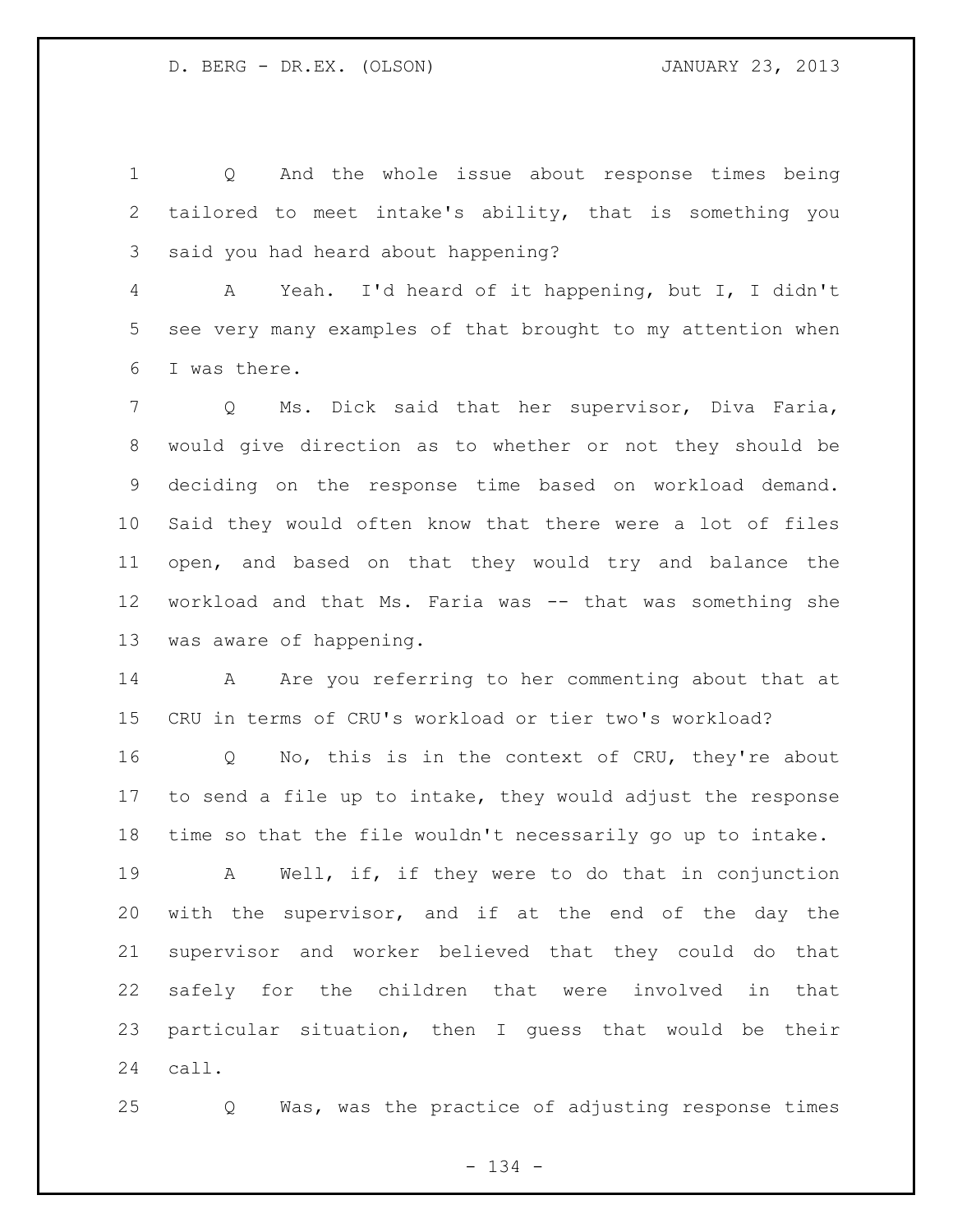Q And the whole issue about response times being tailored to meet intake's ability, that is something you said you had heard about happening?

A Yeah. I'd heard of it happening, but I, I didn't see very many examples of that brought to my attention when I was there.

Q Ms. Dick said that her supervisor, Diva Faria, would give direction as to whether or not they should be deciding on the response time based on workload demand. Said they would often know that there were a lot of files open, and based on that they would try and balance the workload and that Ms. Faria was -- that was something she was aware of happening.

A Are you referring to her commenting about that at CRU in terms of CRU's workload or tier two's workload?

Q No, this is in the context of CRU, they're about to send a file up to intake, they would adjust the response time so that the file wouldn't necessarily go up to intake.

A Well, if, if they were to do that in conjunction with the supervisor, and if at the end of the day the supervisor and worker believed that they could do that safely for the children that were involved in that particular situation, then I guess that would be their call.

Q Was, was the practice of adjusting response times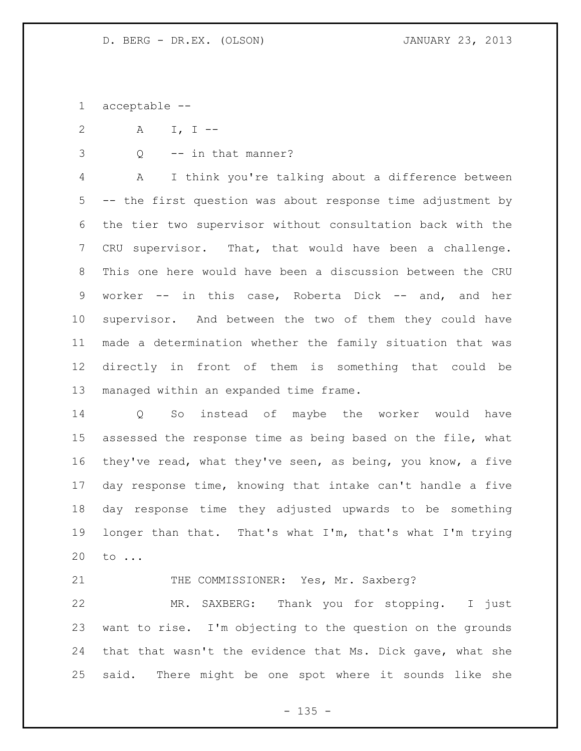acceptable --

A I, I --

Q -- in that manner?

A I think you're talking about a difference between -- the first question was about response time adjustment by the tier two supervisor without consultation back with the CRU supervisor. That, that would have been a challenge. This one here would have been a discussion between the CRU worker -- in this case, Roberta Dick -- and, and her supervisor. And between the two of them they could have made a determination whether the family situation that was directly in front of them is something that could be managed within an expanded time frame.

Q So instead of maybe the worker would have assessed the response time as being based on the file, what they've read, what they've seen, as being, you know, a five day response time, knowing that intake can't handle a five day response time they adjusted upwards to be something longer than that. That's what I'm, that's what I'm trying to ...

THE COMMISSIONER: Yes, Mr. Saxberg?

MR. SAXBERG: Thank you for stopping. I just want to rise. I'm objecting to the question on the grounds that that wasn't the evidence that Ms. Dick gave, what she said. There might be one spot where it sounds like she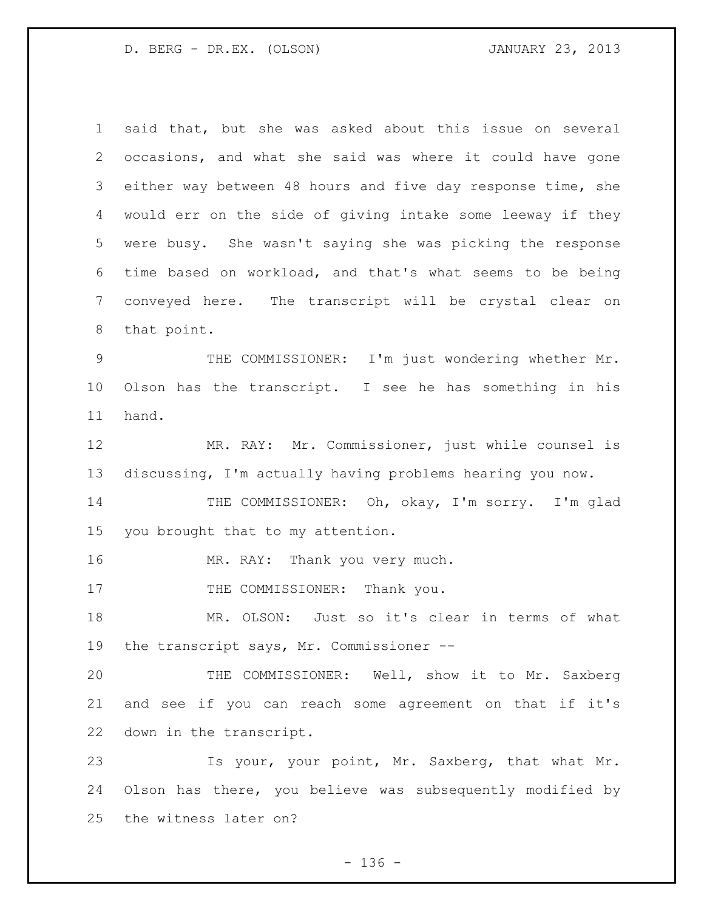said that, but she was asked about this issue on several occasions, and what she said was where it could have gone either way between 48 hours and five day response time, she would err on the side of giving intake some leeway if they were busy. She wasn't saying she was picking the response time based on workload, and that's what seems to be being conveyed here. The transcript will be crystal clear on that point.

THE COMMISSIONER: I'm just wondering whether Mr. Olson has the transcript. I see he has something in his hand.

MR. RAY: Mr. Commissioner, just while counsel is discussing, I'm actually having problems hearing you now.

THE COMMISSIONER: Oh, okay, I'm sorry. I'm glad you brought that to my attention.

MR. RAY: Thank you very much.

THE COMMISSIONER: Thank you.

MR. OLSON: Just so it's clear in terms of what the transcript says, Mr. Commissioner --

THE COMMISSIONER: Well, show it to Mr. Saxberg and see if you can reach some agreement on that if it's down in the transcript.

Is your, your point, Mr. Saxberg, that what Mr. Olson has there, you believe was subsequently modified by the witness later on?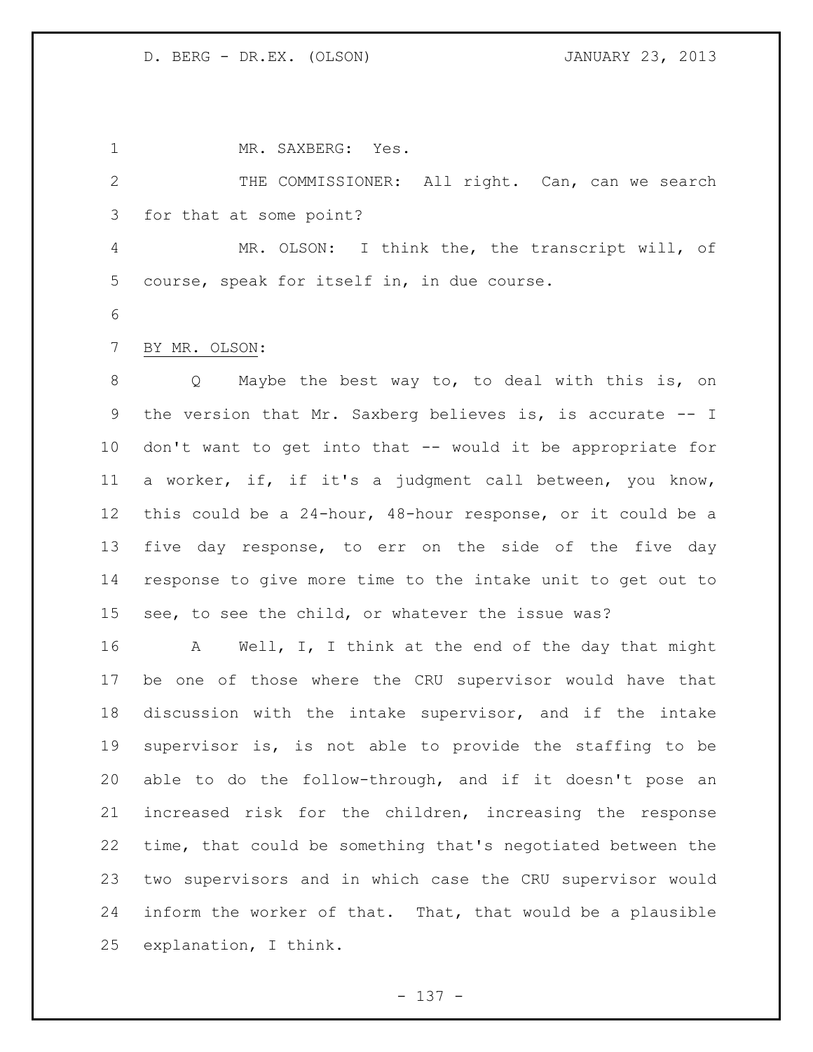MR. SAXBERG: Yes.

THE COMMISSIONER: All right. Can, can we search for that at some point?

MR. OLSON: I think the, the transcript will, of course, speak for itself in, in due course.

BY MR. OLSON:

Q Maybe the best way to, to deal with this is, on the version that Mr. Saxberg believes is, is accurate -- I don't want to get into that -- would it be appropriate for a worker, if, if it's a judgment call between, you know, this could be a 24-hour, 48-hour response, or it could be a five day response, to err on the side of the five day response to give more time to the intake unit to get out to see, to see the child, or whatever the issue was?

A Well, I, I think at the end of the day that might be one of those where the CRU supervisor would have that discussion with the intake supervisor, and if the intake supervisor is, is not able to provide the staffing to be able to do the follow-through, and if it doesn't pose an increased risk for the children, increasing the response time, that could be something that's negotiated between the two supervisors and in which case the CRU supervisor would inform the worker of that. That, that would be a plausible explanation, I think.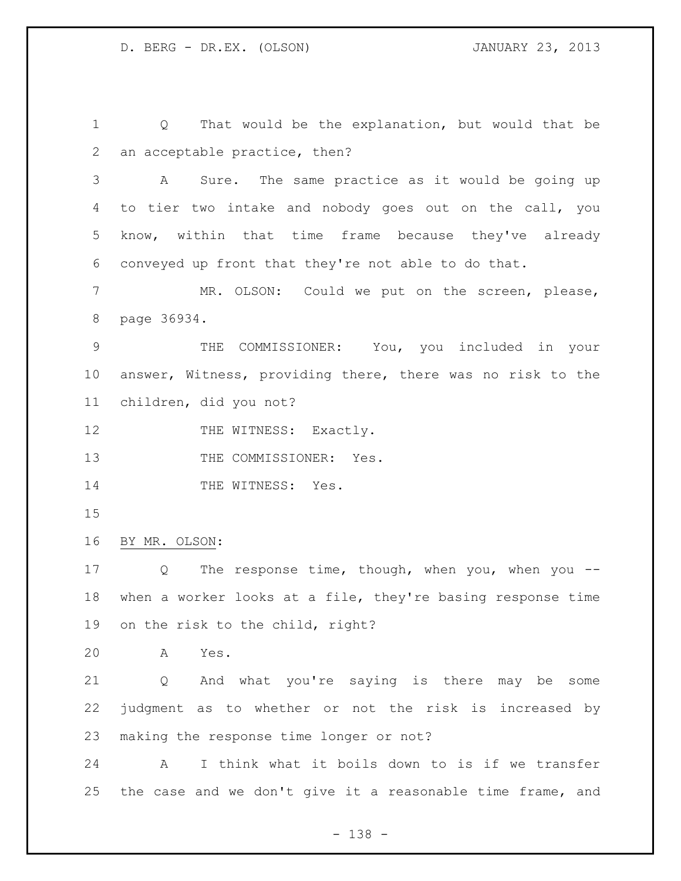Q That would be the explanation, but would that be an acceptable practice, then?

A Sure. The same practice as it would be going up to tier two intake and nobody goes out on the call, you know, within that time frame because they've already conveyed up front that they're not able to do that.

MR. OLSON: Could we put on the screen, please, page 36934.

THE COMMISSIONER: You, you included in your answer, Witness, providing there, there was no risk to the children, did you not?

THE WITNESS: Exactly.

THE COMMISSIONER: Yes.

THE WITNESS: Yes.

BY MR. OLSON:

Q The response time, though, when you, when you -- when a worker looks at a file, they're basing response time on the risk to the child, right?

A Yes.

Q And what you're saying is there may be some judgment as to whether or not the risk is increased by making the response time longer or not?

A I think what it boils down to is if we transfer the case and we don't give it a reasonable time frame, and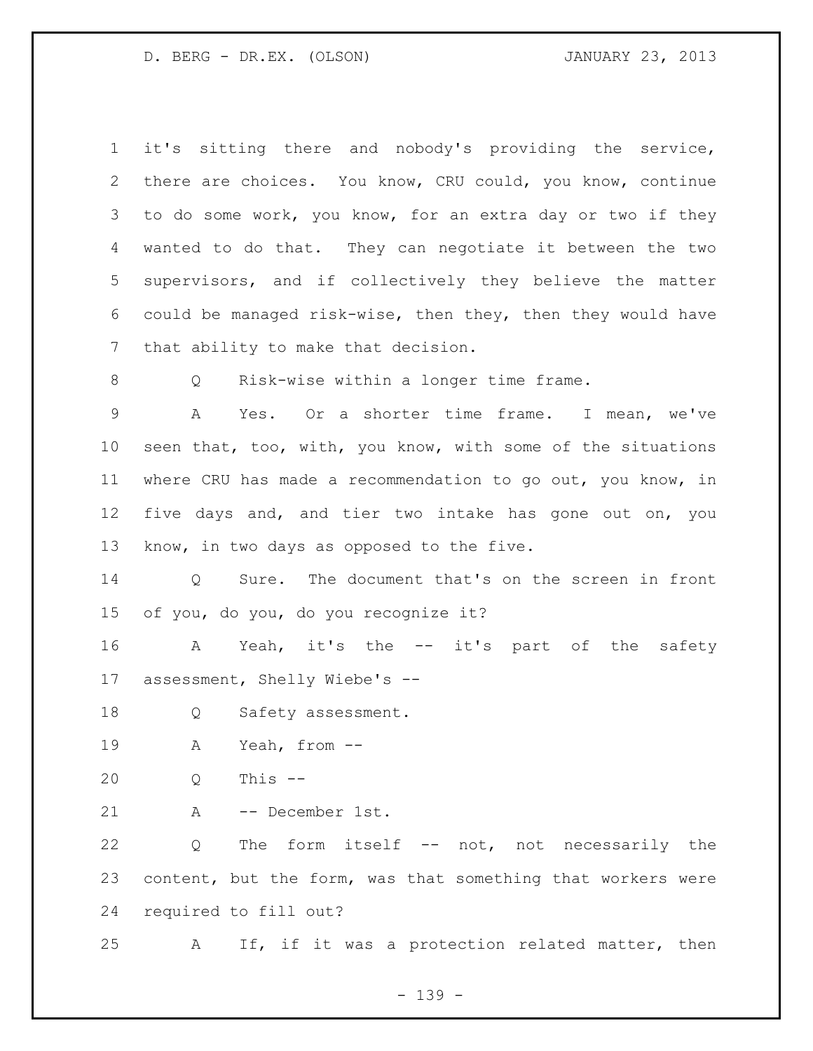it's sitting there and nobody's providing the service, there are choices. You know, CRU could, you know, continue to do some work, you know, for an extra day or two if they wanted to do that. They can negotiate it between the two supervisors, and if collectively they believe the matter could be managed risk-wise, then they, then they would have that ability to make that decision.

Q Risk-wise within a longer time frame.

A Yes. Or a shorter time frame. I mean, we've seen that, too, with, you know, with some of the situations where CRU has made a recommendation to go out, you know, in five days and, and tier two intake has gone out on, you know, in two days as opposed to the five.

Q Sure. The document that's on the screen in front of you, do you, do you recognize it?

A Yeah, it's the -- it's part of the safety assessment, Shelly Wiebe's --

Q Safety assessment.

A Yeah, from --

Q This --

A -- December 1st.

Q The form itself -- not, not necessarily the content, but the form, was that something that workers were required to fill out?

A If, if it was a protection related matter, then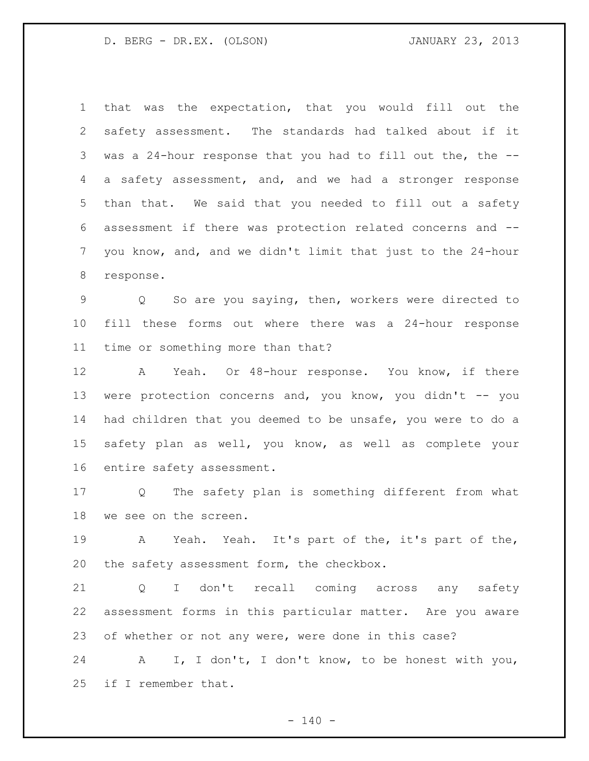that was the expectation, that you would fill out the safety assessment. The standards had talked about if it was a 24-hour response that you had to fill out the, the -- a safety assessment, and, and we had a stronger response than that. We said that you needed to fill out a safety assessment if there was protection related concerns and -- you know, and, and we didn't limit that just to the 24-hour response.

Q So are you saying, then, workers were directed to fill these forms out where there was a 24-hour response time or something more than that?

A Yeah. Or 48-hour response. You know, if there were protection concerns and, you know, you didn't -- you had children that you deemed to be unsafe, you were to do a safety plan as well, you know, as well as complete your entire safety assessment.

Q The safety plan is something different from what we see on the screen.

A Yeah. Yeah. It's part of the, it's part of the, the safety assessment form, the checkbox.

Q I don't recall coming across any safety assessment forms in this particular matter. Are you aware of whether or not any were, were done in this case?

A I, I don't, I don't know, to be honest with you, if I remember that.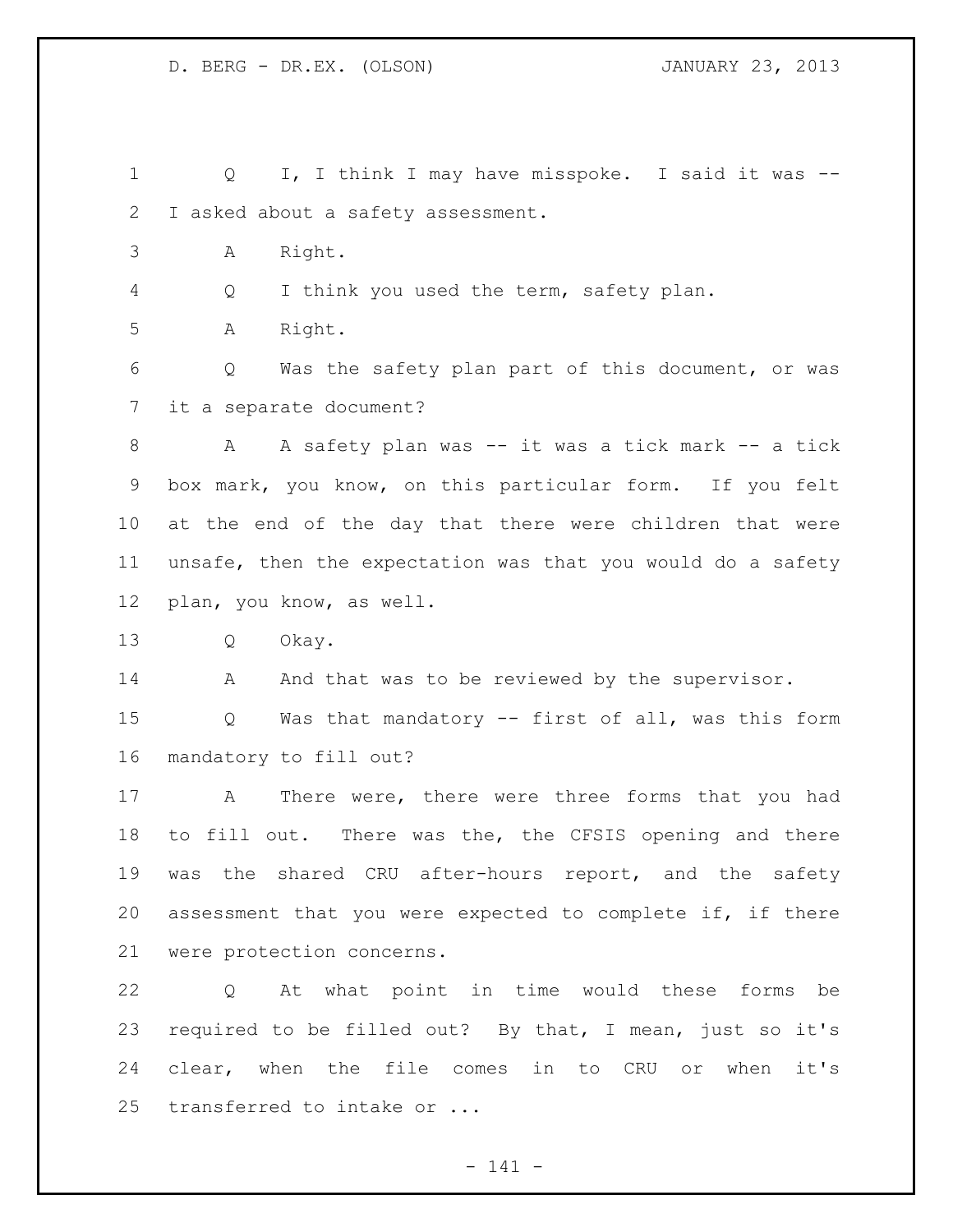Q I, I think I may have misspoke. I said it was -- I asked about a safety assessment.

A Right.

Q I think you used the term, safety plan.

A Right.

Q Was the safety plan part of this document, or was it a separate document?

A A safety plan was -- it was a tick mark -- a tick box mark, you know, on this particular form. If you felt at the end of the day that there were children that were unsafe, then the expectation was that you would do a safety plan, you know, as well.

Q Okay.

A And that was to be reviewed by the supervisor.

Q Was that mandatory -- first of all, was this form mandatory to fill out?

A There were, there were three forms that you had to fill out. There was the, the CFSIS opening and there was the shared CRU after-hours report, and the safety assessment that you were expected to complete if, if there were protection concerns.

Q At what point in time would these forms be required to be filled out? By that, I mean, just so it's clear, when the file comes in to CRU or when it's transferred to intake or ...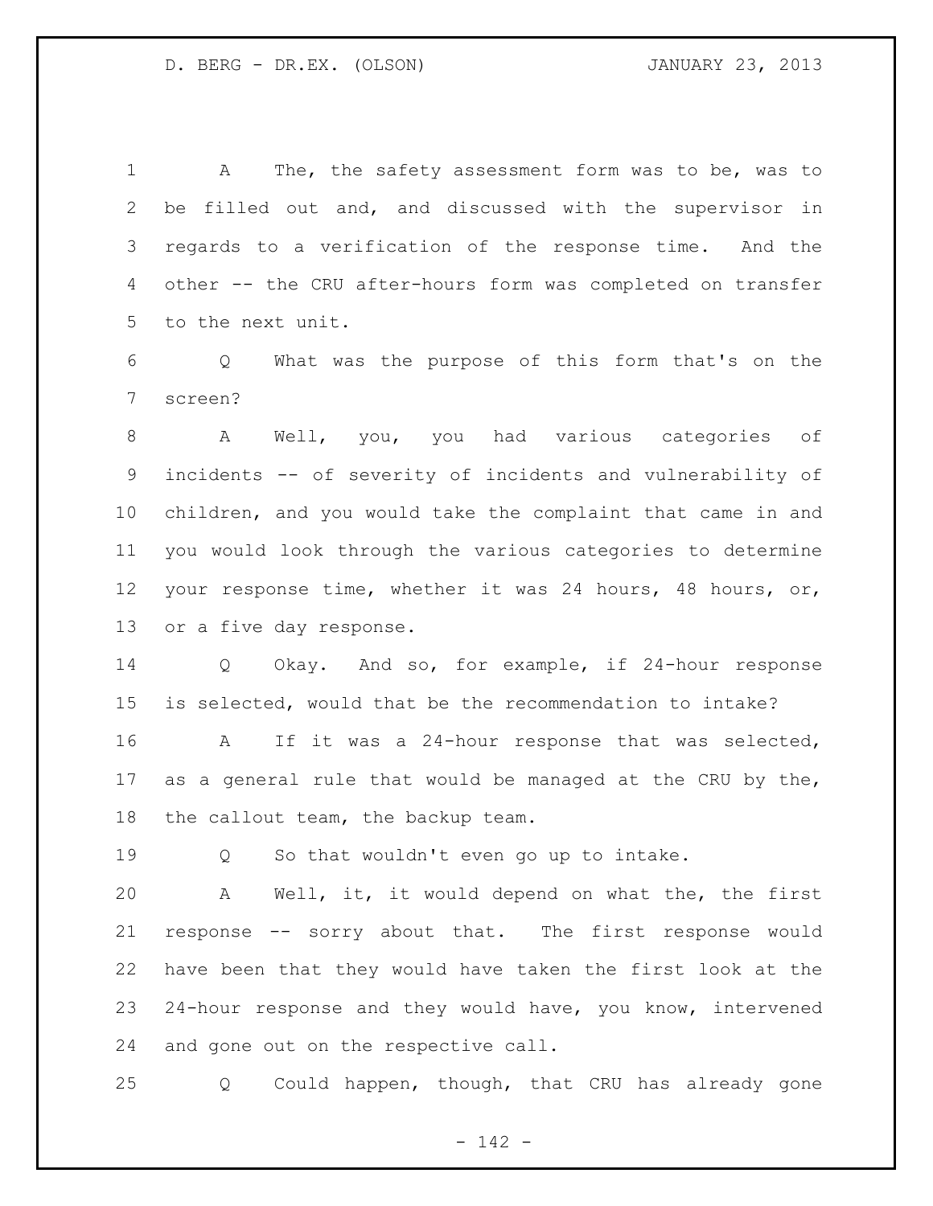A The, the safety assessment form was to be, was to be filled out and, and discussed with the supervisor in regards to a verification of the response time. And the other -- the CRU after-hours form was completed on transfer to the next unit.

Q What was the purpose of this form that's on the screen?

A Well, you, you had various categories of incidents -- of severity of incidents and vulnerability of children, and you would take the complaint that came in and you would look through the various categories to determine your response time, whether it was 24 hours, 48 hours, or, or a five day response.

Q Okay. And so, for example, if 24-hour response is selected, would that be the recommendation to intake?

A If it was a 24-hour response that was selected, as a general rule that would be managed at the CRU by the, the callout team, the backup team.

Q So that wouldn't even go up to intake.

A Well, it, it would depend on what the, the first response -- sorry about that. The first response would have been that they would have taken the first look at the 24-hour response and they would have, you know, intervened and gone out on the respective call.

Q Could happen, though, that CRU has already gone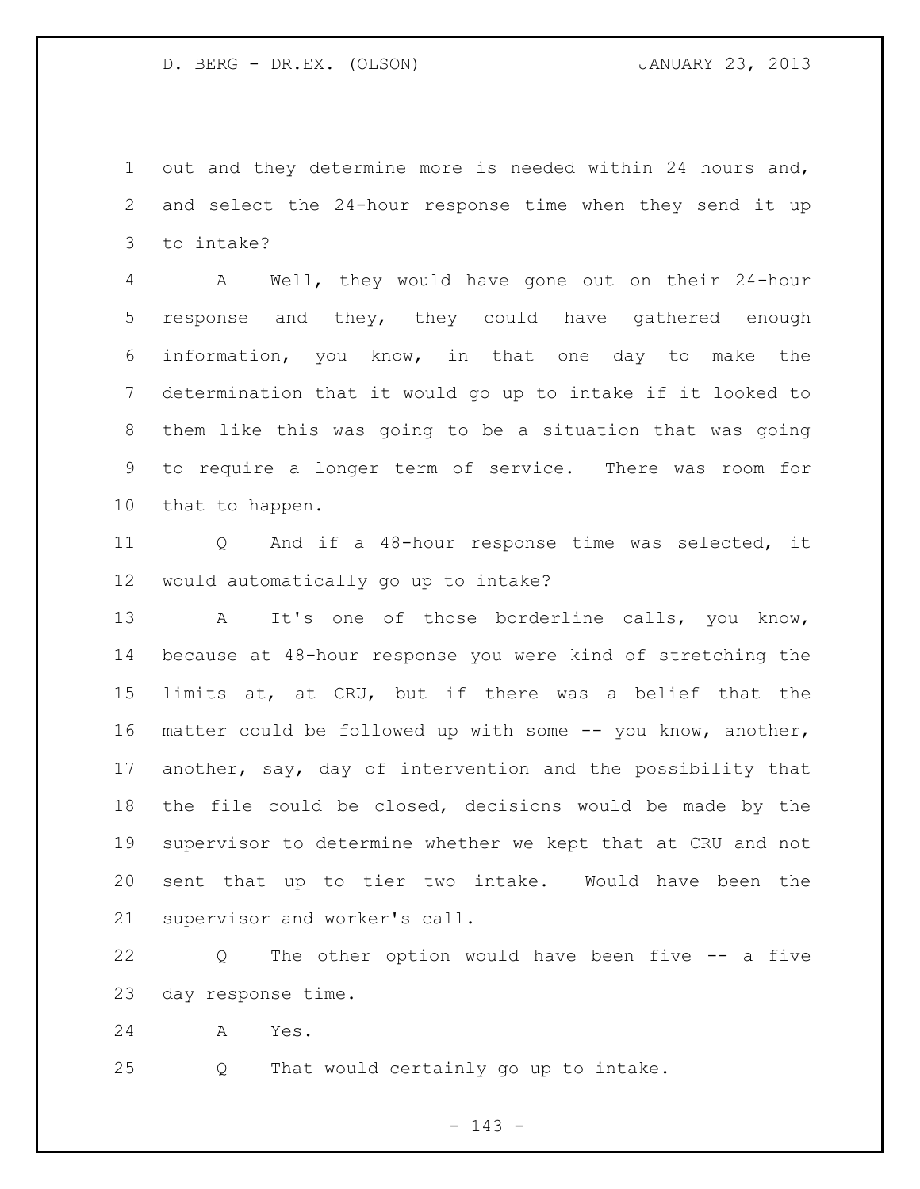out and they determine more is needed within 24 hours and, and select the 24-hour response time when they send it up to intake?

A Well, they would have gone out on their 24-hour response and they, they could have gathered enough information, you know, in that one day to make the determination that it would go up to intake if it looked to them like this was going to be a situation that was going to require a longer term of service. There was room for that to happen.

Q And if a 48-hour response time was selected, it would automatically go up to intake?

A It's one of those borderline calls, you know, because at 48-hour response you were kind of stretching the limits at, at CRU, but if there was a belief that the matter could be followed up with some -- you know, another, another, say, day of intervention and the possibility that the file could be closed, decisions would be made by the supervisor to determine whether we kept that at CRU and not sent that up to tier two intake. Would have been the supervisor and worker's call.

Q The other option would have been five -- a five day response time.

A Yes.

Q That would certainly go up to intake.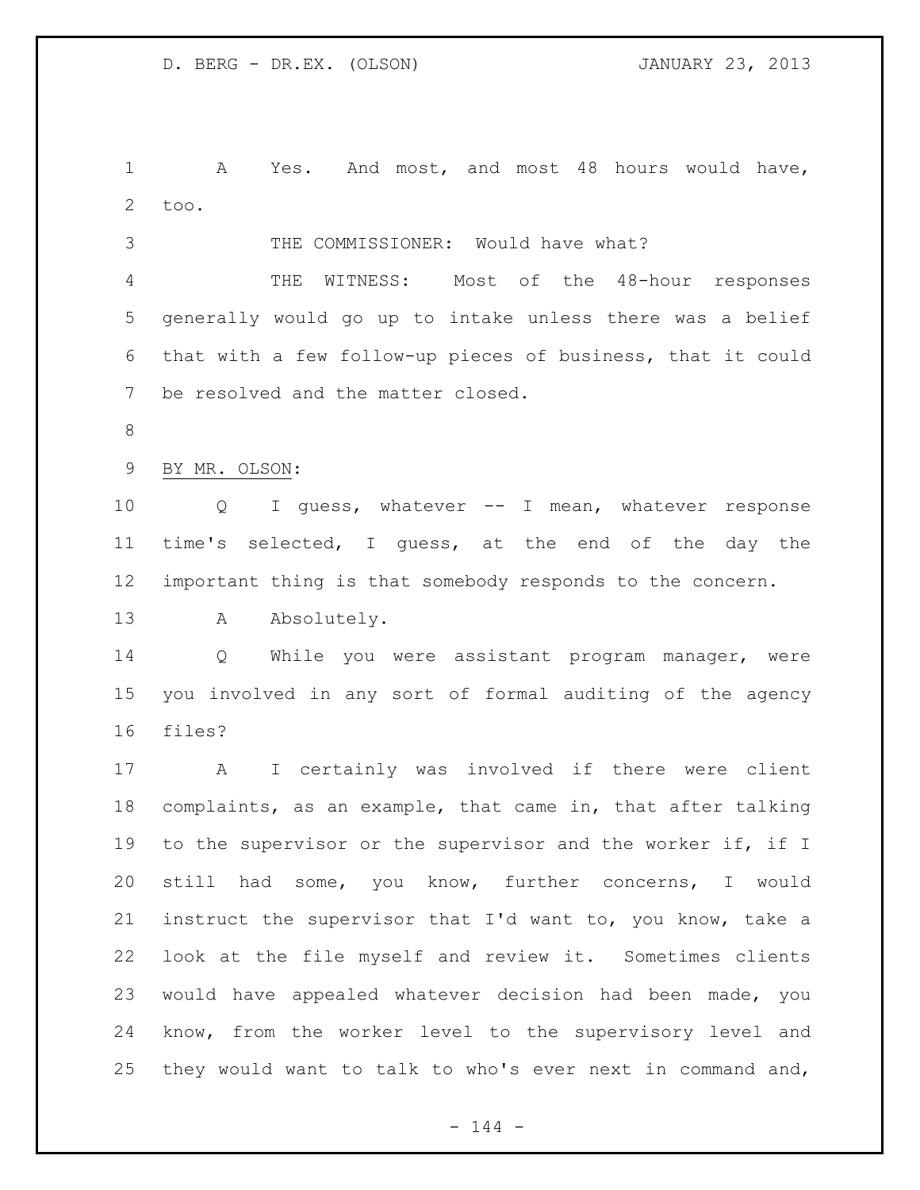A Yes. And most, and most 48 hours would have, too.

THE COMMISSIONER: Would have what?

THE WITNESS: Most of the 48-hour responses generally would go up to intake unless there was a belief that with a few follow-up pieces of business, that it could be resolved and the matter closed.

BY MR. OLSON:

Q I guess, whatever -- I mean, whatever response time's selected, I guess, at the end of the day the important thing is that somebody responds to the concern.

A Absolutely.

Q While you were assistant program manager, were you involved in any sort of formal auditing of the agency files?

A I certainly was involved if there were client complaints, as an example, that came in, that after talking to the supervisor or the supervisor and the worker if, if I still had some, you know, further concerns, I would instruct the supervisor that I'd want to, you know, take a look at the file myself and review it. Sometimes clients would have appealed whatever decision had been made, you know, from the worker level to the supervisory level and they would want to talk to who's ever next in command and,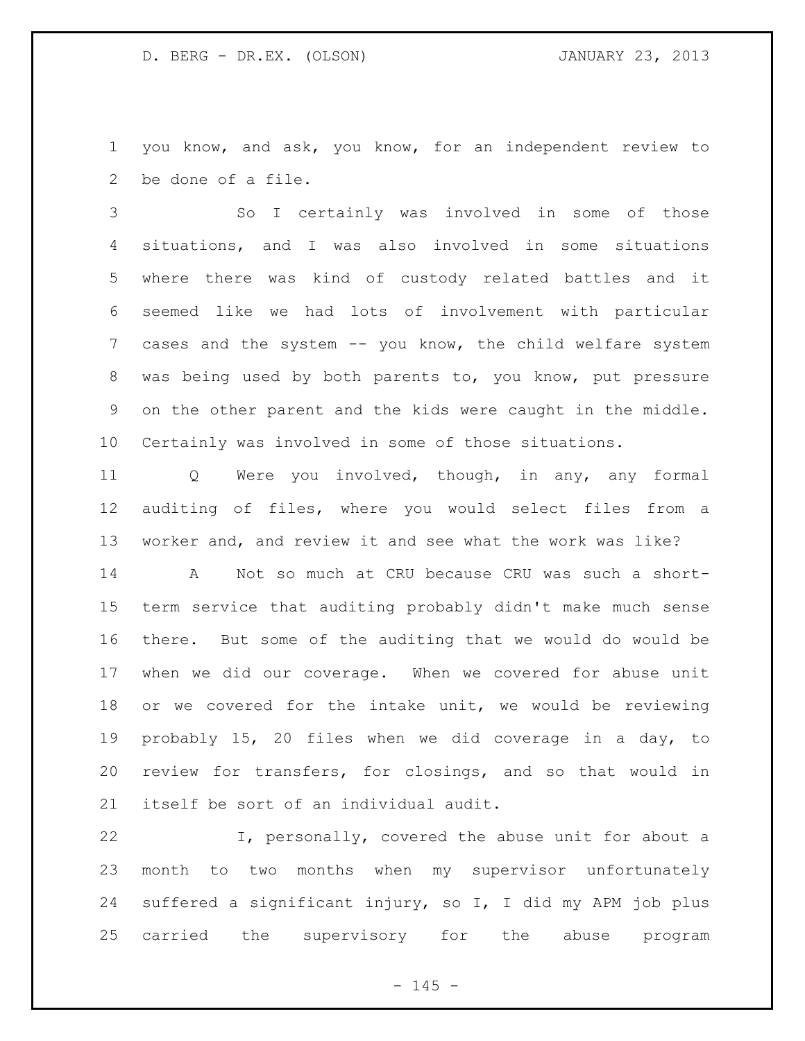you know, and ask, you know, for an independent review to be done of a file.

So I certainly was involved in some of those situations, and I was also involved in some situations where there was kind of custody related battles and it seemed like we had lots of involvement with particular cases and the system -- you know, the child welfare system was being used by both parents to, you know, put pressure on the other parent and the kids were caught in the middle. Certainly was involved in some of those situations.

Q Were you involved, though, in any, any formal auditing of files, where you would select files from a worker and, and review it and see what the work was like?

A Not so much at CRU because CRU was such a short-term service that auditing probably didn't make much sense there. But some of the auditing that we would do would be when we did our coverage. When we covered for abuse unit or we covered for the intake unit, we would be reviewing probably 15, 20 files when we did coverage in a day, to review for transfers, for closings, and so that would in itself be sort of an individual audit.

I, personally, covered the abuse unit for about a month to two months when my supervisor unfortunately suffered a significant injury, so I, I did my APM job plus carried the supervisory for the abuse program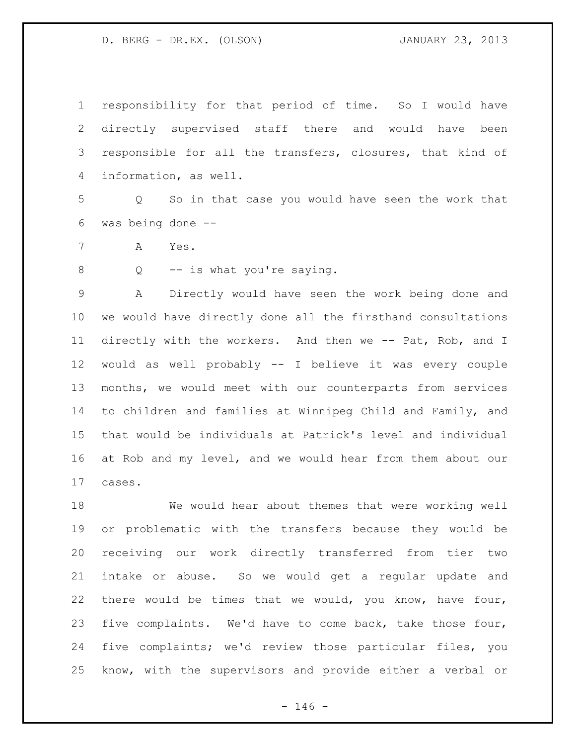responsibility for that period of time. So I would have directly supervised staff there and would have been responsible for all the transfers, closures, that kind of information, as well.

Q So in that case you would have seen the work that was being done --

A Yes.

Q -- is what you're saying.

A Directly would have seen the work being done and we would have directly done all the firsthand consultations directly with the workers. And then we -- Pat, Rob, and I would as well probably -- I believe it was every couple months, we would meet with our counterparts from services to children and families at Winnipeg Child and Family, and that would be individuals at Patrick's level and individual at Rob and my level, and we would hear from them about our cases.

We would hear about themes that were working well or problematic with the transfers because they would be receiving our work directly transferred from tier two intake or abuse. So we would get a regular update and there would be times that we would, you know, have four, five complaints. We'd have to come back, take those four, five complaints; we'd review those particular files, you know, with the supervisors and provide either a verbal or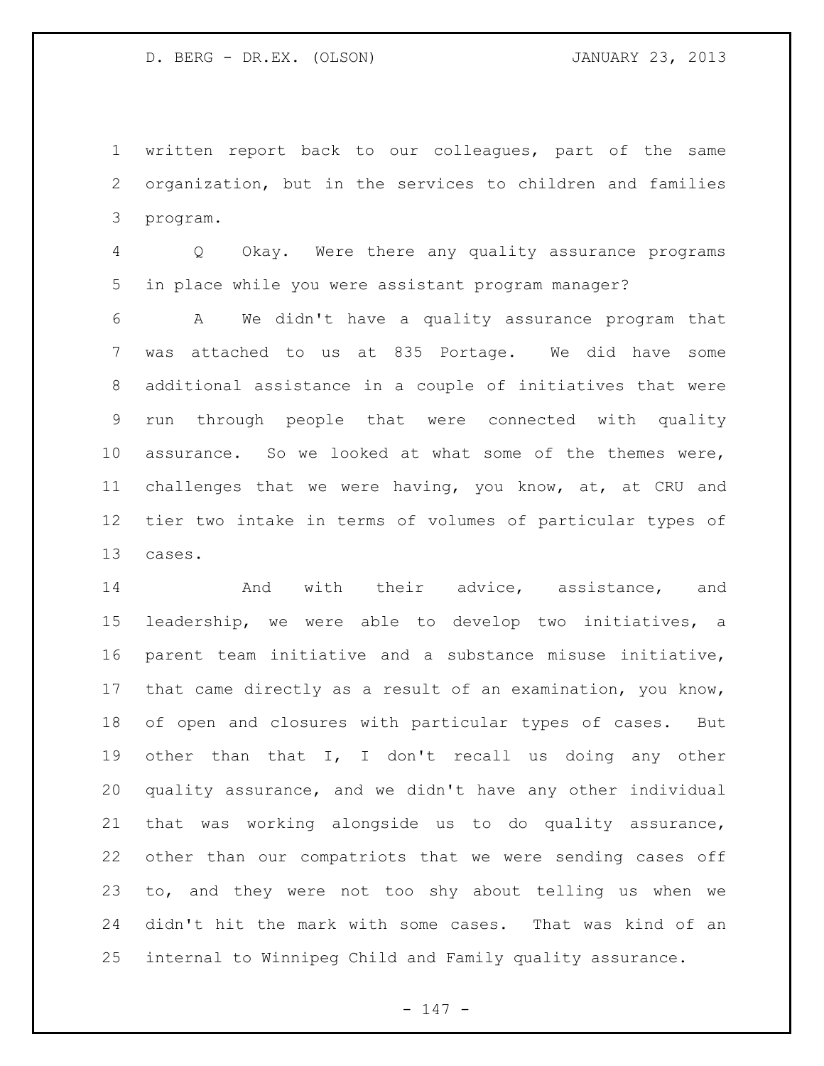written report back to our colleagues, part of the same organization, but in the services to children and families program.

Q Okay. Were there any quality assurance programs in place while you were assistant program manager?

A We didn't have a quality assurance program that was attached to us at 835 Portage. We did have some additional assistance in a couple of initiatives that were run through people that were connected with quality assurance. So we looked at what some of the themes were, challenges that we were having, you know, at, at CRU and tier two intake in terms of volumes of particular types of cases.

And with their advice, assistance, and leadership, we were able to develop two initiatives, a parent team initiative and a substance misuse initiative, that came directly as a result of an examination, you know, of open and closures with particular types of cases. But other than that I, I don't recall us doing any other quality assurance, and we didn't have any other individual that was working alongside us to do quality assurance, other than our compatriots that we were sending cases off to, and they were not too shy about telling us when we didn't hit the mark with some cases. That was kind of an internal to Winnipeg Child and Family quality assurance.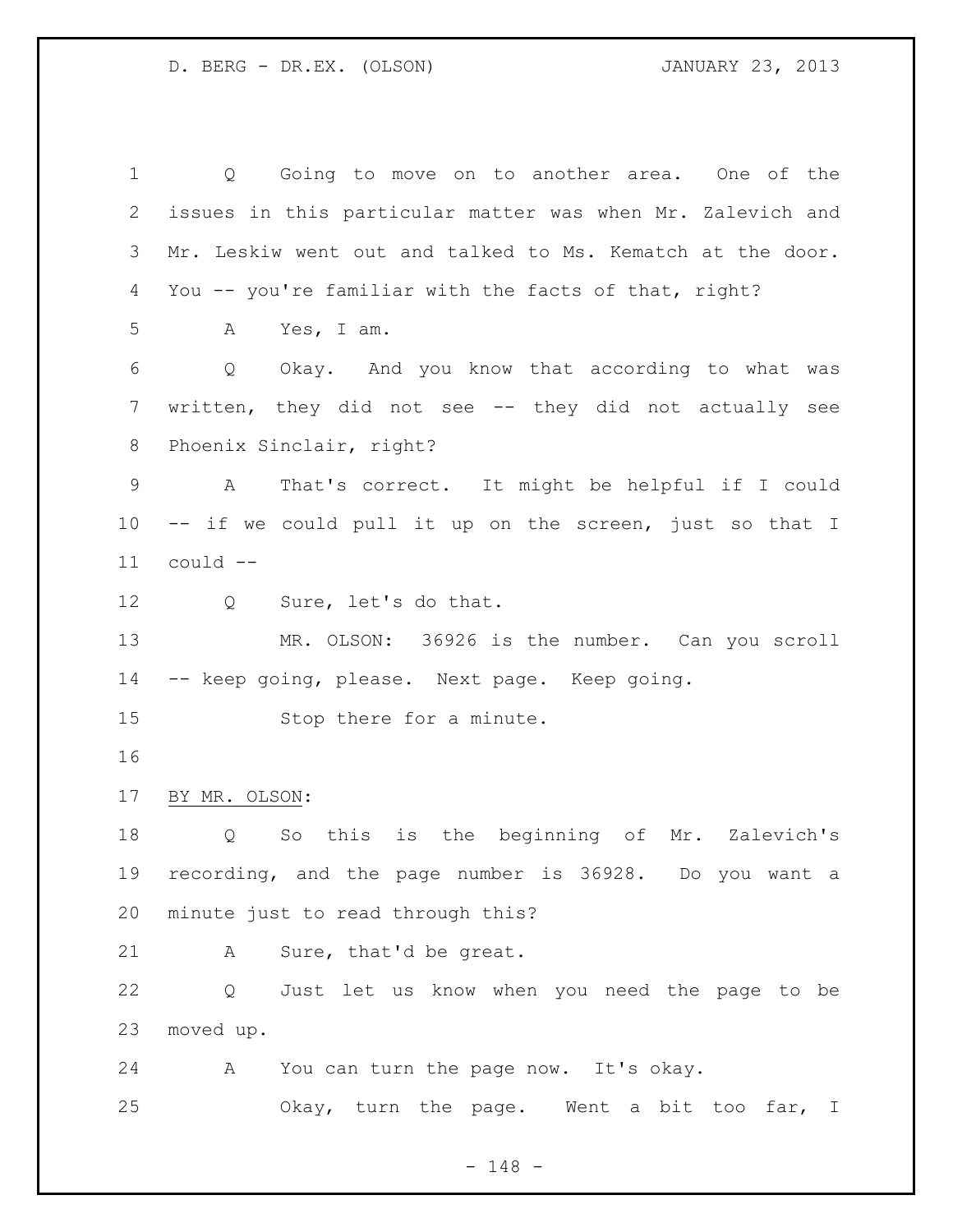Q Going to move on to another area. One of the issues in this particular matter was when Mr. Zalevich and Mr. Leskiw went out and talked to Ms. Kematch at the door. You -- you're familiar with the facts of that, right?

A Yes, I am.

Q Okay. And you know that according to what was written, they did not see -- they did not actually see Phoenix Sinclair, right?

A That's correct. It might be helpful if I could -- if we could pull it up on the screen, just so that I could --

Q Sure, let's do that.

MR. OLSON: 36926 is the number. Can you scroll -- keep going, please. Next page. Keep going.

Stop there for a minute.

BY MR. OLSON:

Q So this is the beginning of Mr. Zalevich's recording, and the page number is 36928. Do you want a minute just to read through this?

A Sure, that'd be great.

Q Just let us know when you need the page to be moved up.

A You can turn the page now. It's okay.

Okay, turn the page. Went a bit too far, I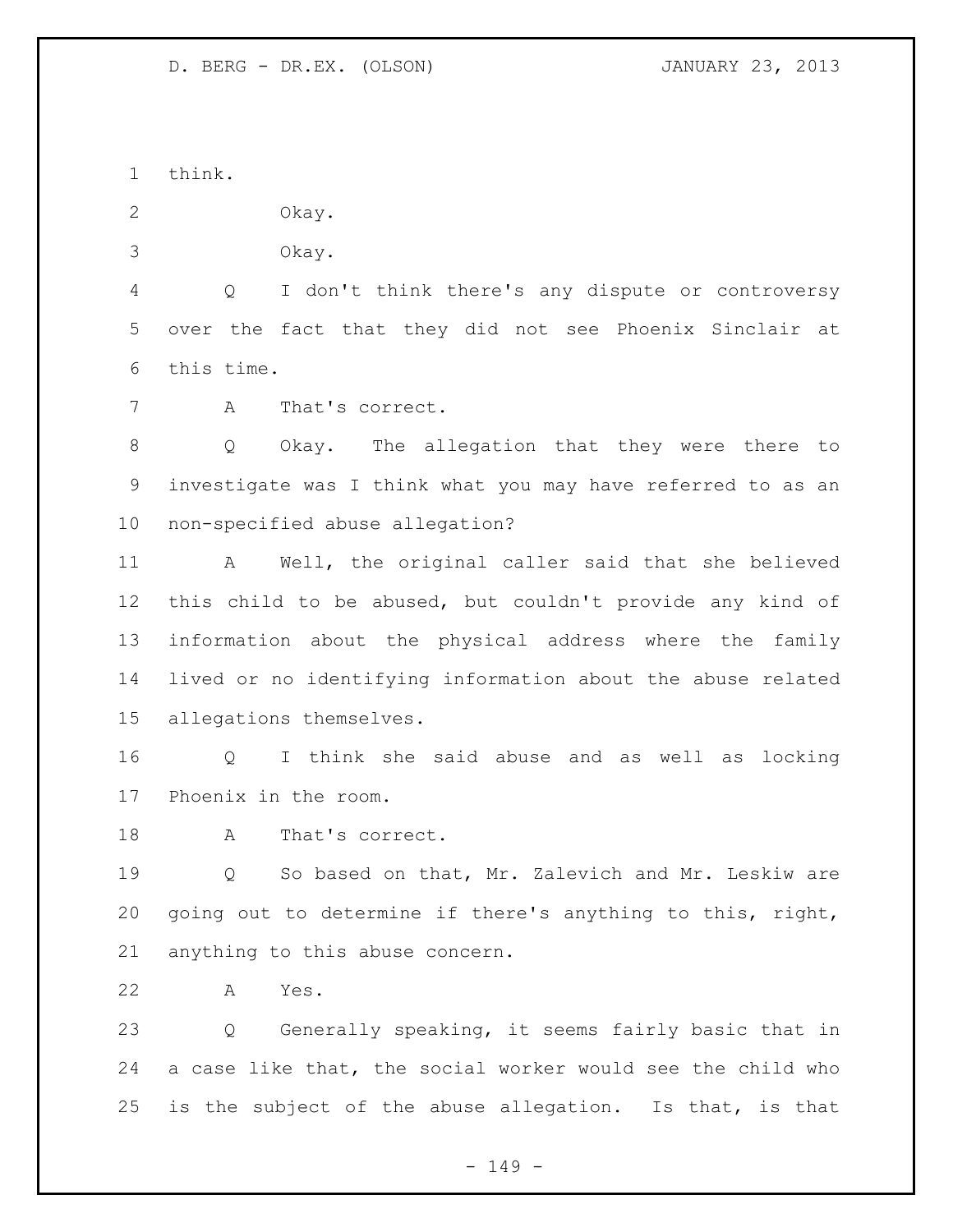think.

Okay.

Okay.

Q I don't think there's any dispute or controversy over the fact that they did not see Phoenix Sinclair at this time.

A That's correct.

Q Okay. The allegation that they were there to investigate was I think what you may have referred to as an non-specified abuse allegation?

A Well, the original caller said that she believed this child to be abused, but couldn't provide any kind of information about the physical address where the family lived or no identifying information about the abuse related allegations themselves.

Q I think she said abuse and as well as locking Phoenix in the room.

A That's correct.

Q So based on that, Mr. Zalevich and Mr. Leskiw are going out to determine if there's anything to this, right, anything to this abuse concern.

A Yes.

Q Generally speaking, it seems fairly basic that in a case like that, the social worker would see the child who is the subject of the abuse allegation. Is that, is that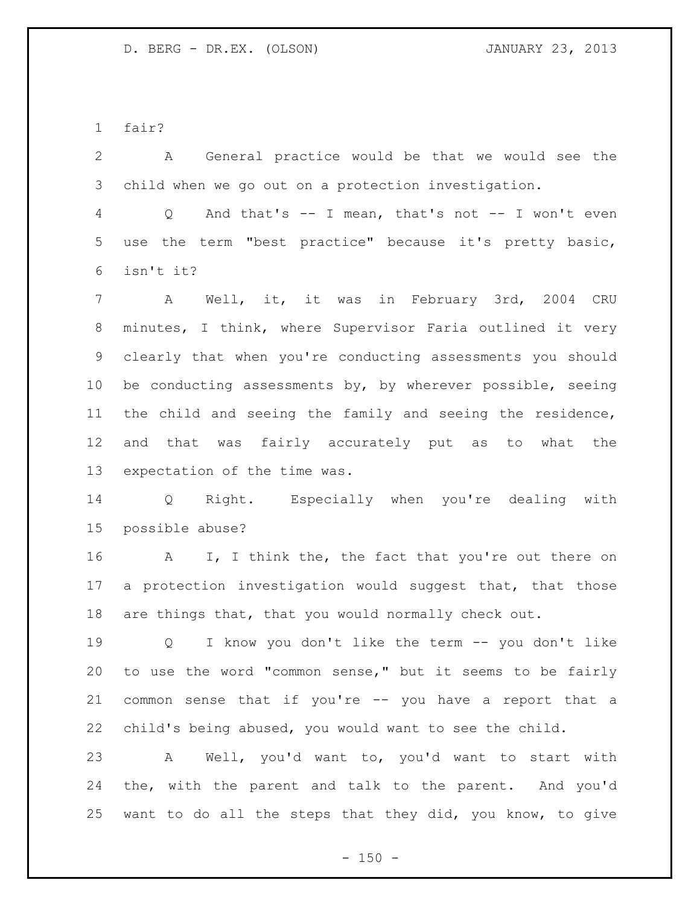fair?

A General practice would be that we would see the child when we go out on a protection investigation.

Q And that's -- I mean, that's not -- I won't even use the term "best practice" because it's pretty basic, isn't it?

A Well, it, it was in February 3rd, 2004 CRU minutes, I think, where Supervisor Faria outlined it very clearly that when you're conducting assessments you should be conducting assessments by, by wherever possible, seeing the child and seeing the family and seeing the residence, and that was fairly accurately put as to what the expectation of the time was.

Q Right. Especially when you're dealing with possible abuse?

A I, I think the, the fact that you're out there on a protection investigation would suggest that, that those are things that, that you would normally check out.

Q I know you don't like the term -- you don't like to use the word "common sense," but it seems to be fairly common sense that if you're -- you have a report that a child's being abused, you would want to see the child.

A Well, you'd want to, you'd want to start with the, with the parent and talk to the parent. And you'd want to do all the steps that they did, you know, to give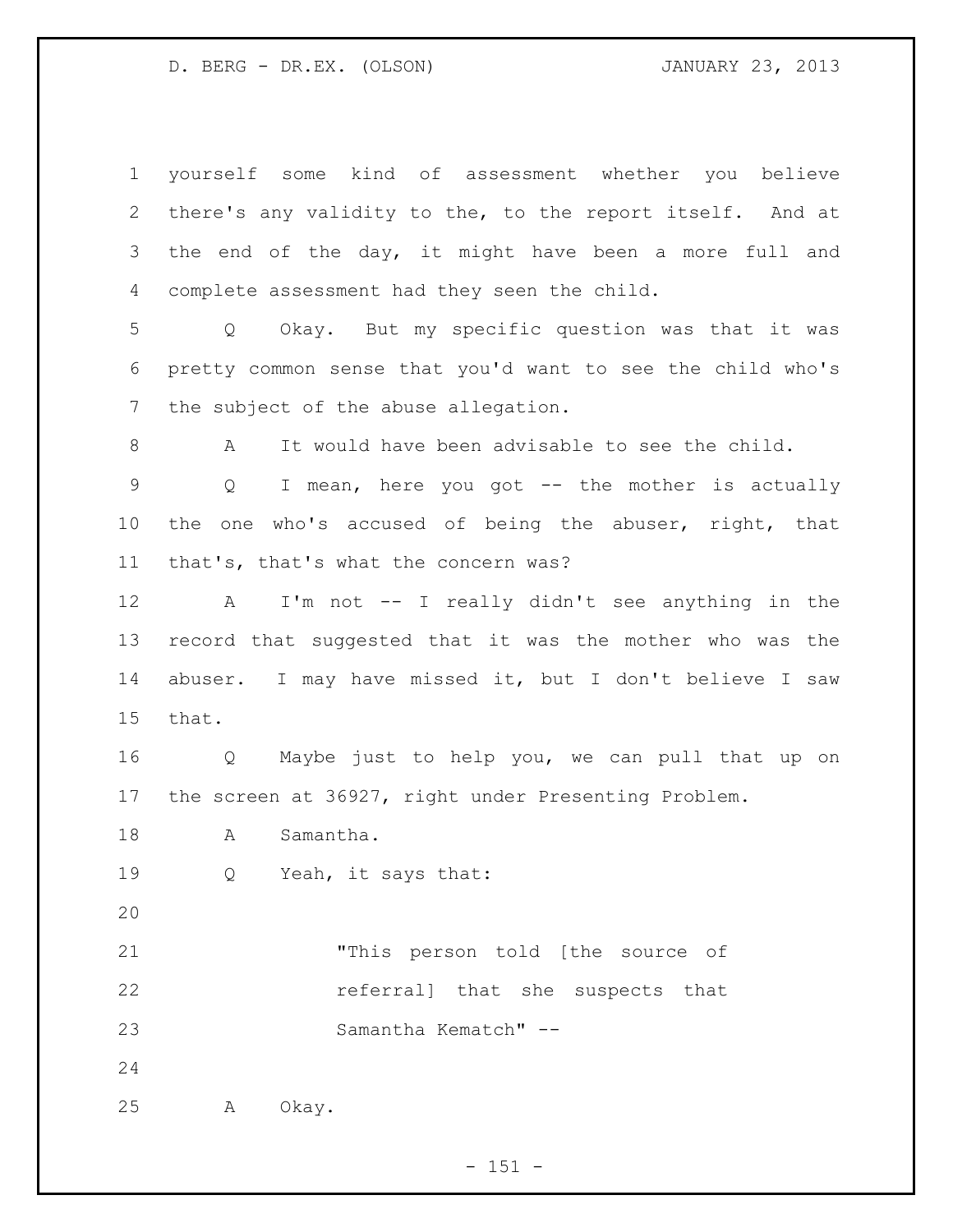yourself some kind of assessment whether you believe there's any validity to the, to the report itself. And at the end of the day, it might have been a more full and complete assessment had they seen the child.

Q Okay. But my specific question was that it was pretty common sense that you'd want to see the child who's the subject of the abuse allegation.

A It would have been advisable to see the child.

Q I mean, here you got -- the mother is actually the one who's accused of being the abuser, right, that that's, that's what the concern was?

A I'm not -- I really didn't see anything in the record that suggested that it was the mother who was the abuser. I may have missed it, but I don't believe I saw that.

Q Maybe just to help you, we can pull that up on the screen at 36927, right under Presenting Problem.

A Samantha.

Q Yeah, it says that:

> "This person told [the source of referral] that she suspects that Samantha Kematch" --

A Okay.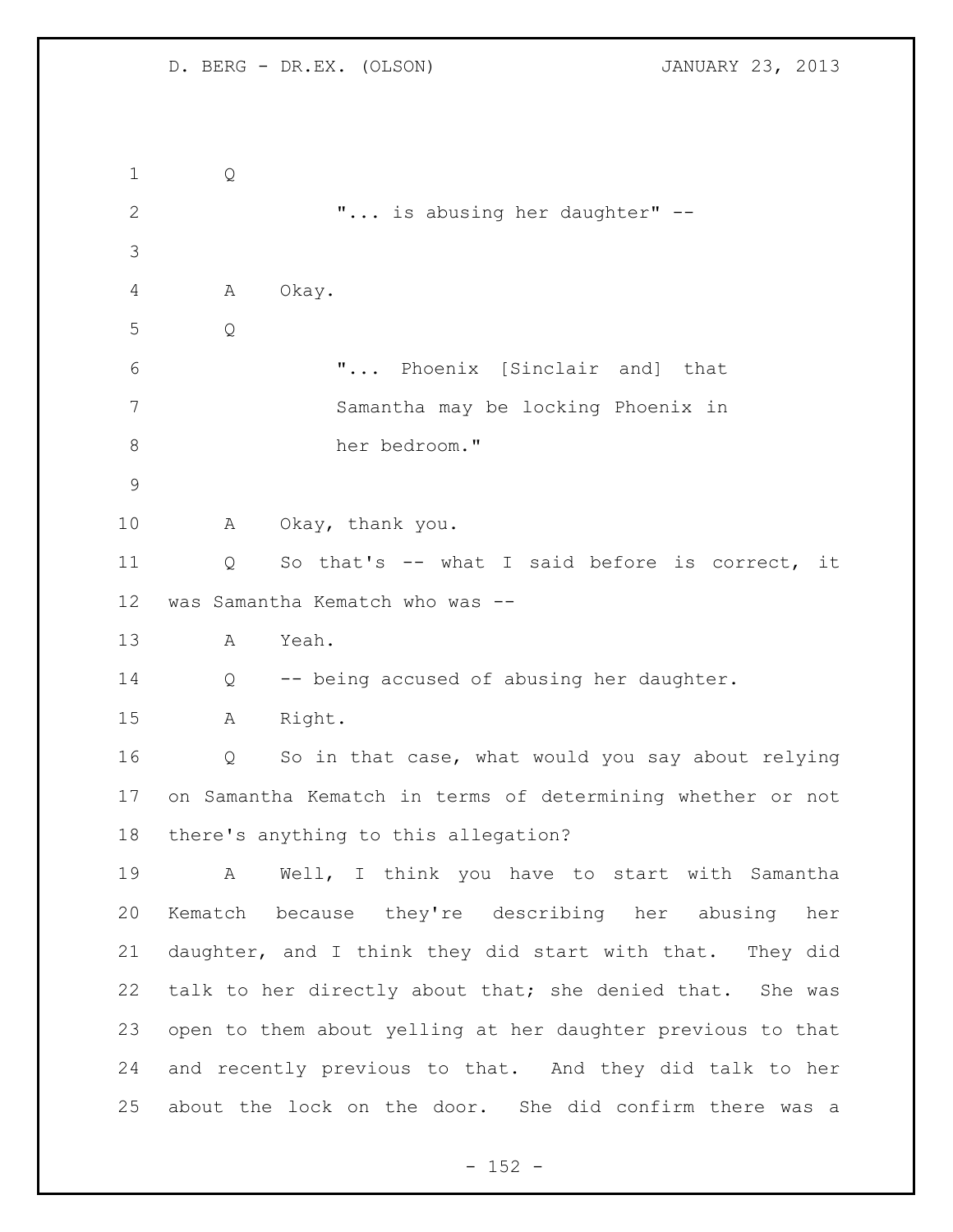Q

> "... is abusing her daughter" --

A Okay.

Q

> "... Phoenix [Sinclair and] that Samantha may be locking Phoenix in her bedroom."

A Okay, thank you.

Q So that's -- what I said before is correct, it was Samantha Kematch who was --

A Yeah.

Q -- being accused of abusing her daughter.

A Right.

Q So in that case, what would you say about relying on Samantha Kematch in terms of determining whether or not there's anything to this allegation?

A Well, I think you have to start with Samantha Kematch because they're describing her abusing her daughter, and I think they did start with that. They did talk to her directly about that; she denied that. She was open to them about yelling at her daughter previous to that and recently previous to that. And they did talk to her about the lock on the door. She did confirm there was a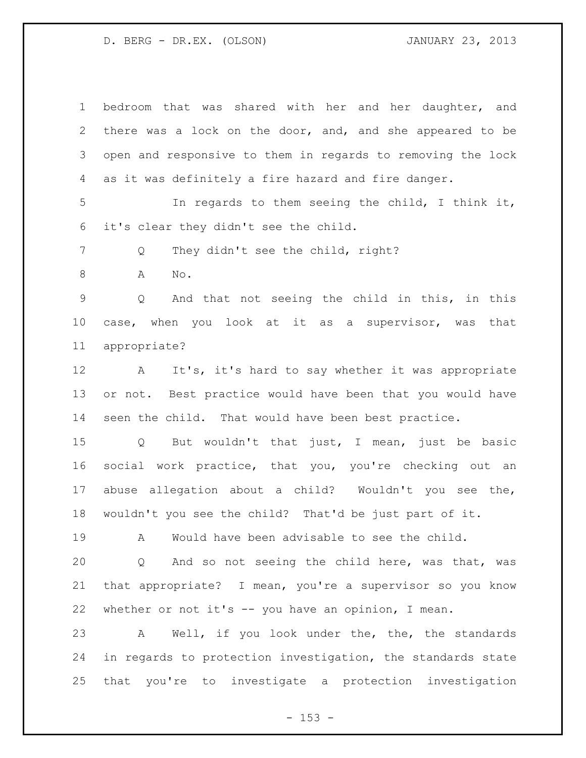bedroom that was shared with her and her daughter, and there was a lock on the door, and, and she appeared to be open and responsive to them in regards to removing the lock as it was definitely a fire hazard and fire danger.

In regards to them seeing the child, I think it, it's clear they didn't see the child.

Q They didn't see the child, right?

A No.

Q And that not seeing the child in this, in this case, when you look at it as a supervisor, was that appropriate?

A It's, it's hard to say whether it was appropriate or not. Best practice would have been that you would have seen the child. That would have been best practice.

Q But wouldn't that just, I mean, just be basic social work practice, that you, you're checking out an abuse allegation about a child? Wouldn't you see the, wouldn't you see the child? That'd be just part of it.

A Would have been advisable to see the child.

Q And so not seeing the child here, was that, was that appropriate? I mean, you're a supervisor so you know whether or not it's -- you have an opinion, I mean.

A Well, if you look under the, the, the standards in regards to protection investigation, the standards state that you're to investigate a protection investigation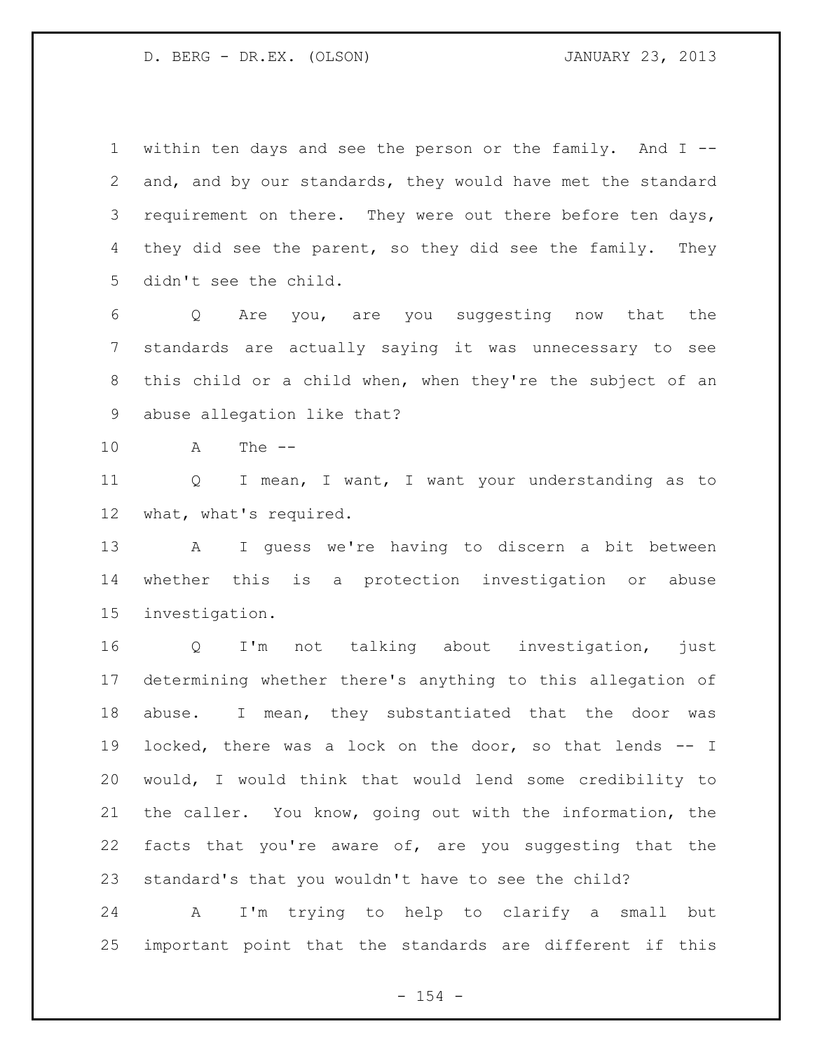within ten days and see the person or the family. And I -- and, and by our standards, they would have met the standard requirement on there. They were out there before ten days, they did see the parent, so they did see the family. They didn't see the child.

Q Are you, are you suggesting now that the standards are actually saying it was unnecessary to see this child or a child when, when they're the subject of an abuse allegation like that?

A The --

Q I mean, I want, I want your understanding as to what, what's required.

A I guess we're having to discern a bit between whether this is a protection investigation or abuse investigation.

Q I'm not talking about investigation, just determining whether there's anything to this allegation of abuse. I mean, they substantiated that the door was locked, there was a lock on the door, so that lends -- I would, I would think that would lend some credibility to the caller. You know, going out with the information, the facts that you're aware of, are you suggesting that the standard's that you wouldn't have to see the child?

A I'm trying to help to clarify a small but important point that the standards are different if this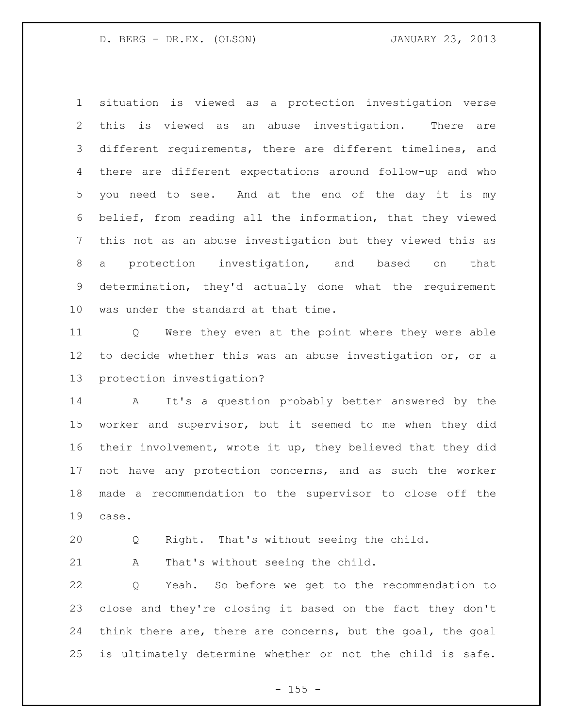situation is viewed as a protection investigation verse this is viewed as an abuse investigation. There are different requirements, there are different timelines, and there are different expectations around follow-up and who you need to see. And at the end of the day it is my belief, from reading all the information, that they viewed this not as an abuse investigation but they viewed this as a protection investigation, and based on that determination, they'd actually done what the requirement was under the standard at that time.

Q Were they even at the point where they were able to decide whether this was an abuse investigation or, or a protection investigation?

A It's a question probably better answered by the worker and supervisor, but it seemed to me when they did their involvement, wrote it up, they believed that they did not have any protection concerns, and as such the worker made a recommendation to the supervisor to close off the case.

Q Right. That's without seeing the child.

A That's without seeing the child.

Q Yeah. So before we get to the recommendation to close and they're closing it based on the fact they don't think there are, there are concerns, but the goal, the goal is ultimately determine whether or not the child is safe.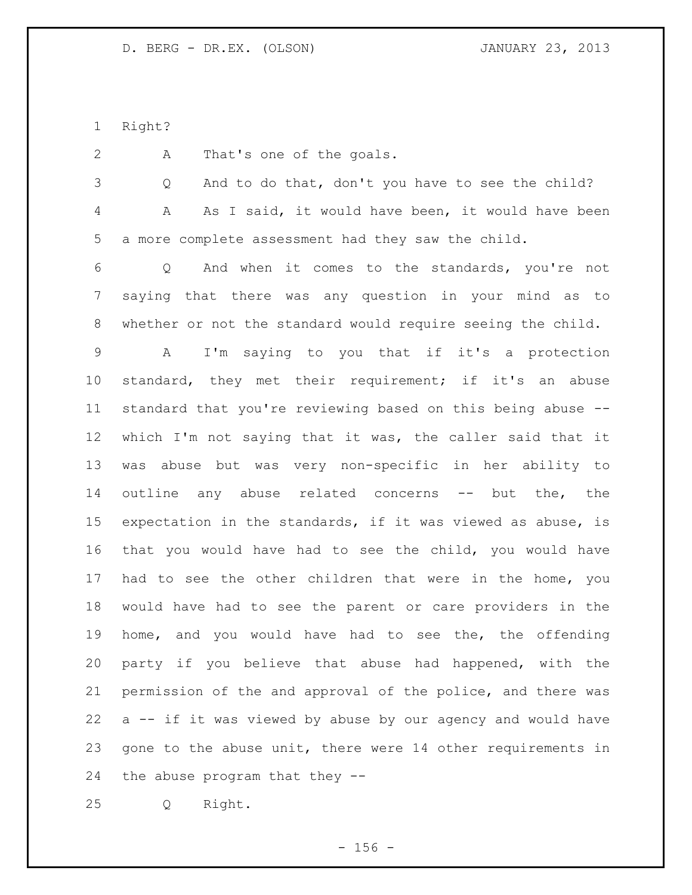Right?

A That's one of the goals.

Q And to do that, don't you have to see the child?

A As I said, it would have been, it would have been a more complete assessment had they saw the child.

Q And when it comes to the standards, you're not saying that there was any question in your mind as to whether or not the standard would require seeing the child.

A I'm saying to you that if it's a protection standard, they met their requirement; if it's an abuse standard that you're reviewing based on this being abuse -- which I'm not saying that it was, the caller said that it was abuse but was very non-specific in her ability to outline any abuse related concerns -- but the, the expectation in the standards, if it was viewed as abuse, is that you would have had to see the child, you would have had to see the other children that were in the home, you would have had to see the parent or care providers in the home, and you would have had to see the, the offending party if you believe that abuse had happened, with the permission of the and approval of the police, and there was a -- if it was viewed by abuse by our agency and would have gone to the abuse unit, there were 14 other requirements in the abuse program that they --

Q Right.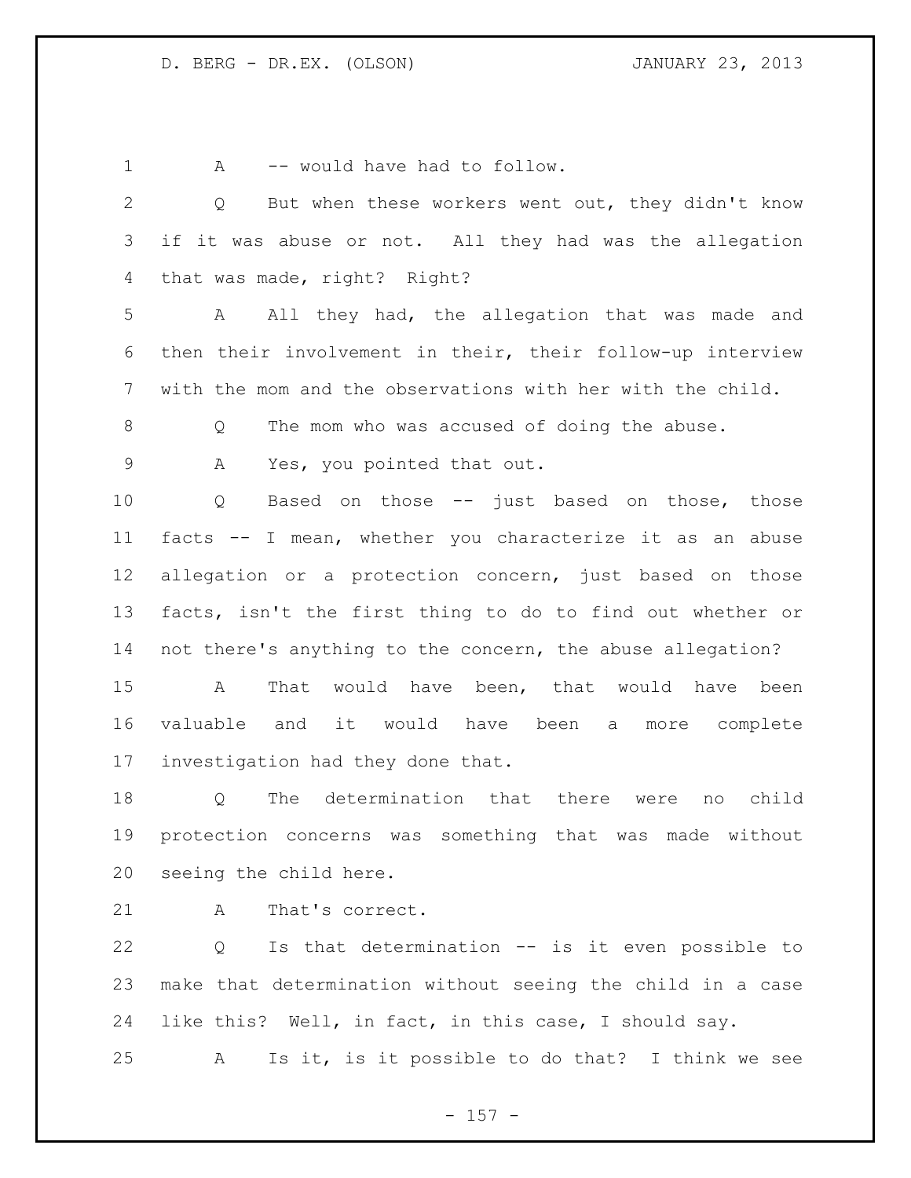A -- would have had to follow.

Q But when these workers went out, they didn't know if it was abuse or not. All they had was the allegation that was made, right? Right?

A All they had, the allegation that was made and then their involvement in their, their follow-up interview with the mom and the observations with her with the child.

Q The mom who was accused of doing the abuse.

A Yes, you pointed that out.

Q Based on those -- just based on those, those facts -- I mean, whether you characterize it as an abuse allegation or a protection concern, just based on those facts, isn't the first thing to do to find out whether or not there's anything to the concern, the abuse allegation?

A That would have been, that would have been valuable and it would have been a more complete investigation had they done that.

Q The determination that there were no child protection concerns was something that was made without seeing the child here.

A That's correct.

Q Is that determination -- is it even possible to make that determination without seeing the child in a case like this? Well, in fact, in this case, I should say.

A Is it, is it possible to do that? I think we see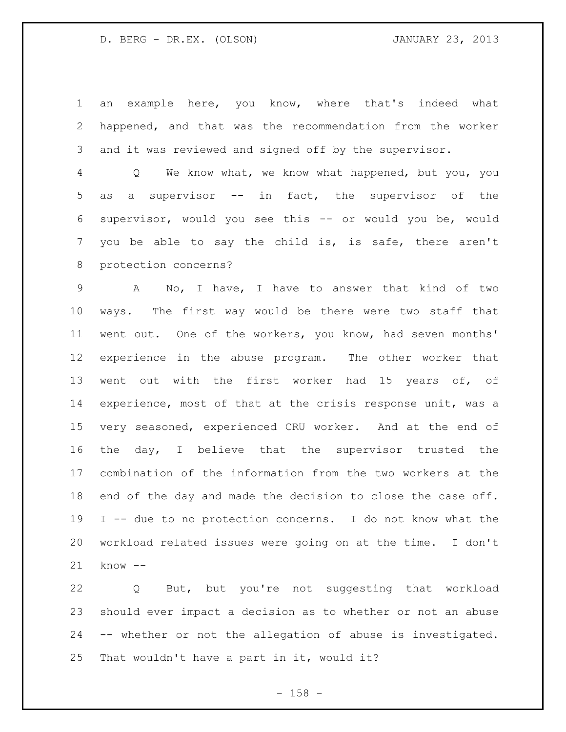an example here, you know, where that's indeed what happened, and that was the recommendation from the worker and it was reviewed and signed off by the supervisor.

Q We know what, we know what happened, but you, you as a supervisor -- in fact, the supervisor of the supervisor, would you see this -- or would you be, would you be able to say the child is, is safe, there aren't protection concerns?

A No, I have, I have to answer that kind of two ways. The first way would be there were two staff that went out. One of the workers, you know, had seven months' experience in the abuse program. The other worker that went out with the first worker had 15 years of, of experience, most of that at the crisis response unit, was a very seasoned, experienced CRU worker. And at the end of the day, I believe that the supervisor trusted the combination of the information from the two workers at the end of the day and made the decision to close the case off. I -- due to no protection concerns. I do not know what the workload related issues were going on at the time. I don't know --

Q But, but you're not suggesting that workload should ever impact a decision as to whether or not an abuse -- whether or not the allegation of abuse is investigated. That wouldn't have a part in it, would it?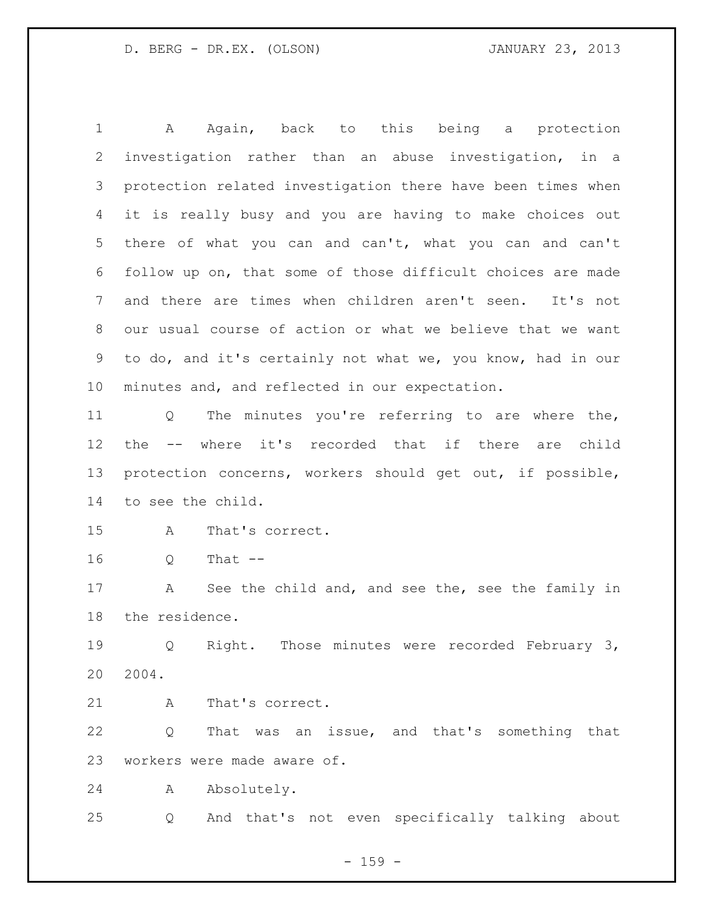A Again, back to this being a protection investigation rather than an abuse investigation, in a protection related investigation there have been times when it is really busy and you are having to make choices out there of what you can and can't, what you can and can't follow up on, that some of those difficult choices are made and there are times when children aren't seen. It's not our usual course of action or what we believe that we want to do, and it's certainly not what we, you know, had in our minutes and, and reflected in our expectation.

Q The minutes you're referring to are where the, the -- where it's recorded that if there are child protection concerns, workers should get out, if possible, to see the child.

A That's correct.

Q That --

A See the child and, and see the, see the family in the residence.

Q Right. Those minutes were recorded February 3, 2004.

A That's correct.

Q That was an issue, and that's something that workers were made aware of.

A Absolutely.

Q And that's not even specifically talking about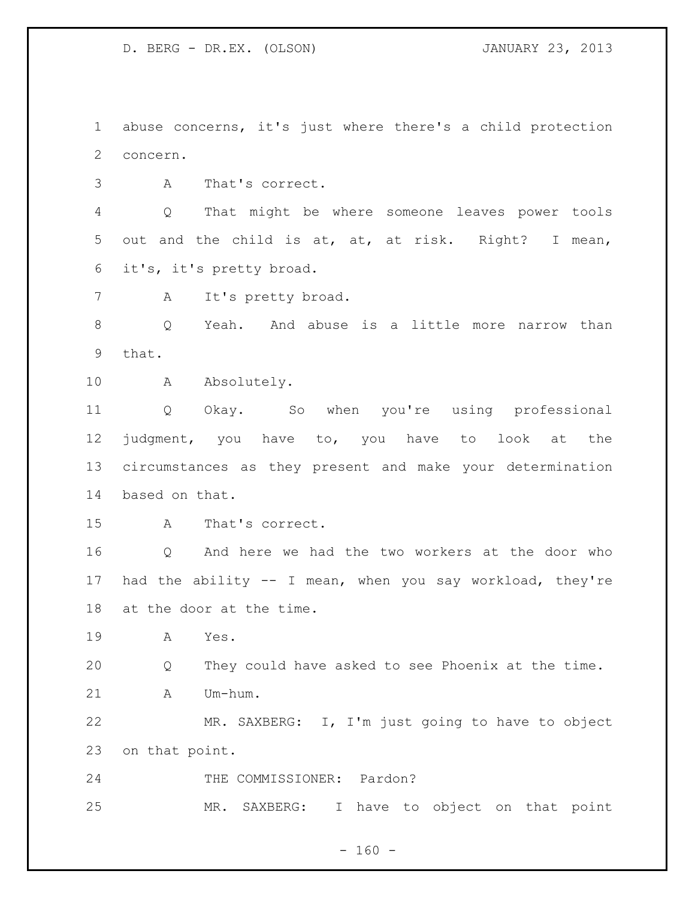abuse concerns, it's just where there's a child protection concern.

A That's correct.

Q That might be where someone leaves power tools out and the child is at, at, at risk. Right? I mean, it's, it's pretty broad.

A It's pretty broad.

Q Yeah. And abuse is a little more narrow than that.

A Absolutely.

Q Okay. So when you're using professional judgment, you have to, you have to look at the circumstances as they present and make your determination based on that.

A That's correct.

Q And here we had the two workers at the door who had the ability -- I mean, when you say workload, they're at the door at the time.

A Yes.

Q They could have asked to see Phoenix at the time.

A Um-hum.

MR. SAXBERG: I, I'm just going to have to object on that point.

THE COMMISSIONER: Pardon?

MR. SAXBERG: I have to object on that point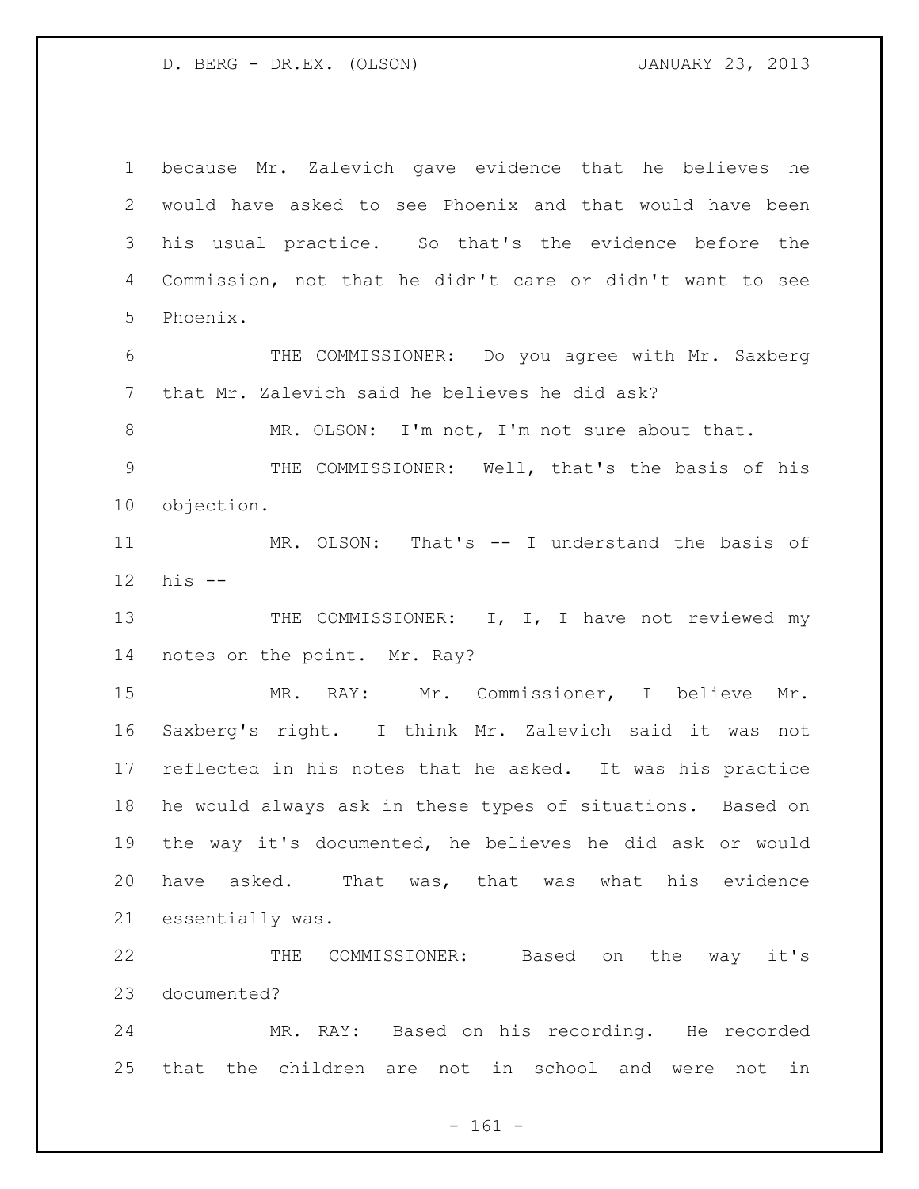because Mr. Zalevich gave evidence that he believes he would have asked to see Phoenix and that would have been his usual practice. So that's the evidence before the Commission, not that he didn't care or didn't want to see Phoenix.

THE COMMISSIONER: Do you agree with Mr. Saxberg that Mr. Zalevich said he believes he did ask?

MR. OLSON: I'm not, I'm not sure about that.

THE COMMISSIONER: Well, that's the basis of his objection.

MR. OLSON: That's -- I understand the basis of his --

THE COMMISSIONER: I, I, I have not reviewed my notes on the point. Mr. Ray?

MR. RAY: Mr. Commissioner, I believe Mr. Saxberg's right. I think Mr. Zalevich said it was not reflected in his notes that he asked. It was his practice he would always ask in these types of situations. Based on the way it's documented, he believes he did ask or would have asked. That was, that was what his evidence essentially was.

THE COMMISSIONER: Based on the way it's documented?

MR. RAY: Based on his recording. He recorded that the children are not in school and were not in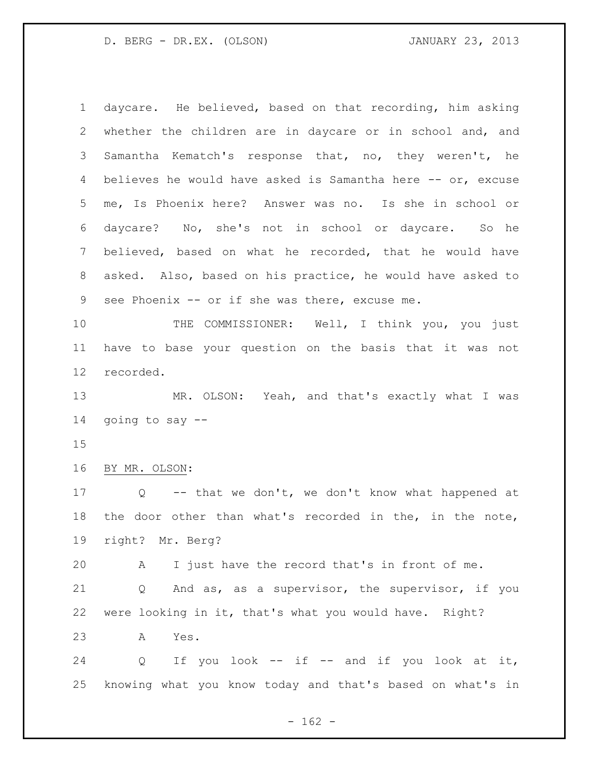daycare. He believed, based on that recording, him asking whether the children are in daycare or in school and, and Samantha Kematch's response that, no, they weren't, he believes he would have asked is Samantha here -- or, excuse me, Is Phoenix here? Answer was no. Is she in school or daycare? No, she's not in school or daycare. So he believed, based on what he recorded, that he would have asked. Also, based on his practice, he would have asked to see Phoenix -- or if she was there, excuse me.

THE COMMISSIONER: Well, I think you, you just have to base your question on the basis that it was not recorded.

MR. OLSON: Yeah, and that's exactly what I was going to say --

BY MR. OLSON:

Q -- that we don't, we don't know what happened at the door other than what's recorded in the, in the note, right? Mr. Berg?

A I just have the record that's in front of me.

Q And as, as a supervisor, the supervisor, if you were looking in it, that's what you would have. Right?

A Yes.

Q If you look -- if -- and if you look at it, knowing what you know today and that's based on what's in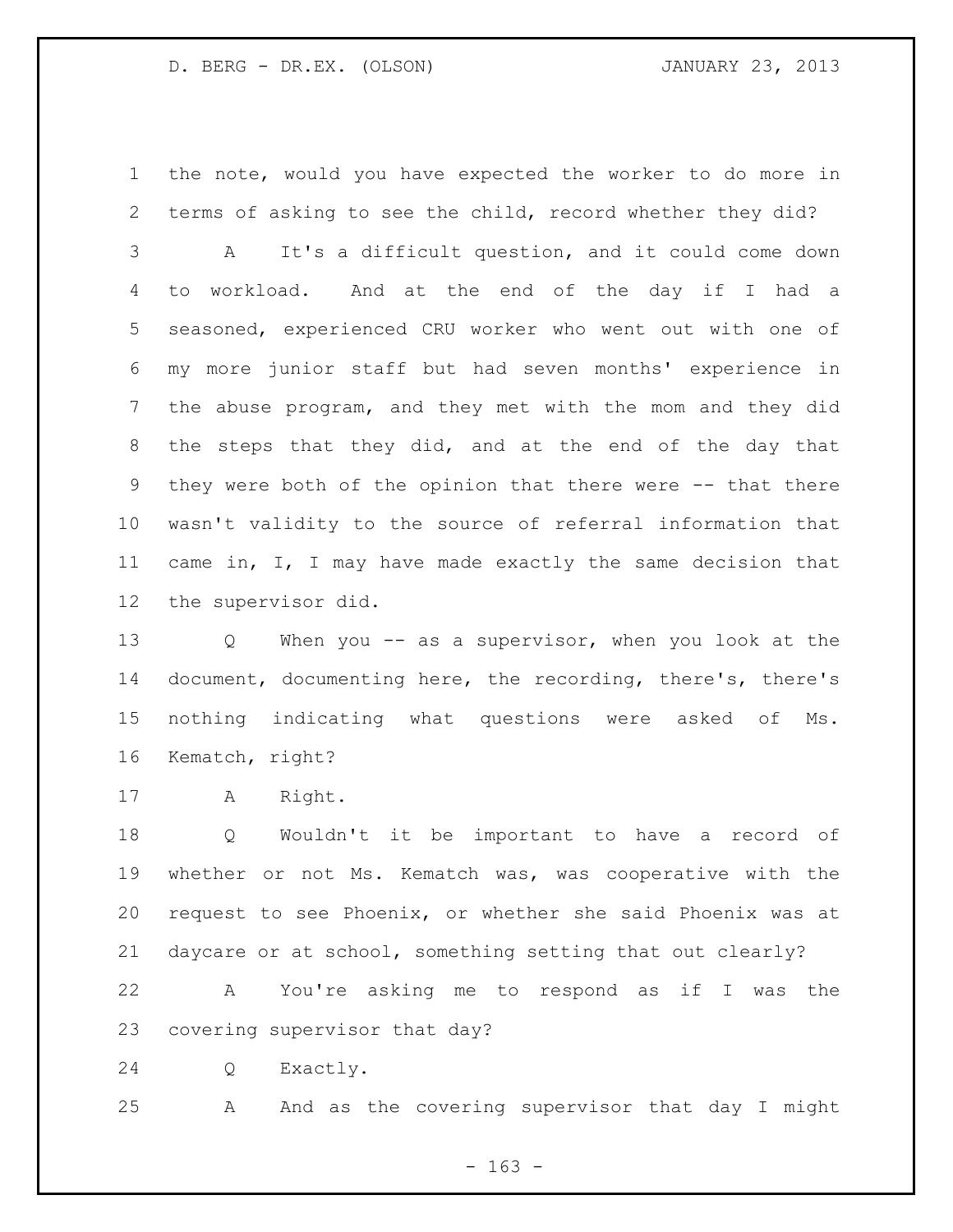the note, would you have expected the worker to do more in terms of asking to see the child, record whether they did?

A It's a difficult question, and it could come down to workload. And at the end of the day if I had a seasoned, experienced CRU worker who went out with one of my more junior staff but had seven months' experience in the abuse program, and they met with the mom and they did the steps that they did, and at the end of the day that they were both of the opinion that there were -- that there wasn't validity to the source of referral information that came in, I, I may have made exactly the same decision that the supervisor did.

Q When you -- as a supervisor, when you look at the document, documenting here, the recording, there's, there's nothing indicating what questions were asked of Ms. Kematch, right?

A Right.

Q Wouldn't it be important to have a record of whether or not Ms. Kematch was, was cooperative with the request to see Phoenix, or whether she said Phoenix was at daycare or at school, something setting that out clearly?

A You're asking me to respond as if I was the covering supervisor that day?

Q Exactly.

A And as the covering supervisor that day I might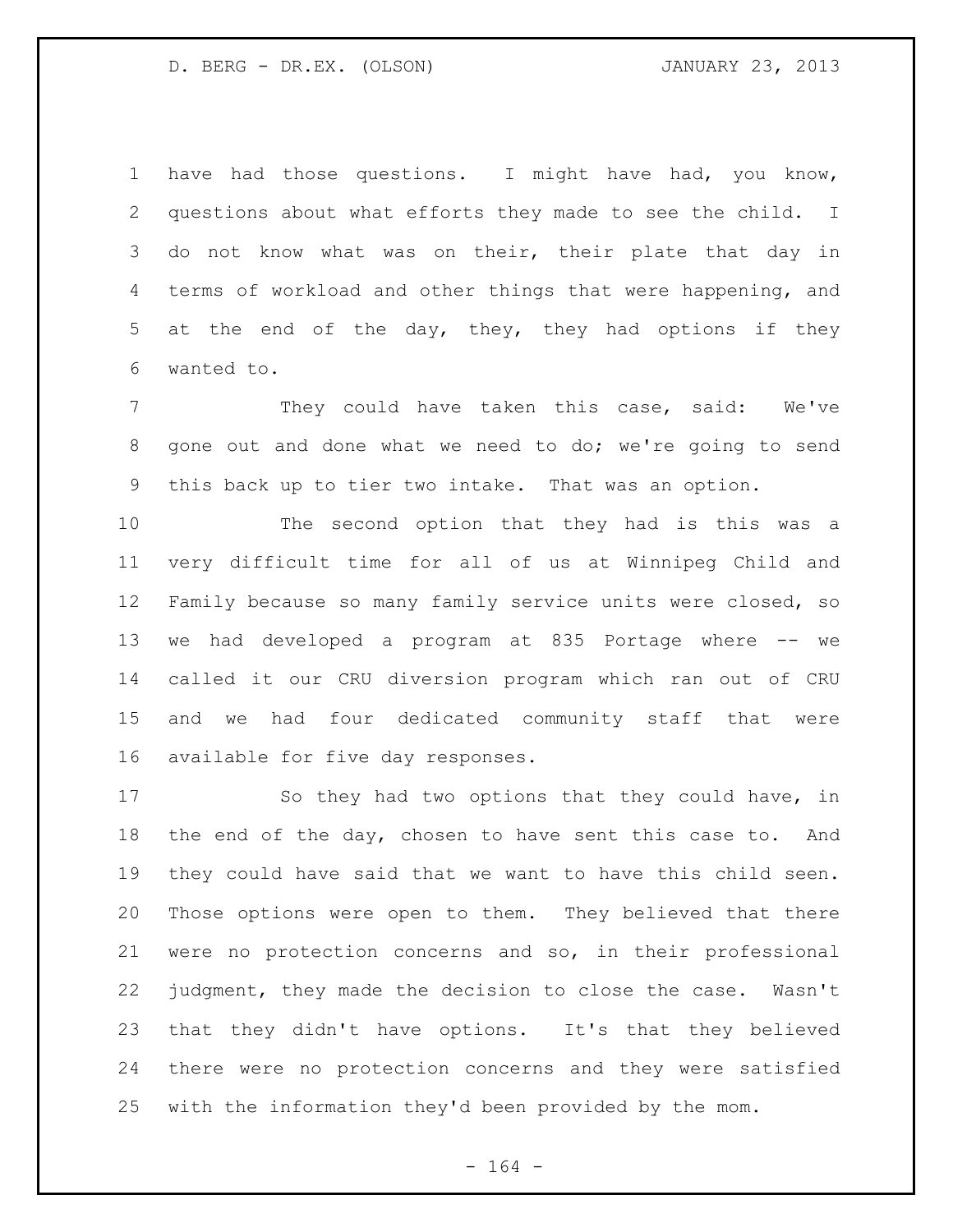have had those questions. I might have had, you know, questions about what efforts they made to see the child. I do not know what was on their, their plate that day in terms of workload and other things that were happening, and at the end of the day, they, they had options if they wanted to.

They could have taken this case, said: We've gone out and done what we need to do; we're going to send this back up to tier two intake. That was an option.

The second option that they had is this was a very difficult time for all of us at Winnipeg Child and Family because so many family service units were closed, so we had developed a program at 835 Portage where -- we called it our CRU diversion program which ran out of CRU and we had four dedicated community staff that were available for five day responses.

So they had two options that they could have, in the end of the day, chosen to have sent this case to. And they could have said that we want to have this child seen. Those options were open to them. They believed that there were no protection concerns and so, in their professional judgment, they made the decision to close the case. Wasn't that they didn't have options. It's that they believed there were no protection concerns and they were satisfied with the information they'd been provided by the mom.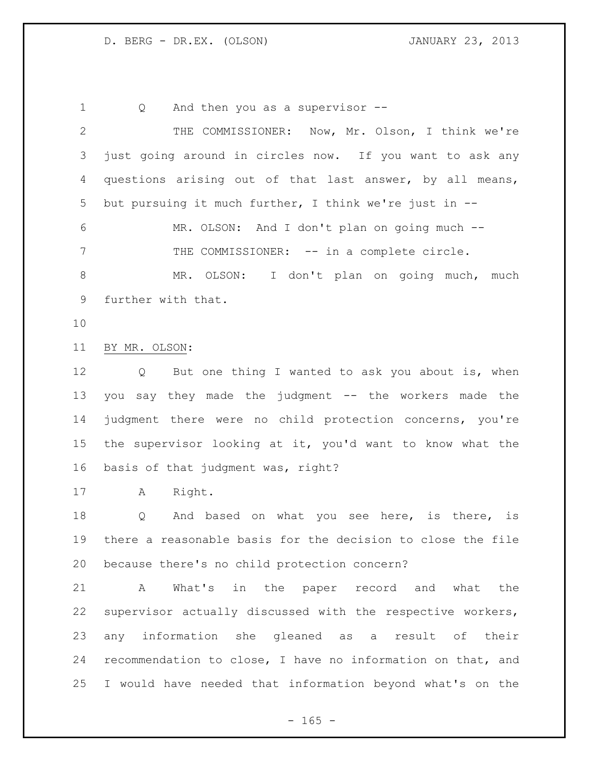Q And then you as a supervisor --

THE COMMISSIONER: Now, Mr. Olson, I think we're just going around in circles now. If you want to ask any questions arising out of that last answer, by all means, but pursuing it much further, I think we're just in --

MR. OLSON: And I don't plan on going much --

THE COMMISSIONER: -- in a complete circle.

MR. OLSON: I don't plan on going much, much further with that.

BY MR. OLSON:

Q But one thing I wanted to ask you about is, when you say they made the judgment -- the workers made the judgment there were no child protection concerns, you're the supervisor looking at it, you'd want to know what the basis of that judgment was, right?

A Right.

Q And based on what you see here, is there, is there a reasonable basis for the decision to close the file because there's no child protection concern?

A What's in the paper record and what the supervisor actually discussed with the respective workers, any information she gleaned as a result of their recommendation to close, I have no information on that, and I would have needed that information beyond what's on the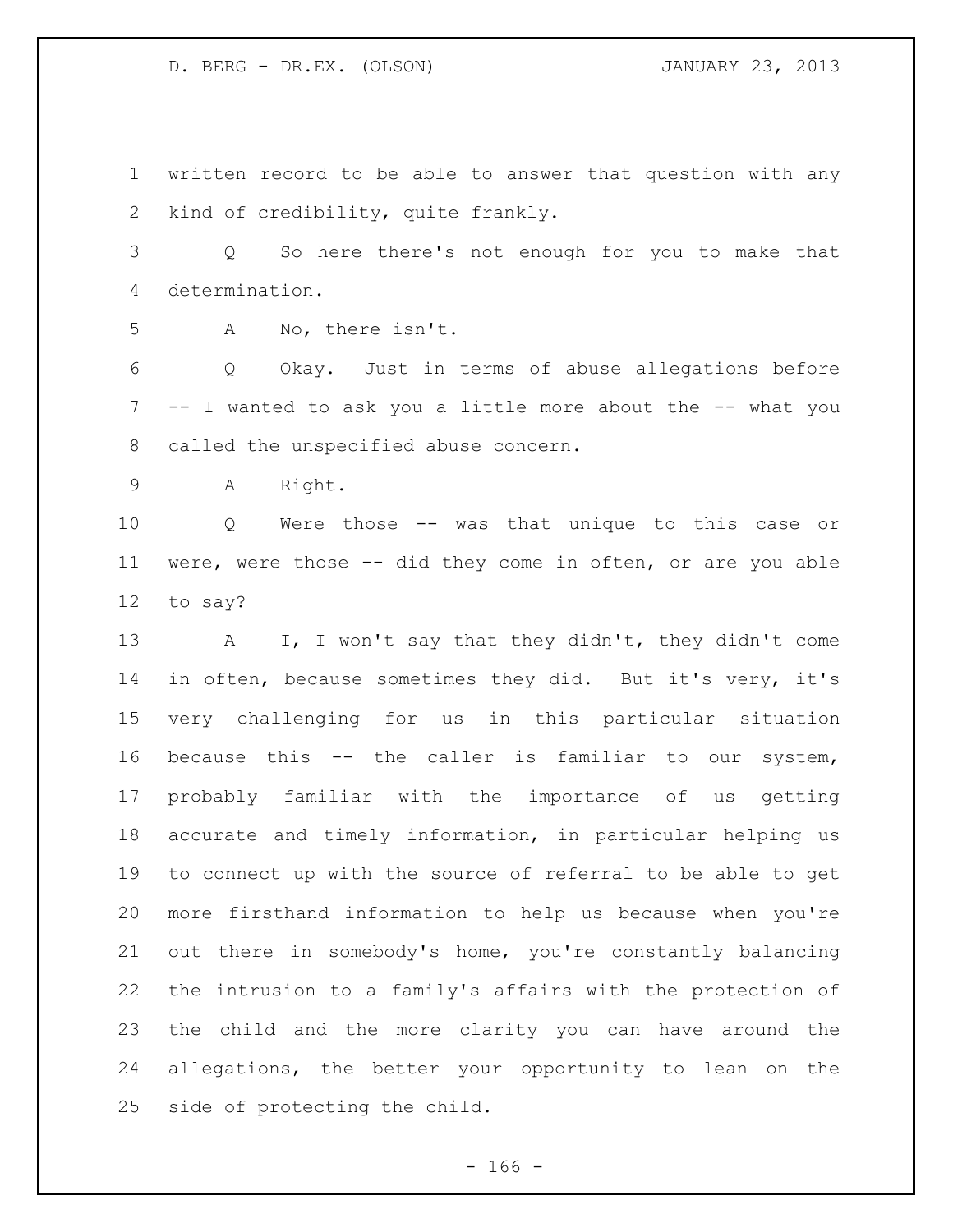written record to be able to answer that question with any kind of credibility, quite frankly.

Q So here there's not enough for you to make that determination.

A No, there isn't.

Q Okay. Just in terms of abuse allegations before -- I wanted to ask you a little more about the -- what you called the unspecified abuse concern.

A Right.

Q Were those -- was that unique to this case or were, were those -- did they come in often, or are you able to say?

A I, I won't say that they didn't, they didn't come in often, because sometimes they did. But it's very, it's very challenging for us in this particular situation because this -- the caller is familiar to our system, probably familiar with the importance of us getting accurate and timely information, in particular helping us to connect up with the source of referral to be able to get more firsthand information to help us because when you're out there in somebody's home, you're constantly balancing the intrusion to a family's affairs with the protection of the child and the more clarity you can have around the allegations, the better your opportunity to lean on the side of protecting the child.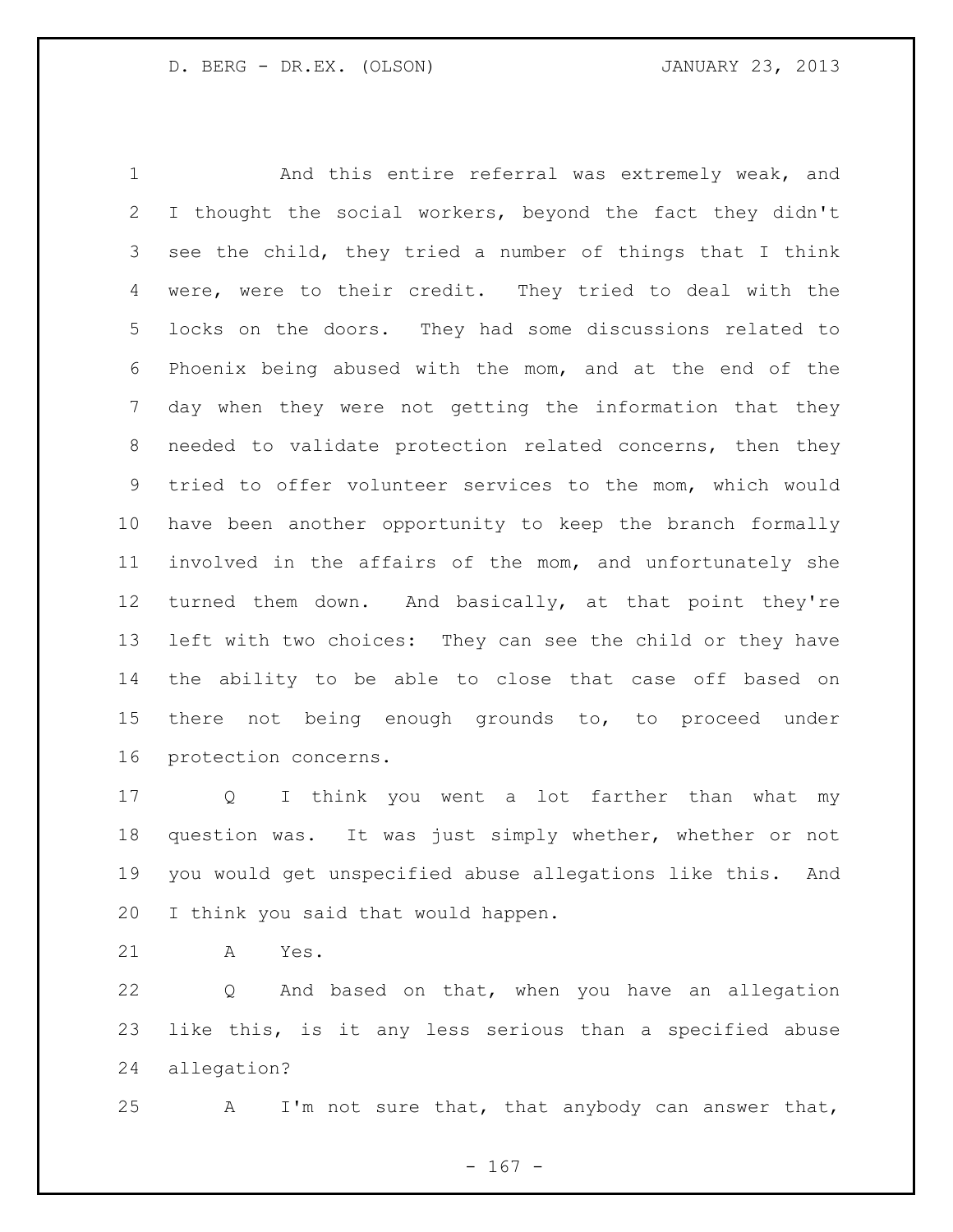And this entire referral was extremely weak, and I thought the social workers, beyond the fact they didn't see the child, they tried a number of things that I think were, were to their credit. They tried to deal with the locks on the doors. They had some discussions related to Phoenix being abused with the mom, and at the end of the day when they were not getting the information that they needed to validate protection related concerns, then they tried to offer volunteer services to the mom, which would have been another opportunity to keep the branch formally involved in the affairs of the mom, and unfortunately she turned them down. And basically, at that point they're left with two choices: They can see the child or they have the ability to be able to close that case off based on there not being enough grounds to, to proceed under protection concerns.

Q I think you went a lot farther than what my question was. It was just simply whether, whether or not you would get unspecified abuse allegations like this. And I think you said that would happen.

A Yes.

Q And based on that, when you have an allegation like this, is it any less serious than a specified abuse allegation?

A I'm not sure that, that anybody can answer that,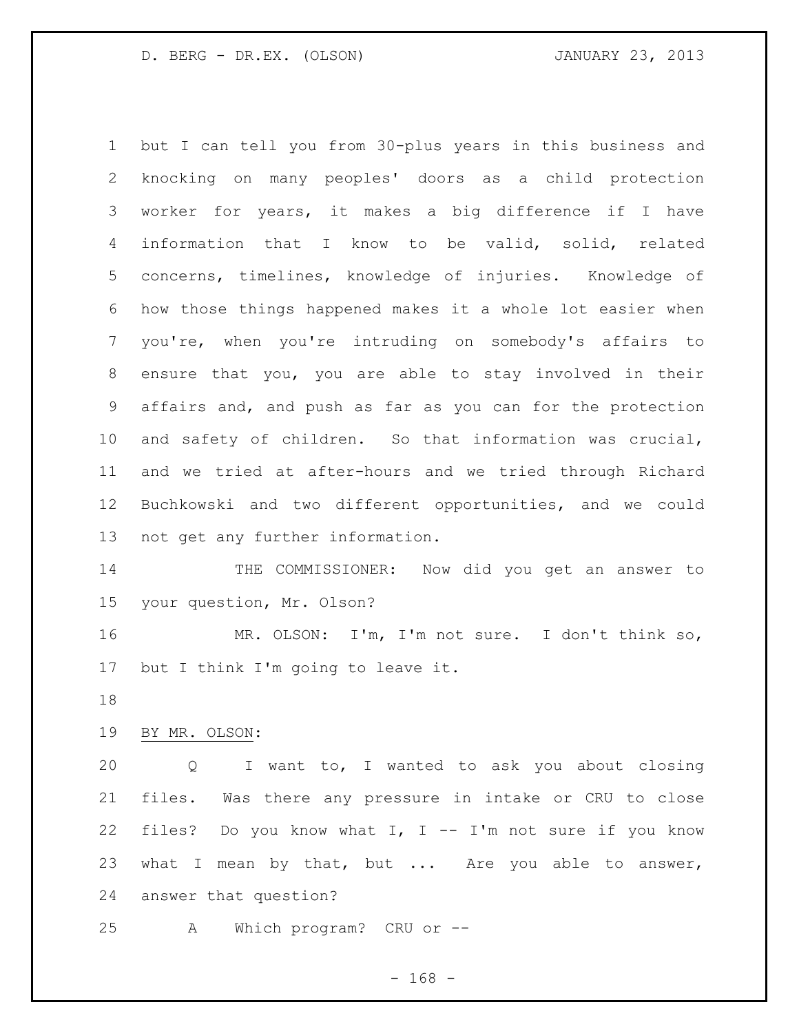but I can tell you from 30-plus years in this business and knocking on many peoples' doors as a child protection worker for years, it makes a big difference if I have information that I know to be valid, solid, related concerns, timelines, knowledge of injuries. Knowledge of how those things happened makes it a whole lot easier when you're, when you're intruding on somebody's affairs to ensure that you, you are able to stay involved in their affairs and, and push as far as you can for the protection and safety of children. So that information was crucial, and we tried at after-hours and we tried through Richard Buchkowski and two different opportunities, and we could not get any further information.

THE COMMISSIONER: Now did you get an answer to your question, Mr. Olson?

MR. OLSON: I'm, I'm not sure. I don't think so, but I think I'm going to leave it.

BY MR. OLSON:

Q I want to, I wanted to ask you about closing files. Was there any pressure in intake or CRU to close files? Do you know what I, I -- I'm not sure if you know what I mean by that, but ... Are you able to answer, answer that question?

A Which program? CRU or --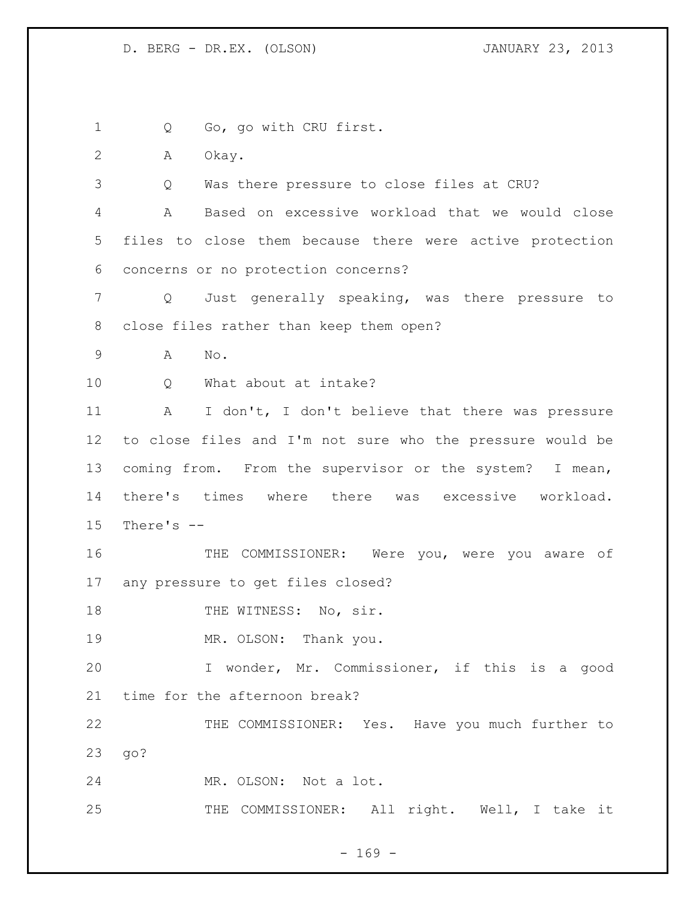Q Go, go with CRU first.

A Okay.

Q Was there pressure to close files at CRU?

A Based on excessive workload that we would close files to close them because there were active protection concerns or no protection concerns?

Q Just generally speaking, was there pressure to close files rather than keep them open?

A No.

Q What about at intake?

A I don't, I don't believe that there was pressure to close files and I'm not sure who the pressure would be coming from. From the supervisor or the system? I mean, there's times where there was excessive workload. There's --

THE COMMISSIONER: Were you, were you aware of any pressure to get files closed?

THE WITNESS: No, sir.

MR. OLSON: Thank you.

I wonder, Mr. Commissioner, if this is a good time for the afternoon break?

THE COMMISSIONER: Yes. Have you much further to go?

MR. OLSON: Not a lot.

THE COMMISSIONER: All right. Well, I take it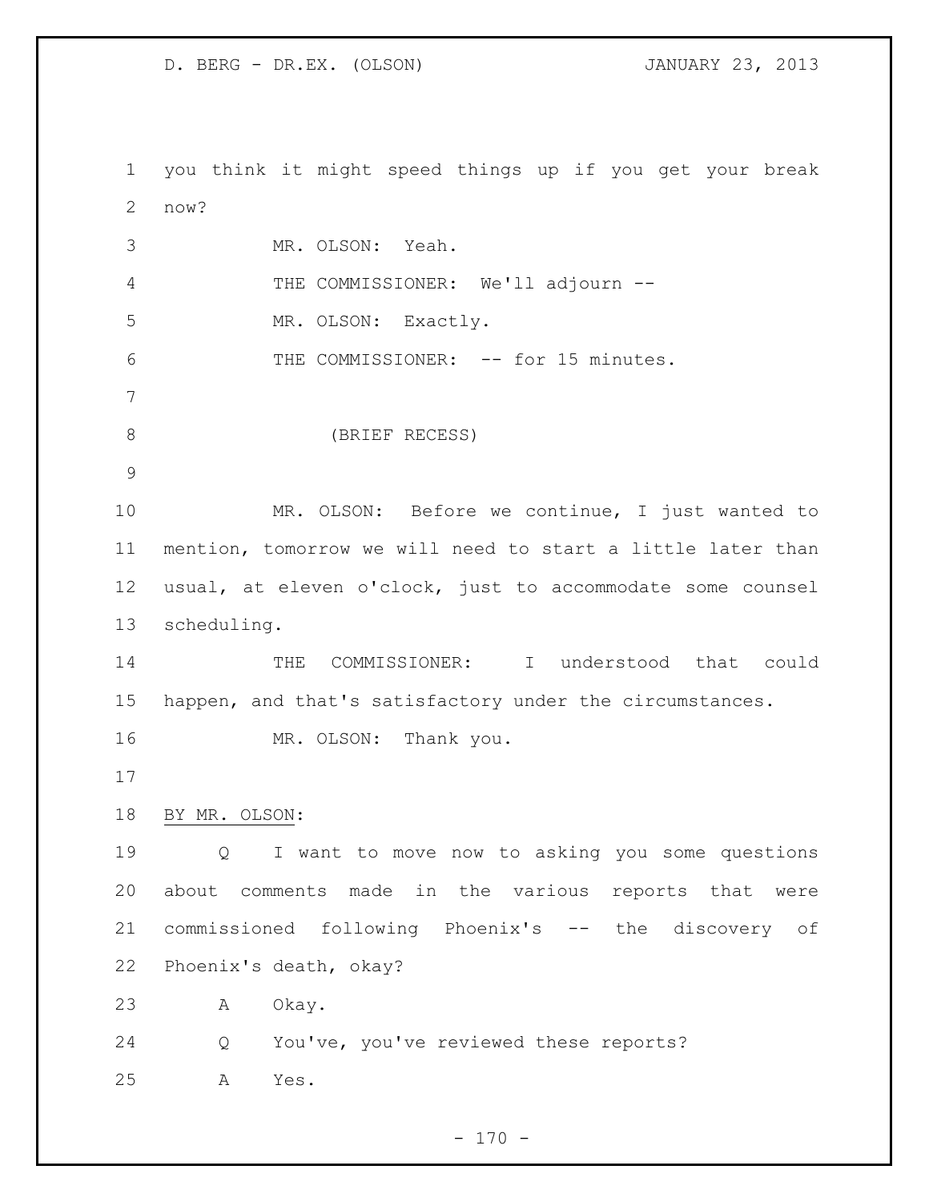you think it might speed things up if you get your break now?

MR. OLSON: Yeah.

THE COMMISSIONER: We'll adjourn --

MR. OLSON: Exactly.

THE COMMISSIONER: -- for 15 minutes.

(BRIEF RECESS)

MR. OLSON: Before we continue, I just wanted to mention, tomorrow we will need to start a little later than usual, at eleven o'clock, just to accommodate some counsel scheduling.

THE COMMISSIONER: I understood that could happen, and that's satisfactory under the circumstances.

MR. OLSON: Thank you.

BY MR. OLSON:

Q I want to move now to asking you some questions about comments made in the various reports that were commissioned following Phoenix's -- the discovery of Phoenix's death, okay?

A Okay.

Q You've, you've reviewed these reports?

A Yes.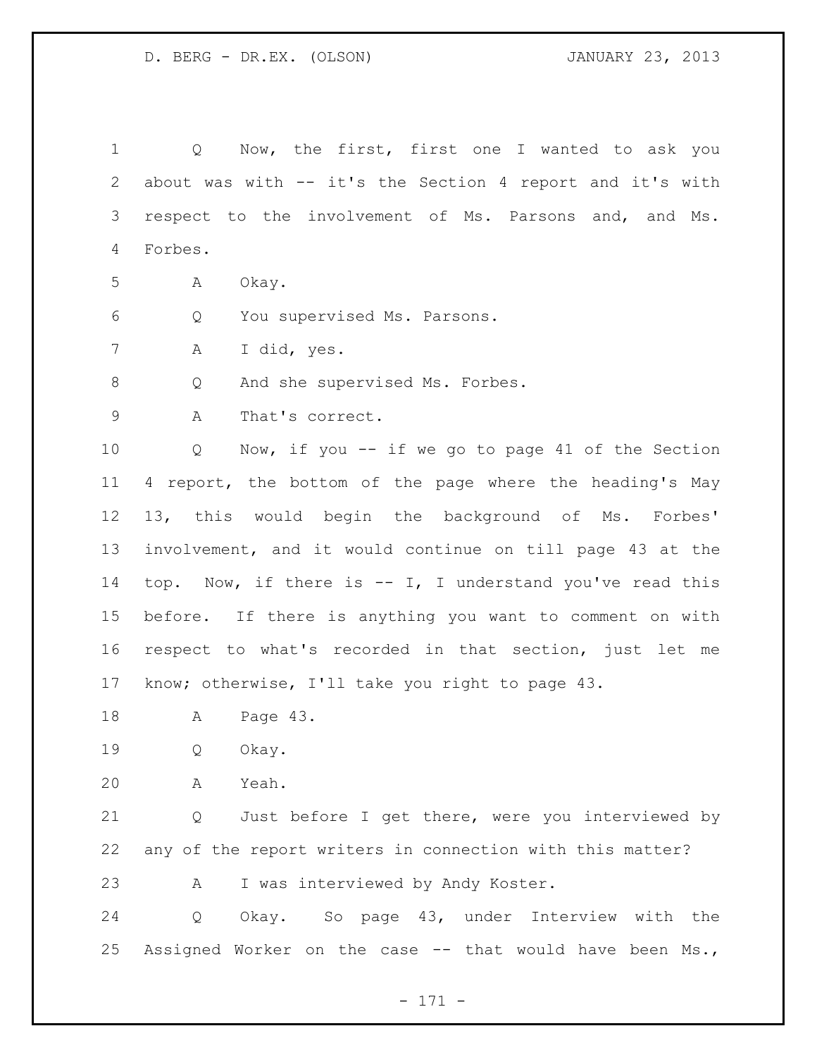Q Now, the first, first one I wanted to ask you about was with -- it's the Section 4 report and it's with respect to the involvement of Ms. Parsons and, and Ms. Forbes.

A Okay.

Q You supervised Ms. Parsons.

A I did, yes.

Q And she supervised Ms. Forbes.

A That's correct.

Q Now, if you -- if we go to page 41 of the Section 4 report, the bottom of the page where the heading's May 13, this would begin the background of Ms. Forbes' involvement, and it would continue on till page 43 at the top. Now, if there is -- I, I understand you've read this before. If there is anything you want to comment on with respect to what's recorded in that section, just let me know; otherwise, I'll take you right to page 43.

A Page 43.

Q Okay.

A Yeah.

Q Just before I get there, were you interviewed by any of the report writers in connection with this matter?

A I was interviewed by Andy Koster.

Q Okay. So page 43, under Interview with the Assigned Worker on the case -- that would have been Ms.,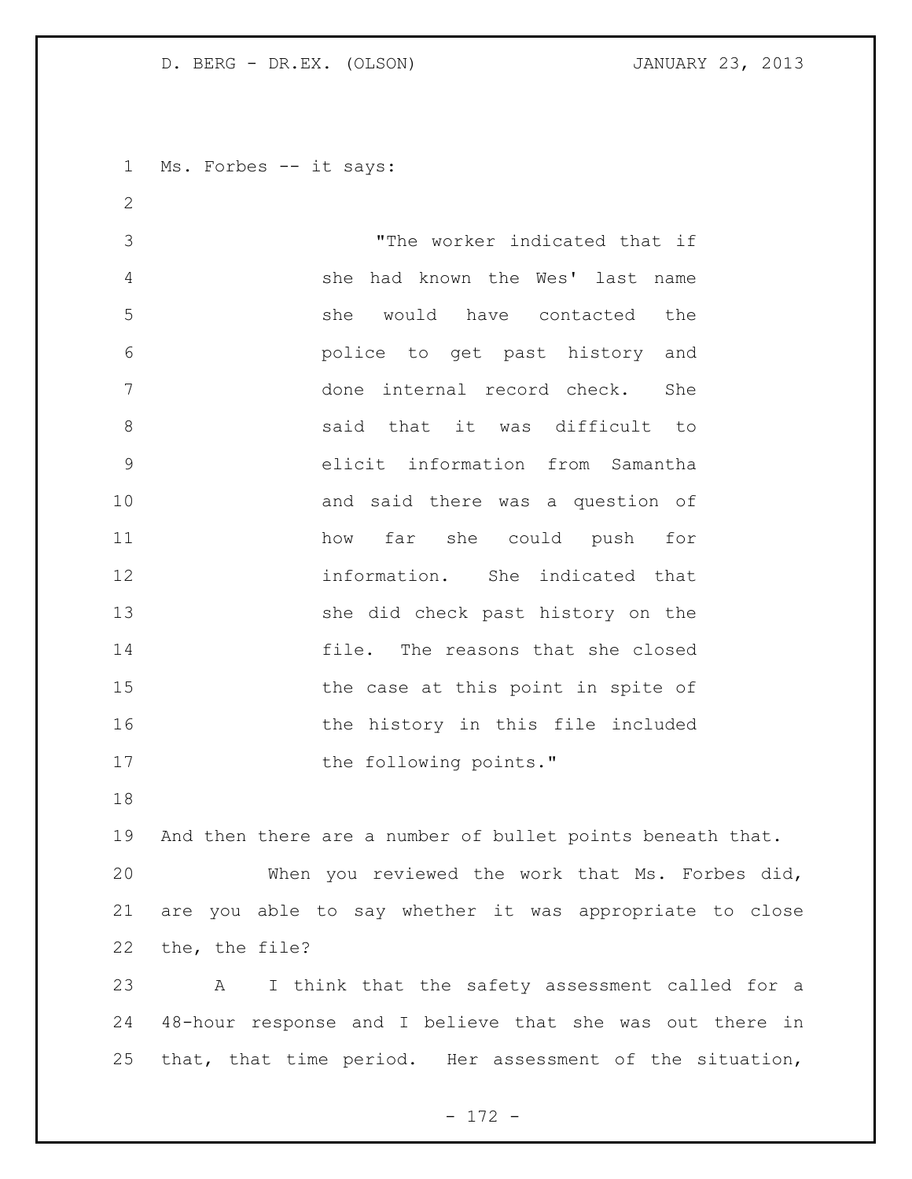Ms. Forbes -- it says:

> "The worker indicated that if she had known the Wes' last name she would have contacted the police to get past history and done internal record check. She said that it was difficult to elicit information from Samantha and said there was a question of how far she could push for information. She indicated that she did check past history on the file. The reasons that she closed the case at this point in spite of the history in this file included the following points."

And then there are a number of bullet points beneath that.

When you reviewed the work that Ms. Forbes did, are you able to say whether it was appropriate to close the, the file?

A I think that the safety assessment called for a 48-hour response and I believe that she was out there in that, that time period. Her assessment of the situation,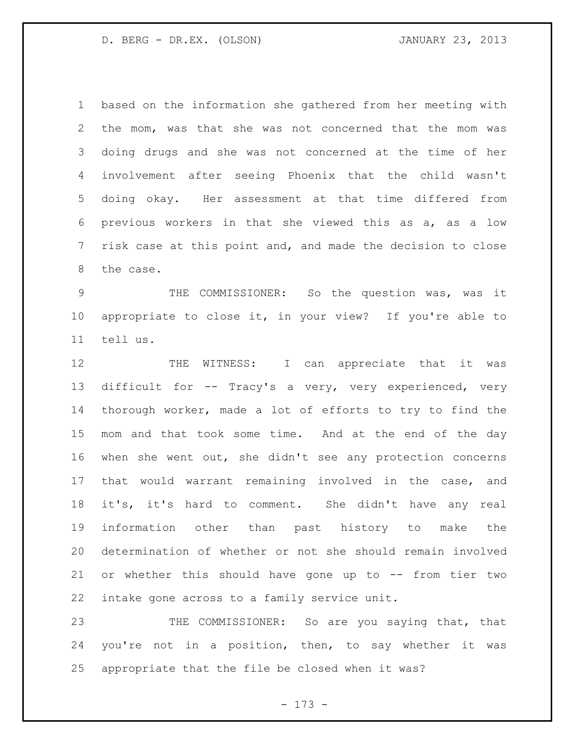based on the information she gathered from her meeting with the mom, was that she was not concerned that the mom was doing drugs and she was not concerned at the time of her involvement after seeing Phoenix that the child wasn't doing okay. Her assessment at that time differed from previous workers in that she viewed this as a, as a low risk case at this point and, and made the decision to close the case.

THE COMMISSIONER: So the question was, was it appropriate to close it, in your view? If you're able to tell us.

THE WITNESS: I can appreciate that it was difficult for -- Tracy's a very, very experienced, very thorough worker, made a lot of efforts to try to find the mom and that took some time. And at the end of the day when she went out, she didn't see any protection concerns that would warrant remaining involved in the case, and it's, it's hard to comment. She didn't have any real information other than past history to make the determination of whether or not she should remain involved or whether this should have gone up to -- from tier two intake gone across to a family service unit.

THE COMMISSIONER: So are you saying that, that you're not in a position, then, to say whether it was appropriate that the file be closed when it was?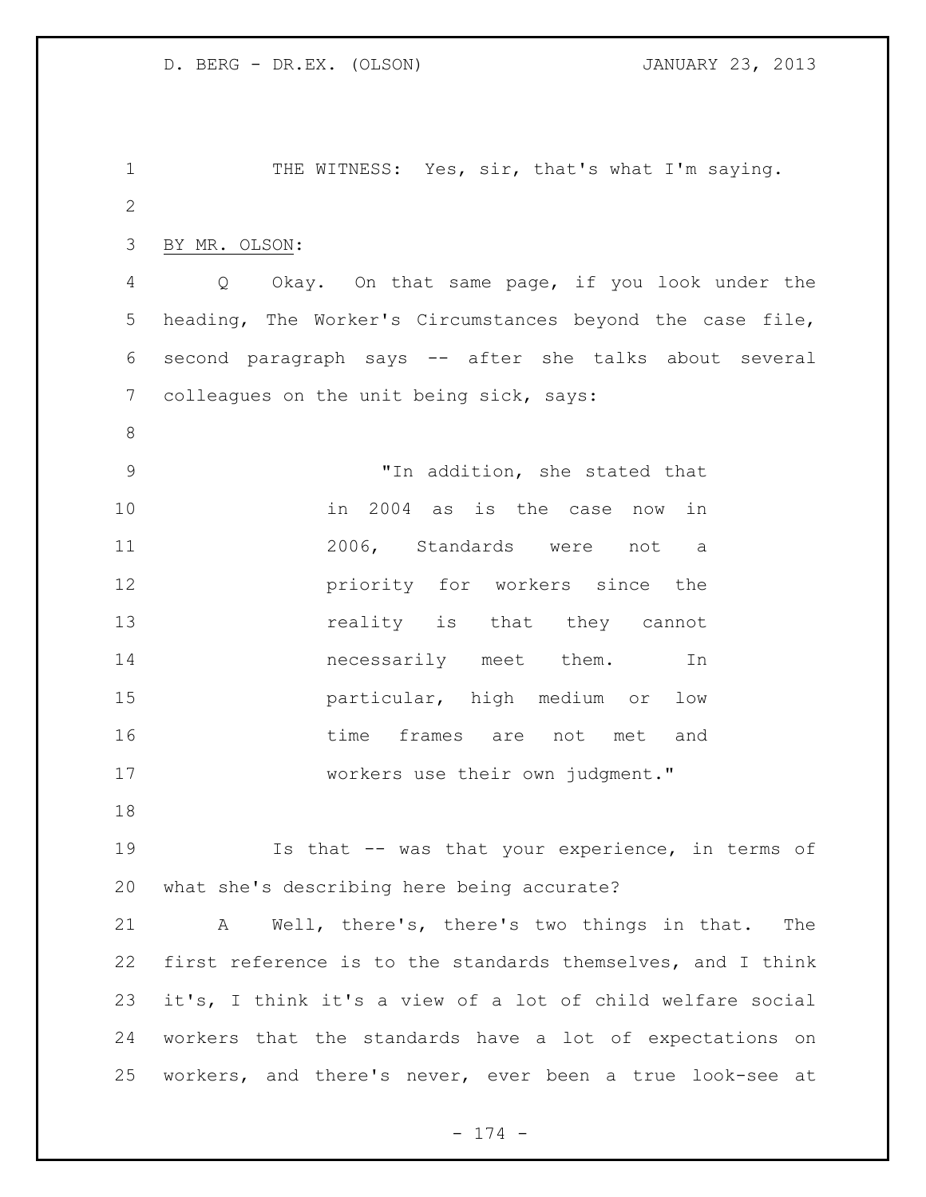THE WITNESS: Yes, sir, that's what I'm saying.

BY MR. OLSON:

Q Okay. On that same page, if you look under the heading, The Worker's Circumstances beyond the case file, second paragraph says -- after she talks about several colleagues on the unit being sick, says:

> "In addition, she stated that in 2004 as is the case now in 2006, Standards were not a priority for workers since the reality is that they cannot necessarily meet them. In particular, high medium or low time frames are not met and workers use their own judgment."

Is that -- was that your experience, in terms of what she's describing here being accurate?

A Well, there's, there's two things in that. The first reference is to the standards themselves, and I think it's, I think it's a view of a lot of child welfare social workers that the standards have a lot of expectations on workers, and there's never, ever been a true look-see at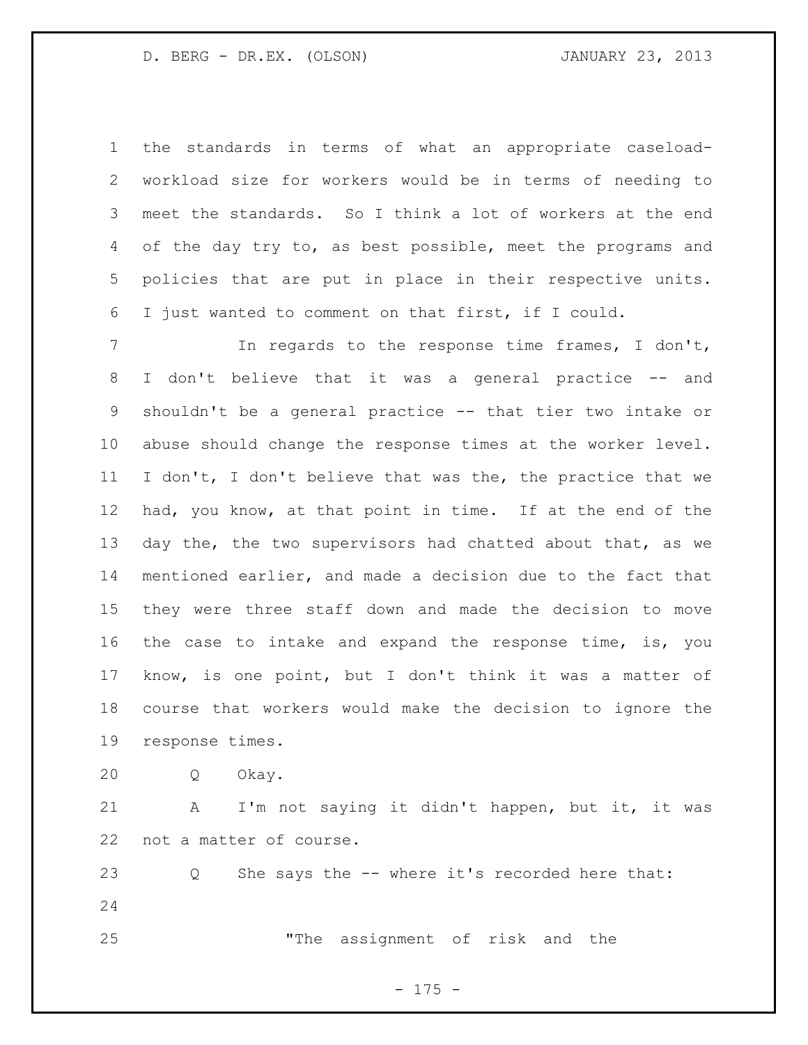the standards in terms of what an appropriate caseload-workload size for workers would be in terms of needing to meet the standards. So I think a lot of workers at the end of the day try to, as best possible, meet the programs and policies that are put in place in their respective units. I just wanted to comment on that first, if I could.

In regards to the response time frames, I don't, I don't believe that it was a general practice -- and shouldn't be a general practice -- that tier two intake or abuse should change the response times at the worker level. I don't, I don't believe that was the, the practice that we had, you know, at that point in time. If at the end of the day the, the two supervisors had chatted about that, as we mentioned earlier, and made a decision due to the fact that they were three staff down and made the decision to move the case to intake and expand the response time, is, you know, is one point, but I don't think it was a matter of course that workers would make the decision to ignore the response times.

Q Okay.

A I'm not saying it didn't happen, but it, it was not a matter of course.

Q She says the -- where it's recorded here that:

"The assignment of risk and the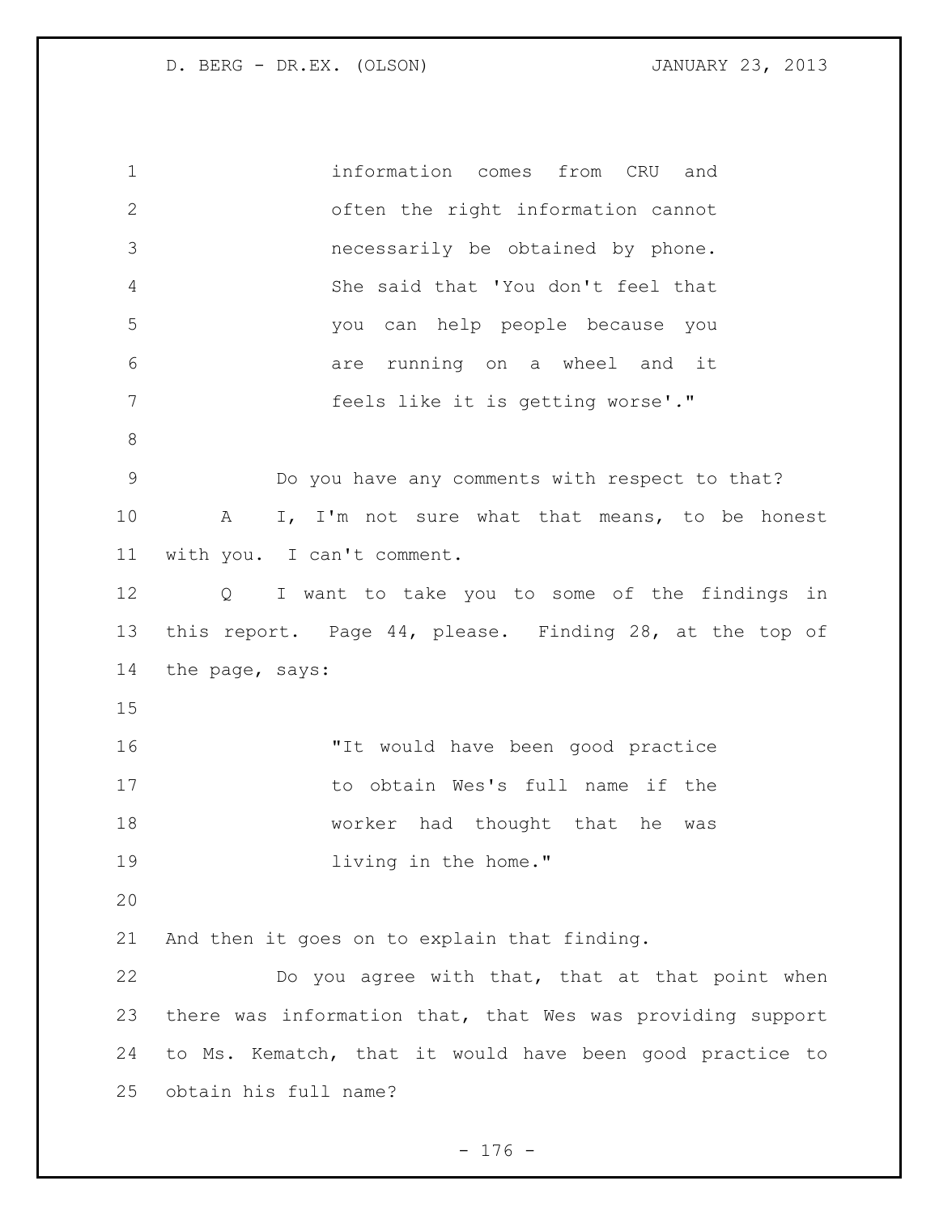> information comes from CRU and often the right information cannot necessarily be obtained by phone. She said that 'You don't feel that you can help people because you are running on a wheel and it feels like it is getting worse'."

Do you have any comments with respect to that?

A I, I'm not sure what that means, to be honest with you. I can't comment.

Q I want to take you to some of the findings in this report. Page 44, please. Finding 28, at the top of the page, says:

> "It would have been good practice to obtain Wes's full name if the worker had thought that he was living in the home."

And then it goes on to explain that finding.

Do you agree with that, that at that point when there was information that, that Wes was providing support to Ms. Kematch, that it would have been good practice to obtain his full name?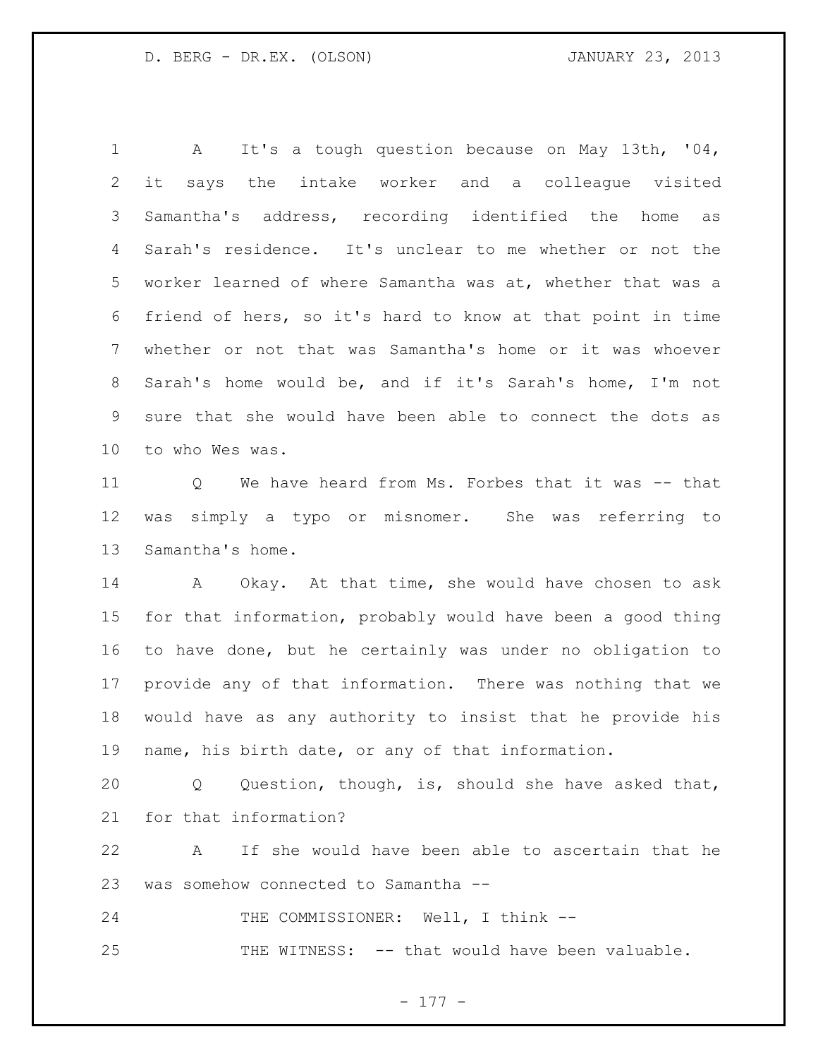A It's a tough question because on May 13th, '04, it says the intake worker and a colleague visited Samantha's address, recording identified the home as Sarah's residence. It's unclear to me whether or not the worker learned of where Samantha was at, whether that was a friend of hers, so it's hard to know at that point in time whether or not that was Samantha's home or it was whoever Sarah's home would be, and if it's Sarah's home, I'm not sure that she would have been able to connect the dots as to who Wes was.

Q We have heard from Ms. Forbes that it was -- that was simply a typo or misnomer. She was referring to Samantha's home.

A Okay. At that time, she would have chosen to ask for that information, probably would have been a good thing to have done, but he certainly was under no obligation to provide any of that information. There was nothing that we would have as any authority to insist that he provide his name, his birth date, or any of that information.

Q Question, though, is, should she have asked that, for that information?

A If she would have been able to ascertain that he was somehow connected to Samantha --

THE COMMISSIONER: Well, I think --

THE WITNESS: -- that would have been valuable.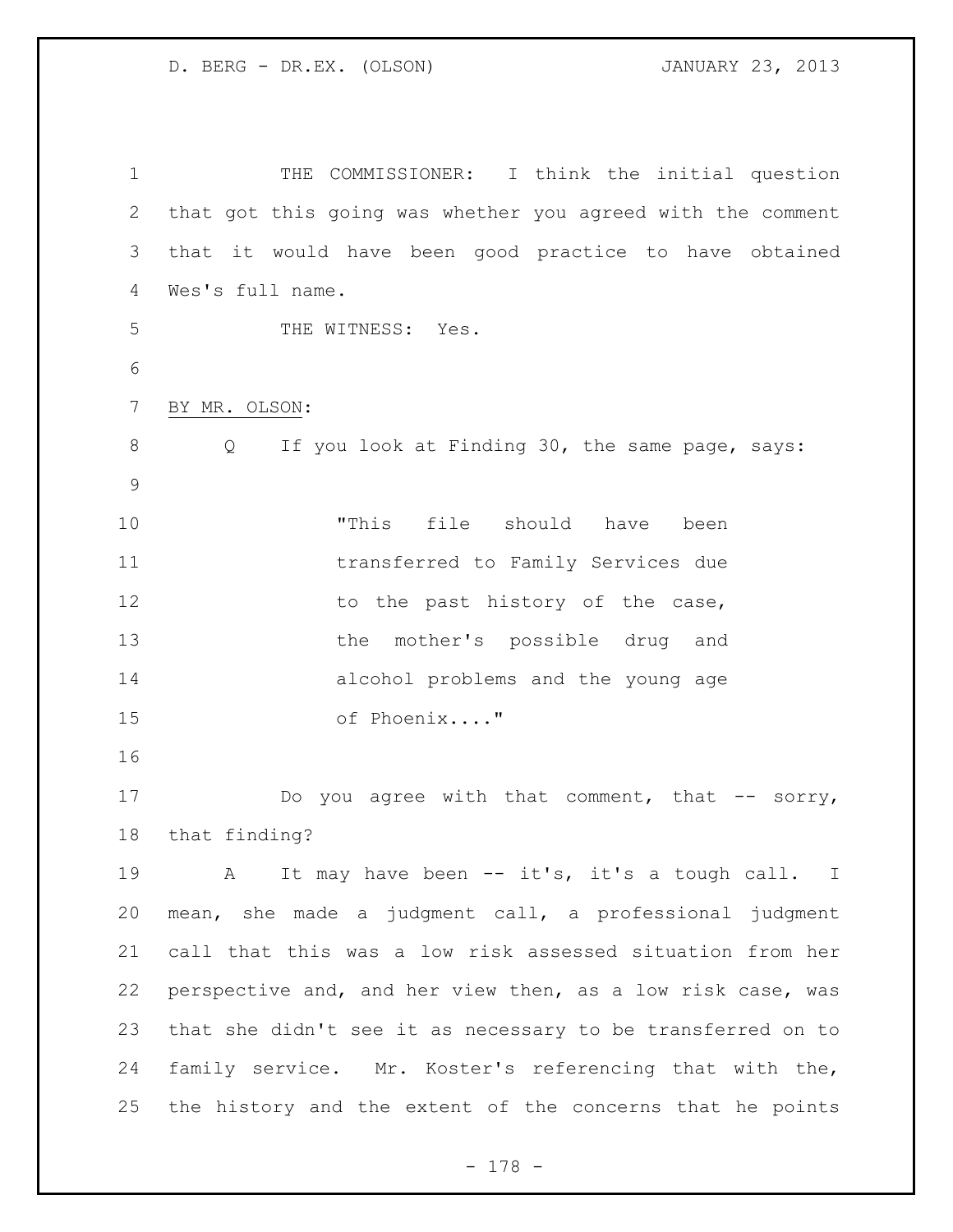THE COMMISSIONER: I think the initial question that got this going was whether you agreed with the comment that it would have been good practice to have obtained Wes's full name.

THE WITNESS: Yes.

BY MR. OLSON:

Q If you look at Finding 30, the same page, says:

> "This file should have been transferred to Family Services due to the past history of the case, the mother's possible drug and alcohol problems and the young age of Phoenix...."

Do you agree with that comment, that -- sorry, that finding?

A It may have been -- it's, it's a tough call. I mean, she made a judgment call, a professional judgment call that this was a low risk assessed situation from her perspective and, and her view then, as a low risk case, was that she didn't see it as necessary to be transferred on to family service. Mr. Koster's referencing that with the, the history and the extent of the concerns that he points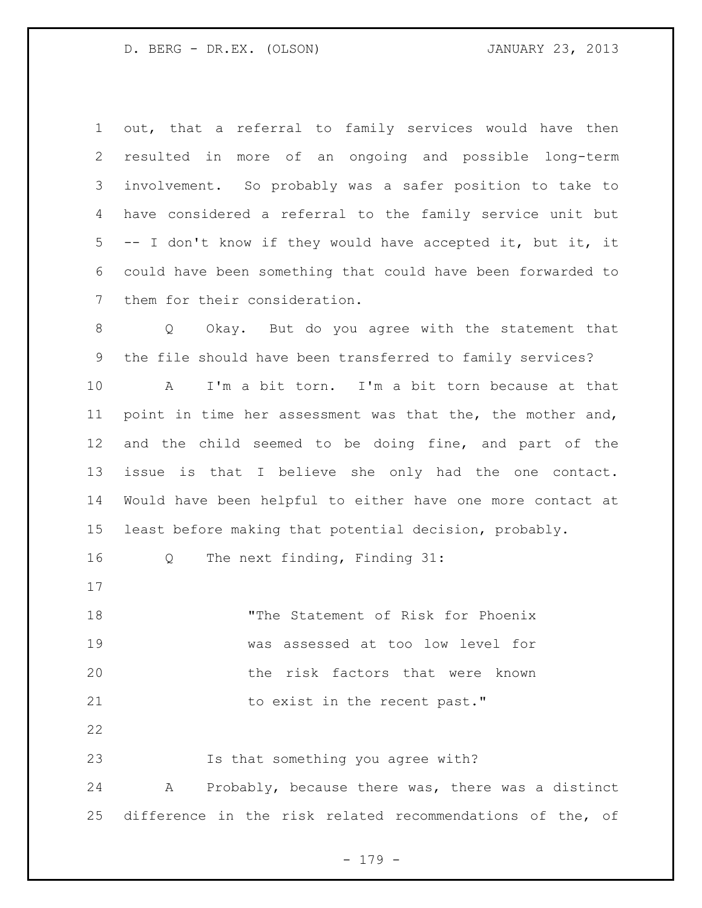out, that a referral to family services would have then resulted in more of an ongoing and possible long-term involvement. So probably was a safer position to take to have considered a referral to the family service unit but -- I don't know if they would have accepted it, but it, it could have been something that could have been forwarded to them for their consideration.

Q Okay. But do you agree with the statement that the file should have been transferred to family services?

A I'm a bit torn. I'm a bit torn because at that point in time her assessment was that the, the mother and, and the child seemed to be doing fine, and part of the issue is that I believe she only had the one contact. Would have been helpful to either have one more contact at least before making that potential decision, probably.

Q The next finding, Finding 31:

> "The Statement of Risk for Phoenix was assessed at too low level for the risk factors that were known to exist in the recent past."

Is that something you agree with?

A Probably, because there was, there was a distinct difference in the risk related recommendations of the, of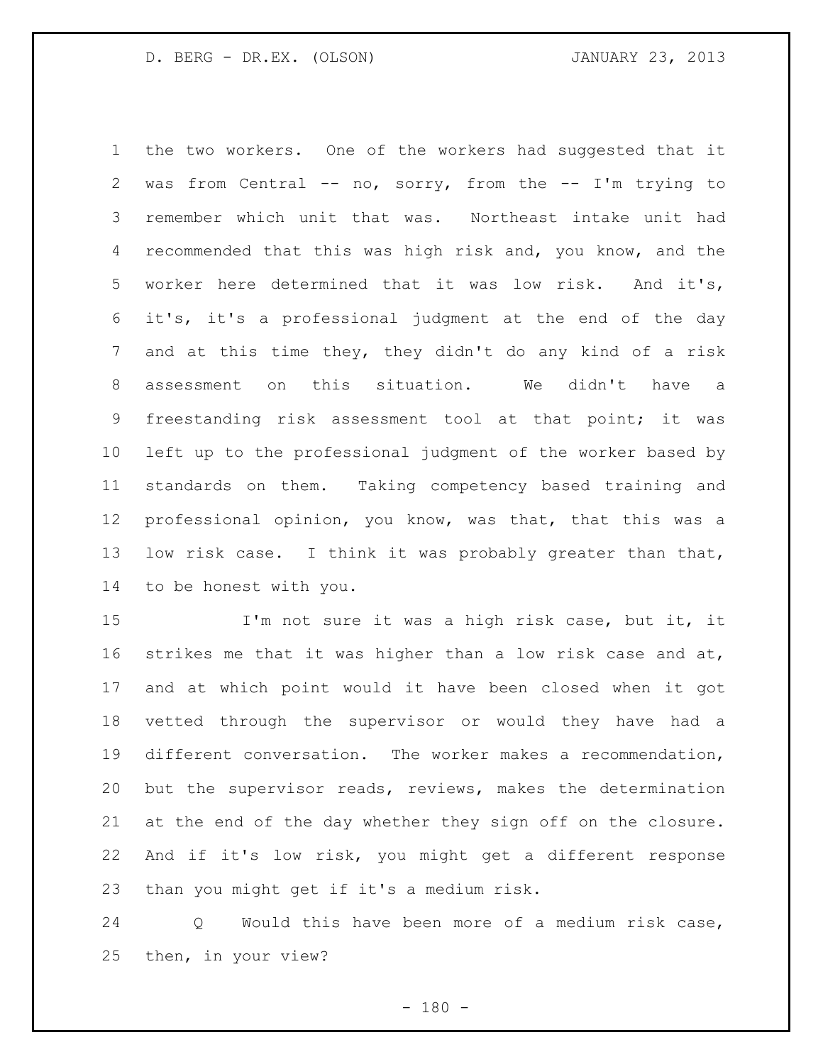the two workers. One of the workers had suggested that it was from Central -- no, sorry, from the -- I'm trying to remember which unit that was. Northeast intake unit had recommended that this was high risk and, you know, and the worker here determined that it was low risk. And it's, it's, it's a professional judgment at the end of the day and at this time they, they didn't do any kind of a risk assessment on this situation. We didn't have a freestanding risk assessment tool at that point; it was left up to the professional judgment of the worker based by standards on them. Taking competency based training and professional opinion, you know, was that, that this was a low risk case. I think it was probably greater than that, to be honest with you.

I'm not sure it was a high risk case, but it, it strikes me that it was higher than a low risk case and at, and at which point would it have been closed when it got vetted through the supervisor or would they have had a different conversation. The worker makes a recommendation, but the supervisor reads, reviews, makes the determination at the end of the day whether they sign off on the closure. And if it's low risk, you might get a different response than you might get if it's a medium risk.

Q Would this have been more of a medium risk case, then, in your view?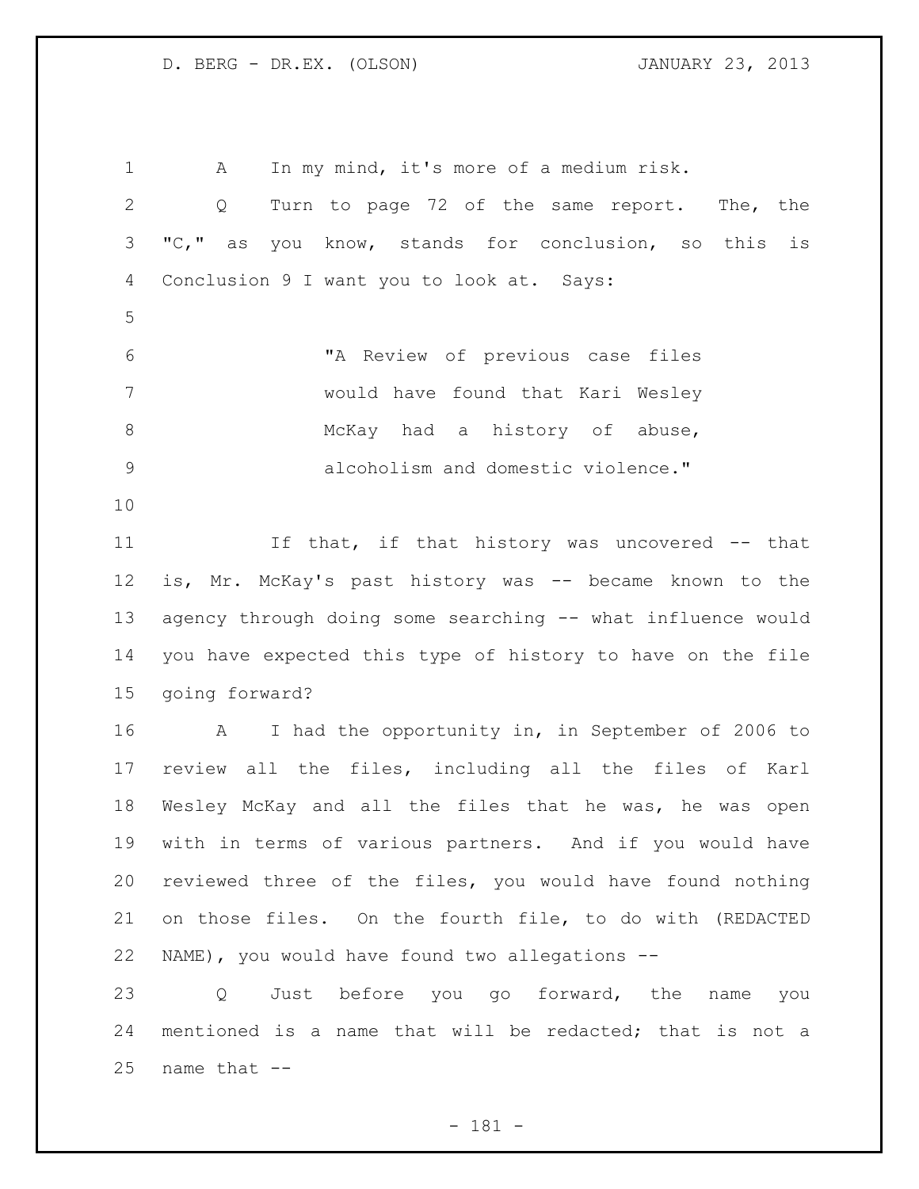A In my mind, it's more of a medium risk.

Q Turn to page 72 of the same report. The, the "C," as you know, stands for conclusion, so this is Conclusion 9 I want you to look at. Says:

> "A Review of previous case files would have found that Kari Wesley McKay had a history of abuse, alcoholism and domestic violence."

If that, if that history was uncovered -- that is, Mr. McKay's past history was -- became known to the agency through doing some searching -- what influence would you have expected this type of history to have on the file going forward?

A I had the opportunity in, in September of 2006 to review all the files, including all the files of Karl Wesley McKay and all the files that he was, he was open with in terms of various partners. And if you would have reviewed three of the files, you would have found nothing on those files. On the fourth file, to do with (REDACTED NAME), you would have found two allegations --

Q Just before you go forward, the name you mentioned is a name that will be redacted; that is not a name that --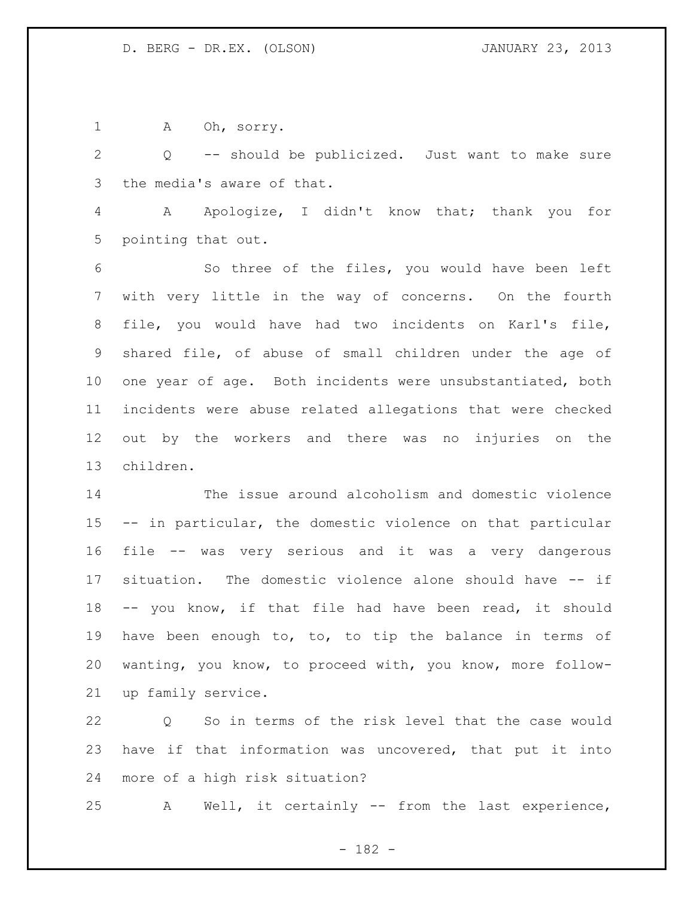A Oh, sorry.

Q -- should be publicized. Just want to make sure the media's aware of that.

A Apologize, I didn't know that; thank you for pointing that out.

So three of the files, you would have been left with very little in the way of concerns. On the fourth file, you would have had two incidents on Karl's file, shared file, of abuse of small children under the age of one year of age. Both incidents were unsubstantiated, both incidents were abuse related allegations that were checked out by the workers and there was no injuries on the children.

The issue around alcoholism and domestic violence -- in particular, the domestic violence on that particular file -- was very serious and it was a very dangerous situation. The domestic violence alone should have -- if -- you know, if that file had have been read, it should have been enough to, to, to tip the balance in terms of wanting, you know, to proceed with, you know, more follow-up family service.

Q So in terms of the risk level that the case would have if that information was uncovered, that put it into more of a high risk situation?

A Well, it certainly -- from the last experience,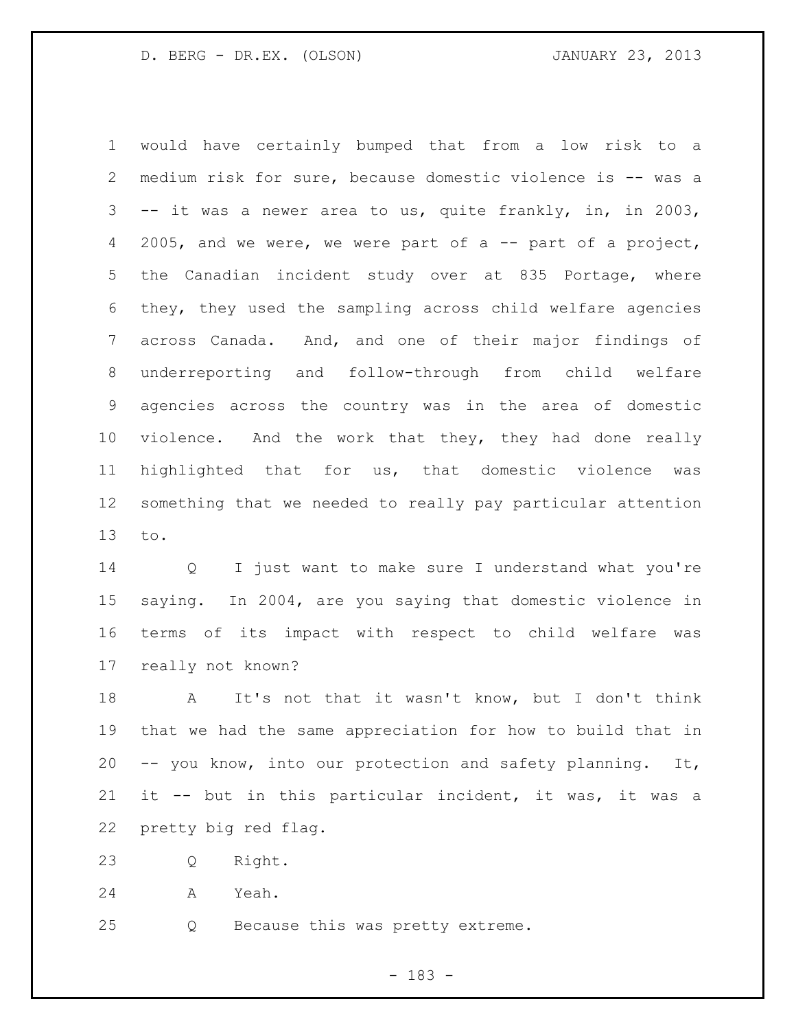would have certainly bumped that from a low risk to a medium risk for sure, because domestic violence is -- was a -- it was a newer area to us, quite frankly, in, in 2003, 2005, and we were, we were part of a -- part of a project, the Canadian incident study over at 835 Portage, where they, they used the sampling across child welfare agencies across Canada. And, and one of their major findings of underreporting and follow-through from child welfare agencies across the country was in the area of domestic violence. And the work that they, they had done really highlighted that for us, that domestic violence was something that we needed to really pay particular attention to.

Q I just want to make sure I understand what you're saying. In 2004, are you saying that domestic violence in terms of its impact with respect to child welfare was really not known?

A It's not that it wasn't know, but I don't think that we had the same appreciation for how to build that in -- you know, into our protection and safety planning. It, it -- but in this particular incident, it was, it was a pretty big red flag.

Q Right.

A Yeah.

Q Because this was pretty extreme.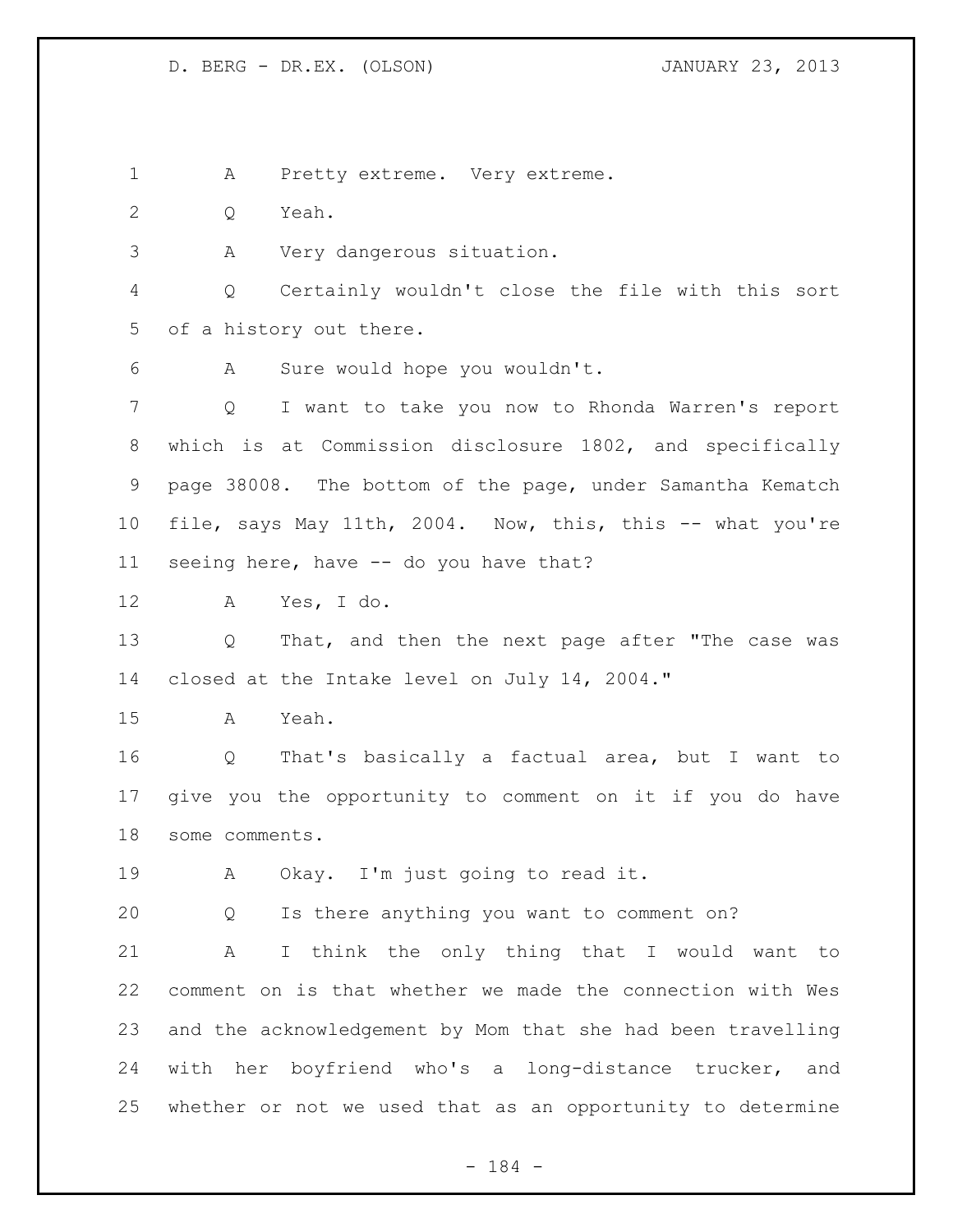A Pretty extreme. Very extreme.

Q Yeah.

A Very dangerous situation.

Q Certainly wouldn't close the file with this sort of a history out there.

A Sure would hope you wouldn't.

Q I want to take you now to Rhonda Warren's report which is at Commission disclosure 1802, and specifically page 38008. The bottom of the page, under Samantha Kematch file, says May 11th, 2004. Now, this, this -- what you're seeing here, have -- do you have that?

A Yes, I do.

Q That, and then the next page after "The case was closed at the Intake level on July 14, 2004."

A Yeah.

Q That's basically a factual area, but I want to give you the opportunity to comment on it if you do have some comments.

A Okay. I'm just going to read it.

Q Is there anything you want to comment on?

A I think the only thing that I would want to comment on is that whether we made the connection with Wes and the acknowledgement by Mom that she had been travelling with her boyfriend who's a long-distance trucker, and whether or not we used that as an opportunity to determine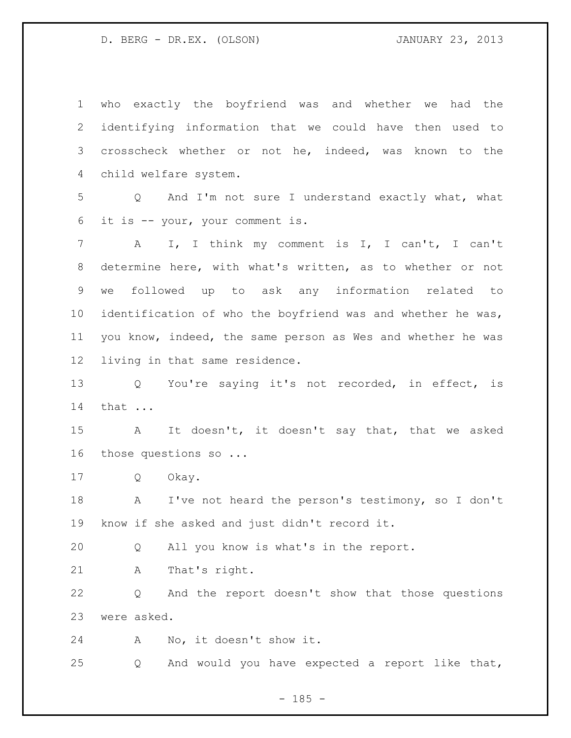who exactly the boyfriend was and whether we had the identifying information that we could have then used to crosscheck whether or not he, indeed, was known to the child welfare system.

Q And I'm not sure I understand exactly what, what it is -- your, your comment is.

A I, I think my comment is I, I can't, I can't determine here, with what's written, as to whether or not we followed up to ask any information related to identification of who the boyfriend was and whether he was, you know, indeed, the same person as Wes and whether he was living in that same residence.

Q You're saying it's not recorded, in effect, is that ...

A It doesn't, it doesn't say that, that we asked those questions so ...

Q Okay.

A I've not heard the person's testimony, so I don't know if she asked and just didn't record it.

Q All you know is what's in the report.

A That's right.

Q And the report doesn't show that those questions were asked.

A No, it doesn't show it.

Q And would you have expected a report like that,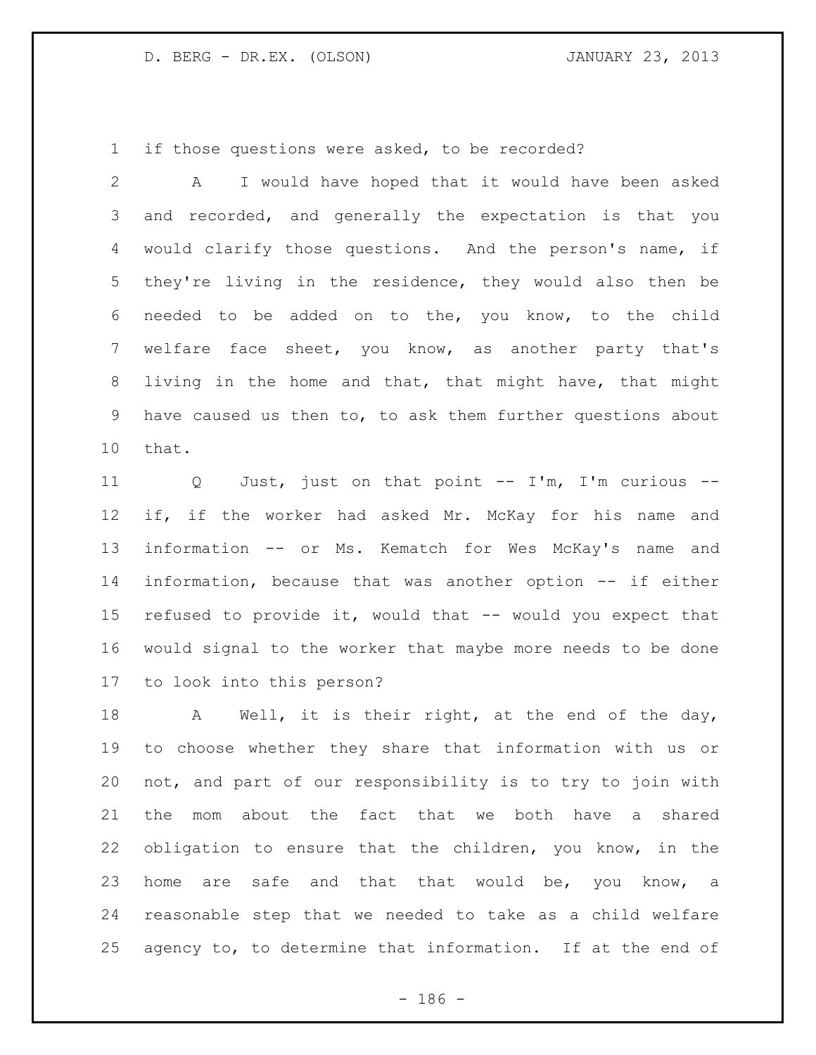if those questions were asked, to be recorded?

A I would have hoped that it would have been asked and recorded, and generally the expectation is that you would clarify those questions. And the person's name, if they're living in the residence, they would also then be needed to be added on to the, you know, to the child welfare face sheet, you know, as another party that's living in the home and that, that might have, that might have caused us then to, to ask them further questions about that.

Q Just, just on that point -- I'm, I'm curious -- if, if the worker had asked Mr. McKay for his name and information -- or Ms. Kematch for Wes McKay's name and information, because that was another option -- if either refused to provide it, would that -- would you expect that would signal to the worker that maybe more needs to be done to look into this person?

A Well, it is their right, at the end of the day, to choose whether they share that information with us or not, and part of our responsibility is to try to join with the mom about the fact that we both have a shared obligation to ensure that the children, you know, in the home are safe and that that would be, you know, a reasonable step that we needed to take as a child welfare agency to, to determine that information. If at the end of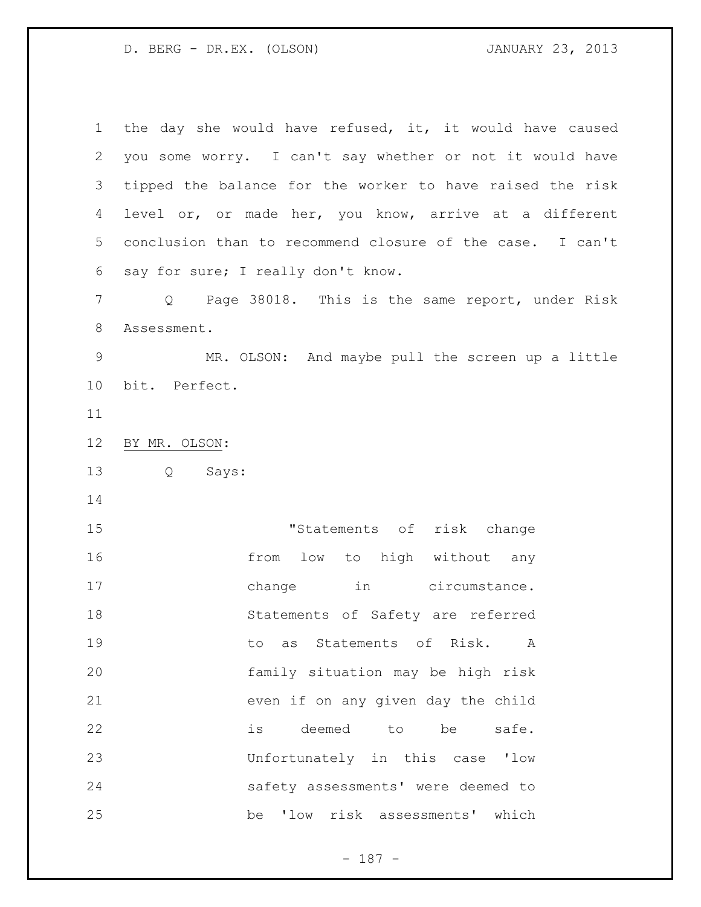the day she would have refused, it, it would have caused you some worry. I can't say whether or not it would have tipped the balance for the worker to have raised the risk level or, or made her, you know, arrive at a different conclusion than to recommend closure of the case. I can't say for sure; I really don't know.

Q Page 38018. This is the same report, under Risk Assessment.

MR. OLSON: And maybe pull the screen up a little bit. Perfect.

BY MR. OLSON:

Q Says:

> "Statements of risk change from low to high without any change in circumstance. Statements of Safety are referred to as Statements of Risk. A family situation may be high risk even if on any given day the child is deemed to be safe. Unfortunately in this case 'low safety assessments' were deemed to be 'low risk assessments' which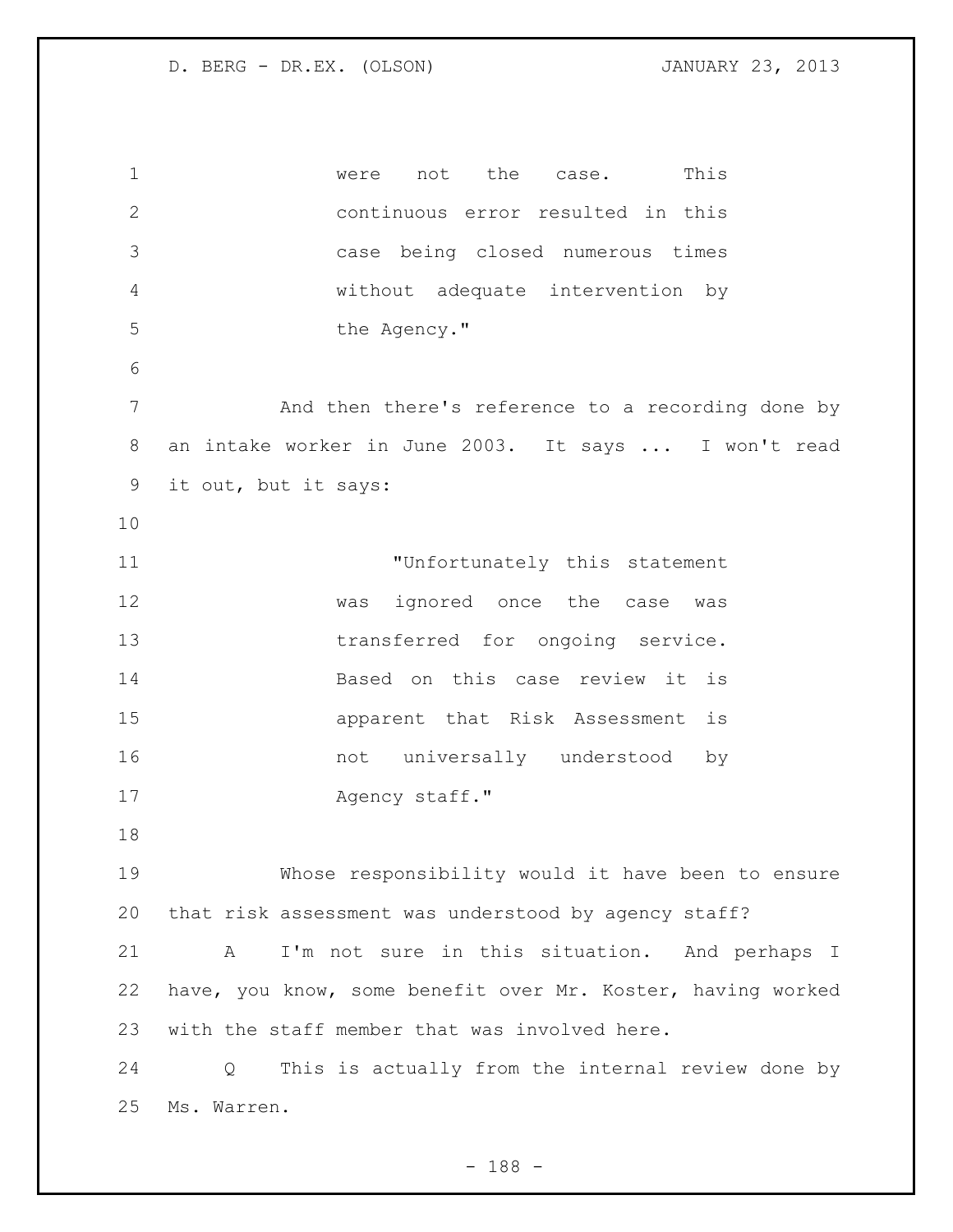were not the case. This continuous error resulted in this case being closed numerous times without adequate intervention by the Agency."

And then there's reference to a recording done by an intake worker in June 2003. It says ... I won't read it out, but it says:

"Unfortunately this statement was ignored once the case was transferred for ongoing service. Based on this case review it is apparent that Risk Assessment is not universally understood by Agency staff."

Whose responsibility would it have been to ensure that risk assessment was understood by agency staff?

A I'm not sure in this situation. And perhaps I have, you know, some benefit over Mr. Koster, having worked with the staff member that was involved here.

Q This is actually from the internal review done by Ms. Warren.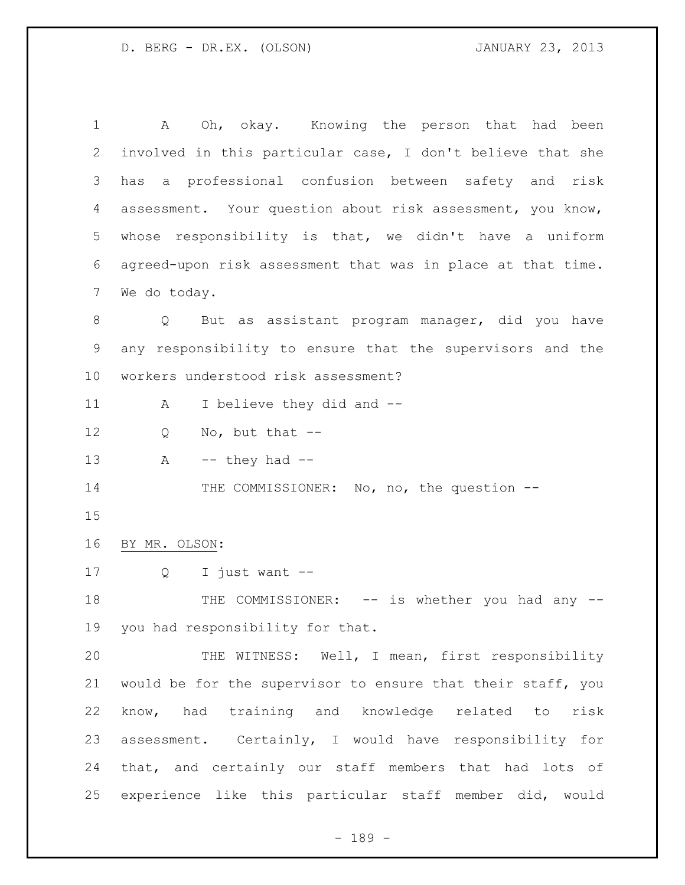A Oh, okay. Knowing the person that had been involved in this particular case, I don't believe that she has a professional confusion between safety and risk assessment. Your question about risk assessment, you know, whose responsibility is that, we didn't have a uniform agreed-upon risk assessment that was in place at that time. We do today.

Q But as assistant program manager, did you have any responsibility to ensure that the supervisors and the workers understood risk assessment?

A I believe they did and --

Q No, but that --

A -- they had --

THE COMMISSIONER: No, no, the question --

BY MR. OLSON:

Q I just want --

THE COMMISSIONER: -- is whether you had any -- you had responsibility for that.

THE WITNESS: Well, I mean, first responsibility would be for the supervisor to ensure that their staff, you know, had training and knowledge related to risk assessment. Certainly, I would have responsibility for that, and certainly our staff members that had lots of experience like this particular staff member did, would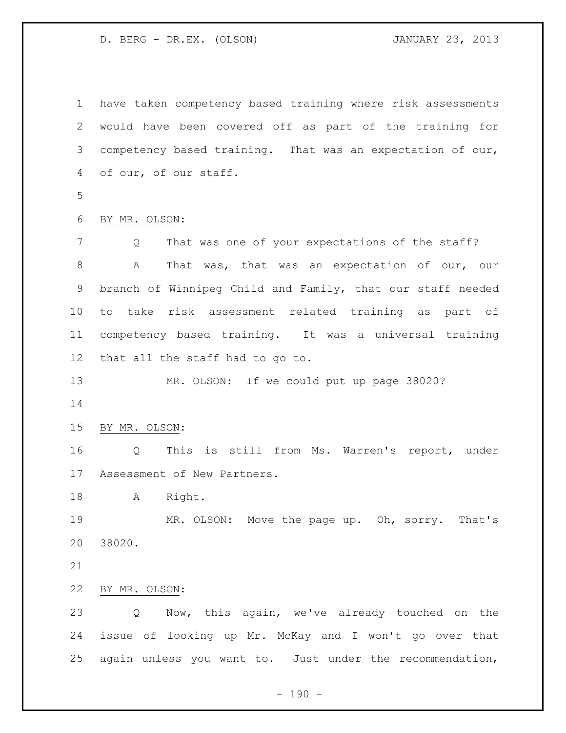have taken competency based training where risk assessments would have been covered off as part of the training for competency based training. That was an expectation of our, of our, of our staff.

BY MR. OLSON:

Q That was one of your expectations of the staff?

A That was, that was an expectation of our, our branch of Winnipeg Child and Family, that our staff needed to take risk assessment related training as part of competency based training. It was a universal training that all the staff had to go to.

MR. OLSON: If we could put up page 38020?

BY MR. OLSON:

Q This is still from Ms. Warren's report, under Assessment of New Partners.

A Right.

MR. OLSON: Move the page up. Oh, sorry. That's 38020.

BY MR. OLSON:

Q Now, this again, we've already touched on the issue of looking up Mr. McKay and I won't go over that again unless you want to. Just under the recommendation,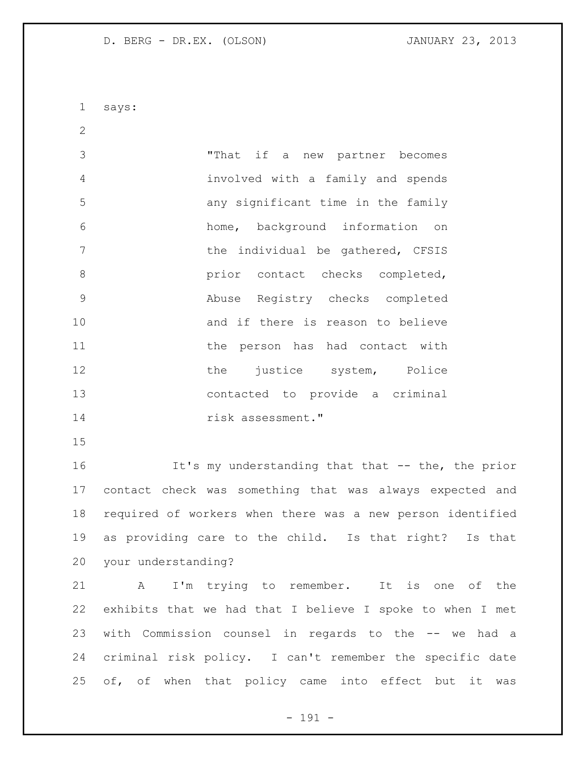says:

> "That if a new partner becomes involved with a family and spends any significant time in the family home, background information on the individual be gathered, CFSIS prior contact checks completed, Abuse Registry checks completed and if there is reason to believe the person has had contact with the justice system, Police contacted to provide a criminal risk assessment."

It's my understanding that that -- the, the prior contact check was something that was always expected and required of workers when there was a new person identified as providing care to the child. Is that right? Is that your understanding?

A I'm trying to remember. It is one of the exhibits that we had that I believe I spoke to when I met with Commission counsel in regards to the -- we had a criminal risk policy. I can't remember the specific date of, of when that policy came into effect but it was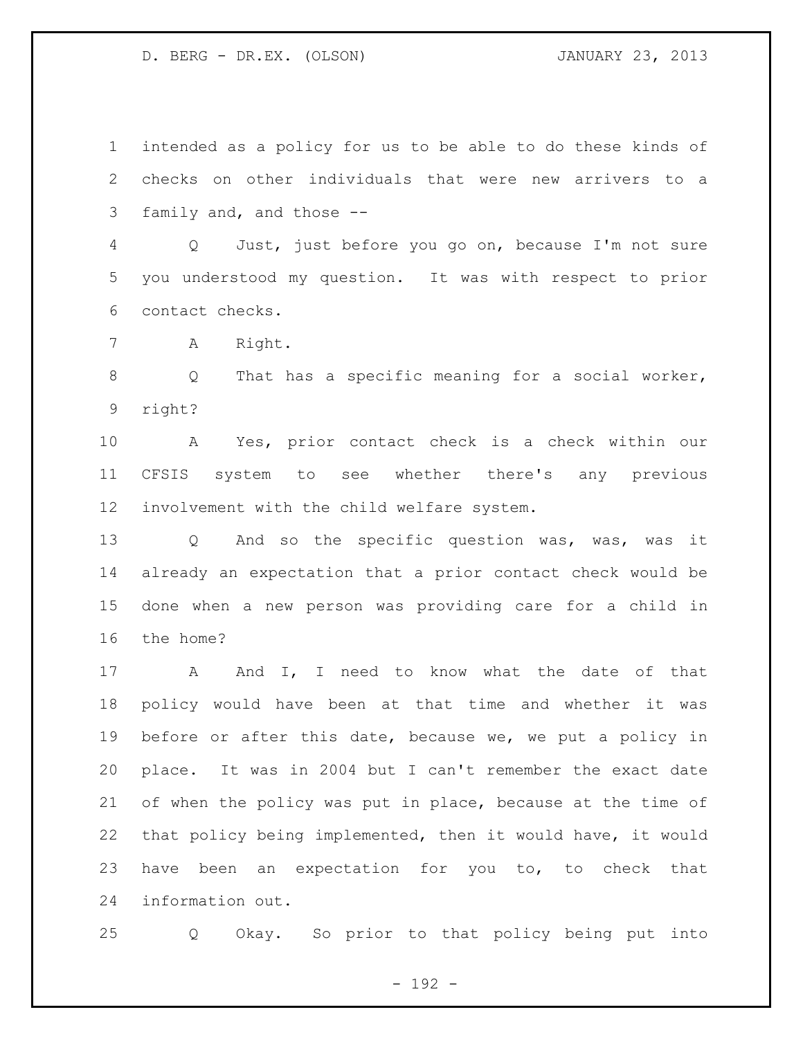intended as a policy for us to be able to do these kinds of checks on other individuals that were new arrivers to a family and, and those --

Q Just, just before you go on, because I'm not sure you understood my question. It was with respect to prior contact checks.

A Right.

Q That has a specific meaning for a social worker, right?

A Yes, prior contact check is a check within our CFSIS system to see whether there's any previous involvement with the child welfare system.

Q And so the specific question was, was, was it already an expectation that a prior contact check would be done when a new person was providing care for a child in the home?

A And I, I need to know what the date of that policy would have been at that time and whether it was before or after this date, because we, we put a policy in place. It was in 2004 but I can't remember the exact date of when the policy was put in place, because at the time of that policy being implemented, then it would have, it would have been an expectation for you to, to check that information out.

Q Okay. So prior to that policy being put into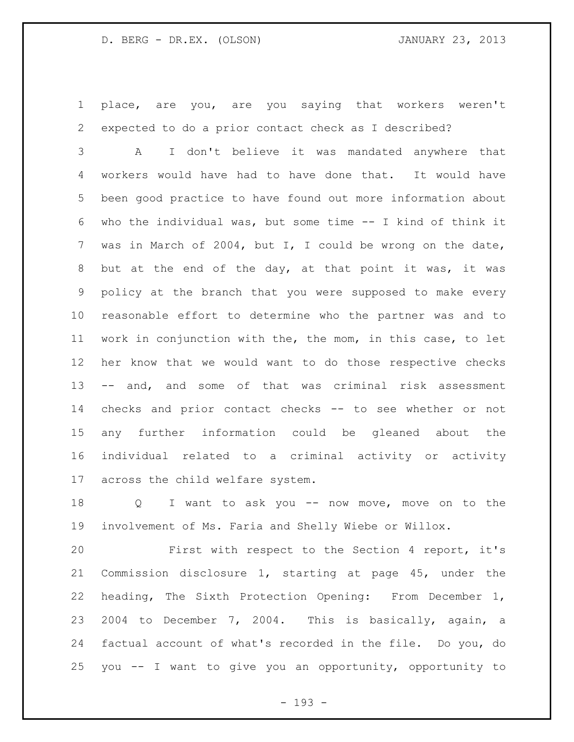place, are you, are you saying that workers weren't expected to do a prior contact check as I described?

A I don't believe it was mandated anywhere that workers would have had to have done that. It would have been good practice to have found out more information about who the individual was, but some time -- I kind of think it was in March of 2004, but I, I could be wrong on the date, but at the end of the day, at that point it was, it was policy at the branch that you were supposed to make every reasonable effort to determine who the partner was and to work in conjunction with the, the mom, in this case, to let her know that we would want to do those respective checks -- and, and some of that was criminal risk assessment checks and prior contact checks -- to see whether or not any further information could be gleaned about the individual related to a criminal activity or activity across the child welfare system.

Q I want to ask you -- now move, move on to the involvement of Ms. Faria and Shelly Wiebe or Willox.

First with respect to the Section 4 report, it's Commission disclosure 1, starting at page 45, under the heading, The Sixth Protection Opening: From December 1, 2004 to December 7, 2004. This is basically, again, a factual account of what's recorded in the file. Do you, do you -- I want to give you an opportunity, opportunity to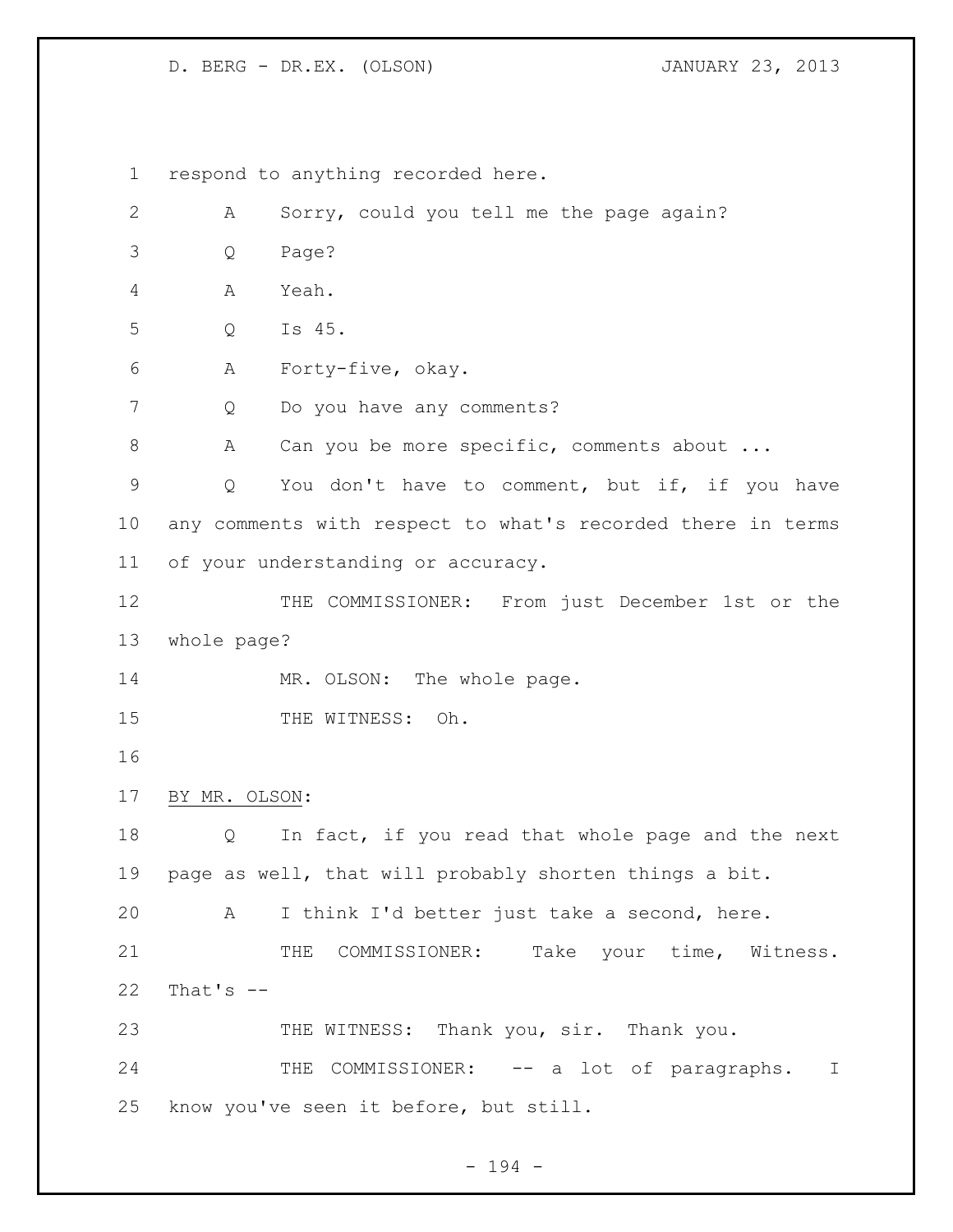respond to anything recorded here.

A Sorry, could you tell me the page again?

Q Page?

A Yeah.

Q Is 45.

A Forty-five, okay.

Q Do you have any comments?

A Can you be more specific, comments about ...

Q You don't have to comment, but if, if you have any comments with respect to what's recorded there in terms of your understanding or accuracy.

THE COMMISSIONER: From just December 1st or the whole page?

MR. OLSON: The whole page.

THE WITNESS: Oh.

BY MR. OLSON:

Q In fact, if you read that whole page and the next page as well, that will probably shorten things a bit.

A I think I'd better just take a second, here.

THE COMMISSIONER: Take your time, Witness. That's --

THE WITNESS: Thank you, sir. Thank you.

THE COMMISSIONER: -- a lot of paragraphs. I know you've seen it before, but still.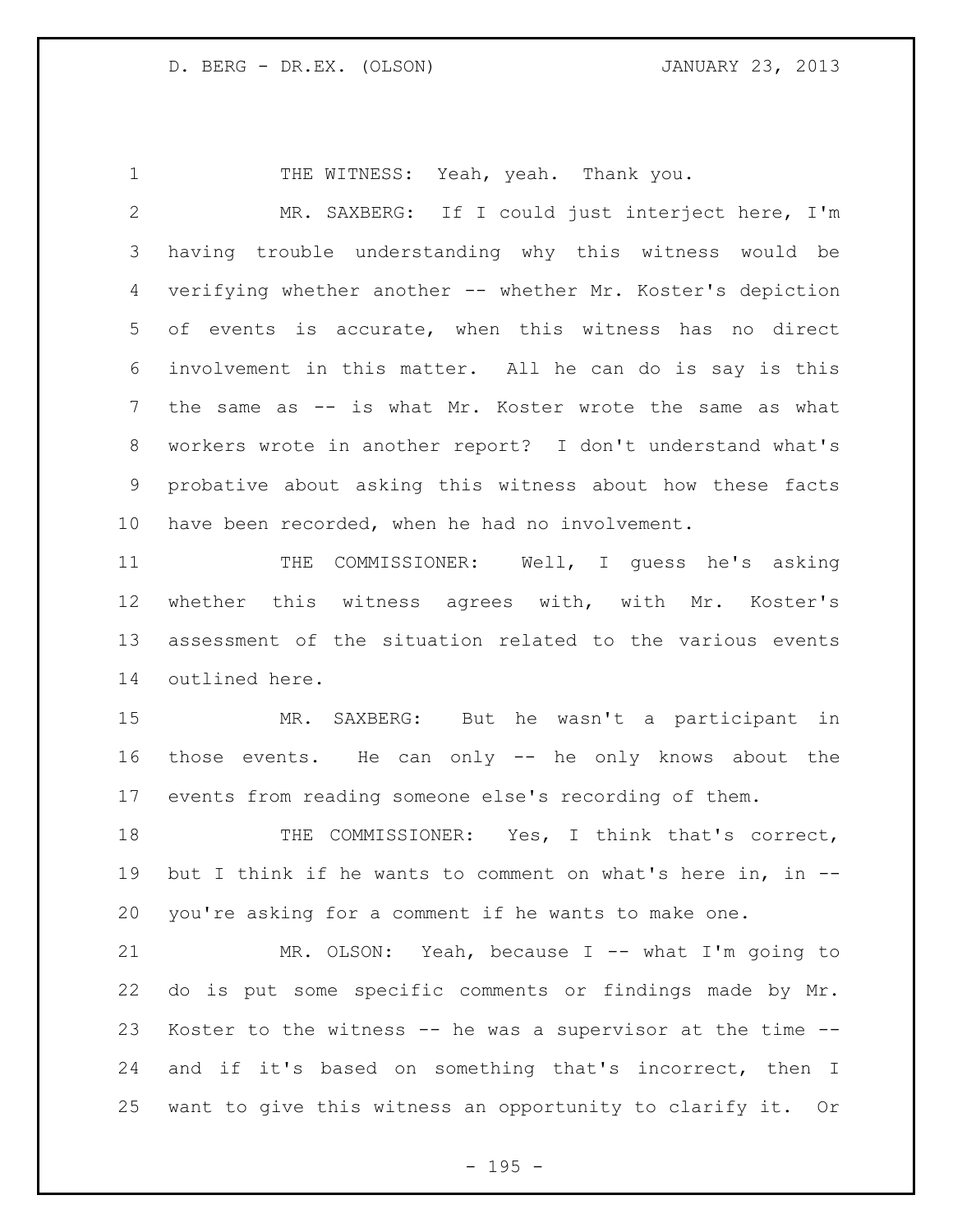THE WITNESS: Yeah, yeah. Thank you.

MR. SAXBERG: If I could just interject here, I'm having trouble understanding why this witness would be verifying whether another -- whether Mr. Koster's depiction of events is accurate, when this witness has no direct involvement in this matter. All he can do is say is this the same as -- is what Mr. Koster wrote the same as what workers wrote in another report? I don't understand what's probative about asking this witness about how these facts have been recorded, when he had no involvement.

THE COMMISSIONER: Well, I guess he's asking whether this witness agrees with, with Mr. Koster's assessment of the situation related to the various events outlined here.

MR. SAXBERG: But he wasn't a participant in those events. He can only -- he only knows about the events from reading someone else's recording of them.

THE COMMISSIONER: Yes, I think that's correct, but I think if he wants to comment on what's here in, in -- you're asking for a comment if he wants to make one.

MR. OLSON: Yeah, because I -- what I'm going to do is put some specific comments or findings made by Mr. Koster to the witness -- he was a supervisor at the time -- and if it's based on something that's incorrect, then I want to give this witness an opportunity to clarify it. Or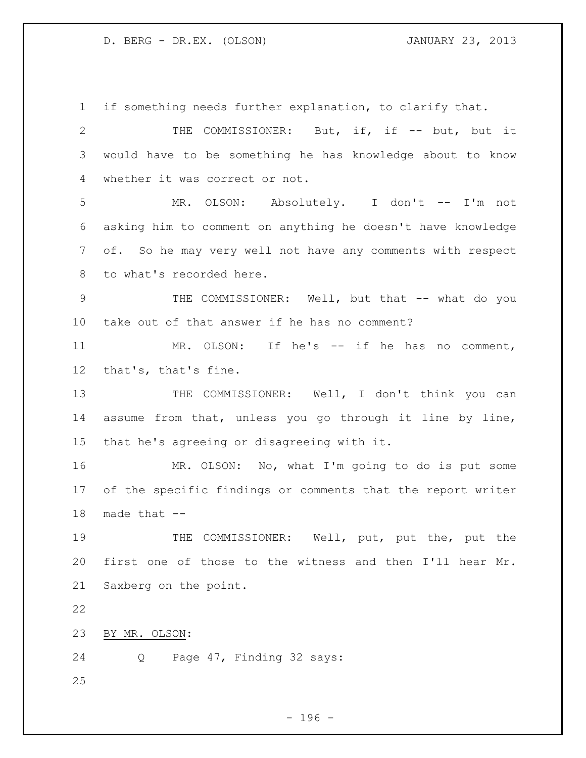if something needs further explanation, to clarify that.

THE COMMISSIONER: But, if, if -- but, but it would have to be something he has knowledge about to know whether it was correct or not.

MR. OLSON: Absolutely. I don't -- I'm not asking him to comment on anything he doesn't have knowledge of. So he may very well not have any comments with respect to what's recorded here.

THE COMMISSIONER: Well, but that -- what do you take out of that answer if he has no comment?

MR. OLSON: If he's -- if he has no comment, that's, that's fine.

THE COMMISSIONER: Well, I don't think you can assume from that, unless you go through it line by line, that he's agreeing or disagreeing with it.

MR. OLSON: No, what I'm going to do is put some of the specific findings or comments that the report writer made that --

THE COMMISSIONER: Well, put, put the, put the first one of those to the witness and then I'll hear Mr. Saxberg on the point.

BY MR. OLSON:

Q Page 47, Finding 32 says: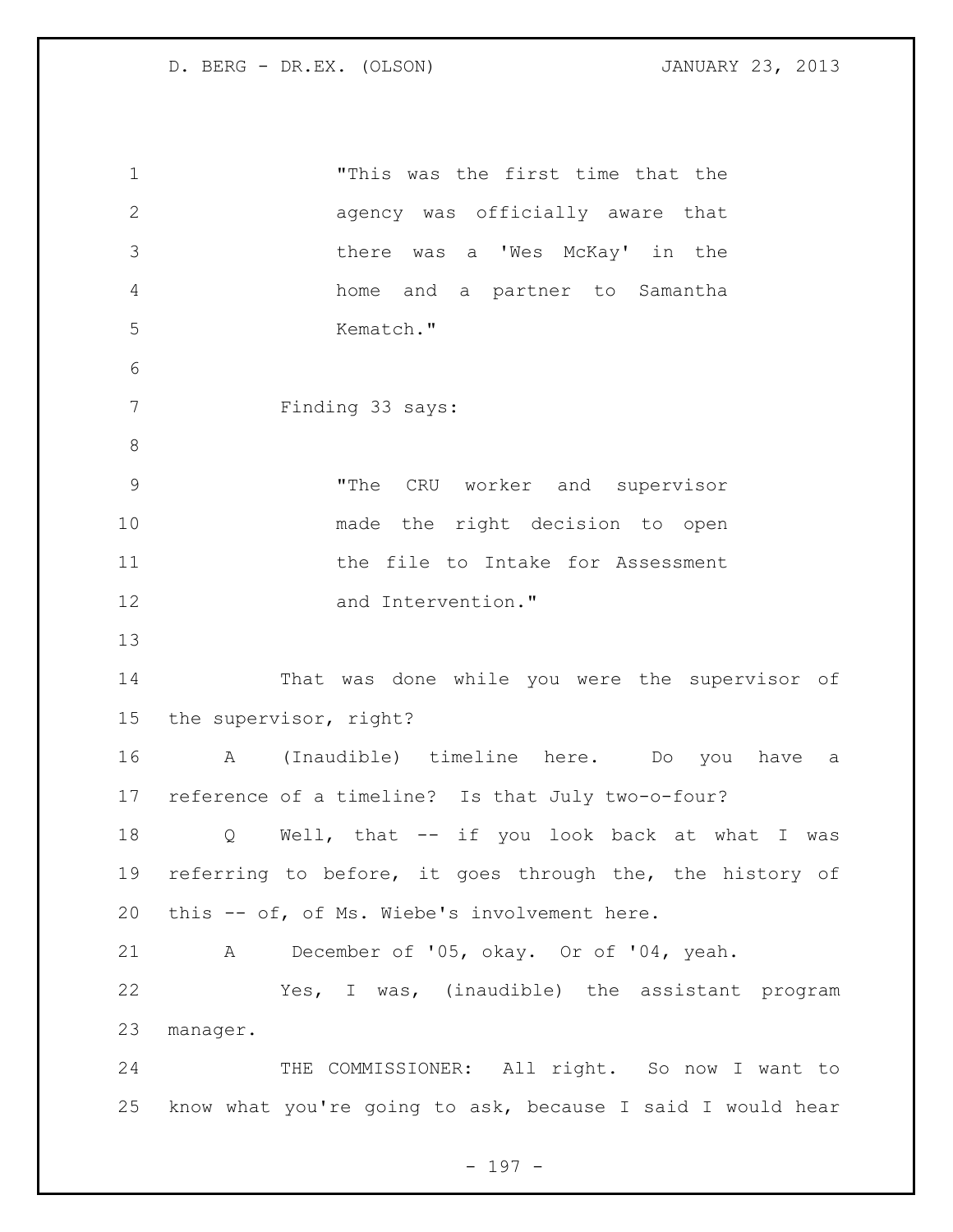> "This was the first time that the agency was officially aware that there was a 'Wes McKay' in the home and a partner to Samantha Kematch."

Finding 33 says:

> "The CRU worker and supervisor made the right decision to open the file to Intake for Assessment and Intervention."

That was done while you were the supervisor of the supervisor, right?

A (Inaudible) timeline here. Do you have a reference of a timeline? Is that July two-o-four?

Q Well, that -- if you look back at what I was referring to before, it goes through the, the history of this -- of, of Ms. Wiebe's involvement here.

A December of '05, okay. Or of '04, yeah.

Yes, I was, (inaudible) the assistant program manager.

THE COMMISSIONER: All right. So now I want to know what you're going to ask, because I said I would hear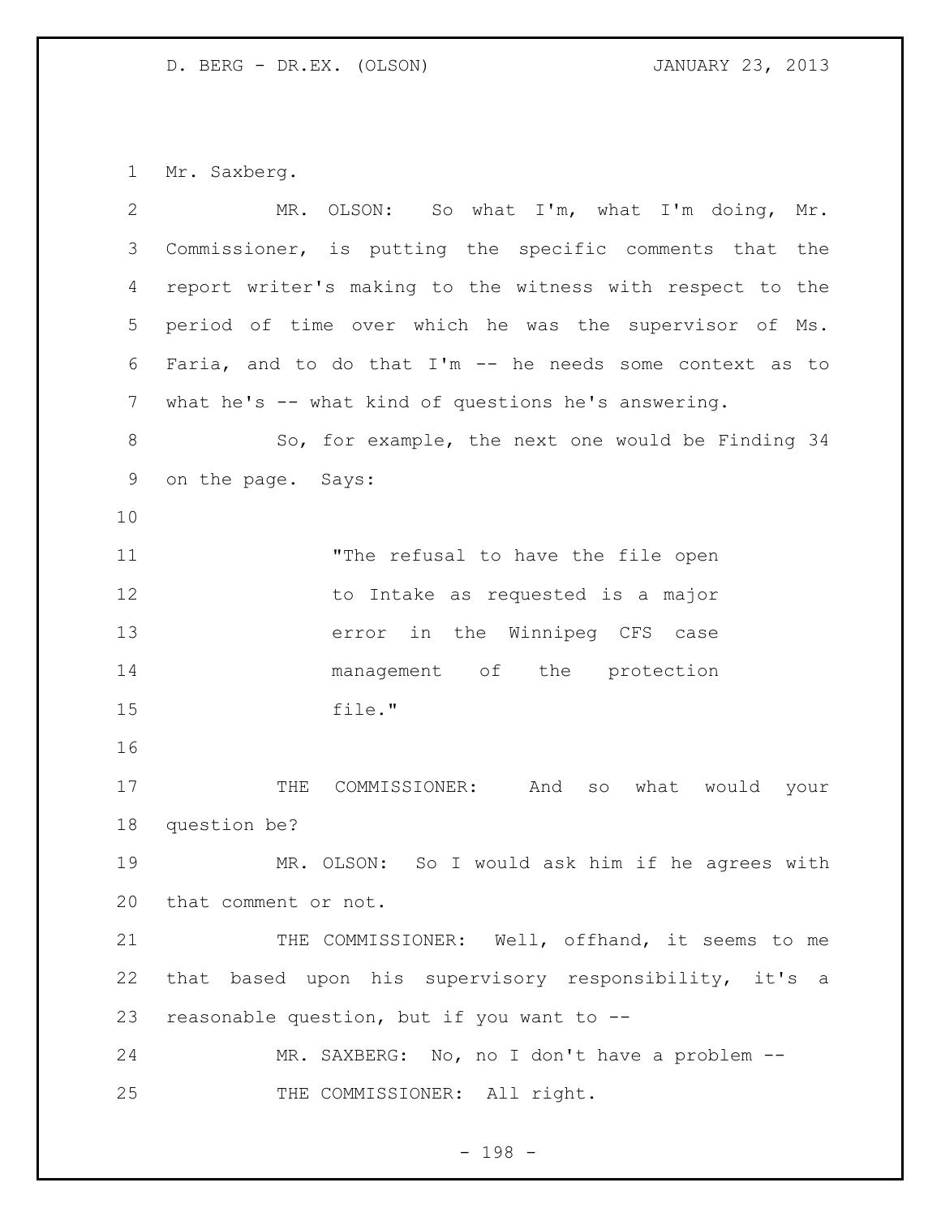Mr. Saxberg.

MR. OLSON: So what I'm, what I'm doing, Mr. Commissioner, is putting the specific comments that the report writer's making to the witness with respect to the period of time over which he was the supervisor of Ms. Faria, and to do that I'm -- he needs some context as to what he's -- what kind of questions he's answering.

So, for example, the next one would be Finding 34 on the page. Says:

> "The refusal to have the file open to Intake as requested is a major error in the Winnipeg CFS case management of the protection file."

THE COMMISSIONER: And so what would your question be?

MR. OLSON: So I would ask him if he agrees with that comment or not.

THE COMMISSIONER: Well, offhand, it seems to me that based upon his supervisory responsibility, it's a reasonable question, but if you want to --

MR. SAXBERG: No, no I don't have a problem --

THE COMMISSIONER: All right.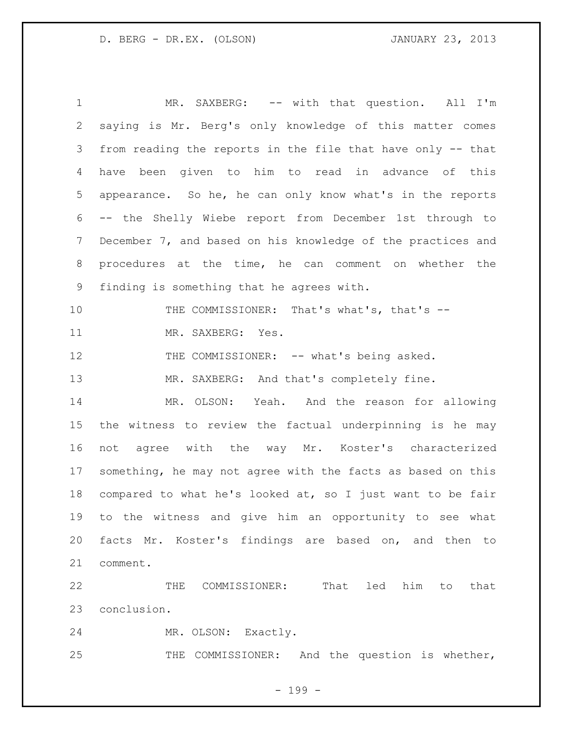MR. SAXBERG: -- with that question. All I'm saying is Mr. Berg's only knowledge of this matter comes from reading the reports in the file that have only -- that have been given to him to read in advance of this appearance. So he, he can only know what's in the reports -- the Shelly Wiebe report from December 1st through to December 7, and based on his knowledge of the practices and procedures at the time, he can comment on whether the finding is something that he agrees with.

THE COMMISSIONER: That's what's, that's --

MR. SAXBERG: Yes.

THE COMMISSIONER: -- what's being asked.

MR. SAXBERG: And that's completely fine.

MR. OLSON: Yeah. And the reason for allowing the witness to review the factual underpinning is he may not agree with the way Mr. Koster's characterized something, he may not agree with the facts as based on this compared to what he's looked at, so I just want to be fair to the witness and give him an opportunity to see what facts Mr. Koster's findings are based on, and then to comment.

THE COMMISSIONER: That led him to that conclusion.

MR. OLSON: Exactly.

THE COMMISSIONER: And the question is whether,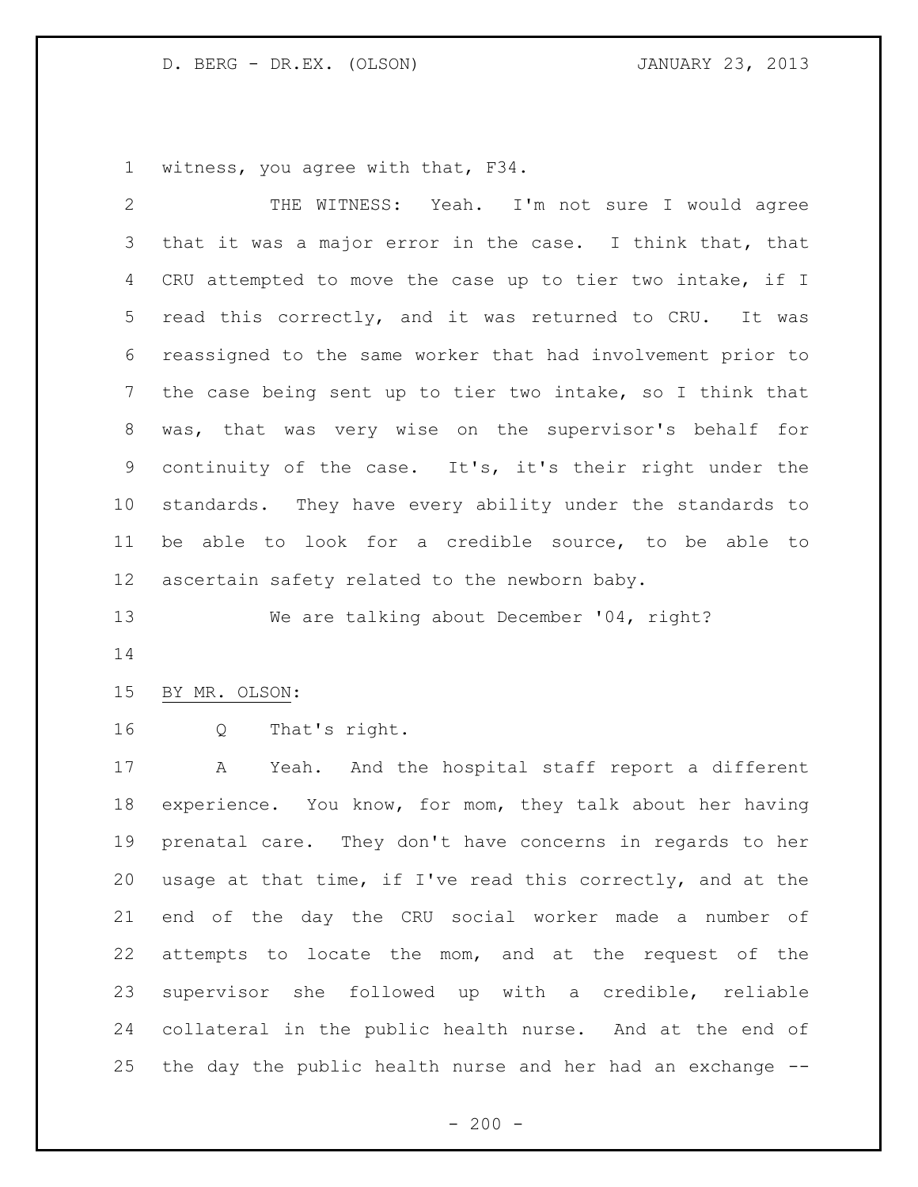witness, you agree with that, F34.

THE WITNESS: Yeah. I'm not sure I would agree that it was a major error in the case. I think that, that CRU attempted to move the case up to tier two intake, if I read this correctly, and it was returned to CRU. It was reassigned to the same worker that had involvement prior to the case being sent up to tier two intake, so I think that was, that was very wise on the supervisor's behalf for continuity of the case. It's, it's their right under the standards. They have every ability under the standards to be able to look for a credible source, to be able to ascertain safety related to the newborn baby.

We are talking about December '04, right?

BY MR. OLSON:

Q That's right.

A Yeah. And the hospital staff report a different experience. You know, for mom, they talk about her having prenatal care. They don't have concerns in regards to her usage at that time, if I've read this correctly, and at the end of the day the CRU social worker made a number of attempts to locate the mom, and at the request of the supervisor she followed up with a credible, reliable collateral in the public health nurse. And at the end of the day the public health nurse and her had an exchange --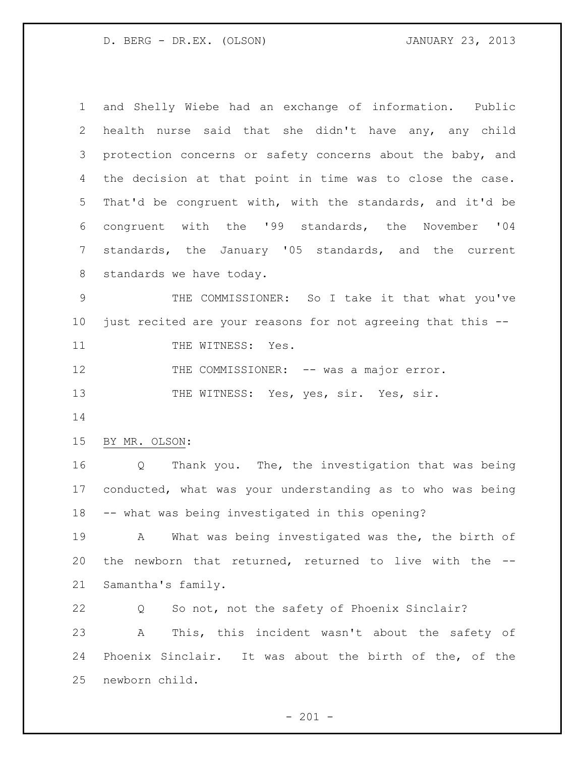and Shelly Wiebe had an exchange of information. Public health nurse said that she didn't have any, any child protection concerns or safety concerns about the baby, and the decision at that point in time was to close the case. That'd be congruent with, with the standards, and it'd be congruent with the '99 standards, the November '04 standards, the January '05 standards, and the current standards we have today.

THE COMMISSIONER: So I take it that what you've just recited are your reasons for not agreeing that this --

THE WITNESS: Yes.

THE COMMISSIONER: -- was a major error.

THE WITNESS: Yes, yes, sir. Yes, sir.

BY MR. OLSON:

Q Thank you. The, the investigation that was being conducted, what was your understanding as to who was being -- what was being investigated in this opening?

A What was being investigated was the, the birth of the newborn that returned, returned to live with the -- Samantha's family.

Q So not, not the safety of Phoenix Sinclair?

A This, this incident wasn't about the safety of Phoenix Sinclair. It was about the birth of the, of the newborn child.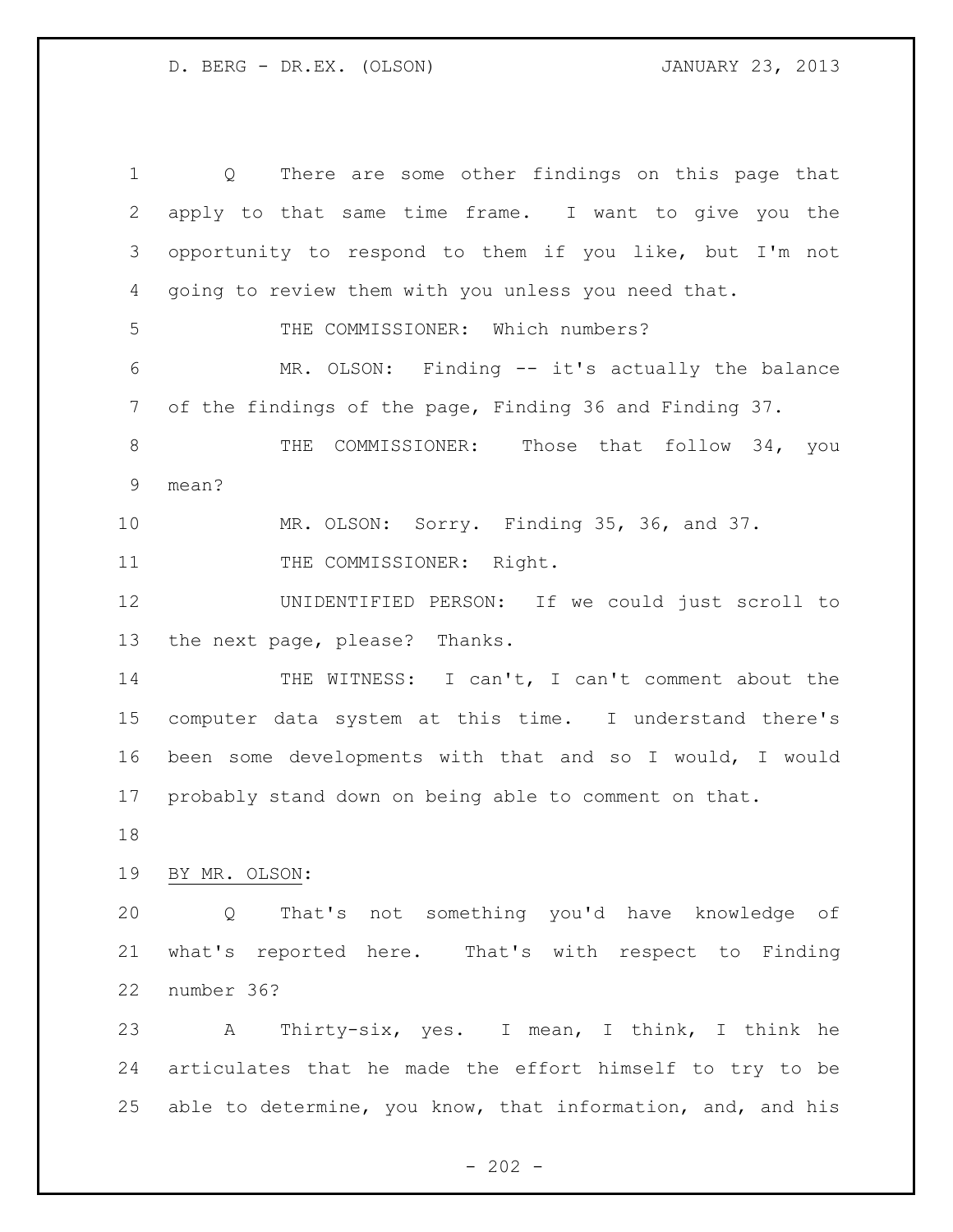Q There are some other findings on this page that apply to that same time frame. I want to give you the opportunity to respond to them if you like, but I'm not going to review them with you unless you need that.

THE COMMISSIONER: Which numbers?

MR. OLSON: Finding -- it's actually the balance of the findings of the page, Finding 36 and Finding 37.

THE COMMISSIONER: Those that follow 34, you mean?

MR. OLSON: Sorry. Finding 35, 36, and 37.

THE COMMISSIONER: Right.

UNIDENTIFIED PERSON: If we could just scroll to the next page, please? Thanks.

THE WITNESS: I can't, I can't comment about the computer data system at this time. I understand there's been some developments with that and so I would, I would probably stand down on being able to comment on that.

BY MR. OLSON:

Q That's not something you'd have knowledge of what's reported here. That's with respect to Finding number 36?

A Thirty-six, yes. I mean, I think, I think he articulates that he made the effort himself to try to be able to determine, you know, that information, and, and his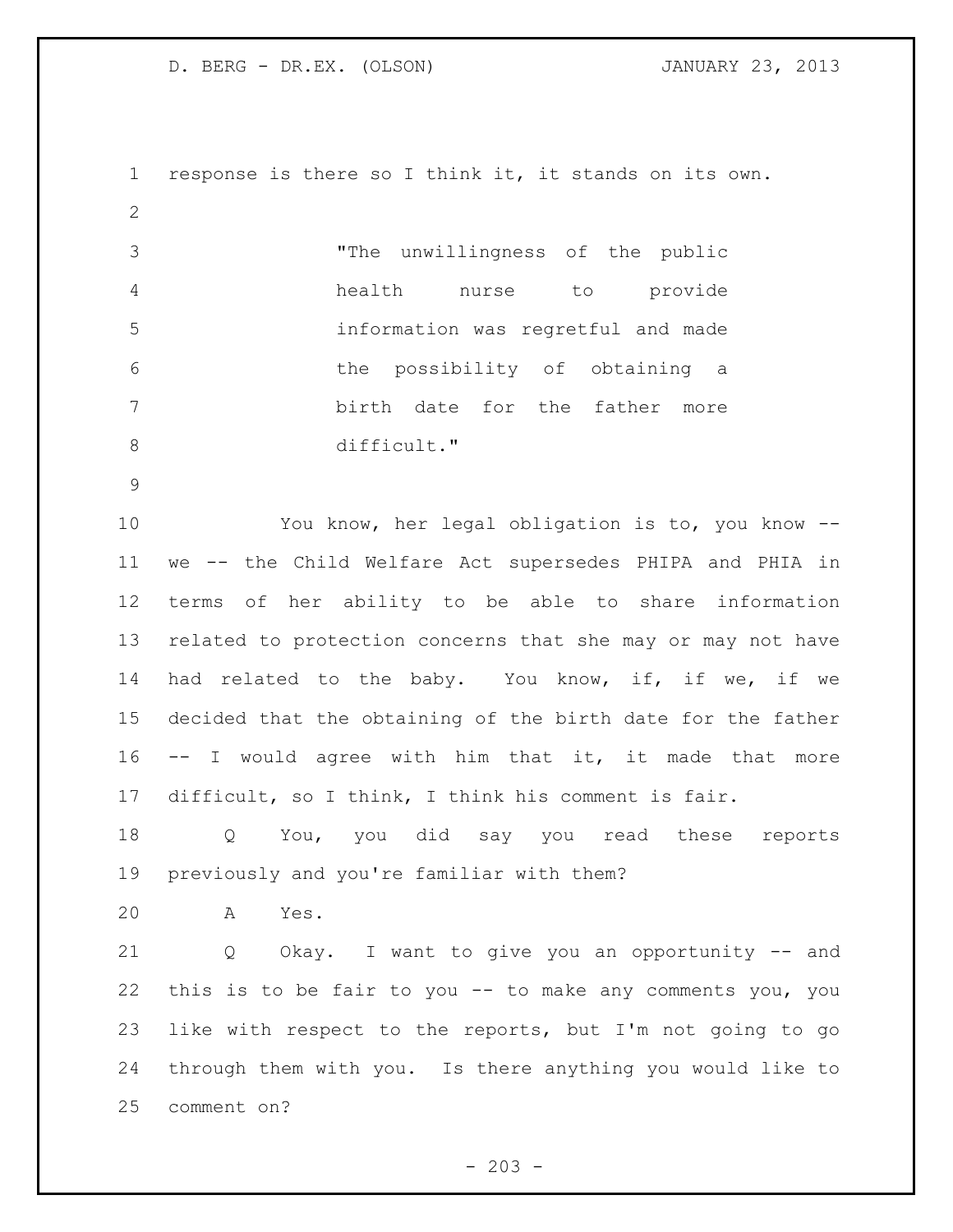response is there so I think it, it stands on its own.

> "The unwillingness of the public health nurse to provide information was regretful and made the possibility of obtaining a birth date for the father more difficult."

You know, her legal obligation is to, you know -- we -- the Child Welfare Act supersedes PHIPA and PHIA in terms of her ability to be able to share information related to protection concerns that she may or may not have had related to the baby. You know, if, if we, if we decided that the obtaining of the birth date for the father -- I would agree with him that it, it made that more difficult, so I think, I think his comment is fair.

Q You, you did say you read these reports previously and you're familiar with them?

A Yes.

Q Okay. I want to give you an opportunity -- and this is to be fair to you -- to make any comments you, you like with respect to the reports, but I'm not going to go through them with you. Is there anything you would like to comment on?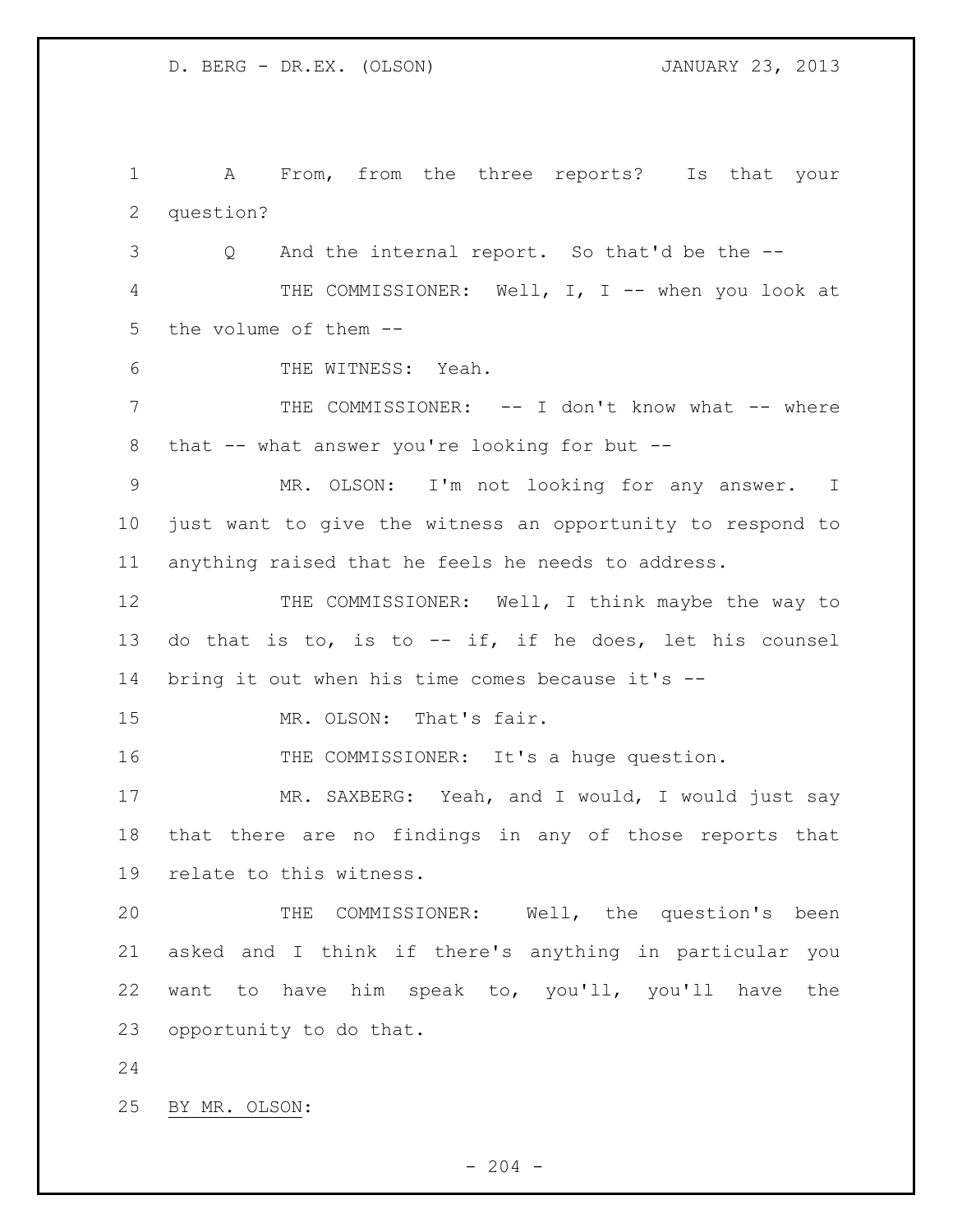A From, from the three reports? Is that your question?

Q And the internal report. So that'd be the --

THE COMMISSIONER: Well, I, I -- when you look at the volume of them --

THE WITNESS: Yeah.

THE COMMISSIONER: -- I don't know what -- where that -- what answer you're looking for but --

MR. OLSON: I'm not looking for any answer. I just want to give the witness an opportunity to respond to anything raised that he feels he needs to address.

THE COMMISSIONER: Well, I think maybe the way to do that is to, is to -- if, if he does, let his counsel bring it out when his time comes because it's --

MR. OLSON: That's fair.

THE COMMISSIONER: It's a huge question.

MR. SAXBERG: Yeah, and I would, I would just say that there are no findings in any of those reports that relate to this witness.

THE COMMISSIONER: Well, the question's been asked and I think if there's anything in particular you want to have him speak to, you'll, you'll have the opportunity to do that.

BY MR. OLSON: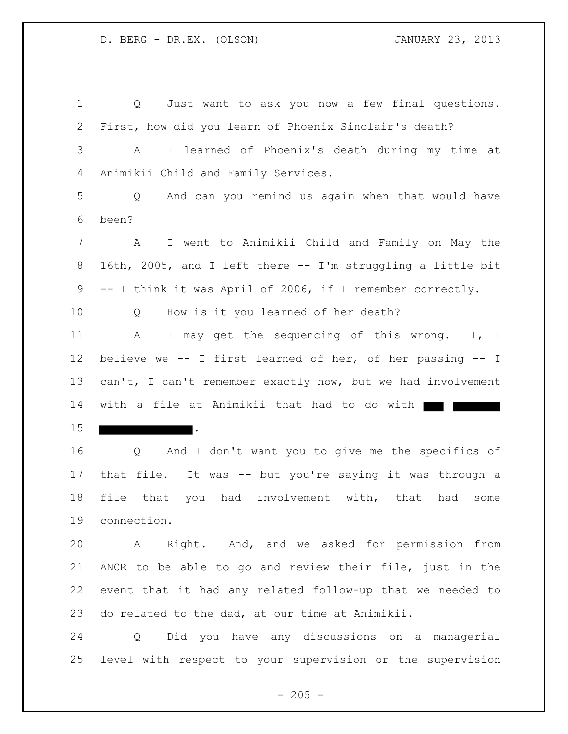Q Just want to ask you now a few final questions. First, how did you learn of Phoenix Sinclair's death?

A I learned of Phoenix's death during my time at Animikii Child and Family Services.

Q And can you remind us again when that would have been?

A I went to Animikii Child and Family on May the 16th, 2005, and I left there -- I'm struggling a little bit -- I think it was April of 2006, if I remember correctly.

Q How is it you learned of her death?

A I may get the sequencing of this wrong. I, I believe we -- I first learned of her, of her passing -- I can't, I can't remember exactly how, but we had involvement with a file at Animikii that had to do with ███ ██████ ███████████.

Q And I don't want you to give me the specifics of that file. It was -- but you're saying it was through a file that you had involvement with, that had some connection.

A Right. And, and we asked for permission from ANCR to be able to go and review their file, just in the event that it had any related follow-up that we needed to do related to the dad, at our time at Animikii.

Q Did you have any discussions on a managerial level with respect to your supervision or the supervision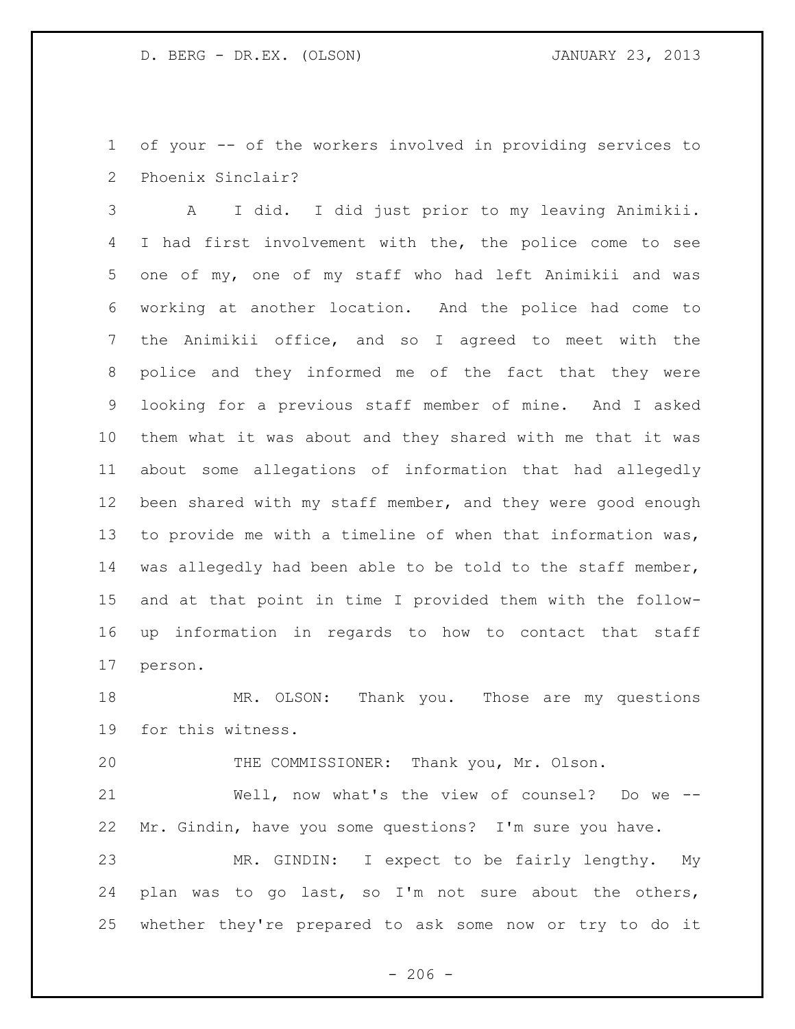of your -- of the workers involved in providing services to Phoenix Sinclair?

A I did. I did just prior to my leaving Animikii. I had first involvement with the, the police come to see one of my, one of my staff who had left Animikii and was working at another location. And the police had come to the Animikii office, and so I agreed to meet with the police and they informed me of the fact that they were looking for a previous staff member of mine. And I asked them what it was about and they shared with me that it was about some allegations of information that had allegedly been shared with my staff member, and they were good enough to provide me with a timeline of when that information was, was allegedly had been able to be told to the staff member, and at that point in time I provided them with the follow-up information in regards to how to contact that staff person.

MR. OLSON: Thank you. Those are my questions for this witness.

THE COMMISSIONER: Thank you, Mr. Olson.

Well, now what's the view of counsel? Do we -- Mr. Gindin, have you some questions? I'm sure you have.

MR. GINDIN: I expect to be fairly lengthy. My plan was to go last, so I'm not sure about the others, whether they're prepared to ask some now or try to do it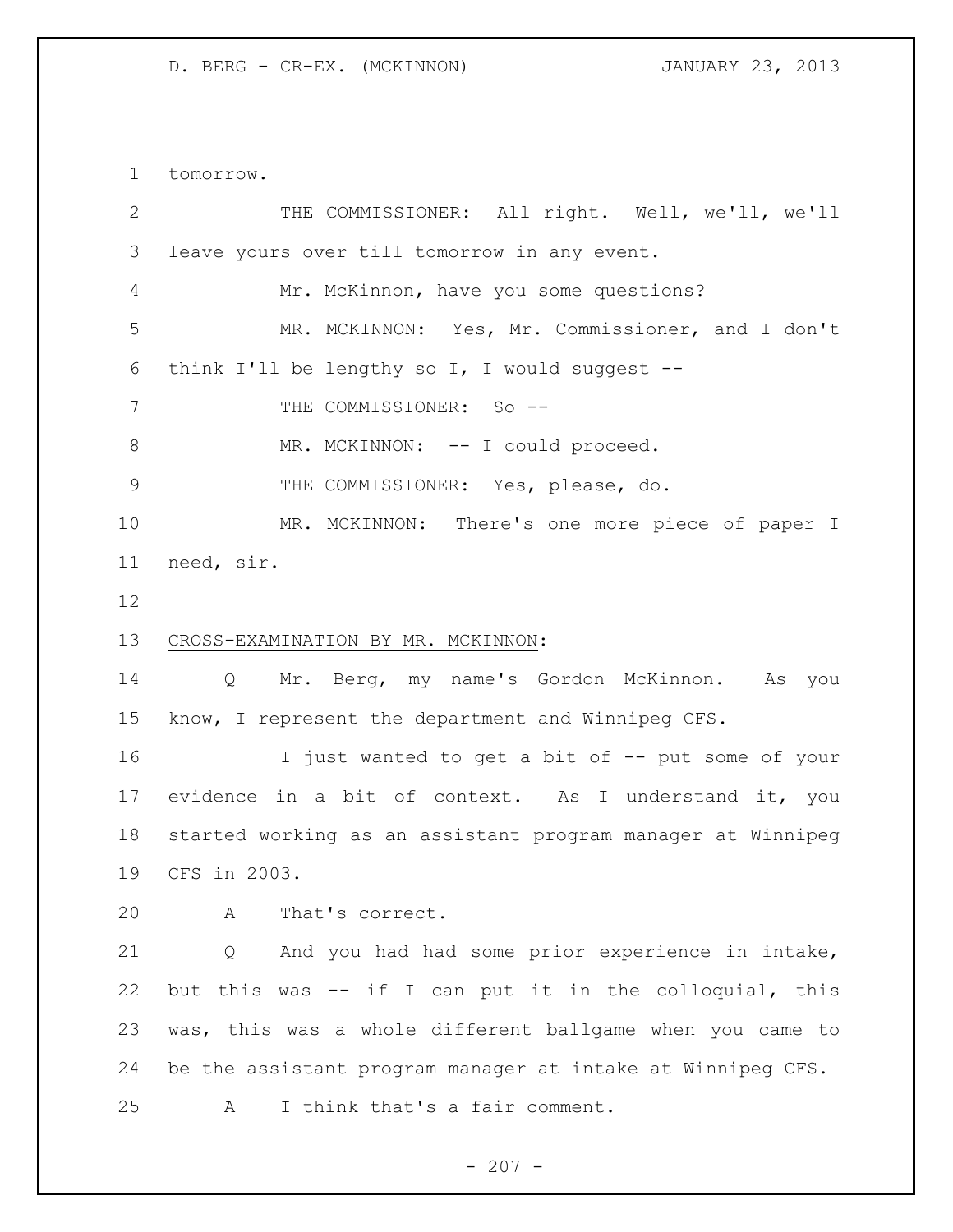tomorrow.

THE COMMISSIONER: All right. Well, we'll, we'll leave yours over till tomorrow in any event.

Mr. McKinnon, have you some questions?

MR. MCKINNON: Yes, Mr. Commissioner, and I don't think I'll be lengthy so I, I would suggest --

THE COMMISSIONER: So --

MR. MCKINNON: -- I could proceed.

THE COMMISSIONER: Yes, please, do.

MR. MCKINNON: There's one more piece of paper I need, sir.

CROSS-EXAMINATION BY MR. MCKINNON:

Q Mr. Berg, my name's Gordon McKinnon. As you know, I represent the department and Winnipeg CFS.

I just wanted to get a bit of -- put some of your evidence in a bit of context. As I understand it, you started working as an assistant program manager at Winnipeg CFS in 2003.

A That's correct.

Q And you had had some prior experience in intake, but this was -- if I can put it in the colloquial, this was, this was a whole different ballgame when you came to be the assistant program manager at intake at Winnipeg CFS.

A I think that's a fair comment.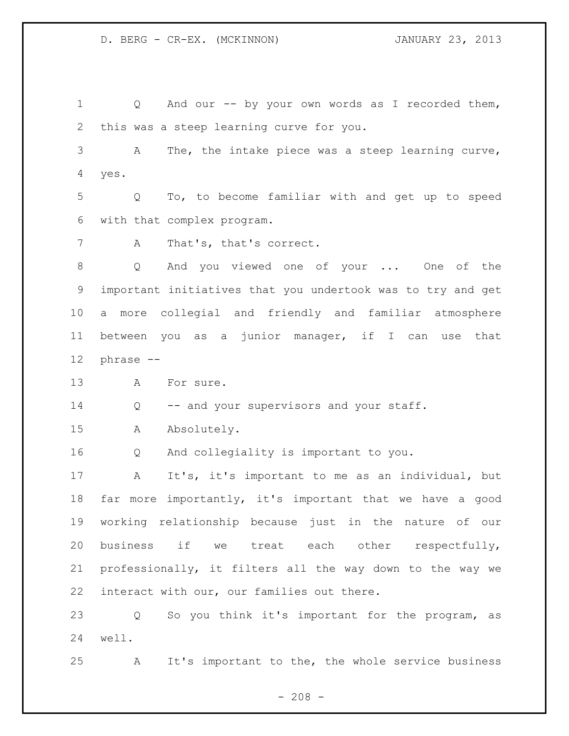Q And our -- by your own words as I recorded them, this was a steep learning curve for you.

A The, the intake piece was a steep learning curve, yes.

Q To, to become familiar with and get up to speed with that complex program.

A That's, that's correct.

Q And you viewed one of your ... One of the important initiatives that you undertook was to try and get a more collegial and friendly and familiar atmosphere between you as a junior manager, if I can use that phrase --

A For sure.

Q -- and your supervisors and your staff.

A Absolutely.

Q And collegiality is important to you.

A It's, it's important to me as an individual, but far more importantly, it's important that we have a good working relationship because just in the nature of our business if we treat each other respectfully, professionally, it filters all the way down to the way we interact with our, our families out there.

Q So you think it's important for the program, as well.

A It's important to the, the whole service business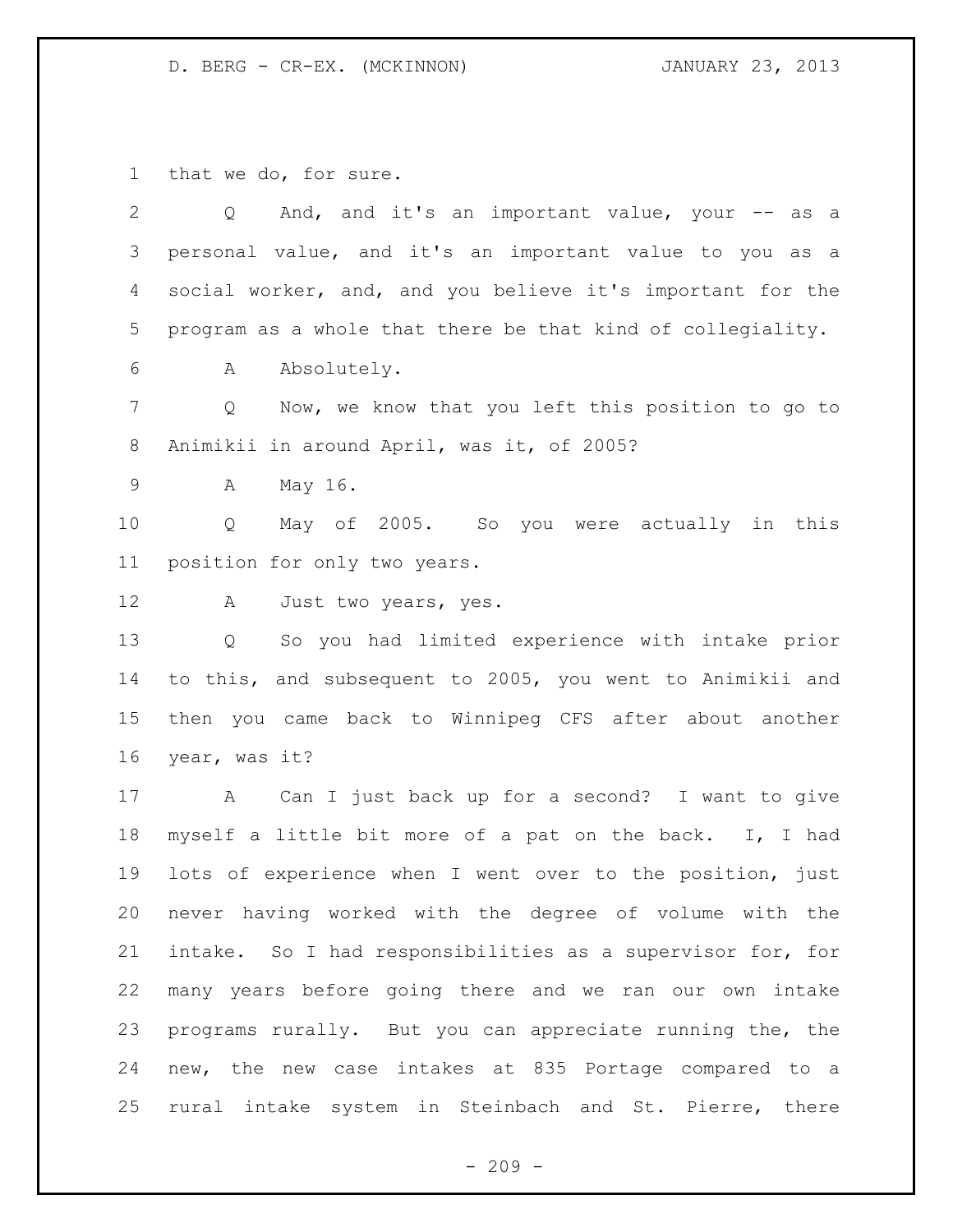that we do, for sure.

Q And, and it's an important value, your -- as a personal value, and it's an important value to you as a social worker, and, and you believe it's important for the program as a whole that there be that kind of collegiality.

A Absolutely.

Q Now, we know that you left this position to go to Animikii in around April, was it, of 2005?

A May 16.

Q May of 2005. So you were actually in this position for only two years.

A Just two years, yes.

Q So you had limited experience with intake prior to this, and subsequent to 2005, you went to Animikii and then you came back to Winnipeg CFS after about another year, was it?

A Can I just back up for a second? I want to give myself a little bit more of a pat on the back. I, I had lots of experience when I went over to the position, just never having worked with the degree of volume with the intake. So I had responsibilities as a supervisor for, for many years before going there and we ran our own intake programs rurally. But you can appreciate running the, the new, the new case intakes at 835 Portage compared to a rural intake system in Steinbach and St. Pierre, there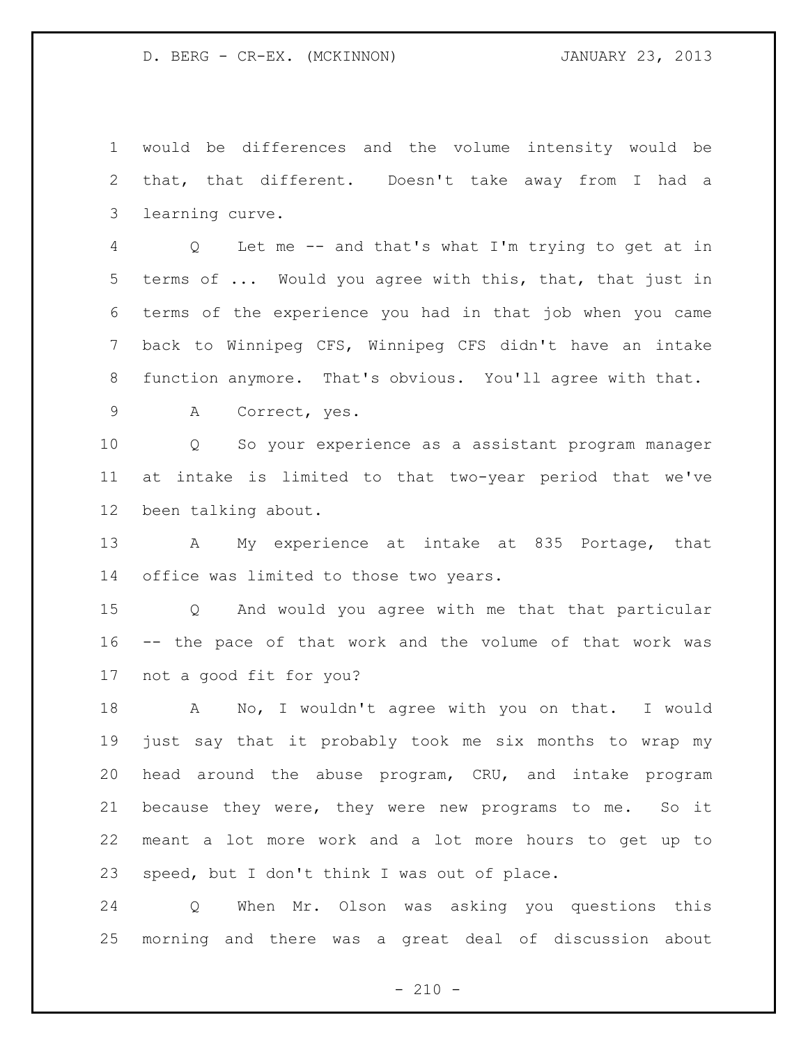would be differences and the volume intensity would be that, that different. Doesn't take away from I had a learning curve.

Q Let me -- and that's what I'm trying to get at in terms of ... Would you agree with this, that, that just in terms of the experience you had in that job when you came back to Winnipeg CFS, Winnipeg CFS didn't have an intake function anymore. That's obvious. You'll agree with that.

A Correct, yes.

Q So your experience as a assistant program manager at intake is limited to that two-year period that we've been talking about.

A My experience at intake at 835 Portage, that office was limited to those two years.

Q And would you agree with me that that particular -- the pace of that work and the volume of that work was not a good fit for you?

A No, I wouldn't agree with you on that. I would just say that it probably took me six months to wrap my head around the abuse program, CRU, and intake program because they were, they were new programs to me. So it meant a lot more work and a lot more hours to get up to speed, but I don't think I was out of place.

Q When Mr. Olson was asking you questions this morning and there was a great deal of discussion about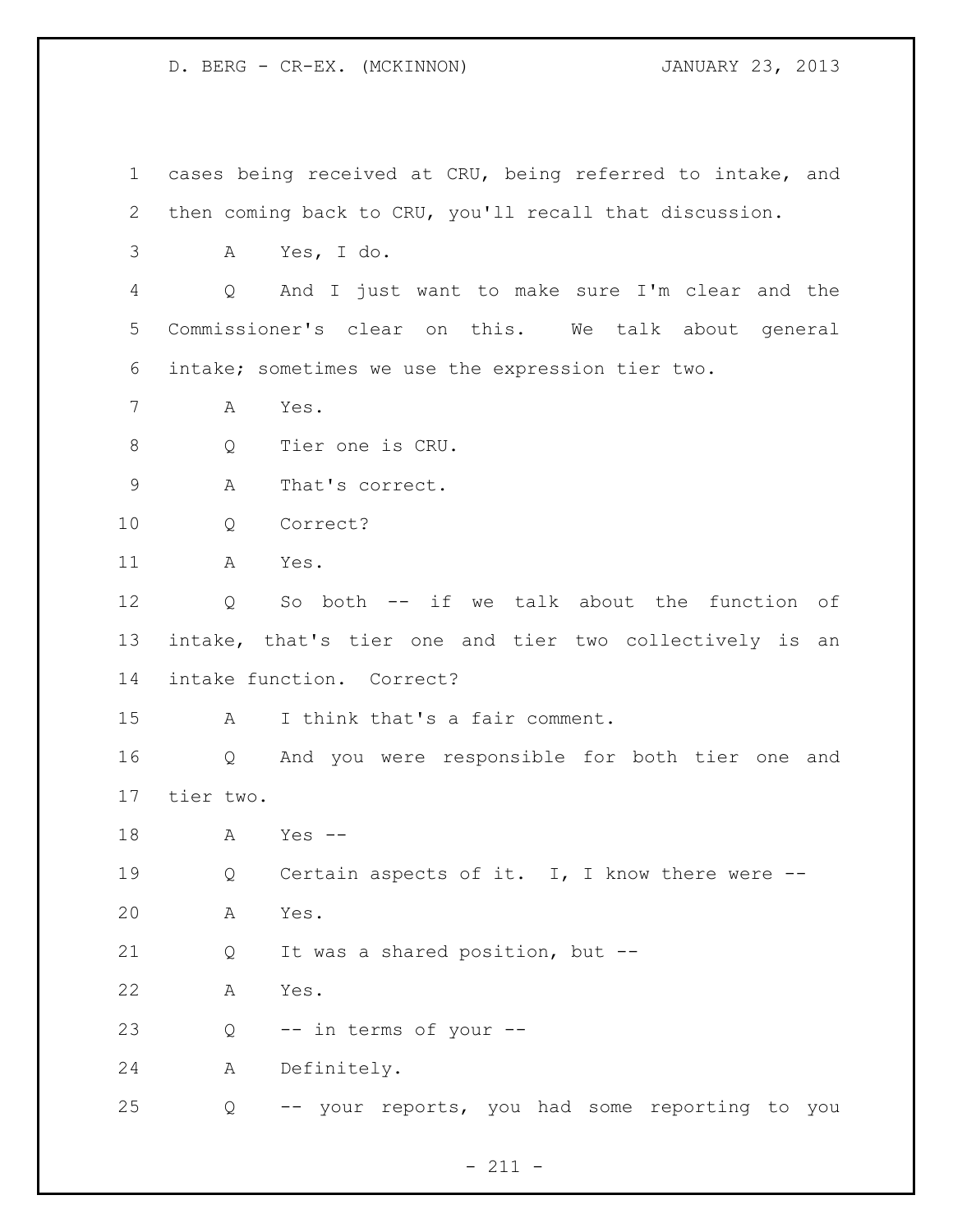cases being received at CRU, being referred to intake, and then coming back to CRU, you'll recall that discussion.

A Yes, I do.

Q And I just want to make sure I'm clear and the Commissioner's clear on this. We talk about general intake; sometimes we use the expression tier two.

A Yes.

Q Tier one is CRU.

A That's correct.

Q Correct?

A Yes.

Q So both -- if we talk about the function of intake, that's tier one and tier two collectively is an intake function. Correct?

A I think that's a fair comment.

Q And you were responsible for both tier one and tier two.

A Yes --

Q Certain aspects of it. I, I know there were --

A Yes.

Q It was a shared position, but --

A Yes.

Q -- in terms of your --

A Definitely.

Q -- your reports, you had some reporting to you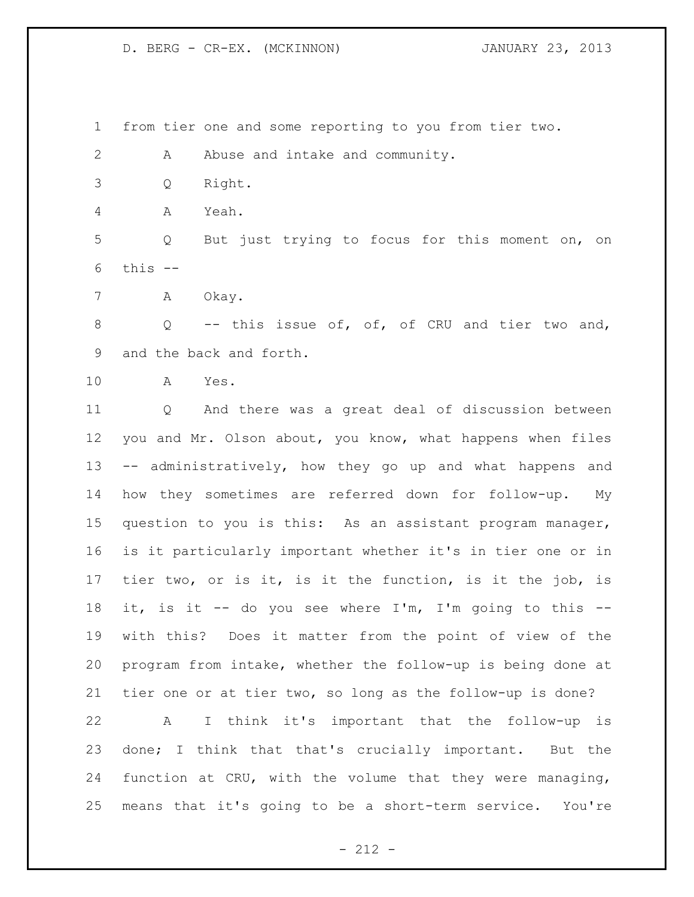from tier one and some reporting to you from tier two.

A Abuse and intake and community.

Q Right.

A Yeah.

Q But just trying to focus for this moment on, on this --

A Okay.

Q -- this issue of, of, of CRU and tier two and, and the back and forth.

A Yes.

Q And there was a great deal of discussion between you and Mr. Olson about, you know, what happens when files -- administratively, how they go up and what happens and how they sometimes are referred down for follow-up. My question to you is this: As an assistant program manager, is it particularly important whether it's in tier one or in tier two, or is it, is it the function, is it the job, is it, is it -- do you see where I'm, I'm going to this -- with this? Does it matter from the point of view of the program from intake, whether the follow-up is being done at tier one or at tier two, so long as the follow-up is done?

A I think it's important that the follow-up is done; I think that that's crucially important. But the function at CRU, with the volume that they were managing, means that it's going to be a short-term service. You're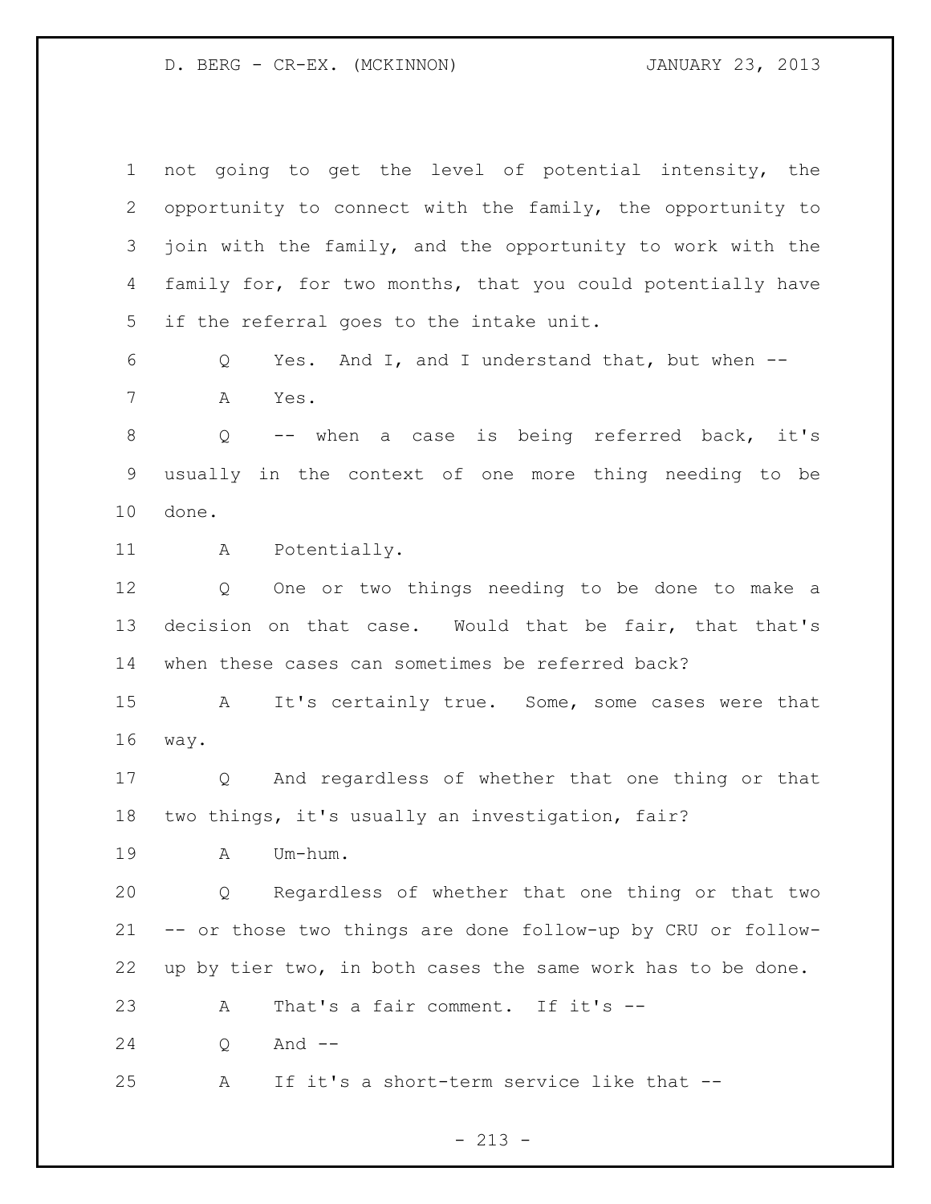not going to get the level of potential intensity, the opportunity to connect with the family, the opportunity to join with the family, and the opportunity to work with the family for, for two months, that you could potentially have if the referral goes to the intake unit.

Q Yes. And I, and I understand that, but when --

A Yes.

Q -- when a case is being referred back, it's usually in the context of one more thing needing to be done.

A Potentially.

Q One or two things needing to be done to make a decision on that case. Would that be fair, that that's when these cases can sometimes be referred back?

A It's certainly true. Some, some cases were that way.

Q And regardless of whether that one thing or that two things, it's usually an investigation, fair?

A Um-hum.

Q Regardless of whether that one thing or that two -- or those two things are done follow-up by CRU or follow-up by tier two, in both cases the same work has to be done.

A That's a fair comment. If it's --

Q And --

A If it's a short-term service like that --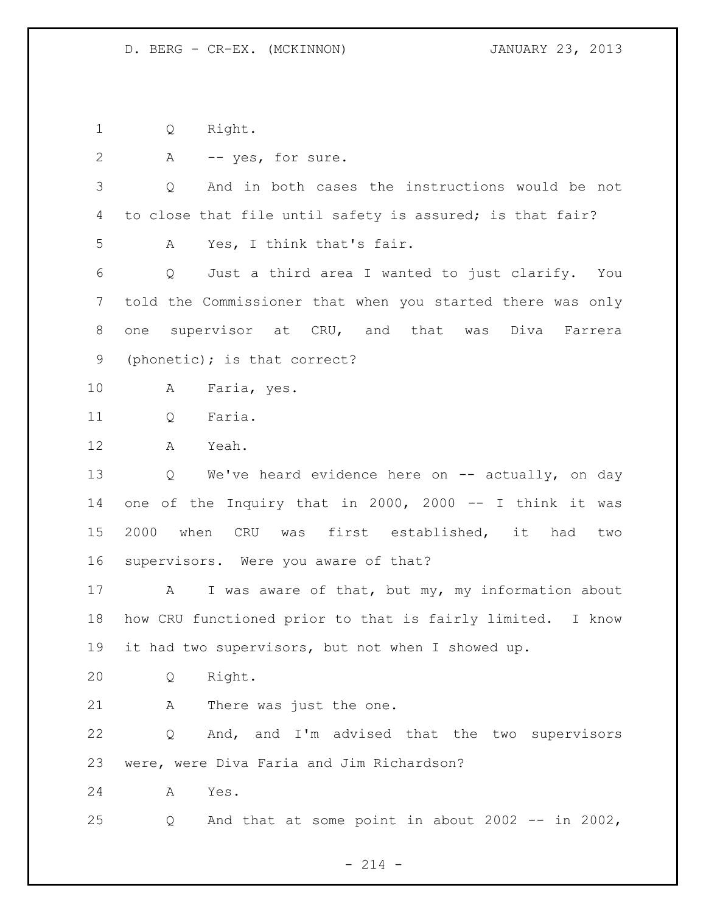1 Q Right.

2 A -- yes, for sure.

3 Q And in both cases the instructions would be not
4 to close that file until safety is assured; is that fair?

5 A Yes, I think that's fair.

6 Q Just a third area I wanted to just clarify. You
7 told the Commissioner that when you started there was only
8 one supervisor at CRU, and that was Diva Farrera
9 (phonetic); is that correct?

10 A Faria, yes.

11 Q Faria.

12 A Yeah.

13 Q We've heard evidence here on -- actually, on day
14 one of the Inquiry that in 2000, 2000 -- I think it was
15 2000 when CRU was first established, it had two
16 supervisors. Were you aware of that?

17 A I was aware of that, but my, my information about
18 how CRU functioned prior to that is fairly limited. I know
19 it had two supervisors, but not when I showed up.

20 Q Right.

21 A There was just the one.

22 Q And, and I'm advised that the two supervisors
23 were, were Diva Faria and Jim Richardson?

24 A Yes.

25 Q And that at some point in about 2002 -- in 2002,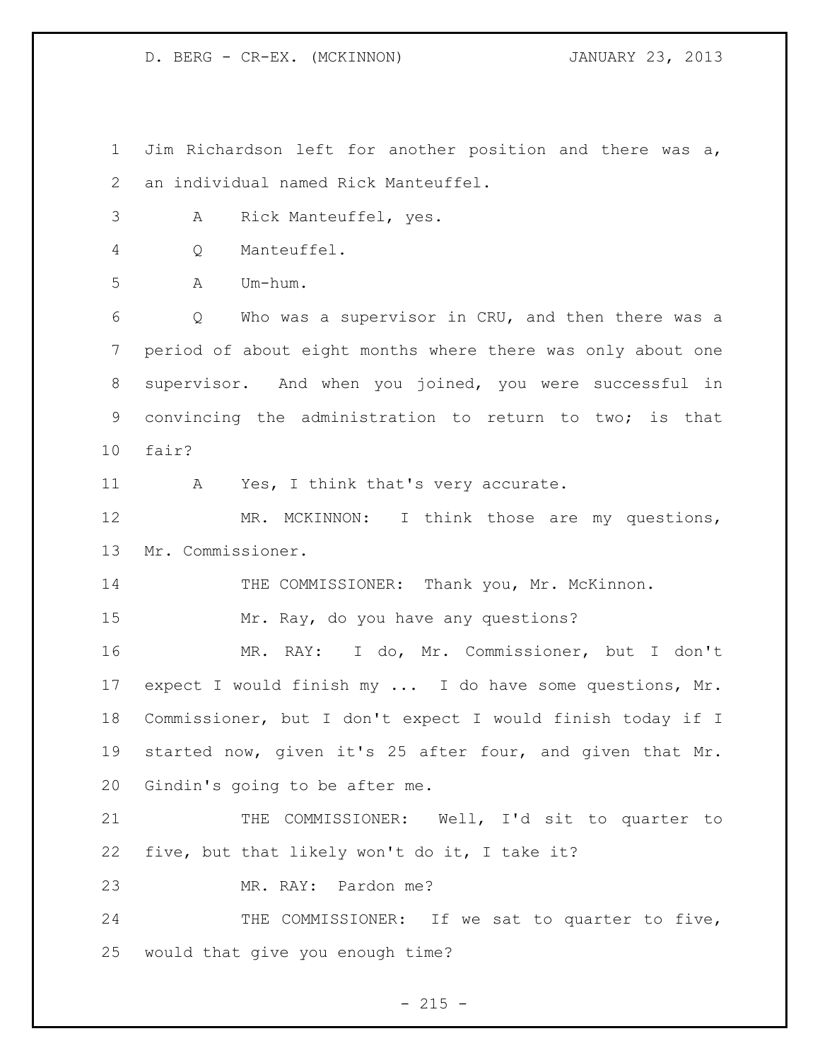Jim Richardson left for another position and there was a, an individual named Rick Manteuffel.

A Rick Manteuffel, yes.

Q Manteuffel.

A Um-hum.

Q Who was a supervisor in CRU, and then there was a period of about eight months where there was only about one supervisor. And when you joined, you were successful in convincing the administration to return to two; is that fair?

A Yes, I think that's very accurate.

MR. MCKINNON: I think those are my questions, Mr. Commissioner.

THE COMMISSIONER: Thank you, Mr. McKinnon.

Mr. Ray, do you have any questions?

MR. RAY: I do, Mr. Commissioner, but I don't expect I would finish my ... I do have some questions, Mr. Commissioner, but I don't expect I would finish today if I started now, given it's 25 after four, and given that Mr. Gindin's going to be after me.

THE COMMISSIONER: Well, I'd sit to quarter to five, but that likely won't do it, I take it?

MR. RAY: Pardon me?

THE COMMISSIONER: If we sat to quarter to five, would that give you enough time?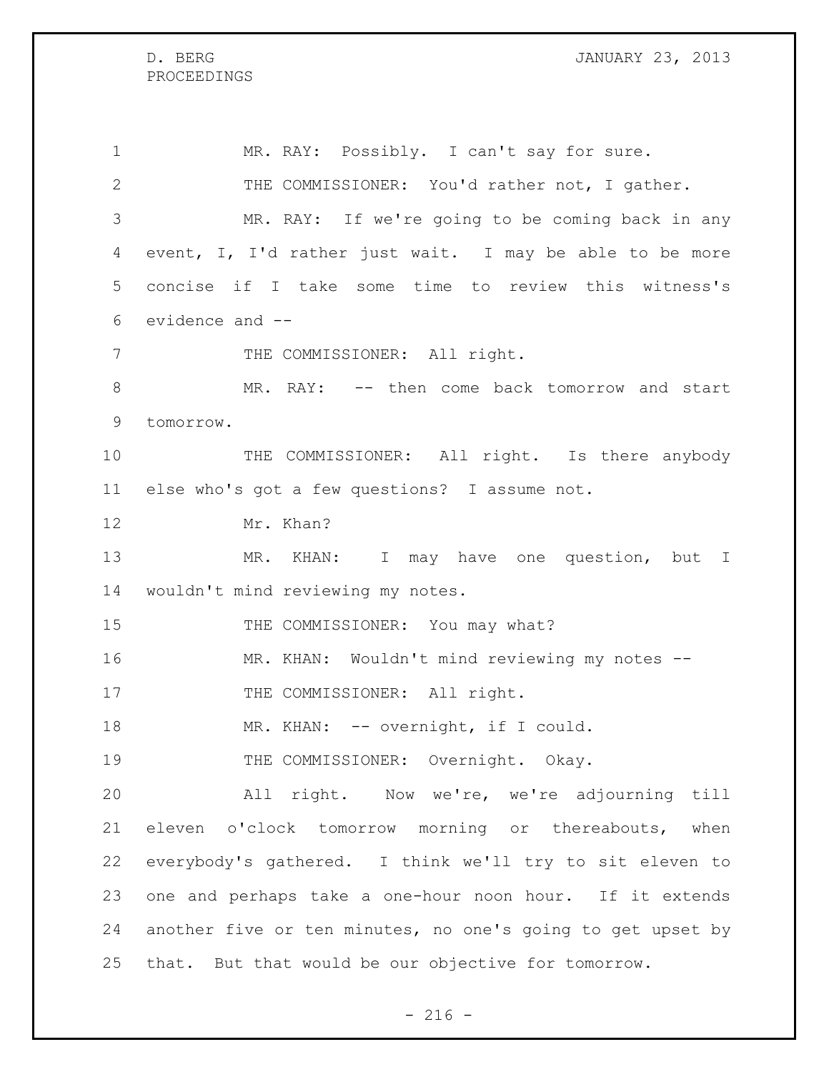MR. RAY: Possibly. I can't say for sure.

THE COMMISSIONER: You'd rather not, I gather.

MR. RAY: If we're going to be coming back in any event, I, I'd rather just wait. I may be able to be more concise if I take some time to review this witness's evidence and --

THE COMMISSIONER: All right.

MR. RAY: -- then come back tomorrow and start tomorrow.

THE COMMISSIONER: All right. Is there anybody else who's got a few questions? I assume not.

Mr. Khan?

MR. KHAN: I may have one question, but I wouldn't mind reviewing my notes.

THE COMMISSIONER: You may what?

MR. KHAN: Wouldn't mind reviewing my notes --

THE COMMISSIONER: All right.

MR. KHAN: -- overnight, if I could.

THE COMMISSIONER: Overnight. Okay.

All right. Now we're, we're adjourning till eleven o'clock tomorrow morning or thereabouts, when everybody's gathered. I think we'll try to sit eleven to one and perhaps take a one-hour noon hour. If it extends another five or ten minutes, no one's going to get upset by that. But that would be our objective for tomorrow.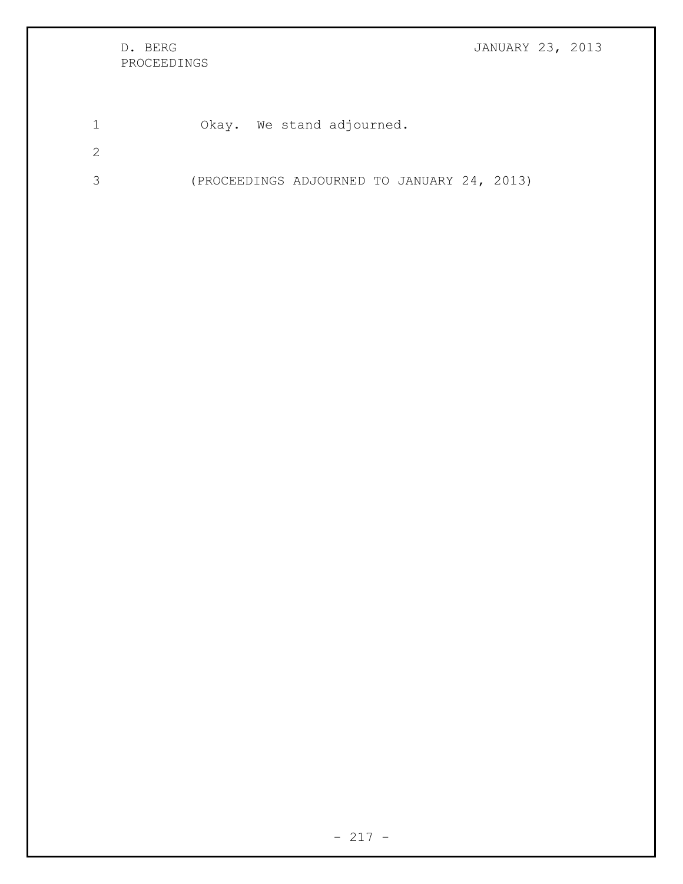Okay. We stand adjourned.

(PROCEEDINGS ADJOURNED TO JANUARY 24, 2013)